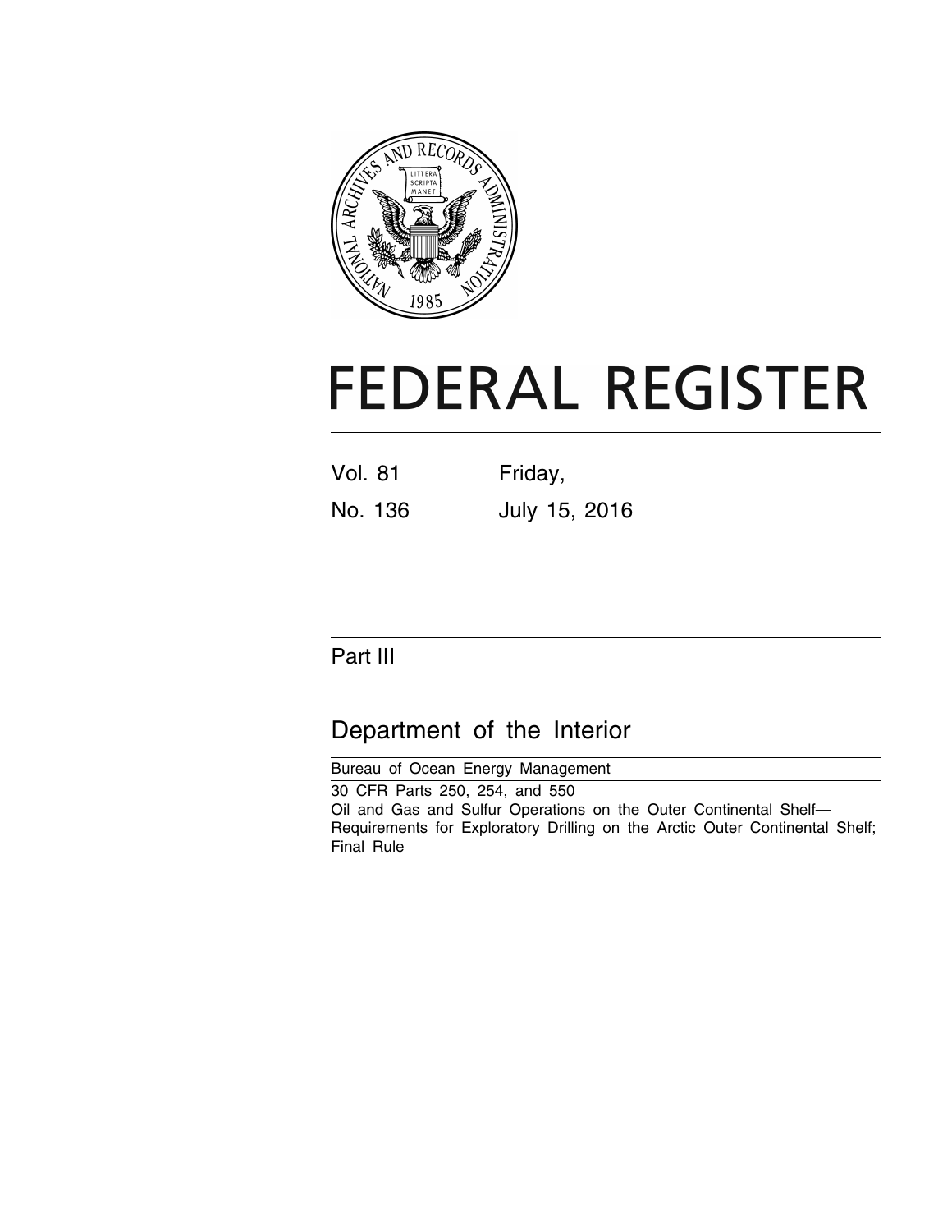# FEDERAL REGISTER

Vol. 81 Friday,

No. 136 July 15, 2016

## Part III

## Department of the Interior

Bureau of Ocean Energy Management

30 CFR Parts 250, 254, and 550

Oil and Gas and Sulfur Operations on the Outer Continental Shelf—Requirements for Exploratory Drilling on the Arctic Outer Continental Shelf; Final Rule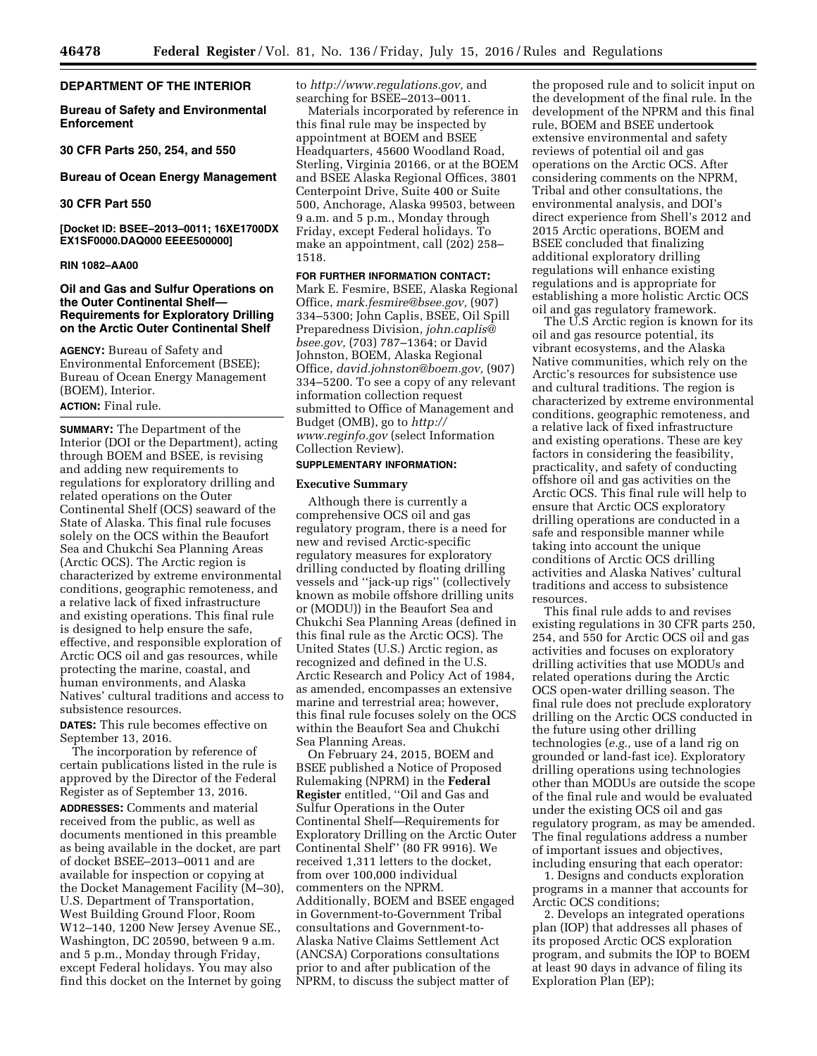**DEPARTMENT OF THE INTERIOR**

**Bureau of Safety and Environmental Enforcement**

**30 CFR Parts 250, 254, and 550**

**Bureau of Ocean Energy Management**

**30 CFR Part 550**

**[Docket ID: BSEE–2013–0011; 16XE1700DX EX1SF0000.DAQ000 EEEE500000]**

**RIN 1082–AA00**

## Oil and Gas and Sulfur Operations on the Outer Continental Shelf—Requirements for Exploratory Drilling on the Arctic Outer Continental Shelf

**AGENCY:** Bureau of Safety and Environmental Enforcement (BSEE); Bureau of Ocean Energy Management (BOEM), Interior.

**ACTION:** Final rule.

**SUMMARY:** The Department of the Interior (DOI or the Department), acting through BOEM and BSEE, is revising and adding new requirements to regulations for exploratory drilling and related operations on the Outer Continental Shelf (OCS) seaward of the State of Alaska. This final rule focuses solely on the OCS within the Beaufort Sea and Chukchi Sea Planning Areas (Arctic OCS). The Arctic region is characterized by extreme environmental conditions, geographic remoteness, and a relative lack of fixed infrastructure and existing operations. This final rule is designed to help ensure the safe, effective, and responsible exploration of Arctic OCS oil and gas resources, while protecting the marine, coastal, and human environments, and Alaska Natives' cultural traditions and access to subsistence resources.

**DATES:** This rule becomes effective on September 13, 2016.

The incorporation by reference of certain publications listed in the rule is approved by the Director of the Federal Register as of September 13, 2016.

**ADDRESSES:** Comments and material received from the public, as well as documents mentioned in this preamble as being available in the docket, are part of docket BSEE–2013–0011 and are available for inspection or copying at the Docket Management Facility (M–30), U.S. Department of Transportation, West Building Ground Floor, Room W12–140, 1200 New Jersey Avenue SE., Washington, DC 20590, between 9 a.m. and 5 p.m., Monday through Friday, except Federal holidays. You may also find this docket on the Internet by going to *http://www.regulations.gov,* and searching for BSEE–2013–0011.

Materials incorporated by reference in this final rule may be inspected by appointment at BOEM and BSEE Headquarters, 45600 Woodland Road, Sterling, Virginia 20166, or at the BOEM and BSEE Alaska Regional Offices, 3801 Centerpoint Drive, Suite 400 or Suite 500, Anchorage, Alaska 99503, between 9 a.m. and 5 p.m., Monday through Friday, except Federal holidays. To make an appointment, call (202) 258–1518.

**FOR FURTHER INFORMATION CONTACT:** Mark E. Fesmire, BSEE, Alaska Regional Office, *mark.fesmire@bsee.gov,* (907) 334–5300; John Caplis, BSEE, Oil Spill Preparedness Division, *john.caplis@bsee.gov,* (703) 787–1364; or David Johnston, BOEM, Alaska Regional Office, *david.johnston@boem.gov,* (907) 334–5200. To see a copy of any relevant information collection request submitted to Office of Management and Budget (OMB), go to *http://www.reginfo.gov* (select Information Collection Review).

**SUPPLEMENTARY INFORMATION:**

### Executive Summary

Although there is currently a comprehensive OCS oil and gas regulatory program, there is a need for new and revised Arctic-specific regulatory measures for exploratory drilling conducted by floating drilling vessels and ''jack-up rigs'' (collectively known as mobile offshore drilling units or (MODU)) in the Beaufort Sea and Chukchi Sea Planning Areas (defined in this final rule as the Arctic OCS). The United States (U.S.) Arctic region, as recognized and defined in the U.S. Arctic Research and Policy Act of 1984, as amended, encompasses an extensive marine and terrestrial area; however, this final rule focuses solely on the OCS within the Beaufort Sea and Chukchi Sea Planning Areas.

On February 24, 2015, BOEM and BSEE published a Notice of Proposed Rulemaking (NPRM) in the **Federal Register** entitled, ''Oil and Gas and Sulfur Operations in the Outer Continental Shelf—Requirements for Exploratory Drilling on the Arctic Outer Continental Shelf'' (80 FR 9916). We received 1,311 letters to the docket, from over 100,000 individual commenters on the NPRM. Additionally, BOEM and BSEE engaged in Government-to-Government Tribal consultations and Government-to-Alaska Native Claims Settlement Act (ANCSA) Corporations consultations prior to and after publication of the NPRM, to discuss the subject matter of the proposed rule and to solicit input on the development of the final rule. In the development of the NPRM and this final rule, BOEM and BSEE undertook extensive environmental and safety reviews of potential oil and gas operations on the Arctic OCS. After considering comments on the NPRM, Tribal and other consultations, the environmental analysis, and DOI's direct experience from Shell's 2012 and 2015 Arctic operations, BOEM and BSEE concluded that finalizing additional exploratory drilling regulations will enhance existing regulations and is appropriate for establishing a more holistic Arctic OCS oil and gas regulatory framework.

The U.S Arctic region is known for its oil and gas resource potential, its vibrant ecosystems, and the Alaska Native communities, which rely on the Arctic's resources for subsistence use and cultural traditions. The region is characterized by extreme environmental conditions, geographic remoteness, and a relative lack of fixed infrastructure and existing operations. These are key factors in considering the feasibility, practicality, and safety of conducting offshore oil and gas activities on the Arctic OCS. This final rule will help to ensure that Arctic OCS exploratory drilling operations are conducted in a safe and responsible manner while taking into account the unique conditions of Arctic OCS drilling activities and Alaska Natives' cultural traditions and access to subsistence resources.

This final rule adds to and revises existing regulations in 30 CFR parts 250, 254, and 550 for Arctic OCS oil and gas activities and focuses on exploratory drilling activities that use MODUs and related operations during the Arctic OCS open-water drilling season. The final rule does not preclude exploratory drilling on the Arctic OCS conducted in the future using other drilling technologies (*e.g.,* use of a land rig on grounded or land-fast ice). Exploratory drilling operations using technologies other than MODUs are outside the scope of the final rule and would be evaluated under the existing OCS oil and gas regulatory program, as may be amended. The final regulations address a number of important issues and objectives, including ensuring that each operator:

1. Designs and conducts exploration programs in a manner that accounts for Arctic OCS conditions;

2. Develops an integrated operations plan (IOP) that addresses all phases of its proposed Arctic OCS exploration program, and submits the IOP to BOEM at least 90 days in advance of filing its Exploration Plan (EP);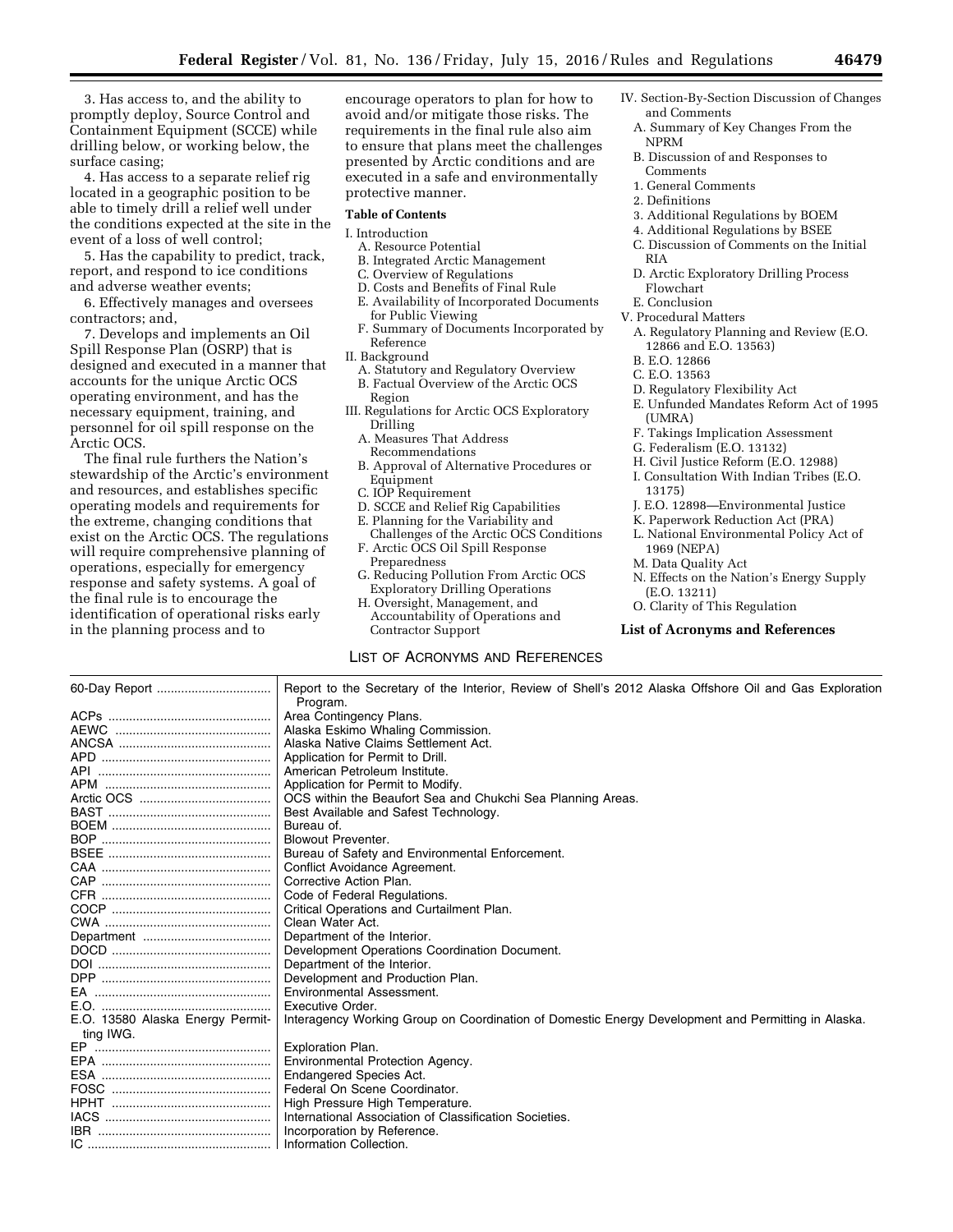3. Has access to, and the ability to promptly deploy, Source Control and Containment Equipment (SCCE) while drilling below, or working below, the surface casing;

4. Has access to a separate relief rig located in a geographic position to be able to timely drill a relief well under the conditions expected at the site in the event of a loss of well control;

5. Has the capability to predict, track, report, and respond to ice conditions and adverse weather events;

6. Effectively manages and oversees contractors; and,

7. Develops and implements an Oil Spill Response Plan (OSRP) that is designed and executed in a manner that accounts for the unique Arctic OCS operating environment, and has the necessary equipment, training, and personnel for oil spill response on the Arctic OCS.

The final rule furthers the Nation's stewardship of the Arctic's environment and resources, and establishes specific operating models and requirements for the extreme, changing conditions that exist on the Arctic OCS. The regulations will require comprehensive planning of operations, especially for emergency response and safety systems. A goal of the final rule is to encourage the identification of operational risks early in the planning process and to encourage operators to plan for how to avoid and/or mitigate those risks. The requirements in the final rule also aim to ensure that plans meet the challenges presented by Arctic conditions and are executed in a safe and environmentally protective manner.

**Table of Contents**

I. Introduction
- A. Resource Potential
- B. Integrated Arctic Management
- C. Overview of Regulations
- D. Costs and Benefits of Final Rule
- E. Availability of Incorporated Documents for Public Viewing
- F. Summary of Documents Incorporated by Reference

II. Background
- A. Statutory and Regulatory Overview
- B. Factual Overview of the Arctic OCS Region

III. Regulations for Arctic OCS Exploratory Drilling
- A. Measures That Address Recommendations
- B. Approval of Alternative Procedures or Equipment
- C. IOP Requirement
- D. SCCE and Relief Rig Capabilities
- E. Planning for the Variability and Challenges of the Arctic OCS Conditions
- F. Arctic OCS Oil Spill Response Preparedness
- G. Reducing Pollution From Arctic OCS Exploratory Drilling Operations
- H. Oversight, Management, and Accountability of Operations and Contractor Support

IV. Section-By-Section Discussion of Changes and Comments
- A. Summary of Key Changes From the NPRM
- B. Discussion of and Responses to Comments
  - 1. General Comments
  - 2. Definitions
  - 3. Additional Regulations by BOEM
  - 4. Additional Regulations by BSEE
- C. Discussion of Comments on the Initial RIA
- D. Arctic Exploratory Drilling Process Flowchart
- E. Conclusion

V. Procedural Matters
- A. Regulatory Planning and Review (E.O. 12866 and E.O. 13563)
- B. E.O. 12866
- C. E.O. 13563
- D. Regulatory Flexibility Act
- E. Unfunded Mandates Reform Act of 1995 (UMRA)
- F. Takings Implication Assessment
- G. Federalism (E.O. 13132)
- H. Civil Justice Reform (E.O. 12988)
- I. Consultation With Indian Tribes (E.O. 13175)
- J. E.O. 12898—Environmental Justice
- K. Paperwork Reduction Act (PRA)
- L. National Environmental Policy Act of 1969 (NEPA)
- M. Data Quality Act
- N. Effects on the Nation's Energy Supply (E.O. 13211)
- O. Clarity of This Regulation

**List of Acronyms and References**

LIST OF ACRONYMS AND REFERENCES

| | |
|---|---|
| 60-Day Report | Report to the Secretary of the Interior, Review of Shell's 2012 Alaska Offshore Oil and Gas Exploration Program. |
| ACPs | Area Contingency Plans. |
| AEWC | Alaska Eskimo Whaling Commission. |
| ANCSA | Alaska Native Claims Settlement Act. |
| APD | Application for Permit to Drill. |
| API | American Petroleum Institute. |
| APM | Application for Permit to Modify. |
| Arctic OCS | OCS within the Beaufort Sea and Chukchi Sea Planning Areas. |
| BAST | Best Available and Safest Technology. |
| BOEM | Bureau of. |
| BOP | Blowout Preventer. |
| BSEE | Bureau of Safety and Environmental Enforcement. |
| CAA | Conflict Avoidance Agreement. |
| CAP | Corrective Action Plan. |
| CFR | Code of Federal Regulations. |
| COCP | Critical Operations and Curtailment Plan. |
| CWA | Clean Water Act. |
| Department | Department of the Interior. |
| DOCD | Development Operations Coordination Document. |
| DOI | Department of the Interior. |
| DPP | Development and Production Plan. |
| EA | Environmental Assessment. |
| E.O. | Executive Order. |
| E.O. 13580 Alaska Energy Permitting IWG. | Interagency Working Group on Coordination of Domestic Energy Development and Permitting in Alaska. |
| EP | Exploration Plan. |
| EPA | Environmental Protection Agency. |
| ESA | Endangered Species Act. |
| FOSC | Federal On Scene Coordinator. |
| HPHT | High Pressure High Temperature. |
| IACS | International Association of Classification Societies. |
| IBR | Incorporation by Reference. |
| IC | Information Collection. |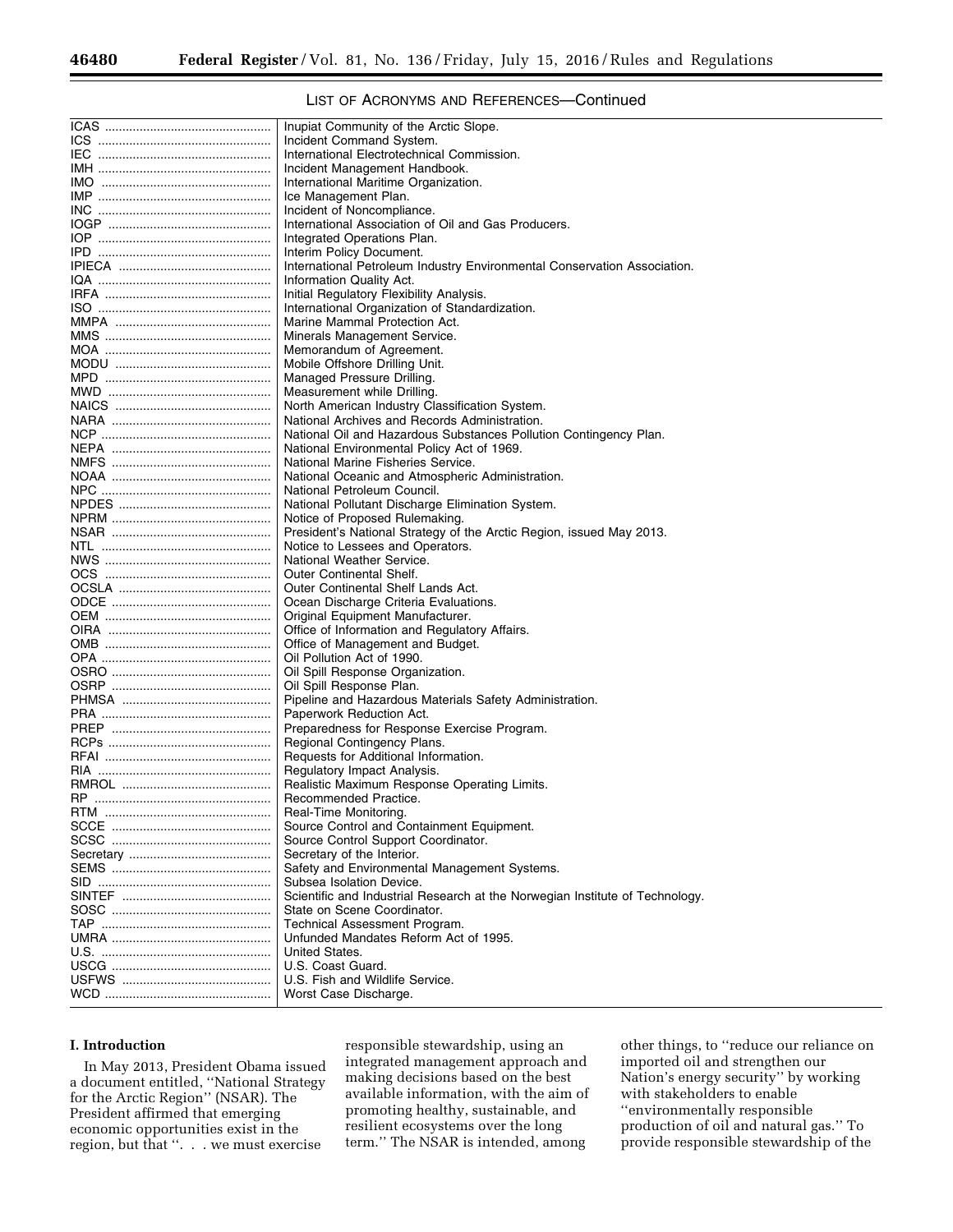LIST OF ACRONYMS AND REFERENCES—Continued

| | |
|---|---|
| ICAS | Inupiat Community of the Arctic Slope. |
| ICS | Incident Command System. |
| IEC | International Electrotechnical Commission. |
| IMH | Incident Management Handbook. |
| IMO | International Maritime Organization. |
| IMP | Ice Management Plan. |
| INC | Incident of Noncompliance. |
| IOGP | International Association of Oil and Gas Producers. |
| IOP | Integrated Operations Plan. |
| IPD | Interim Policy Document. |
| IPIECA | International Petroleum Industry Environmental Conservation Association. |
| IQA | Information Quality Act. |
| IRFA | Initial Regulatory Flexibility Analysis. |
| ISO | International Organization of Standardization. |
| MMPA | Marine Mammal Protection Act. |
| MMS | Minerals Management Service. |
| MOA | Memorandum of Agreement. |
| MODU | Mobile Offshore Drilling Unit. |
| MPD | Managed Pressure Drilling. |
| MWD | Measurement while Drilling. |
| NAICS | North American Industry Classification System. |
| NARA | National Archives and Records Administration. |
| NCP | National Oil and Hazardous Substances Pollution Contingency Plan. |
| NEPA | National Environmental Policy Act of 1969. |
| NMFS | National Marine Fisheries Service. |
| NOAA | National Oceanic and Atmospheric Administration. |
| NPC | National Petroleum Council. |
| NPDES | National Pollutant Discharge Elimination System. |
| NPRM | Notice of Proposed Rulemaking. |
| NSAR | President's National Strategy of the Arctic Region, issued May 2013. |
| NTL | Notice to Lessees and Operators. |
| NWS | National Weather Service. |
| OCS | Outer Continental Shelf. |
| OCSLA | Outer Continental Shelf Lands Act. |
| ODCE | Ocean Discharge Criteria Evaluations. |
| OEM | Original Equipment Manufacturer. |
| OIRA | Office of Information and Regulatory Affairs. |
| OMB | Office of Management and Budget. |
| OPA | Oil Pollution Act of 1990. |
| OSRO | Oil Spill Response Organization. |
| OSRP | Oil Spill Response Plan. |
| PHMSA | Pipeline and Hazardous Materials Safety Administration. |
| PRA | Paperwork Reduction Act. |
| PREP | Preparedness for Response Exercise Program. |
| RCPs | Regional Contingency Plans. |
| RFAI | Requests for Additional Information. |
| RIA | Regulatory Impact Analysis. |
| RMROL | Realistic Maximum Response Operating Limits. |
| RP | Recommended Practice. |
| RTM | Real-Time Monitoring. |
| SCCE | Source Control and Containment Equipment. |
| SCSC | Source Control Support Coordinator. |
| Secretary | Secretary of the Interior. |
| SEMS | Safety and Environmental Management Systems. |
| SID | Subsea Isolation Device. |
| SINTEF | Scientific and Industrial Research at the Norwegian Institute of Technology. |
| SOSC | State on Scene Coordinator. |
| TAP | Technical Assessment Program. |
| UMRA | Unfunded Mandates Reform Act of 1995. |
| U.S. | United States. |
| USCG | U.S. Coast Guard. |
| USFWS | U.S. Fish and Wildlife Service. |
| WCD | Worst Case Discharge. |

## I. Introduction

In May 2013, President Obama issued a document entitled, ''National Strategy for the Arctic Region'' (NSAR). The President affirmed that emerging economic opportunities exist in the region, but that ''. . . we must exercise responsible stewardship, using an integrated management approach and making decisions based on the best available information, with the aim of promoting healthy, sustainable, and resilient ecosystems over the long term.'' The NSAR is intended, among other things, to ''reduce our reliance on imported oil and strengthen our Nation's energy security'' by working with stakeholders to enable ''environmentally responsible production of oil and natural gas.'' To provide responsible stewardship of the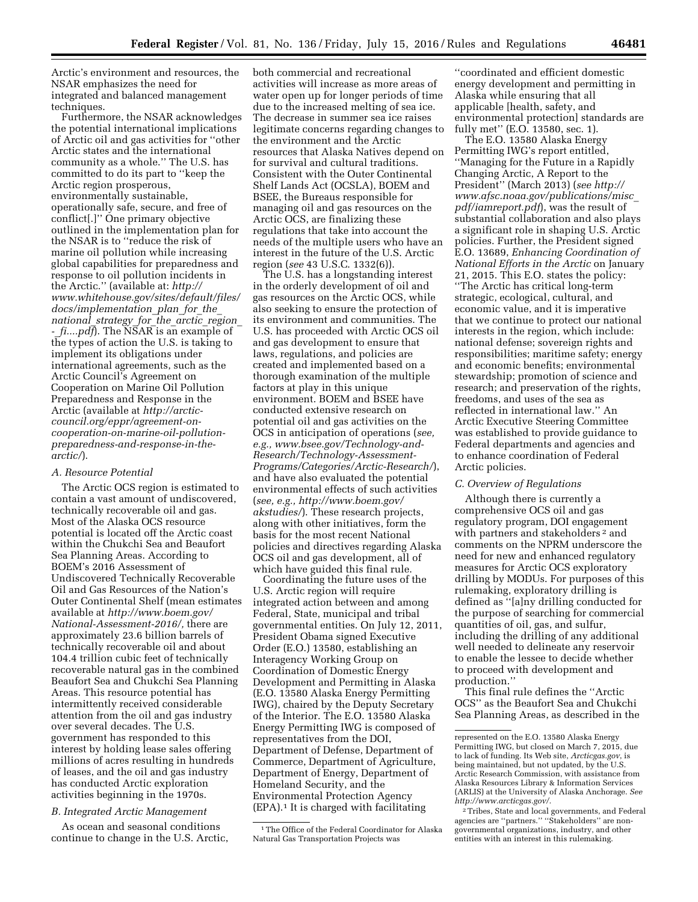Arctic's environment and resources, the NSAR emphasizes the need for integrated and balanced management techniques.

Furthermore, the NSAR acknowledges the potential international implications of Arctic oil and gas activities for ''other Arctic states and the international community as a whole.'' The U.S. has committed to do its part to ''keep the Arctic region prosperous, environmentally sustainable, operationally safe, secure, and free of conflict[.]'' One primary objective outlined in the implementation plan for the NSAR is to ''reduce the risk of marine oil pollution while increasing global capabilities for preparedness and response to oil pollution incidents in the Arctic.'' (available at: *http://www.whitehouse.gov/sites/default/files/docs/implementation_plan_for_the_national_strategy_for_the_arctic_region_-_fi....pdf*). The NSAR is an example of the types of action the U.S. is taking to implement its obligations under international agreements, such as the Arctic Council's Agreement on Cooperation on Marine Oil Pollution Preparedness and Response in the Arctic (available at *http://arctic-council.org/eppr/agreement-on-cooperation-on-marine-oil-pollution-preparedness-and-response-in-the-arctic/*).

### *A. Resource Potential*

The Arctic OCS region is estimated to contain a vast amount of undiscovered, technically recoverable oil and gas. Most of the Alaska OCS resource potential is located off the Arctic coast within the Chukchi Sea and Beaufort Sea Planning Areas. According to BOEM's 2016 Assessment of Undiscovered Technically Recoverable Oil and Gas Resources of the Nation's Outer Continental Shelf (mean estimates available at *http://www.boem.gov/National-Assessment-2016/,* there are approximately 23.6 billion barrels of technically recoverable oil and about 104.4 trillion cubic feet of technically recoverable natural gas in the combined Beaufort Sea and Chukchi Sea Planning Areas. This resource potential has intermittently received considerable attention from the oil and gas industry over several decades. The U.S. government has responded to this interest by holding lease sales offering millions of acres resulting in hundreds of leases, and the oil and gas industry has conducted Arctic exploration activities beginning in the 1970s.

### *B. Integrated Arctic Management*

As ocean and seasonal conditions continue to change in the U.S. Arctic, both commercial and recreational activities will increase as more areas of water open up for longer periods of time due to the increased melting of sea ice. The decrease in summer sea ice raises legitimate concerns regarding changes to the environment and the Arctic resources that Alaska Natives depend on for survival and cultural traditions. Consistent with the Outer Continental Shelf Lands Act (OCSLA), BOEM and BSEE, the Bureaus responsible for managing oil and gas resources on the Arctic OCS, are finalizing these regulations that take into account the needs of the multiple users who have an interest in the future of the U.S. Arctic region (*see* 43 U.S.C. 1332(6)).

The U.S. has a longstanding interest in the orderly development of oil and gas resources on the Arctic OCS, while also seeking to ensure the protection of its environment and communities. The U.S. has proceeded with Arctic OCS oil and gas development to ensure that laws, regulations, and policies are created and implemented based on a thorough examination of the multiple factors at play in this unique environment. BOEM and BSEE have conducted extensive research on potential oil and gas activities on the OCS in anticipation of operations (*see, e.g., www.bsee.gov/Technology-and-Research/Technology-Assessment-Programs/Categories/Arctic-Research/*), and have also evaluated the potential environmental effects of such activities (*see, e.g., http://www.boem.gov/akstudies/*). These research projects, along with other initiatives, form the basis for the most recent National policies and directives regarding Alaska OCS oil and gas development, all of which have guided this final rule.

Coordinating the future uses of the U.S. Arctic region will require integrated action between and among Federal, State, municipal and tribal governmental entities. On July 12, 2011, President Obama signed Executive Order (E.O.) 13580, establishing an Interagency Working Group on Coordination of Domestic Energy Development and Permitting in Alaska (E.O. 13580 Alaska Energy Permitting IWG), chaired by the Deputy Secretary of the Interior. The E.O. 13580 Alaska Energy Permitting IWG is composed of representatives from the DOI, Department of Defense, Department of Commerce, Department of Agriculture, Department of Energy, Department of Homeland Security, and the Environmental Protection Agency (EPA).[1] It is charged with facilitating ''coordinated and efficient domestic energy development and permitting in Alaska while ensuring that all applicable [health, safety, and environmental protection] standards are fully met'' (E.O. 13580, sec. 1).

The E.O. 13580 Alaska Energy Permitting IWG's report entitled, ''Managing for the Future in a Rapidly Changing Arctic, A Report to the President'' (March 2013) (*see http://www.afsc.noaa.gov/publications/misc_pdf/iamreport.pdf*), was the result of substantial collaboration and also plays a significant role in shaping U.S. Arctic policies. Further, the President signed E.O. 13689, *Enhancing Coordination of National Efforts in the Arctic* on January 21, 2015. This E.O. states the policy: ''The Arctic has critical long-term strategic, ecological, cultural, and economic value, and it is imperative that we continue to protect our national interests in the region, which include: national defense; sovereign rights and responsibilities; maritime safety; energy and economic benefits; environmental stewardship; promotion of science and research; and preservation of the rights, freedoms, and uses of the sea as reflected in international law.'' An Arctic Executive Steering Committee was established to provide guidance to Federal departments and agencies and to enhance coordination of Federal Arctic policies.

### *C. Overview of Regulations*

Although there is currently a comprehensive OCS oil and gas regulatory program, DOI engagement with partners and stakeholders[2] and comments on the NPRM underscore the need for new and enhanced regulatory measures for Arctic OCS exploratory drilling by MODUs. For purposes of this rulemaking, exploratory drilling is defined as ''[a]ny drilling conducted for the purpose of searching for commercial quantities of oil, gas, and sulfur, including the drilling of any additional well needed to delineate any reservoir to enable the lessee to decide whether to proceed with development and production.''

This final rule defines the ''Arctic OCS'' as the Beaufort Sea and Chukchi Sea Planning Areas, as described in the

---

[1] The Office of the Federal Coordinator for Alaska Natural Gas Transportation Projects was represented on the E.O. 13580 Alaska Energy Permitting IWG, but closed on March 7, 2015, due to lack of funding. Its Web site, *Arcticgas.gov*, is being maintained, but not updated, by the U.S. Arctic Research Commission, with assistance from Alaska Resources Library & Information Services (ARLIS) at the University of Alaska Anchorage. *See http://www.arcticgas.gov/*.

[2] Tribes, State and local governments, and Federal agencies are ''partners.'' ''Stakeholders'' are non-governmental organizations, industry, and other entities with an interest in this rulemaking.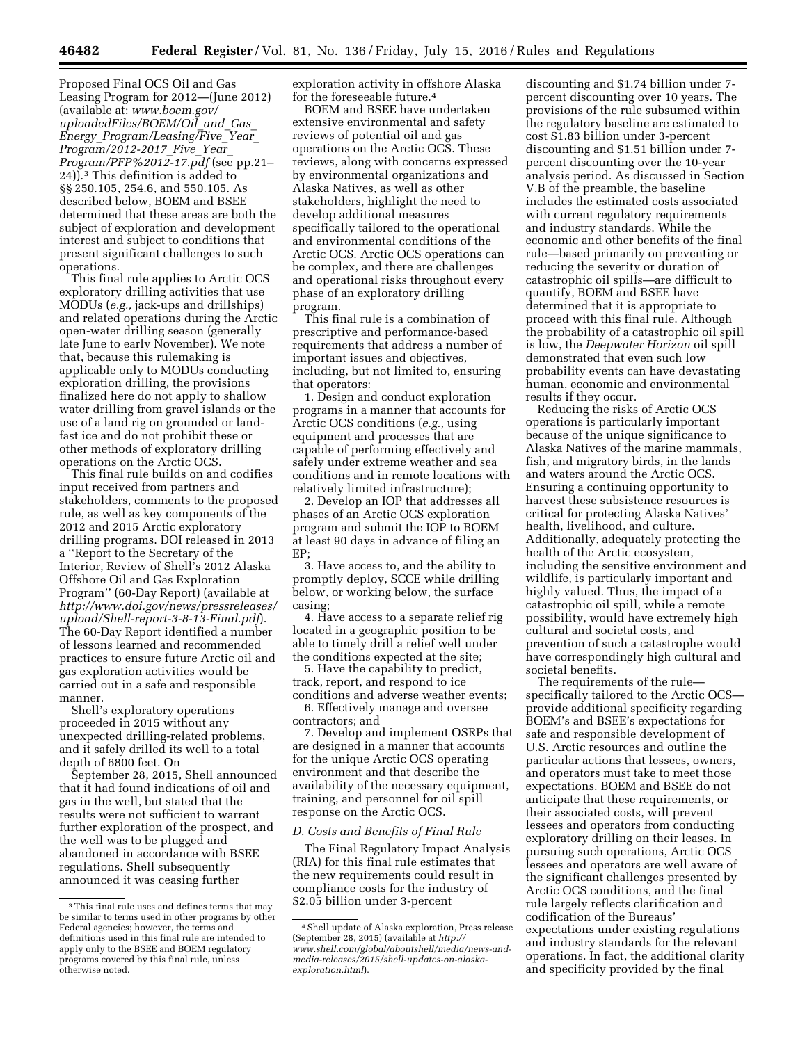Proposed Final OCS Oil and Gas Leasing Program for 2012—(June 2012) (available at: *www.boem.gov/uploadedFiles/BOEM/Oil_and_Gas_Energy_Program/Leasing/Five_Year_Program/2012-2017_Five_Year_Program/PFP%2012-17.pdf* (see pp.21–24)).[3] This definition is added to §§ 250.105, 254.6, and 550.105. As described below, BOEM and BSEE determined that these areas are both the subject of exploration and development interest and subject to conditions that present significant challenges to such operations.

This final rule applies to Arctic OCS exploratory drilling activities that use MODUs (*e.g.,* jack-ups and drillships) and related operations during the Arctic open-water drilling season (generally late June to early November). We note that, because this rulemaking is applicable only to MODUs conducting exploration drilling, the provisions finalized here do not apply to shallow water drilling from gravel islands or the use of a land rig on grounded or land-fast ice and do not prohibit these or other methods of exploratory drilling operations on the Arctic OCS.

This final rule builds on and codifies input received from partners and stakeholders, comments to the proposed rule, as well as key components of the 2012 and 2015 Arctic exploratory drilling programs. DOI released in 2013 a ''Report to the Secretary of the Interior, Review of Shell's 2012 Alaska Offshore Oil and Gas Exploration Program'' (60-Day Report) (available at *http://www.doi.gov/news/pressreleases/upload/Shell-report-3-8-13-Final.pdf*). The 60-Day Report identified a number of lessons learned and recommended practices to ensure future Arctic oil and gas exploration activities would be carried out in a safe and responsible manner.

Shell's exploratory operations proceeded in 2015 without any unexpected drilling-related problems, and it safely drilled its well to a total depth of 6800 feet. On September 28, 2015, Shell announced that it had found indications of oil and gas in the well, but stated that the results were not sufficient to warrant further exploration of the prospect, and the well was to be plugged and abandoned in accordance with BSEE regulations. Shell subsequently announced it was ceasing further exploration activity in offshore Alaska for the foreseeable future.[4]

BOEM and BSEE have undertaken extensive environmental and safety reviews of potential oil and gas operations on the Arctic OCS. These reviews, along with concerns expressed by environmental organizations and Alaska Natives, as well as other stakeholders, highlight the need to develop additional measures specifically tailored to the operational and environmental conditions of the Arctic OCS. Arctic OCS operations can be complex, and there are challenges and operational risks throughout every phase of an exploratory drilling program.

This final rule is a combination of prescriptive and performance-based requirements that address a number of important issues and objectives, including, but not limited to, ensuring that operators:

1. Design and conduct exploration programs in a manner that accounts for Arctic OCS conditions (*e.g.,* using equipment and processes that are capable of performing effectively and safely under extreme weather and sea conditions and in remote locations with relatively limited infrastructure);
2. Develop an IOP that addresses all phases of an Arctic OCS exploration program and submit the IOP to BOEM at least 90 days in advance of filing an EP;
3. Have access to, and the ability to promptly deploy, SCCE while drilling below, or working below, the surface casing;
4. Have access to a separate relief rig located in a geographic position to be able to timely drill a relief well under the conditions expected at the site;
5. Have the capability to predict, track, report, and respond to ice conditions and adverse weather events;
6. Effectively manage and oversee contractors; and
7. Develop and implement OSRPs that are designed in a manner that accounts for the unique Arctic OCS operating environment and that describe the availability of the necessary equipment, training, and personnel for oil spill response on the Arctic OCS.

### *D. Costs and Benefits of Final Rule*

The Final Regulatory Impact Analysis (RIA) for this final rule estimates that the new requirements could result in compliance costs for the industry of $2.05 billion under 3-percent discounting and $1.74 billion under 7-percent discounting over 10 years. The provisions of the rule subsumed within the regulatory baseline are estimated to cost $1.83 billion under 3-percent discounting and $1.51 billion under 7-percent discounting over the 10-year analysis period. As discussed in Section V.B of the preamble, the baseline includes the estimated costs associated with current regulatory requirements and industry standards. While the economic and other benefits of the final rule—based primarily on preventing or reducing the severity or duration of catastrophic oil spills—are difficult to quantify, BOEM and BSEE have determined that it is appropriate to proceed with this final rule. Although the probability of a catastrophic oil spill is low, the *Deepwater Horizon* oil spill demonstrated that even such low probability events can have devastating human, economic and environmental results if they occur.

Reducing the risks of Arctic OCS operations is particularly important because of the unique significance to Alaska Natives of the marine mammals, fish, and migratory birds, in the lands and waters around the Arctic OCS. Ensuring a continuing opportunity to harvest these subsistence resources is critical for protecting Alaska Natives' health, livelihood, and culture. Additionally, adequately protecting the health of the Arctic ecosystem, including the sensitive environment and wildlife, is particularly important and highly valued. Thus, the impact of a catastrophic oil spill, while a remote possibility, would have extremely high cultural and societal costs, and prevention of such a catastrophe would have correspondingly high cultural and societal benefits.

The requirements of the rule—specifically tailored to the Arctic OCS—provide additional specificity regarding BOEM's and BSEE's expectations for safe and responsible development of U.S. Arctic resources and outline the particular actions that lessees, owners, and operators must take to meet those expectations. BOEM and BSEE do not anticipate that these requirements, or their associated costs, will prevent lessees and operators from conducting exploratory drilling on their leases. In pursuing such operations, Arctic OCS lessees and operators are well aware of the significant challenges presented by Arctic OCS conditions, and the final rule largely reflects clarification and codification of the Bureaus' expectations under existing regulations and industry standards for the relevant operations. In fact, the additional clarity and specificity provided by the final

---

[3] This final rule uses and defines terms that may be similar to terms used in other programs by other Federal agencies; however, the terms and definitions used in this final rule are intended to apply only to the BSEE and BOEM regulatory programs covered by this final rule, unless otherwise noted.

[4] Shell update of Alaska exploration, Press release (September 28, 2015) (available at *http://www.shell.com/global/aboutshell/media/news-and-media-releases/2015/shell-updates-on-alaska-exploration.html*).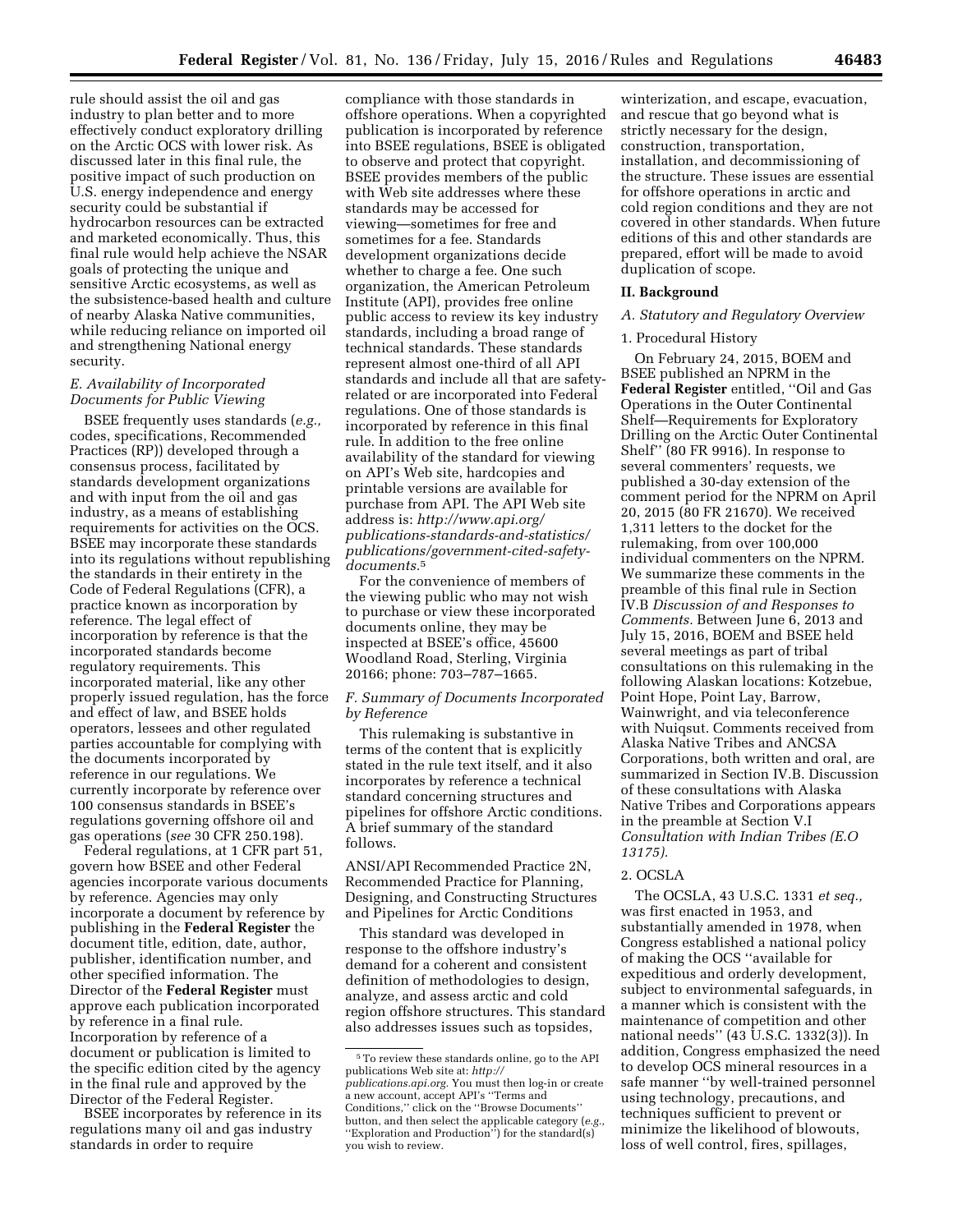rule should assist the oil and gas industry to plan better and to more effectively conduct exploratory drilling on the Arctic OCS with lower risk. As discussed later in this final rule, the positive impact of such production on U.S. energy independence and energy security could be substantial if hydrocarbon resources can be extracted and marketed economically. Thus, this final rule would help achieve the NSAR goals of protecting the unique and sensitive Arctic ecosystems, as well as the subsistence-based health and culture of nearby Alaska Native communities, while reducing reliance on imported oil and strengthening National energy security.

### *E. Availability of Incorporated Documents for Public Viewing*

BSEE frequently uses standards (*e.g.,* codes, specifications, Recommended Practices (RP)) developed through a consensus process, facilitated by standards development organizations and with input from the oil and gas industry, as a means of establishing requirements for activities on the OCS. BSEE may incorporate these standards into its regulations without republishing the standards in their entirety in the Code of Federal Regulations (CFR), a practice known as incorporation by reference. The legal effect of incorporation by reference is that the incorporated standards become regulatory requirements. This incorporated material, like any other properly issued regulation, has the force and effect of law, and BSEE holds operators, lessees and other regulated parties accountable for complying with the documents incorporated by reference in our regulations. We currently incorporate by reference over 100 consensus standards in BSEE's regulations governing offshore oil and gas operations (*see* 30 CFR 250.198).

Federal regulations, at 1 CFR part 51, govern how BSEE and other Federal agencies incorporate various documents by reference. Agencies may only incorporate a document by reference by publishing in the **Federal Register** the document title, edition, date, author, publisher, identification number, and other specified information. The Director of the **Federal Register** must approve each publication incorporated by reference in a final rule. Incorporation by reference of a document or publication is limited to the specific edition cited by the agency in the final rule and approved by the Director of the Federal Register.

BSEE incorporates by reference in its regulations many oil and gas industry standards in order to require compliance with those standards in offshore operations. When a copyrighted publication is incorporated by reference into BSEE regulations, BSEE is obligated to observe and protect that copyright. BSEE provides members of the public with Web site addresses where these standards may be accessed for viewing—sometimes for free and sometimes for a fee. Standards development organizations decide whether to charge a fee. One such organization, the American Petroleum Institute (API), provides free online public access to review its key industry standards, including a broad range of technical standards. These standards represent almost one-third of all API standards and include all that are safety-related or are incorporated into Federal regulations. One of those standards is incorporated by reference in this final rule. In addition to the free online availability of the standard for viewing on API's Web site, hardcopies and printable versions are available for purchase from API. The API Web site address is: *http://www.api.org/publications-standards-and-statistics/publications/government-cited-safety-documents.*[5]

For the convenience of members of the viewing public who may not wish to purchase or view these incorporated documents online, they may be inspected at BSEE's office, 45600 Woodland Road, Sterling, Virginia 20166; phone: 703–787–1665.

### *F. Summary of Documents Incorporated by Reference*

This rulemaking is substantive in terms of the content that is explicitly stated in the rule text itself, and it also incorporates by reference a technical standard concerning structures and pipelines for offshore Arctic conditions. A brief summary of the standard follows.

ANSI/API Recommended Practice 2N, Recommended Practice for Planning, Designing, and Constructing Structures and Pipelines for Arctic Conditions

This standard was developed in response to the offshore industry's demand for a coherent and consistent definition of methodologies to design, analyze, and assess arctic and cold region offshore structures. This standard also addresses issues such as topsides, winterization, and escape, evacuation, and rescue that go beyond what is strictly necessary for the design, construction, transportation, installation, and decommissioning of the structure. These issues are essential for offshore operations in arctic and cold region conditions and they are not covered in other standards. When future editions of this and other standards are prepared, effort will be made to avoid duplication of scope.

## II. Background

### *A. Statutory and Regulatory Overview*

1. Procedural History

On February 24, 2015, BOEM and BSEE published an NPRM in the **Federal Register** entitled, ''Oil and Gas Operations in the Outer Continental Shelf—Requirements for Exploratory Drilling on the Arctic Outer Continental Shelf'' (80 FR 9916). In response to several commenters' requests, we published a 30-day extension of the comment period for the NPRM on April 20, 2015 (80 FR 21670). We received 1,311 letters to the docket for the rulemaking, from over 100,000 individual commenters on the NPRM. We summarize these comments in the preamble of this final rule in Section IV.B *Discussion of and Responses to Comments.* Between June 6, 2013 and July 15, 2016, BOEM and BSEE held several meetings as part of tribal consultations on this rulemaking in the following Alaskan locations: Kotzebue, Point Hope, Point Lay, Barrow, Wainwright, and via teleconference with Nuiqsut. Comments received from Alaska Native Tribes and ANCSA Corporations, both written and oral, are summarized in Section IV.B. Discussion of these consultations with Alaska Native Tribes and Corporations appears in the preamble at Section V.I *Consultation with Indian Tribes (E.O 13175).*

2. OCSLA

The OCSLA, 43 U.S.C. 1331 *et seq.,* was first enacted in 1953, and substantially amended in 1978, when Congress established a national policy of making the OCS ''available for expeditious and orderly development, subject to environmental safeguards, in a manner which is consistent with the maintenance of competition and other national needs'' (43 U.S.C. 1332(3)). In addition, Congress emphasized the need to develop OCS mineral resources in a safe manner ''by well-trained personnel using technology, precautions, and techniques sufficient to prevent or minimize the likelihood of blowouts, loss of well control, fires, spillages,

---

[5] To review these standards online, go to the API publications Web site at: *http://publications.api.org.* You must then log-in or create a new account, accept API's ''Terms and Conditions,'' click on the ''Browse Documents'' button, and then select the applicable category (*e.g.,* ''Exploration and Production'') for the standard(s) you wish to review.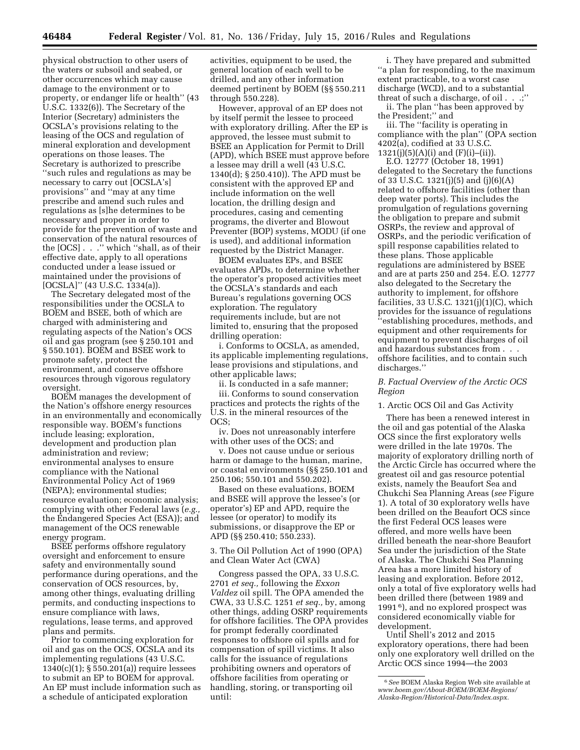physical obstruction to other users of the waters or subsoil and seabed, or other occurrences which may cause damage to the environment or to property, or endanger life or health'' (43 U.S.C. 1332(6)). The Secretary of the Interior (Secretary) administers the OCSLA's provisions relating to the leasing of the OCS and regulation of mineral exploration and development operations on those leases. The Secretary is authorized to prescribe ''such rules and regulations as may be necessary to carry out [OCSLA's] provisions'' and ''may at any time prescribe and amend such rules and regulations as [s]he determines to be necessary and proper in order to provide for the prevention of waste and conservation of the natural resources of the [OCS] . . .'' which ''shall, as of their effective date, apply to all operations conducted under a lease issued or maintained under the provisions of [OCSLA]'' (43 U.S.C. 1334(a)).

The Secretary delegated most of the responsibilities under the OCSLA to BOEM and BSEE, both of which are charged with administering and regulating aspects of the Nation's OCS oil and gas program (see § 250.101 and § 550.101). BOEM and BSEE work to promote safety, protect the environment, and conserve offshore resources through vigorous regulatory oversight.

BOEM manages the development of the Nation's offshore energy resources in an environmentally and economically responsible way. BOEM's functions include leasing; exploration, development and production plan administration and review; environmental analyses to ensure compliance with the National Environmental Policy Act of 1969 (NEPA); environmental studies; resource evaluation; economic analysis; complying with other Federal laws (*e.g.,* the Endangered Species Act (ESA)); and management of the OCS renewable energy program.

BSEE performs offshore regulatory oversight and enforcement to ensure safety and environmentally sound performance during operations, and the conservation of OCS resources, by, among other things, evaluating drilling permits, and conducting inspections to ensure compliance with laws, regulations, lease terms, and approved plans and permits.

Prior to commencing exploration for oil and gas on the OCS, OCSLA and its implementing regulations (43 U.S.C. 1340(c)(1); § 550.201(a)) require lessees to submit an EP to BOEM for approval. An EP must include information such as a schedule of anticipated exploration activities, equipment to be used, the general location of each well to be drilled, and any other information deemed pertinent by BOEM (§§ 550.211 through 550.228).

However, approval of an EP does not by itself permit the lessee to proceed with exploratory drilling. After the EP is approved, the lessee must submit to BSEE an Application for Permit to Drill (APD), which BSEE must approve before a lessee may drill a well (43 U.S.C. 1340(d); § 250.410)). The APD must be consistent with the approved EP and include information on the well location, the drilling design and procedures, casing and cementing programs, the diverter and Blowout Preventer (BOP) systems, MODU (if one is used), and additional information requested by the District Manager.

BOEM evaluates EPs, and BSEE evaluates APDs, to determine whether the operator's proposed activities meet the OCSLA's standards and each Bureau's regulations governing OCS exploration. The regulatory requirements include, but are not limited to, ensuring that the proposed drilling operation:

i. Conforms to OCSLA, as amended, its applicable implementing regulations, lease provisions and stipulations, and other applicable laws;

ii. Is conducted in a safe manner;

iii. Conforms to sound conservation practices and protects the rights of the U.S. in the mineral resources of the OCS;

iv. Does not unreasonably interfere with other uses of the OCS; and

v. Does not cause undue or serious harm or damage to the human, marine, or coastal environments (§§ 250.101 and 250.106; 550.101 and 550.202).

Based on these evaluations, BOEM and BSEE will approve the lessee's (or operator's) EP and APD, require the lessee (or operator) to modify its submissions, or disapprove the EP or APD (§§ 250.410; 550.233).

3. The Oil Pollution Act of 1990 (OPA) and Clean Water Act (CWA)

Congress passed the OPA, 33 U.S.C. 2701 *et seq.,* following the *Exxon Valdez* oil spill. The OPA amended the CWA, 33 U.S.C. 1251 *et seq.,* by, among other things, adding OSRP requirements for offshore facilities. The OPA provides for prompt federally coordinated responses to offshore oil spills and for compensation of spill victims. It also calls for the issuance of regulations prohibiting owners and operators of offshore facilities from operating or handling, storing, or transporting oil until:

i. They have prepared and submitted ''a plan for responding, to the maximum extent practicable, to a worst case discharge (WCD), and to a substantial threat of such a discharge, of oil . . .;''

ii. The plan ''has been approved by the President;'' and

iii. The ''facility is operating in compliance with the plan'' (OPA section 4202(a), codified at 33 U.S.C. 1321(j)(5)(A)(i) and (F)(i)–(ii)).

E.O. 12777 (October 18, 1991) delegated to the Secretary the functions of 33 U.S.C. 1321(j)(5) and (j)(6)(A) related to offshore facilities (other than deep water ports). This includes the promulgation of regulations governing the obligation to prepare and submit OSRPs, the review and approval of OSRPs, and the periodic verification of spill response capabilities related to these plans. Those applicable regulations are administered by BSEE and are at parts 250 and 254. E.O. 12777 also delegated to the Secretary the authority to implement, for offshore facilities, 33 U.S.C. 1321(j)(1)(C), which provides for the issuance of regulations ''establishing procedures, methods, and equipment and other requirements for equipment to prevent discharges of oil and hazardous substances from . . . offshore facilities, and to contain such discharges.''

### *B. Factual Overview of the Arctic OCS Region*

1. Arctic OCS Oil and Gas Activity

There has been a renewed interest in the oil and gas potential of the Alaska OCS since the first exploratory wells were drilled in the late 1970s. The majority of exploratory drilling north of the Arctic Circle has occurred where the greatest oil and gas resource potential exists, namely the Beaufort Sea and Chukchi Sea Planning Areas (*see* Figure 1). A total of 30 exploratory wells have been drilled on the Beaufort OCS since the first Federal OCS leases were offered, and more wells have been drilled beneath the near-shore Beaufort Sea under the jurisdiction of the State of Alaska. The Chukchi Sea Planning Area has a more limited history of leasing and exploration. Before 2012, only a total of five exploratory wells had been drilled there (between 1989 and 1991 [6]), and no explored prospect was considered economically viable for development.

Until Shell's 2012 and 2015 exploratory operations, there had been only one exploratory well drilled on the Arctic OCS since 1994—the 2003

[6] *See* BOEM Alaska Region Web site available at *www.boem.gov/About-BOEM/BOEM-Regions/Alaska-Region/Historical-Data/Index.aspx.*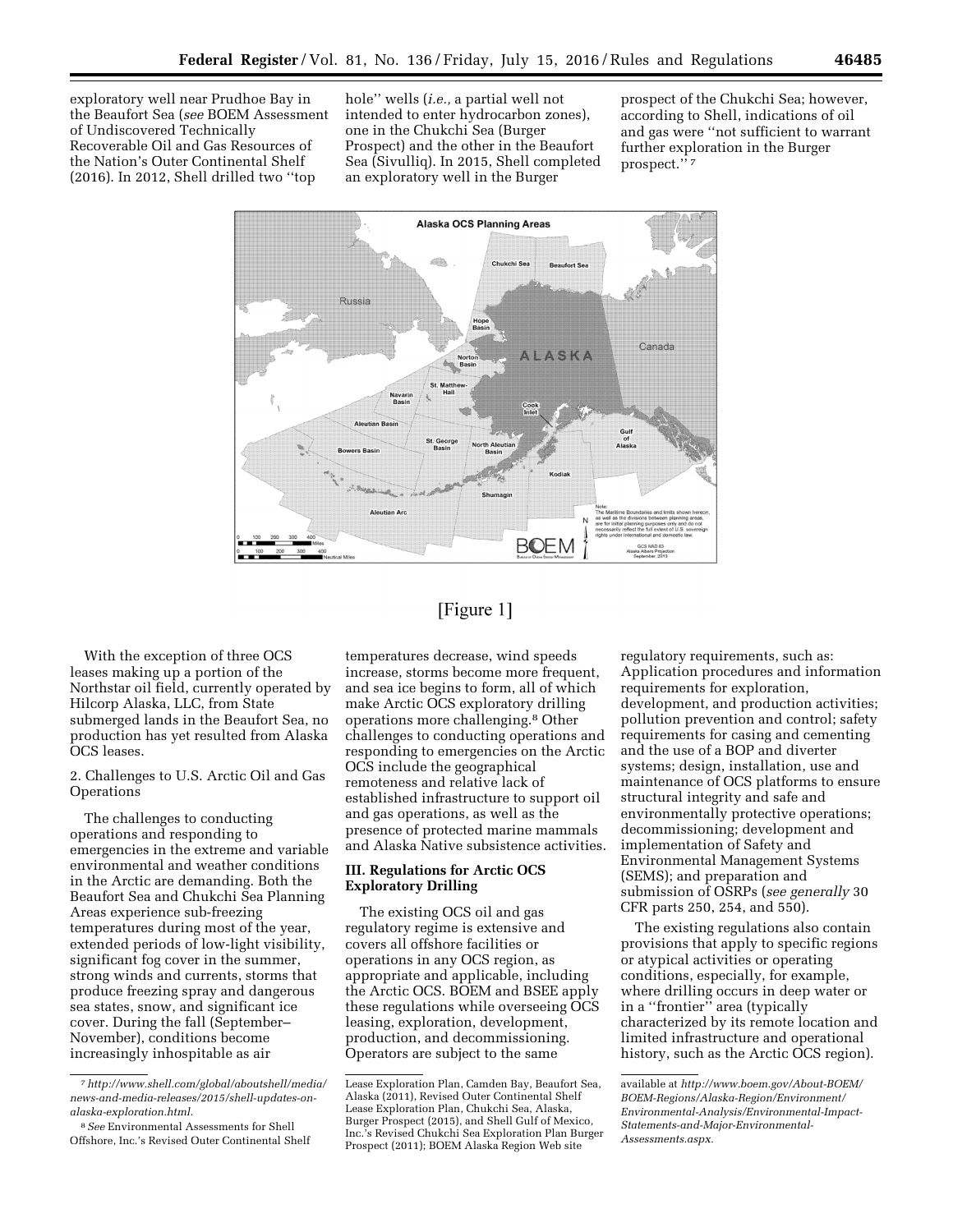exploratory well near Prudhoe Bay in the Beaufort Sea (*see* BOEM Assessment of Undiscovered Technically Recoverable Oil and Gas Resources of the Nation's Outer Continental Shelf (2016). In 2012, Shell drilled two ''top hole'' wells (*i.e.,* a partial well not intended to enter hydrocarbon zones), one in the Chukchi Sea (Burger Prospect) and the other in the Beaufort Sea (Sivulliq). In 2015, Shell completed an exploratory well in the Burger prospect of the Chukchi Sea; however, according to Shell, indications of oil and gas were ''not sufficient to warrant further exploration in the Burger prospect.'' [7]

[Figure 1]

With the exception of three OCS leases making up a portion of the Northstar oil field, currently operated by Hilcorp Alaska, LLC, from State submerged lands in the Beaufort Sea, no production has yet resulted from Alaska OCS leases.

2. Challenges to U.S. Arctic Oil and Gas Operations

The challenges to conducting operations and responding to emergencies in the extreme and variable environmental and weather conditions in the Arctic are demanding. Both the Beaufort Sea and Chukchi Sea Planning Areas experience sub-freezing temperatures during most of the year, extended periods of low-light visibility, significant fog cover in the summer, strong winds and currents, storms that produce freezing spray and dangerous sea states, snow, and significant ice cover. During the fall (September–November), conditions become increasingly inhospitable as air temperatures decrease, wind speeds increase, storms become more frequent, and sea ice begins to form, all of which make Arctic OCS exploratory drilling operations more challenging.[8] Other challenges to conducting operations and responding to emergencies on the Arctic OCS include the geographical remoteness and relative lack of established infrastructure to support oil and gas operations, as well as the presence of protected marine mammals and Alaska Native subsistence activities.

## III. Regulations for Arctic OCS Exploratory Drilling

The existing OCS oil and gas regulatory regime is extensive and covers all offshore facilities or operations in any OCS region, as appropriate and applicable, including the Arctic OCS. BOEM and BSEE apply these regulations while overseeing OCS leasing, exploration, development, production, and decommissioning. Operators are subject to the same regulatory requirements, such as: Application procedures and information requirements for exploration, development, and production activities; pollution prevention and control; safety requirements for casing and cementing and the use of a BOP and diverter systems; design, installation, use and maintenance of OCS platforms to ensure structural integrity and safe and environmentally protective operations; decommissioning; development and implementation of Safety and Environmental Management Systems (SEMS); and preparation and submission of OSRPs (*see generally* 30 CFR parts 250, 254, and 550).

The existing regulations also contain provisions that apply to specific regions or atypical activities or operating conditions, especially, for example, where drilling occurs in deep water or in a ''frontier'' area (typically characterized by its remote location and limited infrastructure and operational history, such as the Arctic OCS region).

---

[7] *http://www.shell.com/global/aboutshell/media/news-and-media-releases/2015/shell-updates-on-alaska-exploration.html.*

[8] *See* Environmental Assessments for Shell Offshore, Inc.'s Revised Outer Continental Shelf Lease Exploration Plan, Camden Bay, Beaufort Sea, Alaska (2011), Revised Outer Continental Shelf Lease Exploration Plan, Chukchi Sea, Alaska, Burger Prospect (2015), and Shell Gulf of Mexico, Inc.'s Revised Chukchi Sea Exploration Plan Burger Prospect (2011); BOEM Alaska Region Web site available at *http://www.boem.gov/About-BOEM/BOEM-Regions/Alaska-Region/Environment/Environmental-Analysis/Environmental-Impact-Statements-and-Major-Environmental-Assessments.aspx.*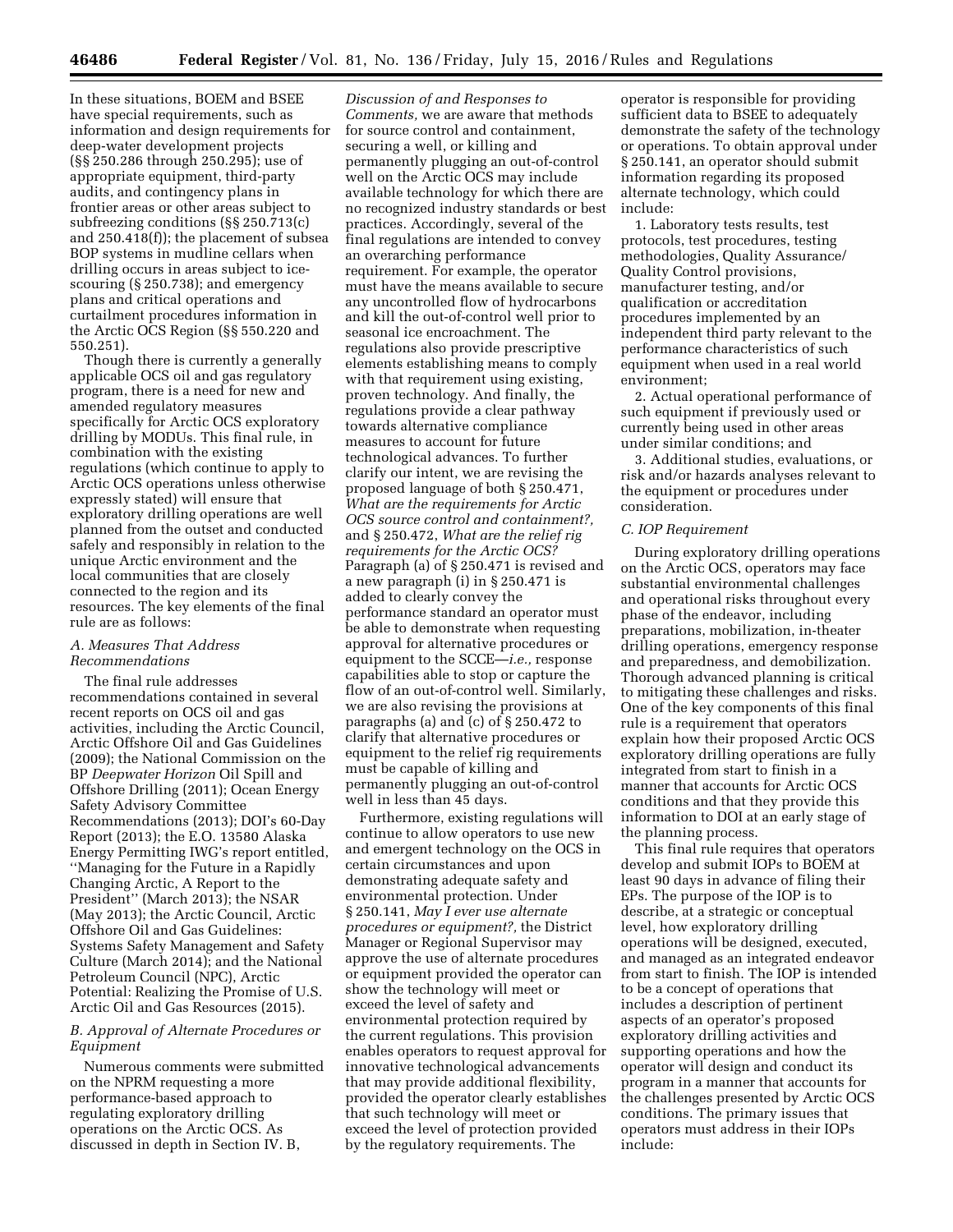In these situations, BOEM and BSEE have special requirements, such as information and design requirements for deep-water development projects (§§ 250.286 through 250.295); use of appropriate equipment, third-party audits, and contingency plans in frontier areas or other areas subject to subfreezing conditions (§§ 250.713(c) and 250.418(f)); the placement of subsea BOP systems in mudline cellars when drilling occurs in areas subject to ice-scouring (§ 250.738); and emergency plans and critical operations and curtailment procedures information in the Arctic OCS Region (§§ 550.220 and 550.251).

Though there is currently a generally applicable OCS oil and gas regulatory program, there is a need for new and amended regulatory measures specifically for Arctic OCS exploratory drilling by MODUs. This final rule, in combination with the existing regulations (which continue to apply to Arctic OCS operations unless otherwise expressly stated) will ensure that exploratory drilling operations are well planned from the outset and conducted safely and responsibly in relation to the unique Arctic environment and the local communities that are closely connected to the region and its resources. The key elements of the final rule are as follows:

### A. Measures That Address Recommendations

The final rule addresses recommendations contained in several recent reports on OCS oil and gas activities, including the Arctic Council, Arctic Offshore Oil and Gas Guidelines (2009); the National Commission on the BP *Deepwater Horizon* Oil Spill and Offshore Drilling (2011); Ocean Energy Safety Advisory Committee Recommendations (2013); DOI's 60-Day Report (2013); the E.O. 13580 Alaska Energy Permitting IWG's report entitled, ''Managing for the Future in a Rapidly Changing Arctic, A Report to the President'' (March 2013); the NSAR (May 2013); the Arctic Council, Arctic Offshore Oil and Gas Guidelines: Systems Safety Management and Safety Culture (March 2014); and the National Petroleum Council (NPC), Arctic Potential: Realizing the Promise of U.S. Arctic Oil and Gas Resources (2015).

### B. Approval of Alternate Procedures or Equipment

Numerous comments were submitted on the NPRM requesting a more performance-based approach to regulating exploratory drilling operations on the Arctic OCS. As discussed in depth in Section IV. B, *Discussion of and Responses to Comments,* we are aware that methods for source control and containment, securing a well, or killing and permanently plugging an out-of-control well on the Arctic OCS may include available technology for which there are no recognized industry standards or best practices. Accordingly, several of the final regulations are intended to convey an overarching performance requirement. For example, the operator must have the means available to secure any uncontrolled flow of hydrocarbons and kill the out-of-control well prior to seasonal ice encroachment. The regulations also provide prescriptive elements establishing means to comply with that requirement using existing, proven technology. And finally, the regulations provide a clear pathway towards alternative compliance measures to account for future technological advances. To further clarify our intent, we are revising the proposed language of both § 250.471, *What are the requirements for Arctic OCS source control and containment?,* and § 250.472, *What are the relief rig requirements for the Arctic OCS?* Paragraph (a) of § 250.471 is revised and a new paragraph (i) in § 250.471 is added to clearly convey the performance standard an operator must be able to demonstrate when requesting approval for alternative procedures or equipment to the SCCE—*i.e.,* response capabilities able to stop or capture the flow of an out-of-control well. Similarly, we are also revising the provisions at paragraphs (a) and (c) of § 250.472 to clarify that alternative procedures or equipment to the relief rig requirements must be capable of killing and permanently plugging an out-of-control well in less than 45 days.

Furthermore, existing regulations will continue to allow operators to use new and emergent technology on the OCS in certain circumstances and upon demonstrating adequate safety and environmental protection. Under § 250.141, *May I ever use alternate procedures or equipment?,* the District Manager or Regional Supervisor may approve the use of alternate procedures or equipment provided the operator can show the technology will meet or exceed the level of safety and environmental protection required by the current regulations. This provision enables operators to request approval for innovative technological advancements that may provide additional flexibility, provided the operator clearly establishes that such technology will meet or exceed the level of protection provided by the regulatory requirements. The operator is responsible for providing sufficient data to BSEE to adequately demonstrate the safety of the technology or operations. To obtain approval under § 250.141, an operator should submit information regarding its proposed alternate technology, which could include:

1. Laboratory tests results, test protocols, test procedures, testing methodologies, Quality Assurance/Quality Control provisions, manufacturer testing, and/or qualification or accreditation procedures implemented by an independent third party relevant to the performance characteristics of such equipment when used in a real world environment;

2. Actual operational performance of such equipment if previously used or currently being used in other areas under similar conditions; and

3. Additional studies, evaluations, or risk and/or hazards analyses relevant to the equipment or procedures under consideration.

### C. IOP Requirement

During exploratory drilling operations on the Arctic OCS, operators may face substantial environmental challenges and operational risks throughout every phase of the endeavor, including preparations, mobilization, in-theater drilling operations, emergency response and preparedness, and demobilization. Thorough advanced planning is critical to mitigating these challenges and risks. One of the key components of this final rule is a requirement that operators explain how their proposed Arctic OCS exploratory drilling operations are fully integrated from start to finish in a manner that accounts for Arctic OCS conditions and that they provide this information to DOI at an early stage of the planning process.

This final rule requires that operators develop and submit IOPs to BOEM at least 90 days in advance of filing their EPs. The purpose of the IOP is to describe, at a strategic or conceptual level, how exploratory drilling operations will be designed, executed, and managed as an integrated endeavor from start to finish. The IOP is intended to be a concept of operations that includes a description of pertinent aspects of an operator's proposed exploratory drilling activities and supporting operations and how the operator will design and conduct its program in a manner that accounts for the challenges presented by Arctic OCS conditions. The primary issues that operators must address in their IOPs include: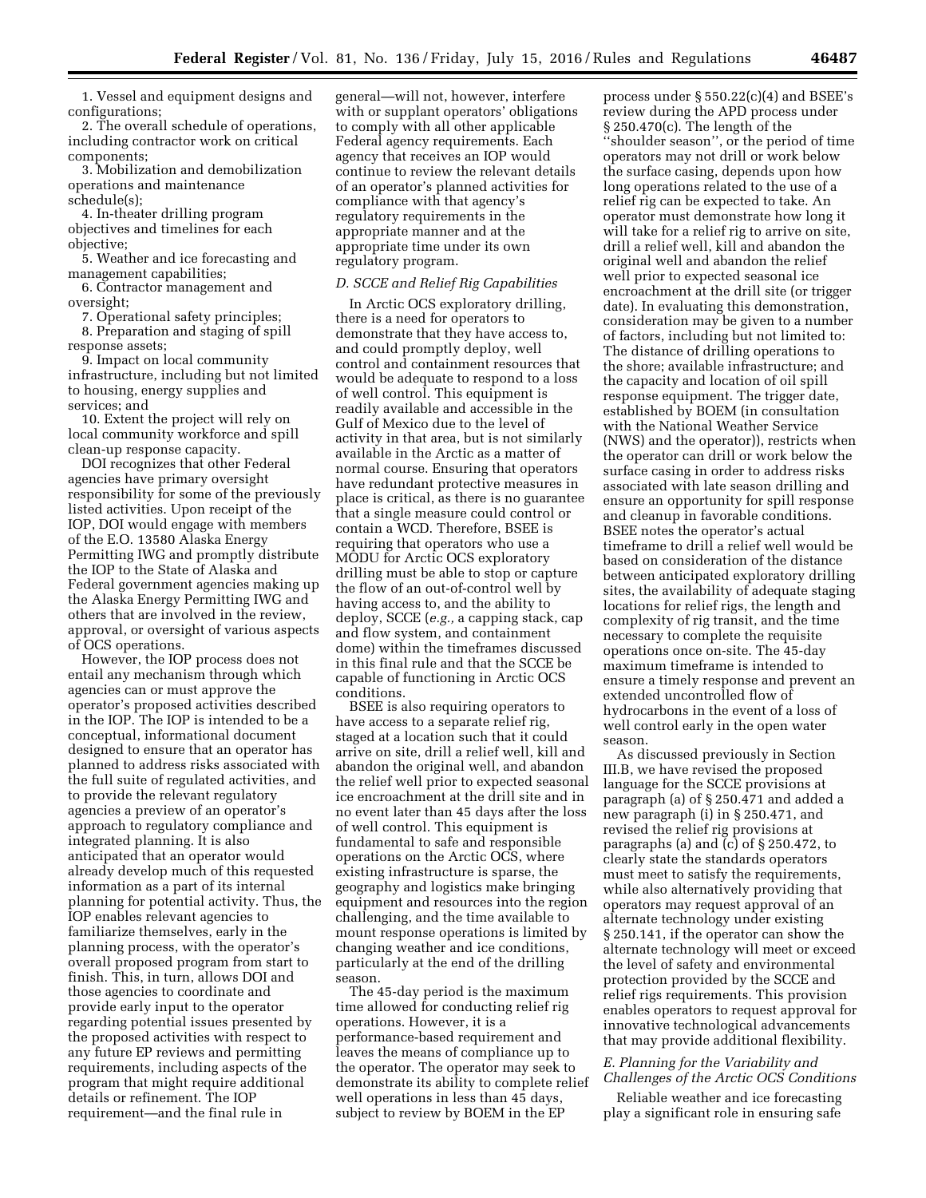1. Vessel and equipment designs and configurations;
2. The overall schedule of operations, including contractor work on critical components;
3. Mobilization and demobilization operations and maintenance schedule(s);
4. In-theater drilling program objectives and timelines for each objective;
5. Weather and ice forecasting and management capabilities;
6. Contractor management and oversight;
7. Operational safety principles;
8. Preparation and staging of spill response assets;
9. Impact on local community infrastructure, including but not limited to housing, energy supplies and services; and
10. Extent the project will rely on local community workforce and spill clean-up response capacity.

DOI recognizes that other Federal agencies have primary oversight responsibility for some of the previously listed activities. Upon receipt of the IOP, DOI would engage with members of the E.O. 13580 Alaska Energy Permitting IWG and promptly distribute the IOP to the State of Alaska and Federal government agencies making up the Alaska Energy Permitting IWG and others that are involved in the review, approval, or oversight of various aspects of OCS operations.

However, the IOP process does not entail any mechanism through which agencies can or must approve the operator's proposed activities described in the IOP. The IOP is intended to be a conceptual, informational document designed to ensure that an operator has planned to address risks associated with the full suite of regulated activities, and to provide the relevant regulatory agencies a preview of an operator's approach to regulatory compliance and integrated planning. It is also anticipated that an operator would already develop much of this requested information as a part of its internal planning for potential activity. Thus, the IOP enables relevant agencies to familiarize themselves, early in the planning process, with the operator's overall proposed program from start to finish. This, in turn, allows DOI and those agencies to coordinate and provide early input to the operator regarding potential issues presented by the proposed activities with respect to any future EP reviews and permitting requirements, including aspects of the program that might require additional details or refinement. The IOP requirement—and the final rule in general—will not, however, interfere with or supplant operators' obligations to comply with all other applicable Federal agency requirements. Each agency that receives an IOP would continue to review the relevant details of an operator's planned activities for compliance with that agency's regulatory requirements in the appropriate manner and at the appropriate time under its own regulatory program.

*D. SCCE and Relief Rig Capabilities*

In Arctic OCS exploratory drilling, there is a need for operators to demonstrate that they have access to, and could promptly deploy, well control and containment resources that would be adequate to respond to a loss of well control. This equipment is readily available and accessible in the Gulf of Mexico due to the level of activity in that area, but is not similarly available in the Arctic as a matter of normal course. Ensuring that operators have redundant protective measures in place is critical, as there is no guarantee that a single measure could control or contain a WCD. Therefore, BSEE is requiring that operators who use a MODU for Arctic OCS exploratory drilling must be able to stop or capture the flow of an out-of-control well by having access to, and the ability to deploy, SCCE (*e.g.,* a capping stack, cap and flow system, and containment dome) within the timeframes discussed in this final rule and that the SCCE be capable of functioning in Arctic OCS conditions.

BSEE is also requiring operators to have access to a separate relief rig, staged at a location such that it could arrive on site, drill a relief well, kill and abandon the original well, and abandon the relief well prior to expected seasonal ice encroachment at the drill site and in no event later than 45 days after the loss of well control. This equipment is fundamental to safe and responsible operations on the Arctic OCS, where existing infrastructure is sparse, the geography and logistics make bringing equipment and resources into the region challenging, and the time available to mount response operations is limited by changing weather and ice conditions, particularly at the end of the drilling season.

The 45-day period is the maximum time allowed for conducting relief rig operations. However, it is a performance-based requirement and leaves the means of compliance up to the operator. The operator may seek to demonstrate its ability to complete relief well operations in less than 45 days, subject to review by BOEM in the EP process under § 550.22(c)(4) and BSEE's review during the APD process under § 250.470(c). The length of the "shoulder season", or the period of time operators may not drill or work below the surface casing, depends upon how long operations related to the use of a relief rig can be expected to take. An operator must demonstrate how long it will take for a relief rig to arrive on site, drill a relief well, kill and abandon the original well and abandon the relief well prior to expected seasonal ice encroachment at the drill site (or trigger date). In evaluating this demonstration, consideration may be given to a number of factors, including but not limited to: The distance of drilling operations to the shore; available infrastructure; and the capacity and location of oil spill response equipment. The trigger date, established by BOEM (in consultation with the National Weather Service (NWS) and the operator)), restricts when the operator can drill or work below the surface casing in order to address risks associated with late season drilling and ensure an opportunity for spill response and cleanup in favorable conditions. BSEE notes the operator's actual timeframe to drill a relief well would be based on consideration of the distance between anticipated exploratory drilling sites, the availability of adequate staging locations for relief rigs, the length and complexity of rig transit, and the time necessary to complete the requisite operations once on-site. The 45-day maximum timeframe is intended to ensure a timely response and prevent an extended uncontrolled flow of hydrocarbons in the event of a loss of well control early in the open water season.

As discussed previously in Section III.B, we have revised the proposed language for the SCCE provisions at paragraph (a) of § 250.471 and added a new paragraph (i) in § 250.471, and revised the relief rig provisions at paragraphs (a) and (c) of § 250.472, to clearly state the standards operators must meet to satisfy the requirements, while also alternatively providing that operators may request approval of an alternate technology under existing § 250.141, if the operator can show the alternate technology will meet or exceed the level of safety and environmental protection provided by the SCCE and relief rigs requirements. This provision enables operators to request approval for innovative technological advancements that may provide additional flexibility.

*E. Planning for the Variability and Challenges of the Arctic OCS Conditions*

Reliable weather and ice forecasting play a significant role in ensuring safe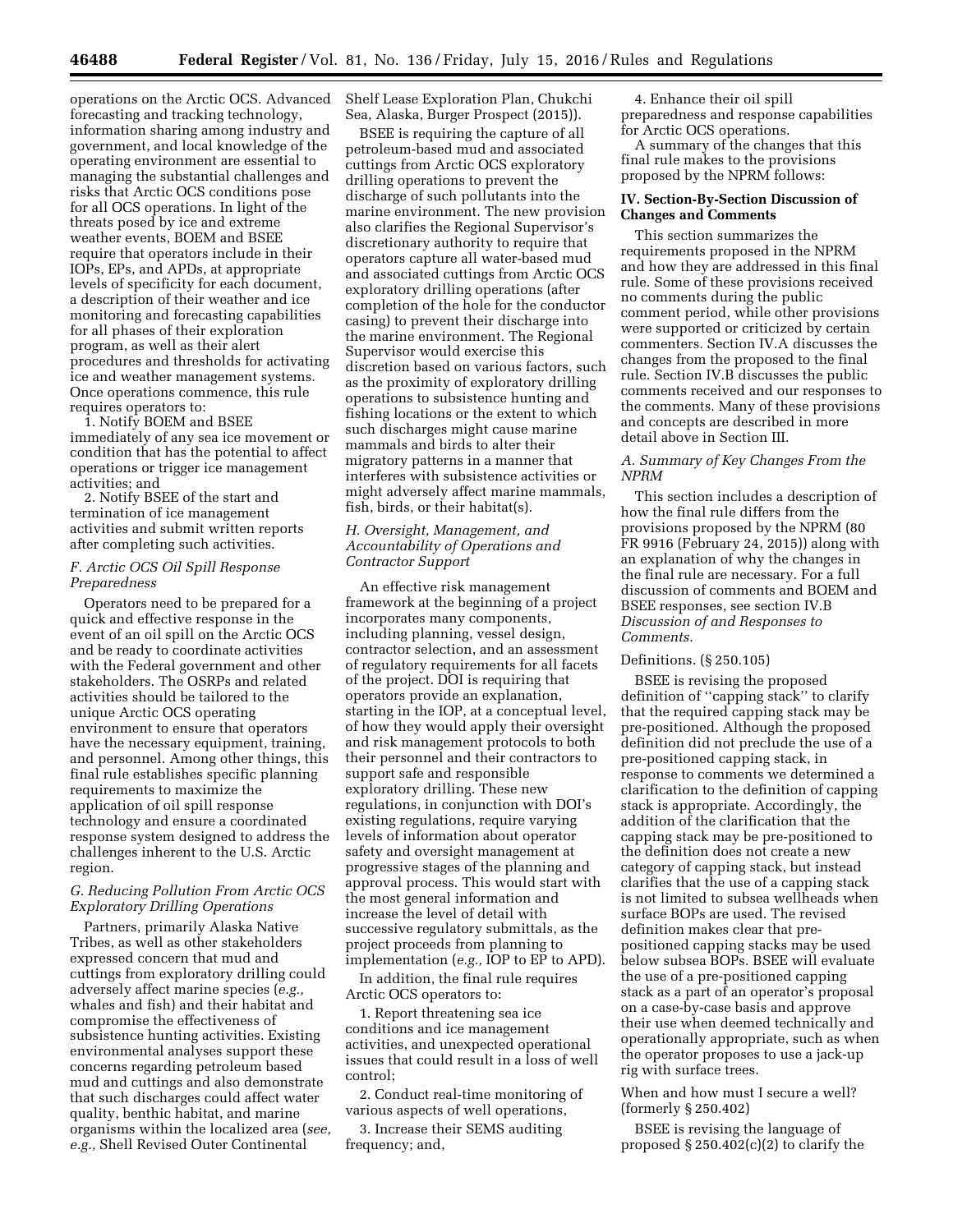operations on the Arctic OCS. Advanced forecasting and tracking technology, information sharing among industry and government, and local knowledge of the operating environment are essential to managing the substantial challenges and risks that Arctic OCS conditions pose for all OCS operations. In light of the threats posed by ice and extreme weather events, BOEM and BSEE require that operators include in their IOPs, EPs, and APDs, at appropriate levels of specificity for each document, a description of their weather and ice monitoring and forecasting capabilities for all phases of their exploration program, as well as their alert procedures and thresholds for activating ice and weather management systems. Once operations commence, this rule requires operators to:

1. Notify BOEM and BSEE immediately of any sea ice movement or condition that has the potential to affect operations or trigger ice management activities; and

2. Notify BSEE of the start and termination of ice management activities and submit written reports after completing such activities.

### F. Arctic OCS Oil Spill Response Preparedness

Operators need to be prepared for a quick and effective response in the event of an oil spill on the Arctic OCS and be ready to coordinate activities with the Federal government and other stakeholders. The OSRPs and related activities should be tailored to the unique Arctic OCS operating environment to ensure that operators have the necessary equipment, training, and personnel. Among other things, this final rule establishes specific planning requirements to maximize the application of oil spill response technology and ensure a coordinated response system designed to address the challenges inherent to the U.S. Arctic region.

### G. Reducing Pollution From Arctic OCS Exploratory Drilling Operations

Partners, primarily Alaska Native Tribes, as well as other stakeholders expressed concern that mud and cuttings from exploratory drilling could adversely affect marine species (*e.g.,* whales and fish) and their habitat and compromise the effectiveness of subsistence hunting activities. Existing environmental analyses support these concerns regarding petroleum based mud and cuttings and also demonstrate that such discharges could affect water quality, benthic habitat, and marine organisms within the localized area (*see, e.g.,* Shell Revised Outer Continental Shelf Lease Exploration Plan, Chukchi Sea, Alaska, Burger Prospect (2015)).

BSEE is requiring the capture of all petroleum-based mud and associated cuttings from Arctic OCS exploratory drilling operations to prevent the discharge of such pollutants into the marine environment. The new provision also clarifies the Regional Supervisor's discretionary authority to require that operators capture all water-based mud and associated cuttings from Arctic OCS exploratory drilling operations (after completion of the hole for the conductor casing) to prevent their discharge into the marine environment. The Regional Supervisor would exercise this discretion based on various factors, such as the proximity of exploratory drilling operations to subsistence hunting and fishing locations or the extent to which such discharges might cause marine mammals and birds to alter their migratory patterns in a manner that interferes with subsistence activities or might adversely affect marine mammals, fish, birds, or their habitat(s).

### H. Oversight, Management, and Accountability of Operations and Contractor Support

An effective risk management framework at the beginning of a project incorporates many components, including planning, vessel design, contractor selection, and an assessment of regulatory requirements for all facets of the project. DOI is requiring that operators provide an explanation, starting in the IOP, at a conceptual level, of how they would apply their oversight and risk management protocols to both their personnel and their contractors to support safe and responsible exploratory drilling. These new regulations, in conjunction with DOI's existing regulations, require varying levels of information about operator safety and oversight management at progressive stages of the planning and approval process. This would start with the most general information and increase the level of detail with successive regulatory submittals, as the project proceeds from planning to implementation (*e.g.,* IOP to EP to APD).

In addition, the final rule requires Arctic OCS operators to:

1. Report threatening sea ice conditions and ice management activities, and unexpected operational issues that could result in a loss of well control;

2. Conduct real-time monitoring of various aspects of well operations,

3. Increase their SEMS auditing frequency; and,

4. Enhance their oil spill preparedness and response capabilities for Arctic OCS operations.

A summary of the changes that this final rule makes to the provisions proposed by the NPRM follows:

## IV. Section-By-Section Discussion of Changes and Comments

This section summarizes the requirements proposed in the NPRM and how they are addressed in this final rule. Some of these provisions received no comments during the public comment period, while other provisions were supported or criticized by certain commenters. Section IV.A discusses the changes from the proposed to the final rule. Section IV.B discusses the public comments received and our responses to the comments. Many of these provisions and concepts are described in more detail above in Section III.

### A. Summary of Key Changes From the NPRM

This section includes a description of how the final rule differs from the provisions proposed by the NPRM (80 FR 9916 (February 24, 2015)) along with an explanation of why the changes in the final rule are necessary. For a full discussion of comments and BOEM and BSEE responses, see section IV.B *Discussion of and Responses to Comments.*

Definitions. (§ 250.105)

BSEE is revising the proposed definition of "capping stack" to clarify that the required capping stack may be pre-positioned. Although the proposed definition did not preclude the use of a pre-positioned capping stack, in response to comments we determined a clarification to the definition of capping stack is appropriate. Accordingly, the addition of the clarification that the capping stack may be pre-positioned to the definition does not create a new category of capping stack, but instead clarifies that the use of a capping stack is not limited to subsea wellheads when surface BOPs are used. The revised definition makes clear that pre-positioned capping stacks may be used below subsea BOPs. BSEE will evaluate the use of a pre-positioned capping stack as a part of an operator's proposal on a case-by-case basis and approve their use when deemed technically and operationally appropriate, such as when the operator proposes to use a jack-up rig with surface trees.

When and how must I secure a well? (formerly § 250.402)

BSEE is revising the language of proposed § 250.402(c)(2) to clarify the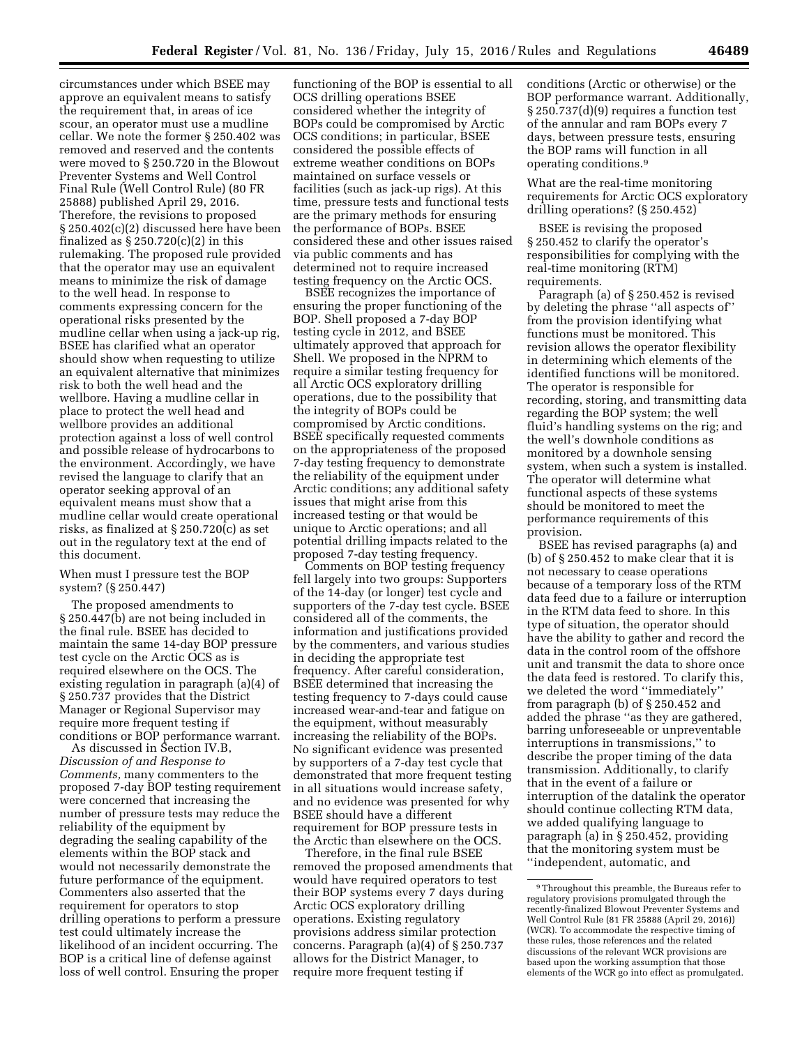circumstances under which BSEE may approve an equivalent means to satisfy the requirement that, in areas of ice scour, an operator must use a mudline cellar. We note the former § 250.402 was removed and reserved and the contents were moved to § 250.720 in the Blowout Preventer Systems and Well Control Final Rule (Well Control Rule) (80 FR 25888) published April 29, 2016. Therefore, the revisions to proposed § 250.402(c)(2) discussed here have been finalized as § 250.720(c)(2) in this rulemaking. The proposed rule provided that the operator may use an equivalent means to minimize the risk of damage to the well head. In response to comments expressing concern for the operational risks presented by the mudline cellar when using a jack-up rig, BSEE has clarified what an operator should show when requesting to utilize an equivalent alternative that minimizes risk to both the well head and the wellbore. Having a mudline cellar in place to protect the well head and wellbore provides an additional protection against a loss of well control and possible release of hydrocarbons to the environment. Accordingly, we have revised the language to clarify that an operator seeking approval of an equivalent means must show that a mudline cellar would create operational risks, as finalized at § 250.720(c) as set out in the regulatory text at the end of this document.

When must I pressure test the BOP system? (§ 250.447)

The proposed amendments to § 250.447(b) are not being included in the final rule. BSEE has decided to maintain the same 14-day BOP pressure test cycle on the Arctic OCS as is required elsewhere on the OCS. The existing regulation in paragraph (a)(4) of § 250.737 provides that the District Manager or Regional Supervisor may require more frequent testing if conditions or BOP performance warrant.

As discussed in Section IV.B, *Discussion of and Response to Comments,* many commenters to the proposed 7-day BOP testing requirement were concerned that increasing the number of pressure tests may reduce the reliability of the equipment by degrading the sealing capability of the elements within the BOP stack and would not necessarily demonstrate the future performance of the equipment. Commenters also asserted that the requirement for operators to stop drilling operations to perform a pressure test could ultimately increase the likelihood of an incident occurring. The BOP is a critical line of defense against loss of well control. Ensuring the proper functioning of the BOP is essential to all OCS drilling operations BSEE considered whether the integrity of BOPs could be compromised by Arctic OCS conditions; in particular, BSEE considered the possible effects of extreme weather conditions on BOPs maintained on surface vessels or facilities (such as jack-up rigs). At this time, pressure tests and functional tests are the primary methods for ensuring the performance of BOPs. BSEE considered these and other issues raised via public comments and has determined not to require increased testing frequency on the Arctic OCS.

BSEE recognizes the importance of ensuring the proper functioning of the BOP. Shell proposed a 7-day BOP testing cycle in 2012, and BSEE ultimately approved that approach for Shell. We proposed in the NPRM to require a similar testing frequency for all Arctic OCS exploratory drilling operations, due to the possibility that the integrity of BOPs could be compromised by Arctic conditions. BSEE specifically requested comments on the appropriateness of the proposed 7-day testing frequency to demonstrate the reliability of the equipment under Arctic conditions; any additional safety issues that might arise from this increased testing or that would be unique to Arctic operations; and all potential drilling impacts related to the proposed 7-day testing frequency.

Comments on BOP testing frequency fell largely into two groups: Supporters of the 14-day (or longer) test cycle and supporters of the 7-day test cycle. BSEE considered all of the comments, the information and justifications provided by the commenters, and various studies in deciding the appropriate test frequency. After careful consideration, BSEE determined that increasing the testing frequency to 7-days could cause increased wear-and-tear and fatigue on the equipment, without measurably increasing the reliability of the BOPs. No significant evidence was presented by supporters of a 7-day test cycle that demonstrated that more frequent testing in all situations would increase safety, and no evidence was presented for why BSEE should have a different requirement for BOP pressure tests in the Arctic than elsewhere on the OCS.

Therefore, in the final rule BSEE removed the proposed amendments that would have required operators to test their BOP systems every 7 days during Arctic OCS exploratory drilling operations. Existing regulatory provisions address similar protection concerns. Paragraph (a)(4) of § 250.737 allows for the District Manager, to require more frequent testing if conditions (Arctic or otherwise) or the BOP performance warrant. Additionally, § 250.737(d)(9) requires a function test of the annular and ram BOPs every 7 days, between pressure tests, ensuring the BOP rams will function in all operating conditions.[9]

What are the real-time monitoring requirements for Arctic OCS exploratory drilling operations? (§ 250.452)

BSEE is revising the proposed § 250.452 to clarify the operator's responsibilities for complying with the real-time monitoring (RTM) requirements.

Paragraph (a) of § 250.452 is revised by deleting the phrase ''all aspects of'' from the provision identifying what functions must be monitored. This revision allows the operator flexibility in determining which elements of the identified functions will be monitored. The operator is responsible for recording, storing, and transmitting data regarding the BOP system; the well fluid's handling systems on the rig; and the well's downhole conditions as monitored by a downhole sensing system, when such a system is installed. The operator will determine what functional aspects of these systems should be monitored to meet the performance requirements of this provision.

BSEE has revised paragraphs (a) and (b) of § 250.452 to make clear that it is not necessary to cease operations because of a temporary loss of the RTM data feed due to a failure or interruption in the RTM data feed to shore. In this type of situation, the operator should have the ability to gather and record the data in the control room of the offshore unit and transmit the data to shore once the data feed is restored. To clarify this, we deleted the word ''immediately'' from paragraph (b) of § 250.452 and added the phrase ''as they are gathered, barring unforeseeable or unpreventable interruptions in transmissions,'' to describe the proper timing of the data transmission. Additionally, to clarify that in the event of a failure or interruption of the datalink the operator should continue collecting RTM data, we added qualifying language to paragraph (a) in § 250.452, providing that the monitoring system must be ''independent, automatic, and

[9] Throughout this preamble, the Bureaus refer to regulatory provisions promulgated through the recently-finalized Blowout Preventer Systems and Well Control Rule (81 FR 25888 (April 29, 2016)) (WCR). To accommodate the respective timing of these rules, those references and the related discussions of the relevant WCR provisions are based upon the working assumption that those elements of the WCR go into effect as promulgated.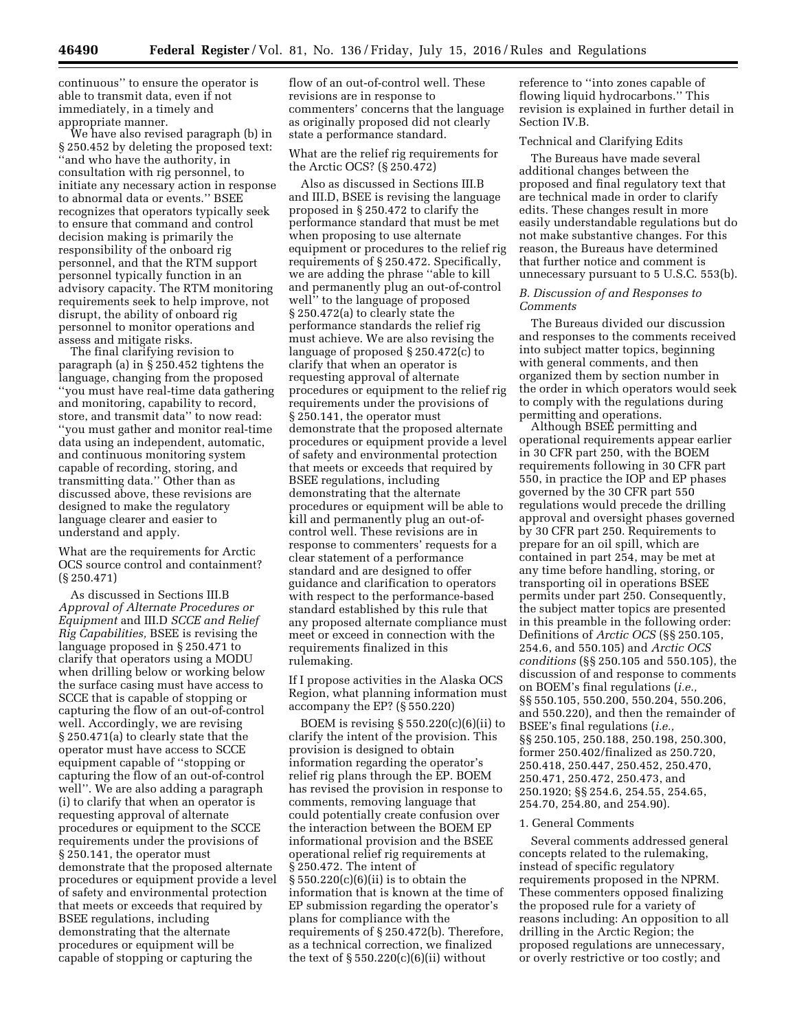continuous'' to ensure the operator is able to transmit data, even if not immediately, in a timely and appropriate manner.

We have also revised paragraph (b) in § 250.452 by deleting the proposed text: ''and who have the authority, in consultation with rig personnel, to initiate any necessary action in response to abnormal data or events.'' BSEE recognizes that operators typically seek to ensure that command and control decision making is primarily the responsibility of the onboard rig personnel, and that the RTM support personnel typically function in an advisory capacity. The RTM monitoring requirements seek to help improve, not disrupt, the ability of onboard rig personnel to monitor operations and assess and mitigate risks.

The final clarifying revision to paragraph (a) in § 250.452 tightens the language, changing from the proposed ''you must have real-time data gathering and monitoring, capability to record, store, and transmit data'' to now read: ''you must gather and monitor real-time data using an independent, automatic, and continuous monitoring system capable of recording, storing, and transmitting data.'' Other than as discussed above, these revisions are designed to make the regulatory language clearer and easier to understand and apply.

What are the requirements for Arctic OCS source control and containment? (§ 250.471)

As discussed in Sections III.B *Approval of Alternate Procedures or Equipment* and III.D *SCCE and Relief Rig Capabilities,* BSEE is revising the language proposed in § 250.471 to clarify that operators using a MODU when drilling below or working below the surface casing must have access to SCCE that is capable of stopping or capturing the flow of an out-of-control well. Accordingly, we are revising § 250.471(a) to clearly state that the operator must have access to SCCE equipment capable of ''stopping or capturing the flow of an out-of-control well''. We are also adding a paragraph (i) to clarify that when an operator is requesting approval of alternate procedures or equipment to the SCCE requirements under the provisions of § 250.141, the operator must demonstrate that the proposed alternate procedures or equipment provide a level of safety and environmental protection that meets or exceeds that required by BSEE regulations, including demonstrating that the alternate procedures or equipment will be capable of stopping or capturing the flow of an out-of-control well. These revisions are in response to commenters' concerns that the language as originally proposed did not clearly state a performance standard.

What are the relief rig requirements for the Arctic OCS? (§ 250.472)

Also as discussed in Sections III.B and III.D, BSEE is revising the language proposed in § 250.472 to clarify the performance standard that must be met when proposing to use alternate equipment or procedures to the relief rig requirements of § 250.472. Specifically, we are adding the phrase ''able to kill and permanently plug an out-of-control well'' to the language of proposed § 250.472(a) to clearly state the performance standards the relief rig must achieve. We are also revising the language of proposed § 250.472(c) to clarify that when an operator is requesting approval of alternate procedures or equipment to the relief rig requirements under the provisions of § 250.141, the operator must demonstrate that the proposed alternate procedures or equipment provide a level of safety and environmental protection that meets or exceeds that required by BSEE regulations, including demonstrating that the alternate procedures or equipment will be able to kill and permanently plug an out-of-control well. These revisions are in response to commenters' requests for a clear statement of a performance standard and are designed to offer guidance and clarification to operators with respect to the performance-based standard established by this rule that any proposed alternate compliance must meet or exceed in connection with the requirements finalized in this rulemaking.

If I propose activities in the Alaska OCS Region, what planning information must accompany the EP? (§ 550.220)

BOEM is revising § 550.220(c)(6)(ii) to clarify the intent of the provision. This provision is designed to obtain information regarding the operator's relief rig plans through the EP. BOEM has revised the provision in response to comments, removing language that could potentially create confusion over the interaction between the BOEM EP informational provision and the BSEE operational relief rig requirements at § 250.472. The intent of § 550.220(c)(6)(ii) is to obtain the information that is known at the time of EP submission regarding the operator's plans for compliance with the requirements of § 250.472(b). Therefore, as a technical correction, we finalized the text of § 550.220(c)(6)(ii) without reference to ''into zones capable of flowing liquid hydrocarbons.'' This revision is explained in further detail in Section IV.B.

Technical and Clarifying Edits

The Bureaus have made several additional changes between the proposed and final regulatory text that are technical made in order to clarify edits. These changes result in more easily understandable regulations but do not make substantive changes. For this reason, the Bureaus have determined that further notice and comment is unnecessary pursuant to 5 U.S.C. 553(b).

### *B. Discussion of and Responses to Comments*

The Bureaus divided our discussion and responses to the comments received into subject matter topics, beginning with general comments, and then organized them by section number in the order in which operators would seek to comply with the regulations during permitting and operations.

Although BSEE permitting and operational requirements appear earlier in 30 CFR part 250, with the BOEM requirements following in 30 CFR part 550, in practice the IOP and EP phases governed by the 30 CFR part 550 regulations would precede the drilling approval and oversight phases governed by 30 CFR part 250. Requirements to prepare for an oil spill, which are contained in part 254, may be met at any time before handling, storing, or transporting oil in operations BSEE permits under part 250. Consequently, the subject matter topics are presented in this preamble in the following order: Definitions of *Arctic OCS* (§§ 250.105, 254.6, and 550.105) and *Arctic OCS conditions* (§§ 250.105 and 550.105), the discussion of and response to comments on BOEM's final regulations (*i.e.,* §§ 550.105, 550.200, 550.204, 550.206, and 550.220), and then the remainder of BSEE's final regulations (*i.e.,* §§ 250.105, 250.188, 250.198, 250.300, former 250.402/finalized as 250.720, 250.418, 250.447, 250.452, 250.470, 250.471, 250.472, 250.473, and 250.1920; §§ 254.6, 254.55, 254.65, 254.70, 254.80, and 254.90).

1. General Comments

Several comments addressed general concepts related to the rulemaking, instead of specific regulatory requirements proposed in the NPRM. These commenters opposed finalizing the proposed rule for a variety of reasons including: An opposition to all drilling in the Arctic Region; the proposed regulations are unnecessary, or overly restrictive or too costly; and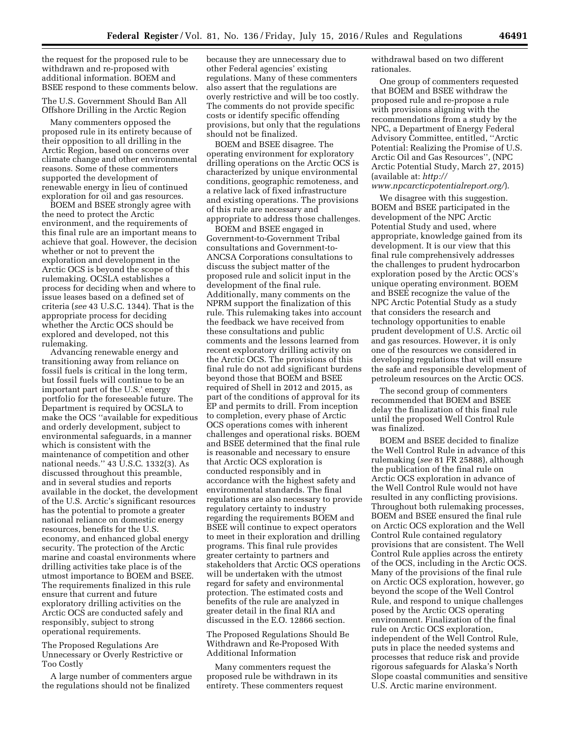the request for the proposed rule to be withdrawn and re-proposed with additional information. BOEM and BSEE respond to these comments below.

The U.S. Government Should Ban All Offshore Drilling in the Arctic Region

Many commenters opposed the proposed rule in its entirety because of their opposition to all drilling in the Arctic Region, based on concerns over climate change and other environmental reasons. Some of these commenters supported the development of renewable energy in lieu of continued exploration for oil and gas resources.

BOEM and BSEE strongly agree with the need to protect the Arctic environment, and the requirements of this final rule are an important means to achieve that goal. However, the decision whether or not to prevent the exploration and development in the Arctic OCS is beyond the scope of this rulemaking. OCSLA establishes a process for deciding when and where to issue leases based on a defined set of criteria (*see* 43 U.S.C. 1344). That is the appropriate process for deciding whether the Arctic OCS should be explored and developed, not this rulemaking.

Advancing renewable energy and transitioning away from reliance on fossil fuels is critical in the long term, but fossil fuels will continue to be an important part of the U.S.' energy portfolio for the foreseeable future. The Department is required by OCSLA to make the OCS ''available for expeditious and orderly development, subject to environmental safeguards, in a manner which is consistent with the maintenance of competition and other national needs.'' 43 U.S.C. 1332(3). As discussed throughout this preamble, and in several studies and reports available in the docket, the development of the U.S. Arctic's significant resources has the potential to promote a greater national reliance on domestic energy resources, benefits for the U.S. economy, and enhanced global energy security. The protection of the Arctic marine and coastal environments where drilling activities take place is of the utmost importance to BOEM and BSEE. The requirements finalized in this rule ensure that current and future exploratory drilling activities on the Arctic OCS are conducted safely and responsibly, subject to strong operational requirements.

The Proposed Regulations Are Unnecessary or Overly Restrictive or Too Costly

A large number of commenters argue the regulations should not be finalized because they are unnecessary due to other Federal agencies' existing regulations. Many of these commenters also assert that the regulations are overly restrictive and will be too costly. The comments do not provide specific costs or identify specific offending provisions, but only that the regulations should not be finalized.

BOEM and BSEE disagree. The operating environment for exploratory drilling operations on the Arctic OCS is characterized by unique environmental conditions, geographic remoteness, and a relative lack of fixed infrastructure and existing operations. The provisions of this rule are necessary and appropriate to address those challenges.

BOEM and BSEE engaged in Government-to-Government Tribal consultations and Government-to-ANCSA Corporations consultations to discuss the subject matter of the proposed rule and solicit input in the development of the final rule. Additionally, many comments on the NPRM support the finalization of this rule. This rulemaking takes into account the feedback we have received from these consultations and public comments and the lessons learned from recent exploratory drilling activity on the Arctic OCS. The provisions of this final rule do not add significant burdens beyond those that BOEM and BSEE required of Shell in 2012 and 2015, as part of the conditions of approval for its EP and permits to drill. From inception to completion, every phase of Arctic OCS operations comes with inherent challenges and operational risks. BOEM and BSEE determined that the final rule is reasonable and necessary to ensure that Arctic OCS exploration is conducted responsibly and in accordance with the highest safety and environmental standards. The final regulations are also necessary to provide regulatory certainty to industry regarding the requirements BOEM and BSEE will continue to expect operators to meet in their exploration and drilling programs. This final rule provides greater certainty to partners and stakeholders that Arctic OCS operations will be undertaken with the utmost regard for safety and environmental protection. The estimated costs and benefits of the rule are analyzed in greater detail in the final RIA and discussed in the E.O. 12866 section.

The Proposed Regulations Should Be Withdrawn and Re-Proposed With Additional Information

Many commenters request the proposed rule be withdrawn in its entirety. These commenters request withdrawal based on two different rationales.

One group of commenters requested that BOEM and BSEE withdraw the proposed rule and re-propose a rule with provisions aligning with the recommendations from a study by the NPC, a Department of Energy Federal Advisory Committee, entitled, ''Arctic Potential: Realizing the Promise of U.S. Arctic Oil and Gas Resources'', (NPC Arctic Potential Study, March 27, 2015) (available at: *http://www.npcarcticpotentialreport.org/*).

We disagree with this suggestion. BOEM and BSEE participated in the development of the NPC Arctic Potential Study and used, where appropriate, knowledge gained from its development. It is our view that this final rule comprehensively addresses the challenges to prudent hydrocarbon exploration posed by the Arctic OCS's unique operating environment. BOEM and BSEE recognize the value of the NPC Arctic Potential Study as a study that considers the research and technology opportunities to enable prudent development of U.S. Arctic oil and gas resources. However, it is only one of the resources we considered in developing regulations that will ensure the safe and responsible development of petroleum resources on the Arctic OCS.

The second group of commenters recommended that BOEM and BSEE delay the finalization of this final rule until the proposed Well Control Rule was finalized.

BOEM and BSEE decided to finalize the Well Control Rule in advance of this rulemaking (*see* 81 FR 25888), although the publication of the final rule on Arctic OCS exploration in advance of the Well Control Rule would not have resulted in any conflicting provisions. Throughout both rulemaking processes, BOEM and BSEE ensured the final rule on Arctic OCS exploration and the Well Control Rule contained regulatory provisions that are consistent. The Well Control Rule applies across the entirety of the OCS, including in the Arctic OCS. Many of the provisions of the final rule on Arctic OCS exploration, however, go beyond the scope of the Well Control Rule, and respond to unique challenges posed by the Arctic OCS operating environment. Finalization of the final rule on Arctic OCS exploration, independent of the Well Control Rule, puts in place the needed systems and processes that reduce risk and provide rigorous safeguards for Alaska's North Slope coastal communities and sensitive U.S. Arctic marine environment.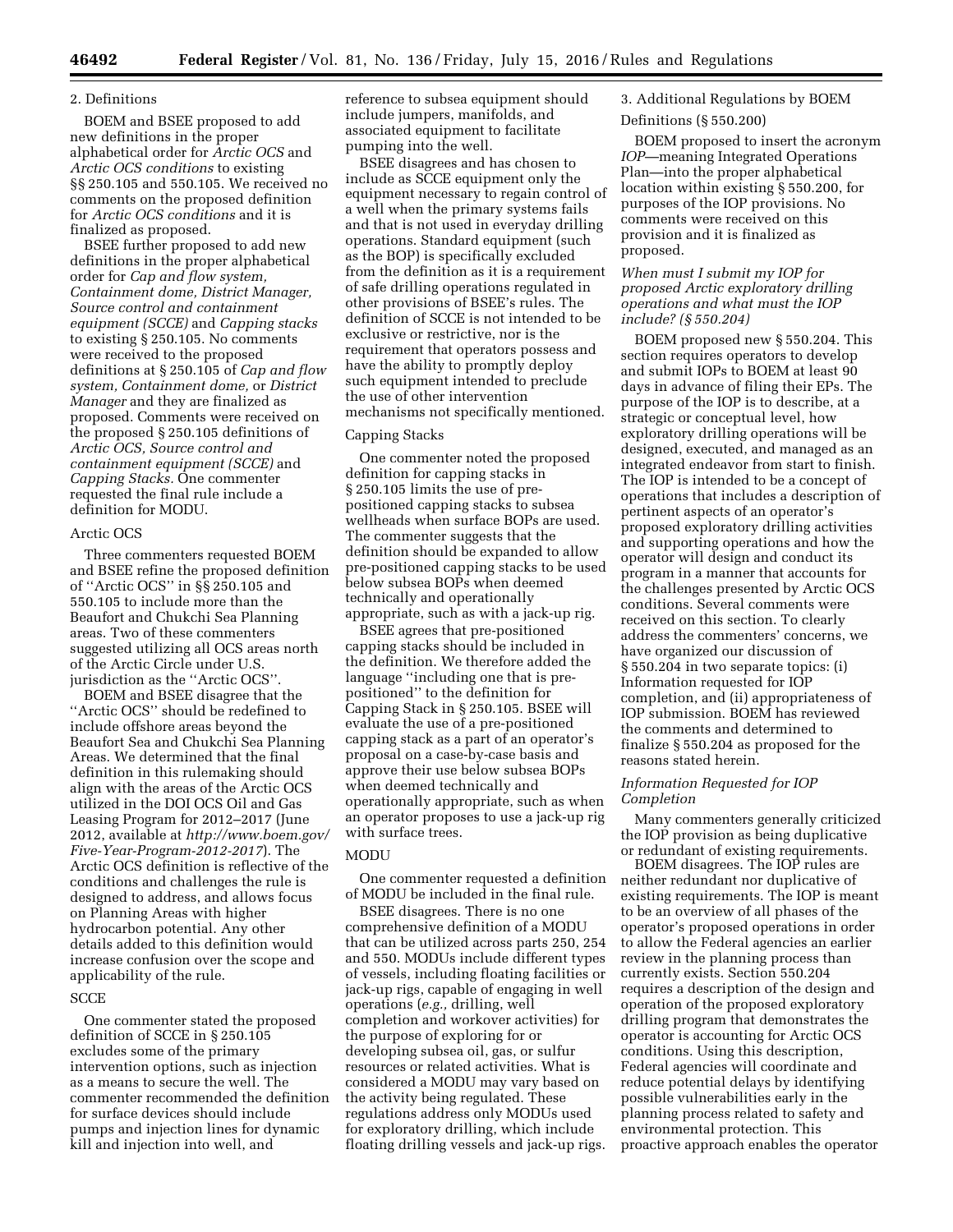2. Definitions

BOEM and BSEE proposed to add new definitions in the proper alphabetical order for *Arctic OCS* and *Arctic OCS conditions* to existing §§ 250.105 and 550.105. We received no comments on the proposed definition for *Arctic OCS conditions* and it is finalized as proposed.

BSEE further proposed to add new definitions in the proper alphabetical order for *Cap and flow system, Containment dome, District Manager, Source control and containment equipment (SCCE)* and *Capping stacks* to existing § 250.105. No comments were received to the proposed definitions at § 250.105 of *Cap and flow system, Containment dome,* or *District Manager* and they are finalized as proposed. Comments were received on the proposed § 250.105 definitions of *Arctic OCS, Source control and containment equipment (SCCE)* and *Capping Stacks.* One commenter requested the final rule include a definition for MODU.

Arctic OCS

Three commenters requested BOEM and BSEE refine the proposed definition of "Arctic OCS" in §§ 250.105 and 550.105 to include more than the Beaufort and Chukchi Sea Planning areas. Two of these commenters suggested utilizing all OCS areas north of the Arctic Circle under U.S. jurisdiction as the "Arctic OCS".

BOEM and BSEE disagree that the "Arctic OCS" should be redefined to include offshore areas beyond the Beaufort Sea and Chukchi Sea Planning Areas. We determined that the final definition in this rulemaking should align with the areas of the Arctic OCS utilized in the DOI OCS Oil and Gas Leasing Program for 2012–2017 (June 2012, available at *http://www.boem.gov/Five-Year-Program-2012-2017*). The Arctic OCS definition is reflective of the conditions and challenges the rule is designed to address, and allows focus on Planning Areas with higher hydrocarbon potential. Any other details added to this definition would increase confusion over the scope and applicability of the rule.

SCCE

One commenter stated the proposed definition of SCCE in § 250.105 excludes some of the primary intervention options, such as injection as a means to secure the well. The commenter recommended the definition for surface devices should include pumps and injection lines for dynamic kill and injection into well, and reference to subsea equipment should include jumpers, manifolds, and associated equipment to facilitate pumping into the well.

BSEE disagrees and has chosen to include as SCCE equipment only the equipment necessary to regain control of a well when the primary systems fails and that is not used in everyday drilling operations. Standard equipment (such as the BOP) is specifically excluded from the definition as it is a requirement of safe drilling operations regulated in other provisions of BSEE's rules. The definition of SCCE is not intended to be exclusive or restrictive, nor is the requirement that operators possess and have the ability to promptly deploy such equipment intended to preclude the use of other intervention mechanisms not specifically mentioned.

Capping Stacks

One commenter noted the proposed definition for capping stacks in § 250.105 limits the use of pre-positioned capping stacks to subsea wellheads when surface BOPs are used. The commenter suggests that the definition should be expanded to allow pre-positioned capping stacks to be used below subsea BOPs when deemed technically and operationally appropriate, such as with a jack-up rig.

BSEE agrees that pre-positioned capping stacks should be included in the definition. We therefore added the language "including one that is pre-positioned" to the definition for Capping Stack in § 250.105. BSEE will evaluate the use of a pre-positioned capping stack as a part of an operator's proposal on a case-by-case basis and approve their use below subsea BOPs when deemed technically and operationally appropriate, such as when an operator proposes to use a jack-up rig with surface trees.

MODU

One commenter requested a definition of MODU be included in the final rule.

BSEE disagrees. There is no one comprehensive definition of a MODU that can be utilized across parts 250, 254 and 550. MODUs include different types of vessels, including floating facilities or jack-up rigs, capable of engaging in well operations (*e.g.,* drilling, well completion and workover activities) for the purpose of exploring for or developing subsea oil, gas, or sulfur resources or related activities. What is considered a MODU may vary based on the activity being regulated. These regulations address only MODUs used for exploratory drilling, which include floating drilling vessels and jack-up rigs.

3. Additional Regulations by BOEM

Definitions (§ 550.200)

BOEM proposed to insert the acronym *IOP*—meaning Integrated Operations Plan—into the proper alphabetical location within existing § 550.200, for purposes of the IOP provisions. No comments were received on this provision and it is finalized as proposed.

*When must I submit my IOP for proposed Arctic exploratory drilling operations and what must the IOP include? (§ 550.204)*

BOEM proposed new § 550.204. This section requires operators to develop and submit IOPs to BOEM at least 90 days in advance of filing their EPs. The purpose of the IOP is to describe, at a strategic or conceptual level, how exploratory drilling operations will be designed, executed, and managed as an integrated endeavor from start to finish. The IOP is intended to be a concept of operations that includes a description of pertinent aspects of an operator's proposed exploratory drilling activities and supporting operations and how the operator will design and conduct its program in a manner that accounts for the challenges presented by Arctic OCS conditions. Several comments were received on this section. To clearly address the commenters' concerns, we have organized our discussion of § 550.204 in two separate topics: (i) Information requested for IOP completion, and (ii) appropriateness of IOP submission. BOEM has reviewed the comments and determined to finalize § 550.204 as proposed for the reasons stated herein.

*Information Requested for IOP Completion*

Many commenters generally criticized the IOP provision as being duplicative or redundant of existing requirements.

BOEM disagrees. The IOP rules are neither redundant nor duplicative of existing requirements. The IOP is meant to be an overview of all phases of the operator's proposed operations in order to allow the Federal agencies an earlier review in the planning process than currently exists. Section 550.204 requires a description of the design and operation of the proposed exploratory drilling program that demonstrates the operator is accounting for Arctic OCS conditions. Using this description, Federal agencies will coordinate and reduce potential delays by identifying possible vulnerabilities early in the planning process related to safety and environmental protection. This proactive approach enables the operator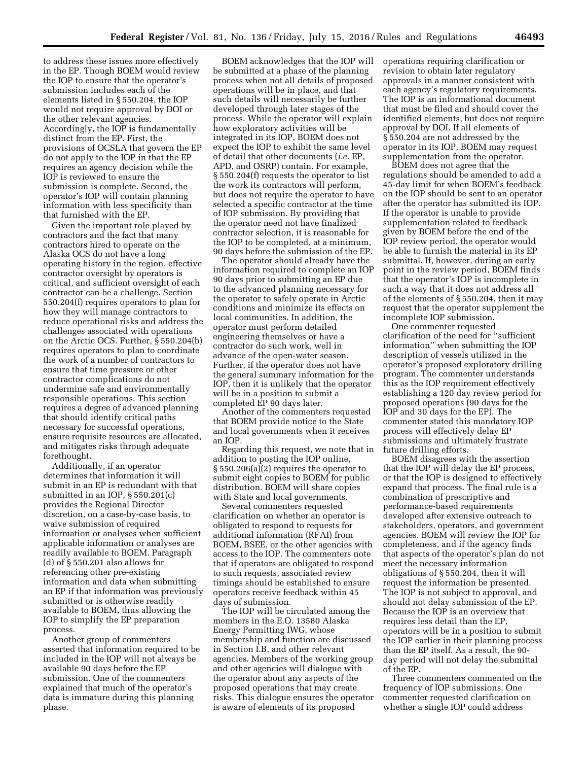to address these issues more effectively in the EP. Though BOEM would review the IOP to ensure that the operator's submission includes each of the elements listed in § 550.204, the IOP would not require approval by DOI or the other relevant agencies. Accordingly, the IOP is fundamentally distinct from the EP. First, the provisions of OCSLA that govern the EP do not apply to the IOP in that the EP requires an agency decision while the IOP is reviewed to ensure the submission is complete. Second, the operator's IOP will contain planning information with less specificity than that furnished with the EP.

Given the important role played by contractors and the fact that many contractors hired to operate on the Alaska OCS do not have a long operating history in the region, effective contractor oversight by operators is critical, and sufficient oversight of each contractor can be a challenge. Section 550.204(f) requires operators to plan for how they will manage contractors to reduce operational risks and address the challenges associated with operations on the Arctic OCS. Further, § 550.204(b) requires operators to plan to coordinate the work of a number of contractors to ensure that time pressure or other contractor complications do not undermine safe and environmentally responsible operations. This section requires a degree of advanced planning that should identify critical paths necessary for successful operations, ensure requisite resources are allocated, and mitigates risks through adequate forethought.

Additionally, if an operator determines that information it will submit in an EP is redundant with that submitted in an IOP, § 550.201(c) provides the Regional Director discretion, on a case-by-case basis, to waive submission of required information or analyses when sufficient applicable information or analyses are readily available to BOEM. Paragraph (d) of § 550.201 also allows for referencing other pre-existing information and data when submitting an EP if that information was previously submitted or is otherwise readily available to BOEM, thus allowing the IOP to simplify the EP preparation process.

Another group of commenters asserted that information required to be included in the IOP will not always be available 90 days before the EP submission. One of the commenters explained that much of the operator's data is immature during this planning phase.

BOEM acknowledges that the IOP will be submitted at a phase of the planning process when not all details of proposed operations will be in place, and that such details will necessarily be further developed through later stages of the process. While the operator will explain how exploratory activities will be integrated in its IOP, BOEM does not expect the IOP to exhibit the same level of detail that other documents (*i.e.* EP, APD, and OSRP) contain. For example, § 550.204(f) requests the operator to list the work its contractors will perform, but does not require the operator to have selected a specific contractor at the time of IOP submission. By providing that the operator need not have finalized contractor selection, it is reasonable for the IOP to be completed, at a minimum, 90 days before the submission of the EP.

The operator should already have the information required to complete an IOP 90 days prior to submitting an EP due to the advanced planning necessary for the operator to safely operate in Arctic conditions and minimize its effects on local communities. In addition, the operator must perform detailed engineering themselves or have a contractor do such work, well in advance of the open-water season. Further, if the operator does not have the general summary information for the IOP, then it is unlikely that the operator will be in a position to submit a completed EP 90 days later.

Another of the commenters requested that BOEM provide notice to the State and local governments when it receives an IOP.

Regarding this request, we note that in addition to posting the IOP online, § 550.206(a)(2) requires the operator to submit eight copies to BOEM for public distribution. BOEM will share copies with State and local governments.

Several commenters requested clarification on whether an operator is obligated to respond to requests for additional information (RFAI) from BOEM, BSEE, or the other agencies with access to the IOP. The commenters note that if operators are obligated to respond to such requests, associated review timings should be established to ensure operators receive feedback within 45 days of submission.

The IOP will be circulated among the members in the E.O. 13580 Alaska Energy Permitting IWG, whose membership and function are discussed in Section I.B, and other relevant agencies. Members of the working group and other agencies will dialogue with the operator about any aspects of the proposed operations that may create risks. This dialogue ensures the operator is aware of elements of its proposed operations requiring clarification or revision to obtain later regulatory approvals in a manner consistent with each agency's regulatory requirements. The IOP is an informational document that must be filed and should cover the identified elements, but does not require approval by DOI. If all elements of § 550.204 are not addressed by the operator in its IOP, BOEM may request supplementation from the operator.

BOEM does not agree that the regulations should be amended to add a 45-day limit for when BOEM's feedback on the IOP should be sent to an operator after the operator has submitted its IOP. If the operator is unable to provide supplementation related to feedback given by BOEM before the end of the IOP review period, the operator would be able to furnish the material in its EP submittal. If, however, during an early point in the review period, BOEM finds that the operator's IOP is incomplete in such a way that it does not address all of the elements of § 550.204, then it may request that the operator supplement the incomplete IOP submission.

One commenter requested clarification of the need for "sufficient information" when submitting the IOP description of vessels utilized in the operator's proposed exploratory drilling program. The commenter understands this as the IOP requirement effectively establishing a 120 day review period for proposed operations (90 days for the IOP and 30 days for the EP). The commenter stated this mandatory IOP process will effectively delay EP submissions and ultimately frustrate future drilling efforts.

BOEM disagrees with the assertion that the IOP will delay the EP process, or that the IOP is designed to effectively expand that process. The final rule is a combination of prescriptive and performance-based requirements developed after extensive outreach to stakeholders, operators, and government agencies. BOEM will review the IOP for completeness, and if the agency finds that aspects of the operator's plan do not meet the necessary information obligations of § 550.204, then it will request the information be presented. The IOP is not subject to approval, and should not delay submission of the EP. Because the IOP is an overview that requires less detail than the EP, operators will be in a position to submit the IOP earlier in their planning process than the EP itself. As a result, the 90-day period will not delay the submittal of the EP.

Three commenters commented on the frequency of IOP submissions. One commenter requested clarification on whether a single IOP could address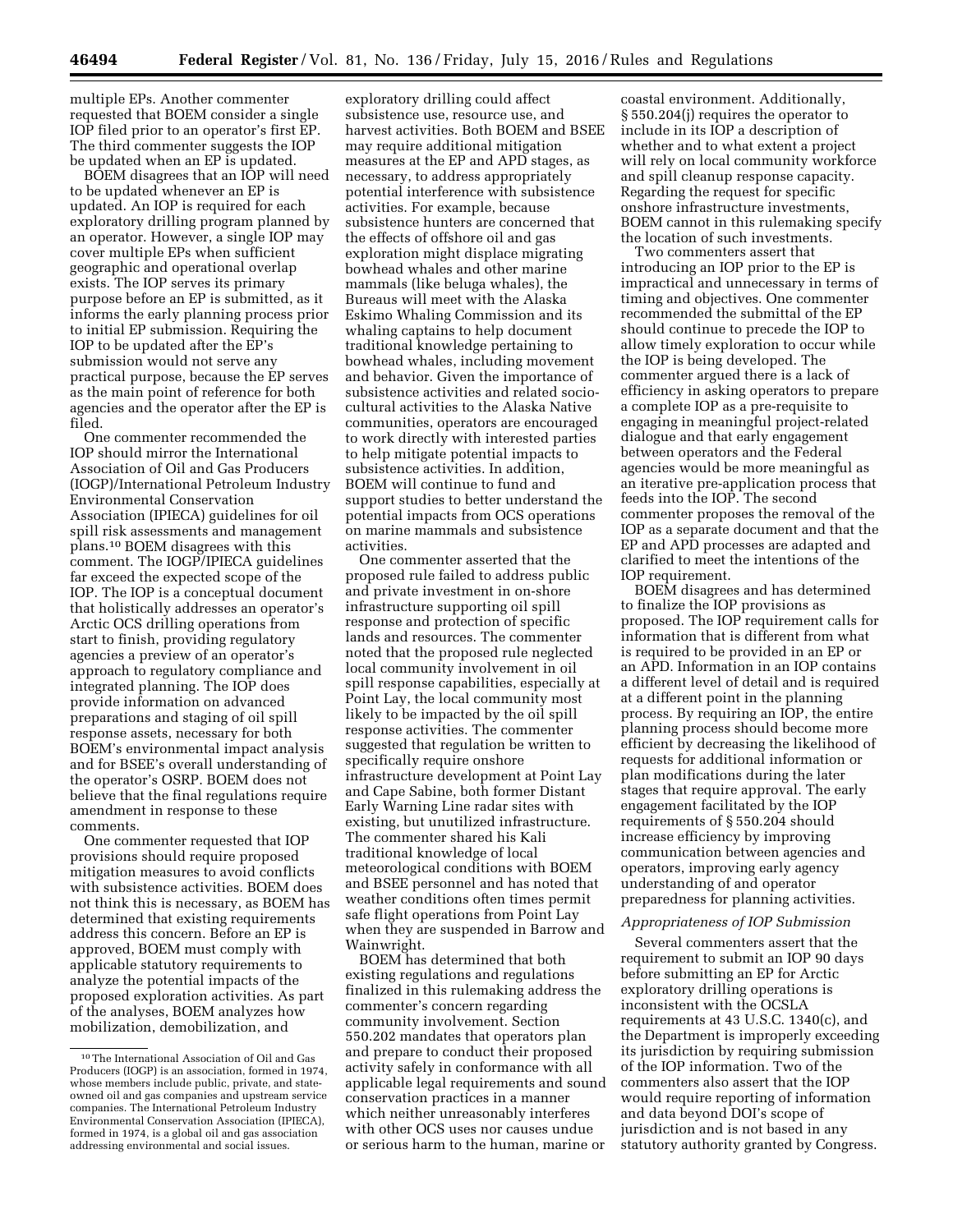multiple EPs. Another commenter requested that BOEM consider a single IOP filed prior to an operator's first EP. The third commenter suggests the IOP be updated when an EP is updated.

BOEM disagrees that an IOP will need to be updated whenever an EP is updated. An IOP is required for each exploratory drilling program planned by an operator. However, a single IOP may cover multiple EPs when sufficient geographic and operational overlap exists. The IOP serves its primary purpose before an EP is submitted, as it informs the early planning process prior to initial EP submission. Requiring the IOP to be updated after the EP's submission would not serve any practical purpose, because the EP serves as the main point of reference for both agencies and the operator after the EP is filed.

One commenter recommended the IOP should mirror the International Association of Oil and Gas Producers (IOGP)/International Petroleum Industry Environmental Conservation Association (IPIECA) guidelines for oil spill risk assessments and management plans.[10] BOEM disagrees with this comment. The IOGP/IPIECA guidelines far exceed the expected scope of the IOP. The IOP is a conceptual document that holistically addresses an operator's Arctic OCS drilling operations from start to finish, providing regulatory agencies a preview of an operator's approach to regulatory compliance and integrated planning. The IOP does provide information on advanced preparations and staging of oil spill response assets, necessary for both BOEM's environmental impact analysis and for BSEE's overall understanding of the operator's OSRP. BOEM does not believe that the final regulations require amendment in response to these comments.

One commenter requested that IOP provisions should require proposed mitigation measures to avoid conflicts with subsistence activities. BOEM does not think this is necessary, as BOEM has determined that existing requirements address this concern. Before an EP is approved, BOEM must comply with applicable statutory requirements to analyze the potential impacts of the proposed exploration activities. As part of the analyses, BOEM analyzes how mobilization, demobilization, and exploratory drilling could affect subsistence use, resource use, and harvest activities. Both BOEM and BSEE may require additional mitigation measures at the EP and APD stages, as necessary, to address appropriately potential interference with subsistence activities. For example, because subsistence hunters are concerned that the effects of offshore oil and gas exploration might displace migrating bowhead whales and other marine mammals (like beluga whales), the Bureaus will meet with the Alaska Eskimo Whaling Commission and its whaling captains to help document traditional knowledge pertaining to bowhead whales, including movement and behavior. Given the importance of subsistence activities and related socio-cultural activities to the Alaska Native communities, operators are encouraged to work directly with interested parties to help mitigate potential impacts to subsistence activities. In addition, BOEM will continue to fund and support studies to better understand the potential impacts from OCS operations on marine mammals and subsistence activities.

One commenter asserted that the proposed rule failed to address public and private investment in on-shore infrastructure supporting oil spill response and protection of specific lands and resources. The commenter noted that the proposed rule neglected local community involvement in oil spill response capabilities, especially at Point Lay, the local community most likely to be impacted by the oil spill response activities. The commenter suggested that regulation be written to specifically require onshore infrastructure development at Point Lay and Cape Sabine, both former Distant Early Warning Line radar sites with existing, but unutilized infrastructure. The commenter shared his Kali traditional knowledge of local meteorological conditions with BOEM and BSEE personnel and has noted that weather conditions often times permit safe flight operations from Point Lay when they are suspended in Barrow and Wainwright.

BOEM has determined that both existing regulations and regulations finalized in this rulemaking address the commenter's concern regarding community involvement. Section 550.202 mandates that operators plan and prepare to conduct their proposed activity safely in conformance with all applicable legal requirements and sound conservation practices in a manner which neither unreasonably interferes with other OCS uses nor causes undue or serious harm to the human, marine or coastal environment. Additionally, § 550.204(j) requires the operator to include in its IOP a description of whether and to what extent a project will rely on local community workforce and spill cleanup response capacity. Regarding the request for specific onshore infrastructure investments, BOEM cannot in this rulemaking specify the location of such investments.

Two commenters assert that introducing an IOP prior to the EP is impractical and unnecessary in terms of timing and objectives. One commenter recommended the submittal of the EP should continue to precede the IOP to allow timely exploration to occur while the IOP is being developed. The commenter argued there is a lack of efficiency in asking operators to prepare a complete IOP as a pre-requisite to engaging in meaningful project-related dialogue and that early engagement between operators and the Federal agencies would be more meaningful as an iterative pre-application process that feeds into the IOP. The second commenter proposes the removal of the IOP as a separate document and that the EP and APD processes are adapted and clarified to meet the intentions of the IOP requirement.

BOEM disagrees and has determined to finalize the IOP provisions as proposed. The IOP requirement calls for information that is different from what is required to be provided in an EP or an APD. Information in an IOP contains a different level of detail and is required at a different point in the planning process. By requiring an IOP, the entire planning process should become more efficient by decreasing the likelihood of requests for additional information or plan modifications during the later stages that require approval. The early engagement facilitated by the IOP requirements of § 550.204 should increase efficiency by improving communication between agencies and operators, improving early agency understanding of and operator preparedness for planning activities.

*Appropriateness of IOP Submission*

Several commenters assert that the requirement to submit an IOP 90 days before submitting an EP for Arctic exploratory drilling operations is inconsistent with the OCSLA requirements at 43 U.S.C. 1340(c), and the Department is improperly exceeding its jurisdiction by requiring submission of the IOP information. Two of the commenters also assert that the IOP would require reporting of information and data beyond DOI's scope of jurisdiction and is not based in any statutory authority granted by Congress.

---

[10] The International Association of Oil and Gas Producers (IOGP) is an association, formed in 1974, whose members include public, private, and state-owned oil and gas companies and upstream service companies. The International Petroleum Industry Environmental Conservation Association (IPIECA), formed in 1974, is a global oil and gas association addressing environmental and social issues.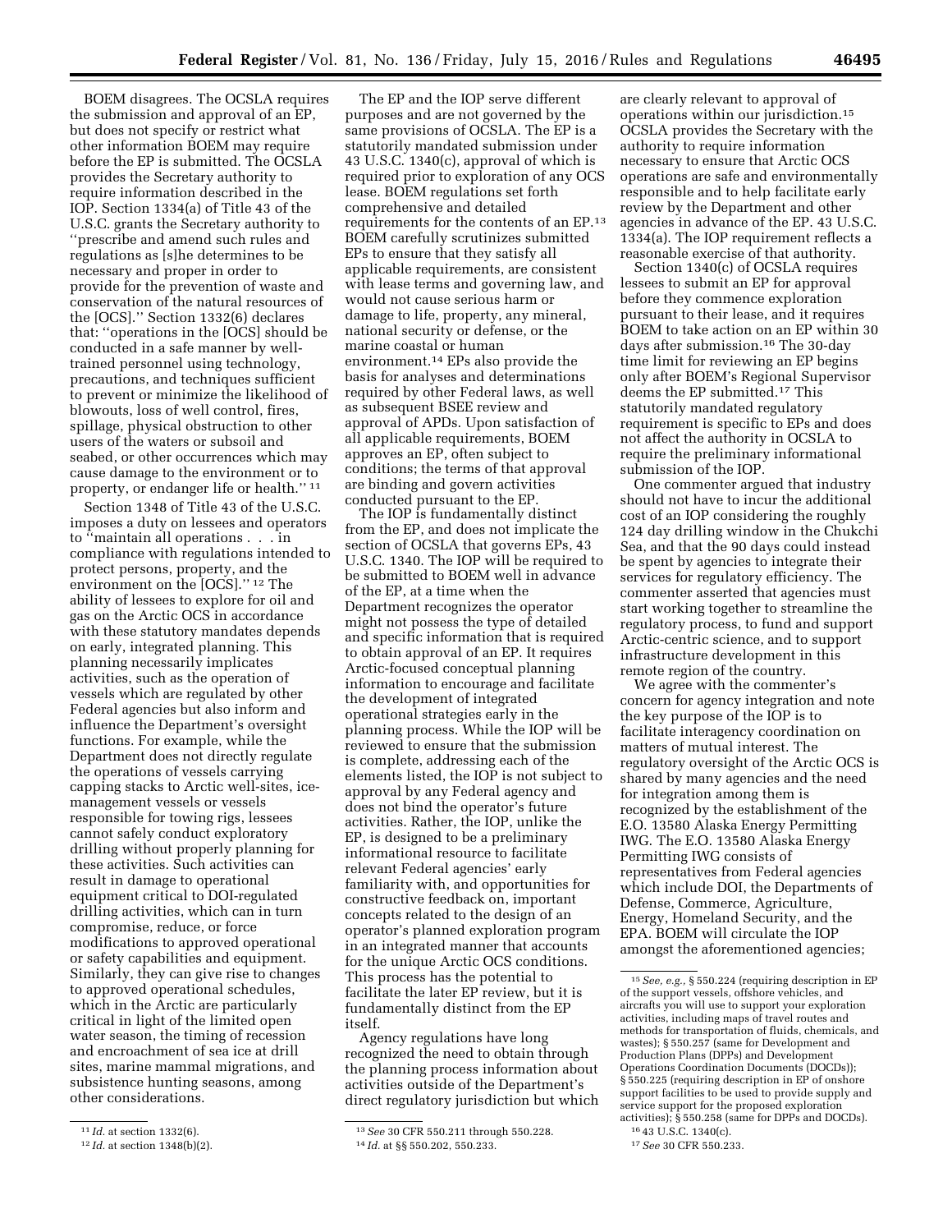BOEM disagrees. The OCSLA requires the submission and approval of an EP, but does not specify or restrict what other information BOEM may require before the EP is submitted. The OCSLA provides the Secretary authority to require information described in the IOP. Section 1334(a) of Title 43 of the U.S.C. grants the Secretary authority to ''prescribe and amend such rules and regulations as [s]he determines to be necessary and proper in order to provide for the prevention of waste and conservation of the natural resources of the [OCS].'' Section 1332(6) declares that: ''operations in the [OCS] should be conducted in a safe manner by well-trained personnel using technology, precautions, and techniques sufficient to prevent or minimize the likelihood of blowouts, loss of well control, fires, spillage, physical obstruction to other users of the waters or subsoil and seabed, or other occurrences which may cause damage to the environment or to property, or endanger life or health.'' [11]

Section 1348 of Title 43 of the U.S.C. imposes a duty on lessees and operators to ''maintain all operations . . . in compliance with regulations intended to protect persons, property, and the environment on the [OCS].'' [12] The ability of lessees to explore for oil and gas on the Arctic OCS in accordance with these statutory mandates depends on early, integrated planning. This planning necessarily implicates activities, such as the operation of vessels which are regulated by other Federal agencies but also inform and influence the Department's oversight functions. For example, while the Department does not directly regulate the operations of vessels carrying capping stacks to Arctic well-sites, ice-management vessels or vessels responsible for towing rigs, lessees cannot safely conduct exploratory drilling without properly planning for these activities. Such activities can result in damage to operational equipment critical to DOI-regulated drilling activities, which can in turn compromise, reduce, or force modifications to approved operational or safety capabilities and equipment. Similarly, they can give rise to changes to approved operational schedules, which in the Arctic are particularly critical in light of the limited open water season, the timing of recession and encroachment of sea ice at drill sites, marine mammal migrations, and subsistence hunting seasons, among other considerations.

The EP and the IOP serve different purposes and are not governed by the same provisions of OCSLA. The EP is a statutorily mandated submission under 43 U.S.C. 1340(c), approval of which is required prior to exploration of any OCS lease. BOEM regulations set forth comprehensive and detailed requirements for the contents of an EP.[13] BOEM carefully scrutinizes submitted EPs to ensure that they satisfy all applicable requirements, are consistent with lease terms and governing law, and would not cause serious harm or damage to life, property, any mineral, national security or defense, or the marine coastal or human environment.[14] EPs also provide the basis for analyses and determinations required by other Federal laws, as well as subsequent BSEE review and approval of APDs. Upon satisfaction of all applicable requirements, BOEM approves an EP, often subject to conditions; the terms of that approval are binding and govern activities conducted pursuant to the EP.

The IOP is fundamentally distinct from the EP, and does not implicate the section of OCSLA that governs EPs, 43 U.S.C. 1340. The IOP will be required to be submitted to BOEM well in advance of the EP, at a time when the Department recognizes the operator might not possess the type of detailed and specific information that is required to obtain approval of an EP. It requires Arctic-focused conceptual planning information to encourage and facilitate the development of integrated operational strategies early in the planning process. While the IOP will be reviewed to ensure that the submission is complete, addressing each of the elements listed, the IOP is not subject to approval by any Federal agency and does not bind the operator's future activities. Rather, the IOP, unlike the EP, is designed to be a preliminary informational resource to facilitate relevant Federal agencies' early familiarity with, and opportunities for constructive feedback on, important concepts related to the design of an operator's planned exploration program in an integrated manner that accounts for the unique Arctic OCS conditions. This process has the potential to facilitate the later EP review, but it is fundamentally distinct from the EP itself.

Agency regulations have long recognized the need to obtain through the planning process information about activities outside of the Department's direct regulatory jurisdiction but which are clearly relevant to approval of operations within our jurisdiction.[15] OCSLA provides the Secretary with the authority to require information necessary to ensure that Arctic OCS operations are safe and environmentally responsible and to help facilitate early review by the Department and other agencies in advance of the EP. 43 U.S.C. 1334(a). The IOP requirement reflects a reasonable exercise of that authority.

Section 1340(c) of OCSLA requires lessees to submit an EP for approval before they commence exploration pursuant to their lease, and it requires BOEM to take action on an EP within 30 days after submission.[16] The 30-day time limit for reviewing an EP begins only after BOEM's Regional Supervisor deems the EP submitted.[17] This statutorily mandated regulatory requirement is specific to EPs and does not affect the authority in OCSLA to require the preliminary informational submission of the IOP.

One commenter argued that industry should not have to incur the additional cost of an IOP considering the roughly 124 day drilling window in the Chukchi Sea, and that the 90 days could instead be spent by agencies to integrate their services for regulatory efficiency. The commenter asserted that agencies must start working together to streamline the regulatory process, to fund and support Arctic-centric science, and to support infrastructure development in this remote region of the country.

We agree with the commenter's concern for agency integration and note the key purpose of the IOP is to facilitate interagency coordination on matters of mutual interest. The regulatory oversight of the Arctic OCS is shared by many agencies and the need for integration among them is recognized by the establishment of the E.O. 13580 Alaska Energy Permitting IWG. The E.O. 13580 Alaska Energy Permitting IWG consists of representatives from Federal agencies which include DOI, the Departments of Defense, Commerce, Agriculture, Energy, Homeland Security, and the EPA. BOEM will circulate the IOP amongst the aforementioned agencies;

---

[11] *Id.* at section 1332(6).

[12] *Id.* at section 1348(b)(2).

[13] *See* 30 CFR 550.211 through 550.228.

[14] *Id.* at §§ 550.202, 550.233.

[15] *See, e.g.,* § 550.224 (requiring description in EP of the support vessels, offshore vehicles, and aircrafts you will use to support your exploration activities, including maps of travel routes and methods for transportation of fluids, chemicals, and wastes); § 550.257 (same for Development and Production Plans (DPPs) and Development Operations Coordination Documents (DOCDs)); § 550.225 (requiring description in EP of onshore support facilities to be used to provide supply and service support for the proposed exploration activities); § 550.258 (same for DPPs and DOCDs).

[16] 43 U.S.C. 1340(c).

[17] *See* 30 CFR 550.233.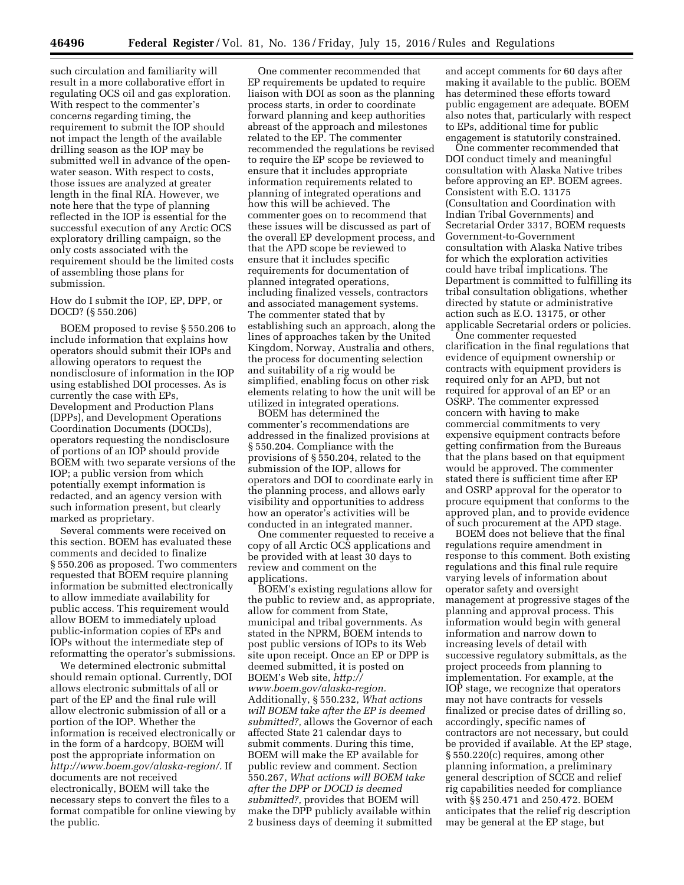such circulation and familiarity will result in a more collaborative effort in regulating OCS oil and gas exploration. With respect to the commenter's concerns regarding timing, the requirement to submit the IOP should not impact the length of the available drilling season as the IOP may be submitted well in advance of the open-water season. With respect to costs, those issues are analyzed at greater length in the final RIA. However, we note here that the type of planning reflected in the IOP is essential for the successful execution of any Arctic OCS exploratory drilling campaign, so the only costs associated with the requirement should be the limited costs of assembling those plans for submission.

How do I submit the IOP, EP, DPP, or DOCD? (§ 550.206)

BOEM proposed to revise § 550.206 to include information that explains how operators should submit their IOPs and allowing operators to request the nondisclosure of information in the IOP using established DOI processes. As is currently the case with EPs, Development and Production Plans (DPPs), and Development Operations Coordination Documents (DOCDs), operators requesting the nondisclosure of portions of an IOP should provide BOEM with two separate versions of the IOP; a public version from which potentially exempt information is redacted, and an agency version with such information present, but clearly marked as proprietary.

Several comments were received on this section. BOEM has evaluated these comments and decided to finalize § 550.206 as proposed. Two commenters requested that BOEM require planning information be submitted electronically to allow immediate availability for public access. This requirement would allow BOEM to immediately upload public-information copies of EPs and IOPs without the intermediate step of reformatting the operator's submissions.

We determined electronic submittal should remain optional. Currently, DOI allows electronic submittals of all or part of the EP and the final rule will allow electronic submission of all or a portion of the IOP. Whether the information is received electronically or in the form of a hardcopy, BOEM will post the appropriate information on *http://www.boem.gov/alaska-region/.* If documents are not received electronically, BOEM will take the necessary steps to convert the files to a format compatible for online viewing by the public.

One commenter recommended that EP requirements be updated to require liaison with DOI as soon as the planning process starts, in order to coordinate forward planning and keep authorities abreast of the approach and milestones related to the EP. The commenter recommended the regulations be revised to require the EP scope be reviewed to ensure that it includes appropriate information requirements related to planning of integrated operations and how this will be achieved. The commenter goes on to recommend that these issues will be discussed as part of the overall EP development process, and that the APD scope be reviewed to ensure that it includes specific requirements for documentation of planned integrated operations, including finalized vessels, contractors and associated management systems. The commenter stated that by establishing such an approach, along the lines of approaches taken by the United Kingdom, Norway, Australia and others, the process for documenting selection and suitability of a rig would be simplified, enabling focus on other risk elements relating to how the unit will be utilized in integrated operations.

BOEM has determined the commenter's recommendations are addressed in the finalized provisions at § 550.204. Compliance with the provisions of § 550.204, related to the submission of the IOP, allows for operators and DOI to coordinate early in the planning process, and allows early visibility and opportunities to address how an operator's activities will be conducted in an integrated manner.

One commenter requested to receive a copy of all Arctic OCS applications and be provided with at least 30 days to review and comment on the applications.

BOEM's existing regulations allow for the public to review and, as appropriate, allow for comment from State, municipal and tribal governments. As stated in the NPRM, BOEM intends to post public versions of IOPs to its Web site upon receipt. Once an EP or DPP is deemed submitted, it is posted on BOEM's Web site, *http://www.boem.gov/alaska-region.* Additionally, § 550.232, *What actions will BOEM take after the EP is deemed submitted?,* allows the Governor of each affected State 21 calendar days to submit comments. During this time, BOEM will make the EP available for public review and comment. Section 550.267, *What actions will BOEM take after the DPP or DOCD is deemed submitted?,* provides that BOEM will make the DPP publicly available within 2 business days of deeming it submitted and accept comments for 60 days after making it available to the public. BOEM has determined these efforts toward public engagement are adequate. BOEM also notes that, particularly with respect to EPs, additional time for public engagement is statutorily constrained.

One commenter recommended that DOI conduct timely and meaningful consultation with Alaska Native tribes before approving an EP. BOEM agrees. Consistent with E.O. 13175 (Consultation and Coordination with Indian Tribal Governments) and Secretarial Order 3317, BOEM requests Government-to-Government consultation with Alaska Native tribes for which the exploration activities could have tribal implications. The Department is committed to fulfilling its tribal consultation obligations, whether directed by statute or administrative action such as E.O. 13175, or other applicable Secretarial orders or policies.

One commenter requested clarification in the final regulations that evidence of equipment ownership or contracts with equipment providers is required only for an APD, but not required for approval of an EP or an OSRP. The commenter expressed concern with having to make commercial commitments to very expensive equipment contracts before getting confirmation from the Bureaus that the plans based on that equipment would be approved. The commenter stated there is sufficient time after EP and OSRP approval for the operator to procure equipment that conforms to the approved plan, and to provide evidence of such procurement at the APD stage.

BOEM does not believe that the final regulations require amendment in response to this comment. Both existing regulations and this final rule require varying levels of information about operator safety and oversight management at progressive stages of the planning and approval process. This information would begin with general information and narrow down to increasing levels of detail with successive regulatory submittals, as the project proceeds from planning to implementation. For example, at the IOP stage, we recognize that operators may not have contracts for vessels finalized or precise dates of drilling so, accordingly, specific names of contractors are not necessary, but could be provided if available. At the EP stage, § 550.220(c) requires, among other planning information, a preliminary general description of SCCE and relief rig capabilities needed for compliance with §§ 250.471 and 250.472. BOEM anticipates that the relief rig description may be general at the EP stage, but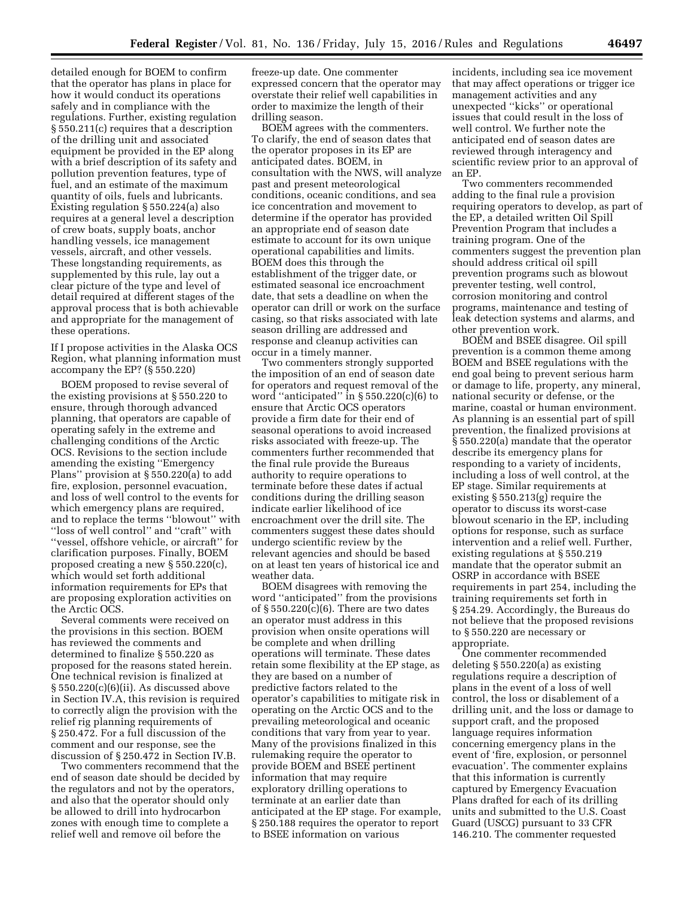detailed enough for BOEM to confirm that the operator has plans in place for how it would conduct its operations safely and in compliance with the regulations. Further, existing regulation § 550.211(c) requires that a description of the drilling unit and associated equipment be provided in the EP along with a brief description of its safety and pollution prevention features, type of fuel, and an estimate of the maximum quantity of oils, fuels and lubricants. Existing regulation § 550.224(a) also requires at a general level a description of crew boats, supply boats, anchor handling vessels, ice management vessels, aircraft, and other vessels. These longstanding requirements, as supplemented by this rule, lay out a clear picture of the type and level of detail required at different stages of the approval process that is both achievable and appropriate for the management of these operations.

If I propose activities in the Alaska OCS Region, what planning information must accompany the EP? (§ 550.220)

BOEM proposed to revise several of the existing provisions at § 550.220 to ensure, through thorough advanced planning, that operators are capable of operating safely in the extreme and challenging conditions of the Arctic OCS. Revisions to the section include amending the existing ''Emergency Plans'' provision at § 550.220(a) to add fire, explosion, personnel evacuation, and loss of well control to the events for which emergency plans are required, and to replace the terms ''blowout'' with ''loss of well control'' and ''craft'' with ''vessel, offshore vehicle, or aircraft'' for clarification purposes. Finally, BOEM proposed creating a new § 550.220(c), which would set forth additional information requirements for EPs that are proposing exploration activities on the Arctic OCS.

Several comments were received on the provisions in this section. BOEM has reviewed the comments and determined to finalize § 550.220 as proposed for the reasons stated herein. One technical revision is finalized at § 550.220(c)(6)(ii). As discussed above in Section IV.A, this revision is required to correctly align the provision with the relief rig planning requirements of § 250.472. For a full discussion of the comment and our response, see the discussion of § 250.472 in Section IV.B.

Two commenters recommend that the end of season date should be decided by the regulators and not by the operators, and also that the operator should only be allowed to drill into hydrocarbon zones with enough time to complete a relief well and remove oil before the freeze-up date. One commenter expressed concern that the operator may overstate their relief well capabilities in order to maximize the length of their drilling season.

BOEM agrees with the commenters. To clarify, the end of season dates that the operator proposes in its EP are anticipated dates. BOEM, in consultation with the NWS, will analyze past and present meteorological conditions, oceanic conditions, and sea ice concentration and movement to determine if the operator has provided an appropriate end of season date estimate to account for its own unique operational capabilities and limits. BOEM does this through the establishment of the trigger date, or estimated seasonal ice encroachment date, that sets a deadline on when the operator can drill or work on the surface casing, so that risks associated with late season drilling are addressed and response and cleanup activities can occur in a timely manner.

Two commenters strongly supported the imposition of an end of season date for operators and request removal of the word ''anticipated'' in § 550.220(c)(6) to ensure that Arctic OCS operators provide a firm date for their end of seasonal operations to avoid increased risks associated with freeze-up. The commenters further recommended that the final rule provide the Bureaus authority to require operations to terminate before these dates if actual conditions during the drilling season indicate earlier likelihood of ice encroachment over the drill site. The commenters suggest these dates should undergo scientific review by the relevant agencies and should be based on at least ten years of historical ice and weather data.

BOEM disagrees with removing the word ''anticipated'' from the provisions of § 550.220(c)(6). There are two dates an operator must address in this provision when onsite operations will be complete and when drilling operations will terminate. These dates retain some flexibility at the EP stage, as they are based on a number of predictive factors related to the operator's capabilities to mitigate risk in operating on the Arctic OCS and to the prevailing meteorological and oceanic conditions that vary from year to year. Many of the provisions finalized in this rulemaking require the operator to provide BOEM and BSEE pertinent information that may require exploratory drilling operations to terminate at an earlier date than anticipated at the EP stage. For example, § 250.188 requires the operator to report to BSEE information on various incidents, including sea ice movement that may affect operations or trigger ice management activities and any unexpected ''kicks'' or operational issues that could result in the loss of well control. We further note the anticipated end of season dates are reviewed through interagency and scientific review prior to an approval of an EP.

Two commenters recommended adding to the final rule a provision requiring operators to develop, as part of the EP, a detailed written Oil Spill Prevention Program that includes a training program. One of the commenters suggest the prevention plan should address critical oil spill prevention programs such as blowout preventer testing, well control, corrosion monitoring and control programs, maintenance and testing of leak detection systems and alarms, and other prevention work.

BOEM and BSEE disagree. Oil spill prevention is a common theme among BOEM and BSEE regulations with the end goal being to prevent serious harm or damage to life, property, any mineral, national security or defense, or the marine, coastal or human environment. As planning is an essential part of spill prevention, the finalized provisions at § 550.220(a) mandate that the operator describe its emergency plans for responding to a variety of incidents, including a loss of well control, at the EP stage. Similar requirements at existing § 550.213(g) require the operator to discuss its worst-case blowout scenario in the EP, including options for response, such as surface intervention and a relief well. Further, existing regulations at § 550.219 mandate that the operator submit an OSRP in accordance with BSEE requirements in part 254, including the training requirements set forth in § 254.29. Accordingly, the Bureaus do not believe that the proposed revisions to § 550.220 are necessary or appropriate.

One commenter recommended deleting § 550.220(a) as existing regulations require a description of plans in the event of a loss of well control, the loss or disablement of a drilling unit, and the loss or damage to support craft, and the proposed language requires information concerning emergency plans in the event of 'fire, explosion, or personnel evacuation'. The commenter explains that this information is currently captured by Emergency Evacuation Plans drafted for each of its drilling units and submitted to the U.S. Coast Guard (USCG) pursuant to 33 CFR 146.210. The commenter requested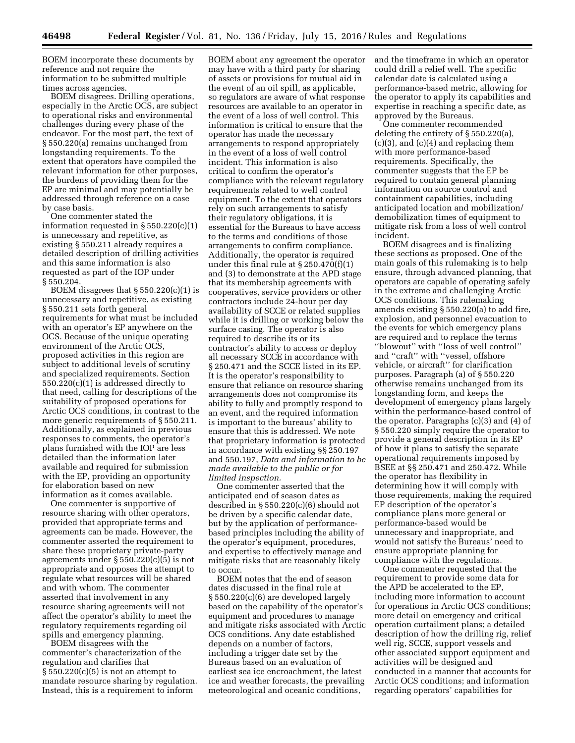BOEM incorporate these documents by reference and not require the information to be submitted multiple times across agencies.

BOEM disagrees. Drilling operations, especially in the Arctic OCS, are subject to operational risks and environmental challenges during every phase of the endeavor. For the most part, the text of § 550.220(a) remains unchanged from longstanding requirements. To the extent that operators have compiled the relevant information for other purposes, the burdens of providing them for the EP are minimal and may potentially be addressed through reference on a case by case basis.

One commenter stated the information requested in § 550.220(c)(1) is unnecessary and repetitive, as existing § 550.211 already requires a detailed description of drilling activities and this same information is also requested as part of the IOP under § 550.204.

BOEM disagrees that § 550.220(c)(1) is unnecessary and repetitive, as existing § 550.211 sets forth general requirements for what must be included with an operator's EP anywhere on the OCS. Because of the unique operating environment of the Arctic OCS, proposed activities in this region are subject to additional levels of scrutiny and specialized requirements. Section 550.220(c)(1) is addressed directly to that need, calling for descriptions of the suitability of proposed operations for Arctic OCS conditions, in contrast to the more generic requirements of § 550.211. Additionally, as explained in previous responses to comments, the operator's plans furnished with the IOP are less detailed than the information later available and required for submission with the EP, providing an opportunity for elaboration based on new information as it comes available.

One commenter is supportive of resource sharing with other operators, provided that appropriate terms and agreements can be made. However, the commenter asserted the requirement to share these proprietary private-party agreements under § 550.220(c)(5) is not appropriate and opposes the attempt to regulate what resources will be shared and with whom. The commenter asserted that involvement in any resource sharing agreements will not affect the operator's ability to meet the regulatory requirements regarding oil spills and emergency planning.

BOEM disagrees with the commenter's characterization of the regulation and clarifies that § 550.220(c)(5) is not an attempt to mandate resource sharing by regulation. Instead, this is a requirement to inform BOEM about any agreement the operator may have with a third party for sharing of assets or provisions for mutual aid in the event of an oil spill, as applicable, so regulators are aware of what response resources are available to an operator in the event of a loss of well control. This information is critical to ensure that the operator has made the necessary arrangements to respond appropriately in the event of a loss of well control incident. This information is also critical to confirm the operator's compliance with the relevant regulatory requirements related to well control equipment. To the extent that operators rely on such arrangements to satisfy their regulatory obligations, it is essential for the Bureaus to have access to the terms and conditions of those arrangements to confirm compliance. Additionally, the operator is required under this final rule at § 250.470(f)(1) and (3) to demonstrate at the APD stage that its membership agreements with cooperatives, service providers or other contractors include 24-hour per day availability of SCCE or related supplies while it is drilling or working below the surface casing. The operator is also required to describe its or its contractor's ability to access or deploy all necessary SCCE in accordance with § 250.471 and the SCCE listed in its EP. It is the operator's responsibility to ensure that reliance on resource sharing arrangements does not compromise its ability to fully and promptly respond to an event, and the required information is important to the bureaus' ability to ensure that this is addressed. We note that proprietary information is protected in accordance with existing §§ 250.197 and 550.197, *Data and information to be made available to the public or for limited inspection.*

One commenter asserted that the anticipated end of season dates as described in § 550.220(c)(6) should not be driven by a specific calendar date, but by the application of performance-based principles including the ability of the operator's equipment, procedures, and expertise to effectively manage and mitigate risks that are reasonably likely to occur.

BOEM notes that the end of season dates discussed in the final rule at § 550.220(c)(6) are developed largely based on the capability of the operator's equipment and procedures to manage and mitigate risks associated with Arctic OCS conditions. Any date established depends on a number of factors, including a trigger date set by the Bureaus based on an evaluation of earliest sea ice encroachment, the latest ice and weather forecasts, the prevailing meteorological and oceanic conditions, and the timeframe in which an operator could drill a relief well. The specific calendar date is calculated using a performance-based metric, allowing for the operator to apply its capabilities and expertise in reaching a specific date, as approved by the Bureaus.

One commenter recommended deleting the entirety of § 550.220(a), (c)(3), and (c)(4) and replacing them with more performance-based requirements. Specifically, the commenter suggests that the EP be required to contain general planning information on source control and containment capabilities, including anticipated location and mobilization/demobilization times of equipment to mitigate risk from a loss of well control incident.

BOEM disagrees and is finalizing these sections as proposed. One of the main goals of this rulemaking is to help ensure, through advanced planning, that operators are capable of operating safely in the extreme and challenging Arctic OCS conditions. This rulemaking amends existing § 550.220(a) to add fire, explosion, and personnel evacuation to the events for which emergency plans are required and to replace the terms ''blowout'' with ''loss of well control'' and ''craft'' with ''vessel, offshore vehicle, or aircraft'' for clarification purposes. Paragraph (a) of § 550.220 otherwise remains unchanged from its longstanding form, and keeps the development of emergency plans largely within the performance-based control of the operator. Paragraphs (c)(3) and (4) of § 550.220 simply require the operator to provide a general description in its EP of how it plans to satisfy the separate operational requirements imposed by BSEE at §§ 250.471 and 250.472. While the operator has flexibility in determining how it will comply with those requirements, making the required EP description of the operator's compliance plans more general or performance-based would be unnecessary and inappropriate, and would not satisfy the Bureaus' need to ensure appropriate planning for compliance with the regulations.

One commenter requested that the requirement to provide some data for the APD be accelerated to the EP, including more information to account for operations in Arctic OCS conditions; more detail on emergency and critical operation curtailment plans; a detailed description of how the drilling rig, relief well rig, SCCE, support vessels and other associated support equipment and activities will be designed and conducted in a manner that accounts for Arctic OCS conditions; and information regarding operators' capabilities for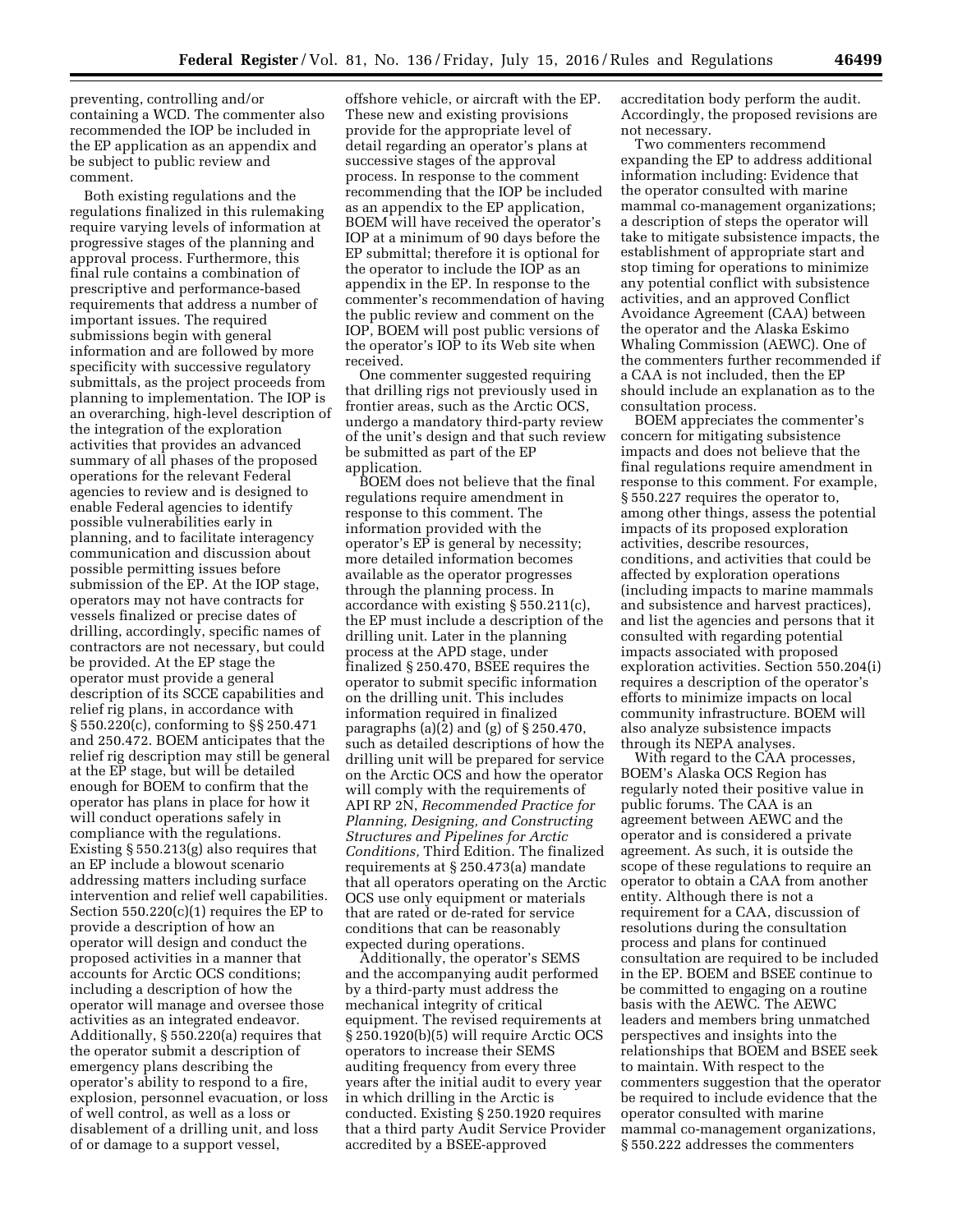preventing, controlling and/or containing a WCD. The commenter also recommended the IOP be included in the EP application as an appendix and be subject to public review and comment.

Both existing regulations and the regulations finalized in this rulemaking require varying levels of information at progressive stages of the planning and approval process. Furthermore, this final rule contains a combination of prescriptive and performance-based requirements that address a number of important issues. The required submissions begin with general information and are followed by more specificity with successive regulatory submittals, as the project proceeds from planning to implementation. The IOP is an overarching, high-level description of the integration of the exploration activities that provides an advanced summary of all phases of the proposed operations for the relevant Federal agencies to review and is designed to enable Federal agencies to identify possible vulnerabilities early in planning, and to facilitate interagency communication and discussion about possible permitting issues before submission of the EP. At the IOP stage, operators may not have contracts for vessels finalized or precise dates of drilling, accordingly, specific names of contractors are not necessary, but could be provided. At the EP stage the operator must provide a general description of its SCCE capabilities and relief rig plans, in accordance with § 550.220(c), conforming to §§ 250.471 and 250.472. BOEM anticipates that the relief rig description may still be general at the EP stage, but will be detailed enough for BOEM to confirm that the operator has plans in place for how it will conduct operations safely in compliance with the regulations. Existing § 550.213(g) also requires that an EP include a blowout scenario addressing matters including surface intervention and relief well capabilities. Section 550.220(c)(1) requires the EP to provide a description of how an operator will design and conduct the proposed activities in a manner that accounts for Arctic OCS conditions; including a description of how the operator will manage and oversee those activities as an integrated endeavor. Additionally, § 550.220(a) requires that the operator submit a description of emergency plans describing the operator's ability to respond to a fire, explosion, personnel evacuation, or loss of well control, as well as a loss or disablement of a drilling unit, and loss of or damage to a support vessel, offshore vehicle, or aircraft with the EP. These new and existing provisions provide for the appropriate level of detail regarding an operator's plans at successive stages of the approval process. In response to the comment recommending that the IOP be included as an appendix to the EP application, BOEM will have received the operator's IOP at a minimum of 90 days before the EP submittal; therefore it is optional for the operator to include the IOP as an appendix in the EP. In response to the commenter's recommendation of having the public review and comment on the IOP, BOEM will post public versions of the operator's IOP to its Web site when received.

One commenter suggested requiring that drilling rigs not previously used in frontier areas, such as the Arctic OCS, undergo a mandatory third-party review of the unit's design and that such review be submitted as part of the EP application.

BOEM does not believe that the final regulations require amendment in response to this comment. The information provided with the operator's EP is general by necessity; more detailed information becomes available as the operator progresses through the planning process. In accordance with existing § 550.211(c), the EP must include a description of the drilling unit. Later in the planning process at the APD stage, under finalized § 250.470, BSEE requires the operator to submit specific information on the drilling unit. This includes information required in finalized paragraphs (a)(2) and (g) of § 250.470, such as detailed descriptions of how the drilling unit will be prepared for service on the Arctic OCS and how the operator will comply with the requirements of API RP 2N, *Recommended Practice for Planning, Designing, and Constructing Structures and Pipelines for Arctic Conditions,* Third Edition. The finalized requirements at § 250.473(a) mandate that all operators operating on the Arctic OCS use only equipment or materials that are rated or de-rated for service conditions that can be reasonably expected during operations.

Additionally, the operator's SEMS and the accompanying audit performed by a third-party must address the mechanical integrity of critical equipment. The revised requirements at § 250.1920(b)(5) will require Arctic OCS operators to increase their SEMS auditing frequency from every three years after the initial audit to every year in which drilling in the Arctic is conducted. Existing § 250.1920 requires that a third party Audit Service Provider accredited by a BSEE-approved accreditation body perform the audit. Accordingly, the proposed revisions are not necessary.

Two commenters recommend expanding the EP to address additional information including: Evidence that the operator consulted with marine mammal co-management organizations; a description of steps the operator will take to mitigate subsistence impacts, the establishment of appropriate start and stop timing for operations to minimize any potential conflict with subsistence activities, and an approved Conflict Avoidance Agreement (CAA) between the operator and the Alaska Eskimo Whaling Commission (AEWC). One of the commenters further recommended if a CAA is not included, then the EP should include an explanation as to the consultation process.

BOEM appreciates the commenter's concern for mitigating subsistence impacts and does not believe that the final regulations require amendment in response to this comment. For example, § 550.227 requires the operator to, among other things, assess the potential impacts of its proposed exploration activities, describe resources, conditions, and activities that could be affected by exploration operations (including impacts to marine mammals and subsistence and harvest practices), and list the agencies and persons that it consulted with regarding potential impacts associated with proposed exploration activities. Section 550.204(i) requires a description of the operator's efforts to minimize impacts on local community infrastructure. BOEM will also analyze subsistence impacts through its NEPA analyses.

With regard to the CAA processes, BOEM's Alaska OCS Region has regularly noted their positive value in public forums. The CAA is an agreement between AEWC and the operator and is considered a private agreement. As such, it is outside the scope of these regulations to require an operator to obtain a CAA from another entity. Although there is not a requirement for a CAA, discussion of resolutions during the consultation process and plans for continued consultation are required to be included in the EP. BOEM and BSEE continue to be committed to engaging on a routine basis with the AEWC. The AEWC leaders and members bring unmatched perspectives and insights into the relationships that BOEM and BSEE seek to maintain. With respect to the commenters suggestion that the operator be required to include evidence that the operator consulted with marine mammal co-management organizations, § 550.222 addresses the commenters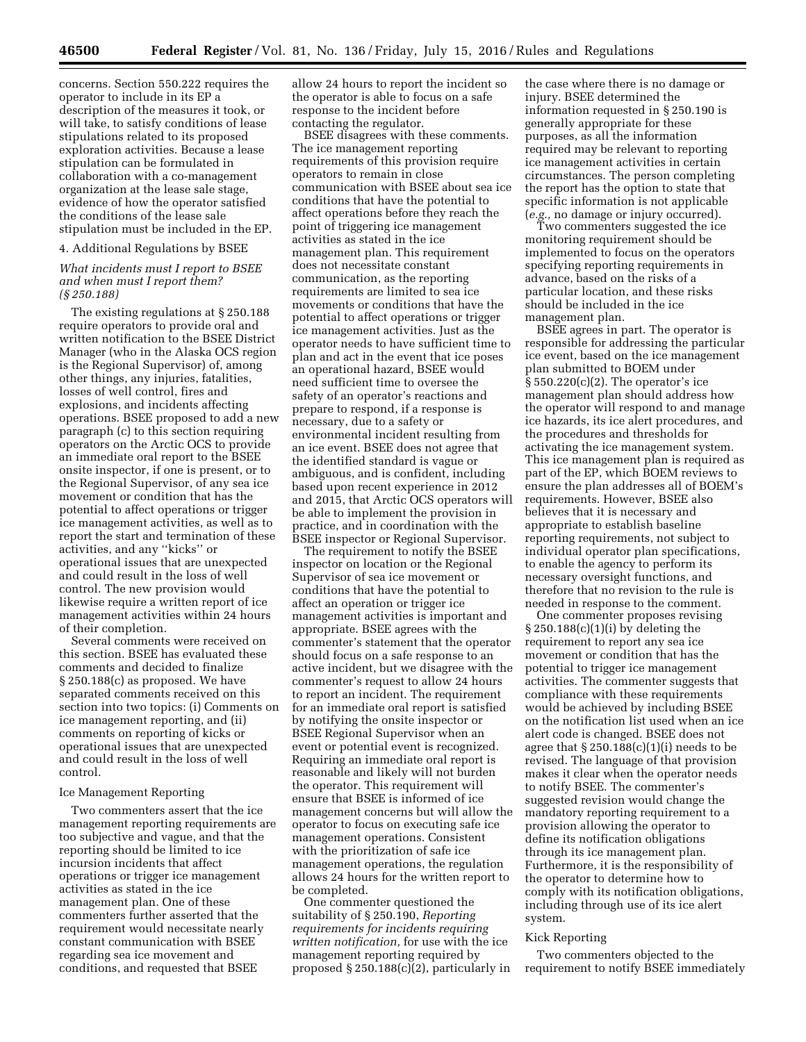concerns. Section 550.222 requires the operator to include in its EP a description of the measures it took, or will take, to satisfy conditions of lease stipulations related to its proposed exploration activities. Because a lease stipulation can be formulated in collaboration with a co-management organization at the lease sale stage, evidence of how the operator satisfied the conditions of the lease sale stipulation must be included in the EP.

4. Additional Regulations by BSEE

### *What incidents must I report to BSEE and when must I report them? (§ 250.188)*

The existing regulations at § 250.188 require operators to provide oral and written notification to the BSEE District Manager (who in the Alaska OCS region is the Regional Supervisor) of, among other things, any injuries, fatalities, losses of well control, fires and explosions, and incidents affecting operations. BSEE proposed to add a new paragraph (c) to this section requiring operators on the Arctic OCS to provide an immediate oral report to the BSEE onsite inspector, if one is present, or to the Regional Supervisor, of any sea ice movement or condition that has the potential to affect operations or trigger ice management activities, as well as to report the start and termination of these activities, and any ''kicks'' or operational issues that are unexpected and could result in the loss of well control. The new provision would likewise require a written report of ice management activities within 24 hours of their completion.

Several comments were received on this section. BSEE has evaluated these comments and decided to finalize § 250.188(c) as proposed. We have separated comments received on this section into two topics: (i) Comments on ice management reporting, and (ii) comments on reporting of kicks or operational issues that are unexpected and could result in the loss of well control.

Ice Management Reporting

Two commenters assert that the ice management reporting requirements are too subjective and vague, and that the reporting should be limited to ice incursion incidents that affect operations or trigger ice management activities as stated in the ice management plan. One of these commenters further asserted that the requirement would necessitate nearly constant communication with BSEE regarding sea ice movement and conditions, and requested that BSEE allow 24 hours to report the incident so the operator is able to focus on a safe response to the incident before contacting the regulator.

BSEE disagrees with these comments. The ice management reporting requirements of this provision require operators to remain in close communication with BSEE about sea ice conditions that have the potential to affect operations before they reach the point of triggering ice management activities as stated in the ice management plan. This requirement does not necessitate constant communication, as the reporting requirements are limited to sea ice movements or conditions that have the potential to affect operations or trigger ice management activities. Just as the operator needs to have sufficient time to plan and act in the event that ice poses an operational hazard, BSEE would need sufficient time to oversee the safety of an operator's reactions and prepare to respond, if a response is necessary, due to a safety or environmental incident resulting from an ice event. BSEE does not agree that the identified standard is vague or ambiguous, and is confident, including based upon recent experience in 2012 and 2015, that Arctic OCS operators will be able to implement the provision in practice, and in coordination with the BSEE inspector or Regional Supervisor.

The requirement to notify the BSEE inspector on location or the Regional Supervisor of sea ice movement or conditions that have the potential to affect an operation or trigger ice management activities is important and appropriate. BSEE agrees with the commenter's statement that the operator should focus on a safe response to an active incident, but we disagree with the commenter's request to allow 24 hours to report an incident. The requirement for an immediate oral report is satisfied by notifying the onsite inspector or BSEE Regional Supervisor when an event or potential event is recognized. Requiring an immediate oral report is reasonable and likely will not burden the operator. This requirement will ensure that BSEE is informed of ice management concerns but will allow the operator to focus on executing safe ice management operations. Consistent with the prioritization of safe ice management operations, the regulation allows 24 hours for the written report to be completed.

One commenter questioned the suitability of § 250.190, *Reporting requirements for incidents requiring written notification,* for use with the ice management reporting required by proposed § 250.188(c)(2), particularly in the case where there is no damage or injury. BSEE determined the information requested in § 250.190 is generally appropriate for these purposes, as all the information required may be relevant to reporting ice management activities in certain circumstances. The person completing the report has the option to state that specific information is not applicable (*e.g.,* no damage or injury occurred).

Two commenters suggested the ice monitoring requirement should be implemented to focus on the operators specifying reporting requirements in advance, based on the risks of a particular location, and these risks should be included in the ice management plan.

BSEE agrees in part. The operator is responsible for addressing the particular ice event, based on the ice management plan submitted to BOEM under § 550.220(c)(2). The operator's ice management plan should address how the operator will respond to and manage ice hazards, its ice alert procedures, and the procedures and thresholds for activating the ice management system. This ice management plan is required as part of the EP, which BOEM reviews to ensure the plan addresses all of BOEM's requirements. However, BSEE also believes that it is necessary and appropriate to establish baseline reporting requirements, not subject to individual operator plan specifications, to enable the agency to perform its necessary oversight functions, and therefore that no revision to the rule is needed in response to the comment.

One commenter proposes revising § 250.188(c)(1)(i) by deleting the requirement to report any sea ice movement or condition that has the potential to trigger ice management activities. The commenter suggests that compliance with these requirements would be achieved by including BSEE on the notification list used when an ice alert code is changed. BSEE does not agree that § 250.188(c)(1)(i) needs to be revised. The language of that provision makes it clear when the operator needs to notify BSEE. The commenter's suggested revision would change the mandatory reporting requirement to a provision allowing the operator to define its notification obligations through its ice management plan. Furthermore, it is the responsibility of the operator to determine how to comply with its notification obligations, including through use of its ice alert system.

Kick Reporting

Two commenters objected to the requirement to notify BSEE immediately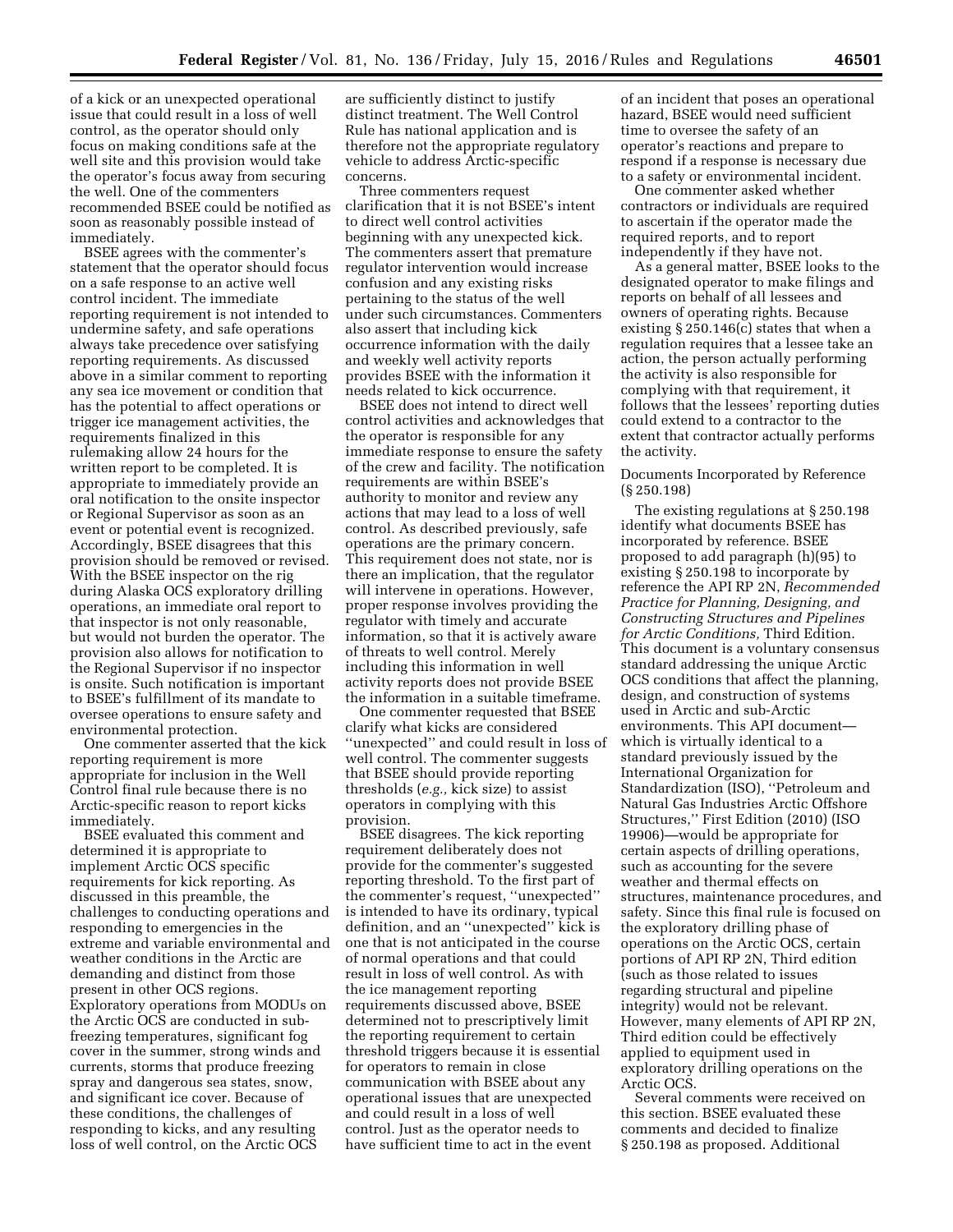of a kick or an unexpected operational issue that could result in a loss of well control, as the operator should only focus on making conditions safe at the well site and this provision would take the operator's focus away from securing the well. One of the commenters recommended BSEE could be notified as soon as reasonably possible instead of immediately.

BSEE agrees with the commenter's statement that the operator should focus on a safe response to an active well control incident. The immediate reporting requirement is not intended to undermine safety, and safe operations always take precedence over satisfying reporting requirements. As discussed above in a similar comment to reporting any sea ice movement or condition that has the potential to affect operations or trigger ice management activities, the requirements finalized in this rulemaking allow 24 hours for the written report to be completed. It is appropriate to immediately provide an oral notification to the onsite inspector or Regional Supervisor as soon as an event or potential event is recognized. Accordingly, BSEE disagrees that this provision should be removed or revised. With the BSEE inspector on the rig during Alaska OCS exploratory drilling operations, an immediate oral report to that inspector is not only reasonable, but would not burden the operator. The provision also allows for notification to the Regional Supervisor if no inspector is onsite. Such notification is important to BSEE's fulfillment of its mandate to oversee operations to ensure safety and environmental protection.

One commenter asserted that the kick reporting requirement is more appropriate for inclusion in the Well Control final rule because there is no Arctic-specific reason to report kicks immediately.

BSEE evaluated this comment and determined it is appropriate to implement Arctic OCS specific requirements for kick reporting. As discussed in this preamble, the challenges to conducting operations and responding to emergencies in the extreme and variable environmental and weather conditions in the Arctic are demanding and distinct from those present in other OCS regions. Exploratory operations from MODUs on the Arctic OCS are conducted in sub-freezing temperatures, significant fog cover in the summer, strong winds and currents, storms that produce freezing spray and dangerous sea states, snow, and significant ice cover. Because of these conditions, the challenges of responding to kicks, and any resulting loss of well control, on the Arctic OCS are sufficiently distinct to justify distinct treatment. The Well Control Rule has national application and is therefore not the appropriate regulatory vehicle to address Arctic-specific concerns.

Three commenters request clarification that it is not BSEE's intent to direct well control activities beginning with any unexpected kick. The commenters assert that premature regulator intervention would increase confusion and any existing risks pertaining to the status of the well under such circumstances. Commenters also assert that including kick occurrence information with the daily and weekly well activity reports provides BSEE with the information it needs related to kick occurrence.

BSEE does not intend to direct well control activities and acknowledges that the operator is responsible for any immediate response to ensure the safety of the crew and facility. The notification requirements are within BSEE's authority to monitor and review any actions that may lead to a loss of well control. As described previously, safe operations are the primary concern. This requirement does not state, nor is there an implication, that the regulator will intervene in operations. However, proper response involves providing the regulator with timely and accurate information, so that it is actively aware of threats to well control. Merely including this information in well activity reports does not provide BSEE the information in a suitable timeframe.

One commenter requested that BSEE clarify what kicks are considered "unexpected" and could result in loss of well control. The commenter suggests that BSEE should provide reporting thresholds (*e.g.,* kick size) to assist operators in complying with this provision.

BSEE disagrees. The kick reporting requirement deliberately does not provide for the commenter's suggested reporting threshold. To the first part of the commenter's request, "unexpected" is intended to have its ordinary, typical definition, and an "unexpected" kick is one that is not anticipated in the course of normal operations and that could result in loss of well control. As with the ice management reporting requirements discussed above, BSEE determined not to prescriptively limit the reporting requirement to certain threshold triggers because it is essential for operators to remain in close communication with BSEE about any operational issues that are unexpected and could result in a loss of well control. Just as the operator needs to have sufficient time to act in the event of an incident that poses an operational hazard, BSEE would need sufficient time to oversee the safety of an operator's reactions and prepare to respond if a response is necessary due to a safety or environmental incident.

One commenter asked whether contractors or individuals are required to ascertain if the operator made the required reports, and to report independently if they have not.

As a general matter, BSEE looks to the designated operator to make filings and reports on behalf of all lessees and owners of operating rights. Because existing § 250.146(c) states that when a regulation requires that a lessee take an action, the person actually performing the activity is also responsible for complying with that requirement, it follows that the lessees' reporting duties could extend to a contractor to the extent that contractor actually performs the activity.

Documents Incorporated by Reference (§ 250.198)

The existing regulations at § 250.198 identify what documents BSEE has incorporated by reference. BSEE proposed to add paragraph (h)(95) to existing § 250.198 to incorporate by reference the API RP 2N, *Recommended Practice for Planning, Designing, and Constructing Structures and Pipelines for Arctic Conditions,* Third Edition. This document is a voluntary consensus standard addressing the unique Arctic OCS conditions that affect the planning, design, and construction of systems used in Arctic and sub-Arctic environments. This API document—which is virtually identical to a standard previously issued by the International Organization for Standardization (ISO), "Petroleum and Natural Gas Industries Arctic Offshore Structures," First Edition (2010) (ISO 19906)—would be appropriate for certain aspects of drilling operations, such as accounting for the severe weather and thermal effects on structures, maintenance procedures, and safety. Since this final rule is focused on the exploratory drilling phase of operations on the Arctic OCS, certain portions of API RP 2N, Third edition (such as those related to issues regarding structural and pipeline integrity) would not be relevant. However, many elements of API RP 2N, Third edition could be effectively applied to equipment used in exploratory drilling operations on the Arctic OCS.

Several comments were received on this section. BSEE evaluated these comments and decided to finalize § 250.198 as proposed. Additional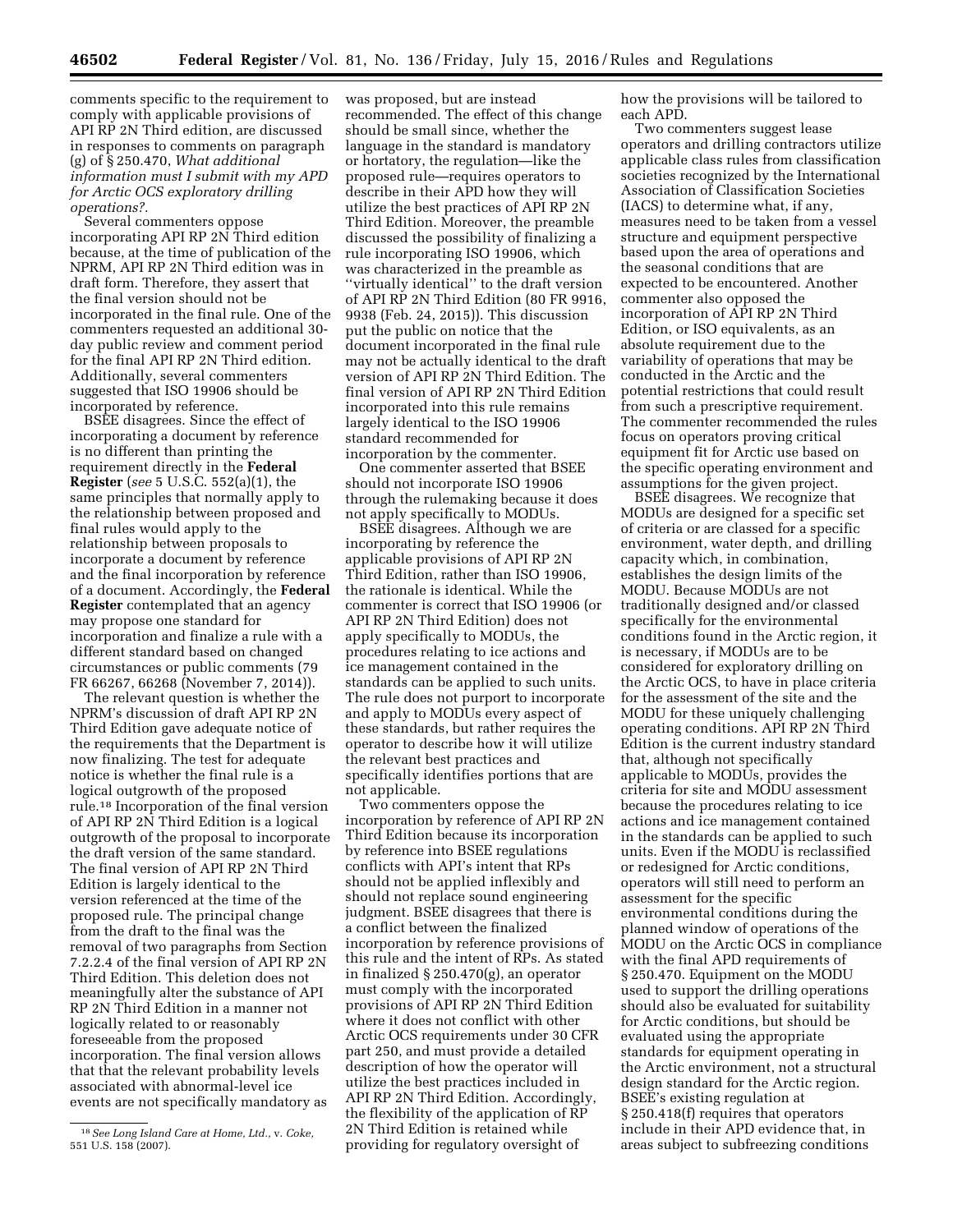comments specific to the requirement to comply with applicable provisions of API RP 2N Third edition, are discussed in responses to comments on paragraph (g) of § 250.470, *What additional information must I submit with my APD for Arctic OCS exploratory drilling operations?*.

Several commenters oppose incorporating API RP 2N Third edition because, at the time of publication of the NPRM, API RP 2N Third edition was in draft form. Therefore, they assert that the final version should not be incorporated in the final rule. One of the commenters requested an additional 30-day public review and comment period for the final API RP 2N Third edition. Additionally, several commenters suggested that ISO 19906 should be incorporated by reference.

BSEE disagrees. Since the effect of incorporating a document by reference is no different than printing the requirement directly in the **Federal Register** (*see* 5 U.S.C. 552(a)(1), the same principles that normally apply to the relationship between proposed and final rules would apply to the relationship between proposals to incorporate a document by reference and the final incorporation by reference of a document. Accordingly, the **Federal Register** contemplated that an agency may propose one standard for incorporation and finalize a rule with a different standard based on changed circumstances or public comments (79 FR 66267, 66268 (November 7, 2014)).

The relevant question is whether the NPRM's discussion of draft API RP 2N Third Edition gave adequate notice of the requirements that the Department is now finalizing. The test for adequate notice is whether the final rule is a logical outgrowth of the proposed rule.[18] Incorporation of the final version of API RP 2N Third Edition is a logical outgrowth of the proposal to incorporate the draft version of the same standard. The final version of API RP 2N Third Edition is largely identical to the version referenced at the time of the proposed rule. The principal change from the draft to the final was the removal of two paragraphs from Section 7.2.2.4 of the final version of API RP 2N Third Edition. This deletion does not meaningfully alter the substance of API RP 2N Third Edition in a manner not logically related to or reasonably foreseeable from the proposed incorporation. The final version allows that that the relevant probability levels associated with abnormal-level ice events are not specifically mandatory as was proposed, but are instead recommended. The effect of this change should be small since, whether the language in the standard is mandatory or hortatory, the regulation—like the proposed rule—requires operators to describe in their APD how they will utilize the best practices of API RP 2N Third Edition. Moreover, the preamble discussed the possibility of finalizing a rule incorporating ISO 19906, which was characterized in the preamble as ''virtually identical'' to the draft version of API RP 2N Third Edition (80 FR 9916, 9938 (Feb. 24, 2015)). This discussion put the public on notice that the document incorporated in the final rule may not be actually identical to the draft version of API RP 2N Third Edition. The final version of API RP 2N Third Edition incorporated into this rule remains largely identical to the ISO 19906 standard recommended for incorporation by the commenter.

One commenter asserted that BSEE should not incorporate ISO 19906 through the rulemaking because it does not apply specifically to MODUs.

BSEE disagrees. Although we are incorporating by reference the applicable provisions of API RP 2N Third Edition, rather than ISO 19906, the rationale is identical. While the commenter is correct that ISO 19906 (or API RP 2N Third Edition) does not apply specifically to MODUs, the procedures relating to ice actions and ice management contained in the standards can be applied to such units. The rule does not purport to incorporate and apply to MODUs every aspect of these standards, but rather requires the operator to describe how it will utilize the relevant best practices and specifically identifies portions that are not applicable.

Two commenters oppose the incorporation by reference of API RP 2N Third Edition because its incorporation by reference into BSEE regulations conflicts with API's intent that RPs should not be applied inflexibly and should not replace sound engineering judgment. BSEE disagrees that there is a conflict between the finalized incorporation by reference provisions of this rule and the intent of RPs. As stated in finalized § 250.470(g), an operator must comply with the incorporated provisions of API RP 2N Third Edition where it does not conflict with other Arctic OCS requirements under 30 CFR part 250, and must provide a detailed description of how the operator will utilize the best practices included in API RP 2N Third Edition. Accordingly, the flexibility of the application of RP 2N Third Edition is retained while providing for regulatory oversight of how the provisions will be tailored to each APD.

Two commenters suggest lease operators and drilling contractors utilize applicable class rules from classification societies recognized by the International Association of Classification Societies (IACS) to determine what, if any, measures need to be taken from a vessel structure and equipment perspective based upon the area of operations and the seasonal conditions that are expected to be encountered. Another commenter also opposed the incorporation of API RP 2N Third Edition, or ISO equivalents, as an absolute requirement due to the variability of operations that may be conducted in the Arctic and the potential restrictions that could result from such a prescriptive requirement. The commenter recommended the rules focus on operators proving critical equipment fit for Arctic use based on the specific operating environment and assumptions for the given project.

BSEE disagrees. We recognize that MODUs are designed for a specific set of criteria or are classed for a specific environment, water depth, and drilling capacity which, in combination, establishes the design limits of the MODU. Because MODUs are not traditionally designed and/or classed specifically for the environmental conditions found in the Arctic region, it is necessary, if MODUs are to be considered for exploratory drilling on the Arctic OCS, to have in place criteria for the assessment of the site and the MODU for these uniquely challenging operating conditions. API RP 2N Third Edition is the current industry standard that, although not specifically applicable to MODUs, provides the criteria for site and MODU assessment because the procedures relating to ice actions and ice management contained in the standards can be applied to such units. Even if the MODU is reclassified or redesigned for Arctic conditions, operators will still need to perform an assessment for the specific environmental conditions during the planned window of operations of the MODU on the Arctic OCS in compliance with the final APD requirements of § 250.470. Equipment on the MODU used to support the drilling operations should also be evaluated for suitability for Arctic conditions, but should be evaluated using the appropriate standards for equipment operating in the Arctic environment, not a structural design standard for the Arctic region. BSEE's existing regulation at § 250.418(f) requires that operators include in their APD evidence that, in areas subject to subfreezing conditions

[18] *See Long Island Care at Home, Ltd.,* v. *Coke,* 551 U.S. 158 (2007).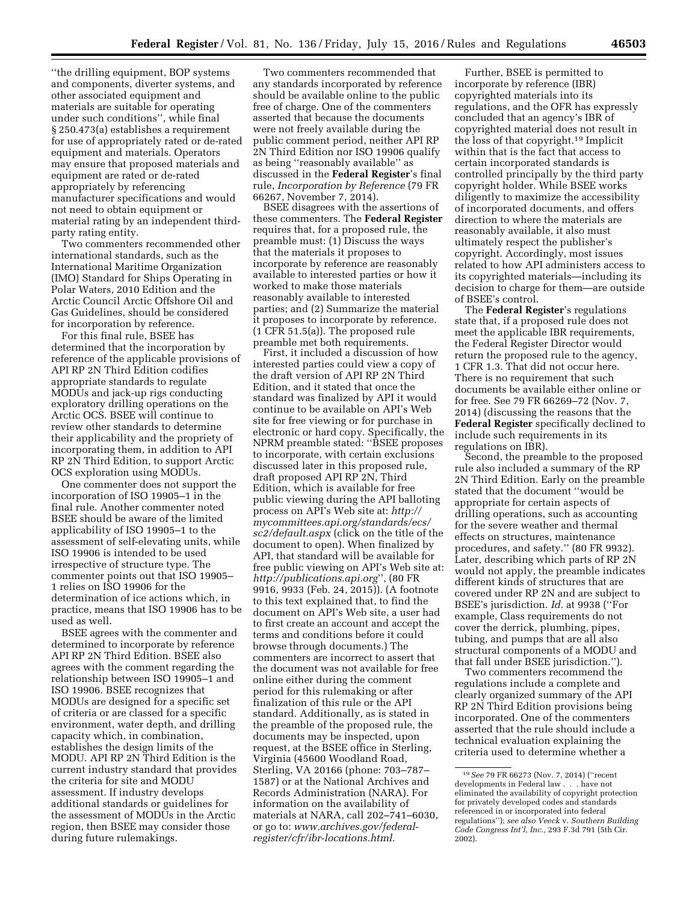''the drilling equipment, BOP systems and components, diverter systems, and other associated equipment and materials are suitable for operating under such conditions'', while final § 250.473(a) establishes a requirement for use of appropriately rated or de-rated equipment and materials. Operators may ensure that proposed materials and equipment are rated or de-rated appropriately by referencing manufacturer specifications and would not need to obtain equipment or material rating by an independent third-party rating entity.

Two commenters recommended other international standards, such as the International Maritime Organization (IMO) Standard for Ships Operating in Polar Waters, 2010 Edition and the Arctic Council Arctic Offshore Oil and Gas Guidelines, should be considered for incorporation by reference.

For this final rule, BSEE has determined that the incorporation by reference of the applicable provisions of API RP 2N Third Edition codifies appropriate standards to regulate MODUs and jack-up rigs conducting exploratory drilling operations on the Arctic OCS. BSEE will continue to review other standards to determine their applicability and the propriety of incorporating them, in addition to API RP 2N Third Edition, to support Arctic OCS exploration using MODUs.

One commenter does not support the incorporation of ISO 19905–1 in the final rule. Another commenter noted BSEE should be aware of the limited applicability of ISO 19905–1 to the assessment of self-elevating units, while ISO 19906 is intended to be used irrespective of structure type. The commenter points out that ISO 19905–1 relies on ISO 19906 for the determination of ice actions which, in practice, means that ISO 19906 has to be used as well.

BSEE agrees with the commenter and determined to incorporate by reference API RP 2N Third Edition. BSEE also agrees with the comment regarding the relationship between ISO 19905–1 and ISO 19906. BSEE recognizes that MODUs are designed for a specific set of criteria or are classed for a specific environment, water depth, and drilling capacity which, in combination, establishes the design limits of the MODU. API RP 2N Third Edition is the current industry standard that provides the criteria for site and MODU assessment. If industry develops additional standards or guidelines for the assessment of MODUs in the Arctic region, then BSEE may consider those during future rulemakings.

Two commenters recommended that any standards incorporated by reference should be available online to the public free of charge. One of the commenters asserted that because the documents were not freely available during the public comment period, neither API RP 2N Third Edition nor ISO 19906 qualify as being ''reasonably available'' as discussed in the **Federal Register**'s final rule, *Incorporation by Reference* (79 FR 66267, November 7, 2014).

BSEE disagrees with the assertions of these commenters. The **Federal Register** requires that, for a proposed rule, the preamble must: (1) Discuss the ways that the materials it proposes to incorporate by reference are reasonably available to interested parties or how it worked to make those materials reasonably available to interested parties; and (2) Summarize the material it proposes to incorporate by reference. (1 CFR 51.5(a)). The proposed rule preamble met both requirements.

First, it included a discussion of how interested parties could view a copy of the draft version of API RP 2N Third Edition, and it stated that once the standard was finalized by API it would continue to be available on API's Web site for free viewing or for purchase in electronic or hard copy. Specifically, the NPRM preamble stated: ''BSEE proposes to incorporate, with certain exclusions discussed later in this proposed rule, draft proposed API RP 2N, Third Edition, which is available for free public viewing during the API balloting process on API's Web site at: *http://mycommittees.api.org/standards/ecs/sc2/default.aspx* (click on the title of the document to open). When finalized by API, that standard will be available for free public viewing on API's Web site at: *http://publications.api.org*'', (80 FR 9916, 9933 (Feb. 24, 2015)). (A footnote to this text explained that, to find the document on API's Web site, a user had to first create an account and accept the terms and conditions before it could browse through documents.) The commenters are incorrect to assert that the document was not available for free online either during the comment period for this rulemaking or after finalization of this rule or the API standard. Additionally, as is stated in the preamble of the proposed rule, the documents may be inspected, upon request, at the BSEE office in Sterling, Virginia (45600 Woodland Road, Sterling, VA 20166 (phone: 703–787–1587) or at the National Archives and Records Administration (NARA). For information on the availability of materials at NARA, call 202–741–6030, or go to: *www.archives.gov/federal-register/cfr/ibr-locations.html.*

Further, BSEE is permitted to incorporate by reference (IBR) copyrighted materials into its regulations, and the OFR has expressly concluded that an agency's IBR of copyrighted material does not result in the loss of that copyright.[19] Implicit within that is the fact that access to certain incorporated standards is controlled principally by the third party copyright holder. While BSEE works diligently to maximize the accessibility of incorporated documents, and offers direction to where the materials are reasonably available, it also must ultimately respect the publisher's copyright. Accordingly, most issues related to how API administers access to its copyrighted materials—including its decision to charge for them—are outside of BSEE's control.

The **Federal Register**'s regulations state that, if a proposed rule does not meet the applicable IBR requirements, the Federal Register Director would return the proposed rule to the agency, 1 CFR 1.3. That did not occur here. There is no requirement that such documents be available either online or for free. See 79 FR 66269–72 (Nov. 7, 2014) (discussing the reasons that the **Federal Register** specifically declined to include such requirements in its regulations on IBR).

Second, the preamble to the proposed rule also included a summary of the RP 2N Third Edition. Early on the preamble stated that the document ''would be appropriate for certain aspects of drilling operations, such as accounting for the severe weather and thermal effects on structures, maintenance procedures, and safety.'' (80 FR 9932). Later, describing which parts of RP 2N would not apply, the preamble indicates different kinds of structures that are covered under RP 2N and are subject to BSEE's jurisdiction. *Id.* at 9938 (''For example, Class requirements do not cover the derrick, plumbing, pipes, tubing, and pumps that are all also structural components of a MODU and that fall under BSEE jurisdiction.'').

Two commenters recommend the regulations include a complete and clearly organized summary of the API RP 2N Third Edition provisions being incorporated. One of the commenters asserted that the rule should include a technical evaluation explaining the criteria used to determine whether a

[19] *See* 79 FR 66273 (Nov. 7, 2014) (''recent developments in Federal law . . . have not eliminated the availability of copyright protection for privately developed codes and standards referenced in or incorporated into federal regulations''); *see also Veeck* v. *Southern Building Code Congress Int'l, Inc.*, 293 F.3d 791 (5th Cir. 2002).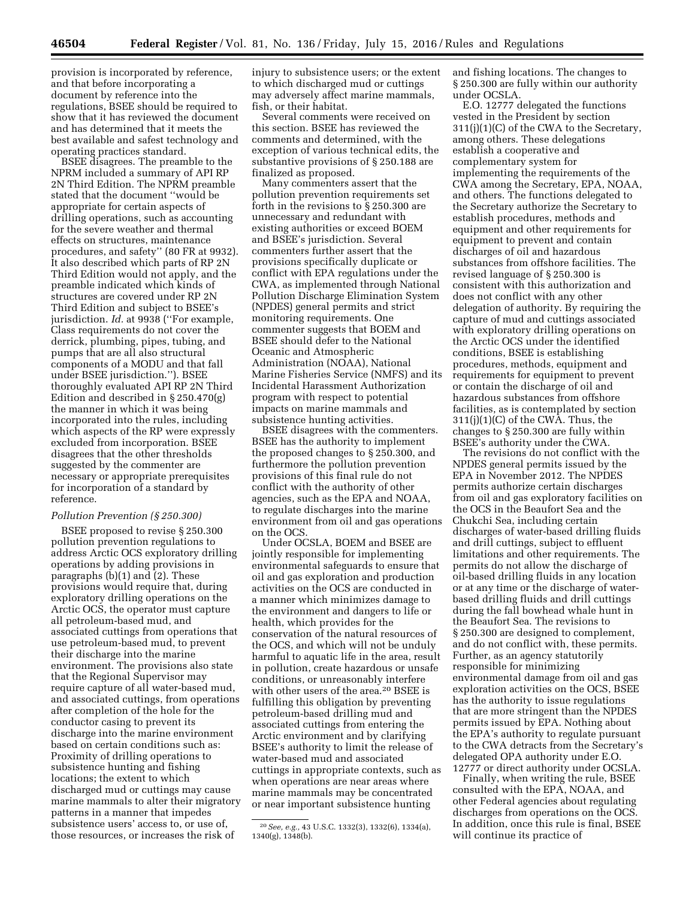provision is incorporated by reference, and that before incorporating a document by reference into the regulations, BSEE should be required to show that it has reviewed the document and has determined that it meets the best available and safest technology and operating practices standard.

BSEE disagrees. The preamble to the NPRM included a summary of API RP 2N Third Edition. The NPRM preamble stated that the document "would be appropriate for certain aspects of drilling operations, such as accounting for the severe weather and thermal effects on structures, maintenance procedures, and safety" (80 FR at 9932). It also described which parts of RP 2N Third Edition would not apply, and the preamble indicated which kinds of structures are covered under RP 2N Third Edition and subject to BSEE's jurisdiction. *Id.* at 9938 ("For example, Class requirements do not cover the derrick, plumbing, pipes, tubing, and pumps that are all also structural components of a MODU and that fall under BSEE jurisdiction."). BSEE thoroughly evaluated API RP 2N Third Edition and described in § 250.470(g) the manner in which it was being incorporated into the rules, including which aspects of the RP were expressly excluded from incorporation. BSEE disagrees that the other thresholds suggested by the commenter are necessary or appropriate prerequisites for incorporation of a standard by reference.

*Pollution Prevention (§ 250.300)*

BSEE proposed to revise § 250.300 pollution prevention regulations to address Arctic OCS exploratory drilling operations by adding provisions in paragraphs (b)(1) and (2). These provisions would require that, during exploratory drilling operations on the Arctic OCS, the operator must capture all petroleum-based mud, and associated cuttings from operations that use petroleum-based mud, to prevent their discharge into the marine environment. The provisions also state that the Regional Supervisor may require capture of all water-based mud, and associated cuttings, from operations after completion of the hole for the conductor casing to prevent its discharge into the marine environment based on certain conditions such as: Proximity of drilling operations to subsistence hunting and fishing locations; the extent to which discharged mud or cuttings may cause marine mammals to alter their migratory patterns in a manner that impedes subsistence users' access to, or use of, those resources, or increases the risk of injury to subsistence users; or the extent to which discharged mud or cuttings may adversely affect marine mammals, fish, or their habitat.

Several comments were received on this section. BSEE has reviewed the comments and determined, with the exception of various technical edits, the substantive provisions of § 250.188 are finalized as proposed.

Many commenters assert that the pollution prevention requirements set forth in the revisions to § 250.300 are unnecessary and redundant with existing authorities or exceed BOEM and BSEE's jurisdiction. Several commenters further assert that the provisions specifically duplicate or conflict with EPA regulations under the CWA, as implemented through National Pollution Discharge Elimination System (NPDES) general permits and strict monitoring requirements. One commenter suggests that BOEM and BSEE should defer to the National Oceanic and Atmospheric Administration (NOAA), National Marine Fisheries Service (NMFS) and its Incidental Harassment Authorization program with respect to potential impacts on marine mammals and subsistence hunting activities.

BSEE disagrees with the commenters. BSEE has the authority to implement the proposed changes to § 250.300, and furthermore the pollution prevention provisions of this final rule do not conflict with the authority of other agencies, such as the EPA and NOAA, to regulate discharges into the marine environment from oil and gas operations on the OCS.

Under OCSLA, BOEM and BSEE are jointly responsible for implementing environmental safeguards to ensure that oil and gas exploration and production activities on the OCS are conducted in a manner which minimizes damage to the environment and dangers to life or health, which provides for the conservation of the natural resources of the OCS, and which will not be unduly harmful to aquatic life in the area, result in pollution, create hazardous or unsafe conditions, or unreasonably interfere with other users of the area.[20] BSEE is fulfilling this obligation by preventing petroleum-based drilling mud and associated cuttings from entering the Arctic environment and by clarifying BSEE's authority to limit the release of water-based mud and associated cuttings in appropriate contexts, such as when operations are near areas where marine mammals may be concentrated or near important subsistence hunting and fishing locations. The changes to § 250.300 are fully within our authority under OCSLA.

E.O. 12777 delegated the functions vested in the President by section 311(j)(1)(C) of the CWA to the Secretary, among others. These delegations establish a cooperative and complementary system for implementing the requirements of the CWA among the Secretary, EPA, NOAA, and others. The functions delegated to the Secretary authorize the Secretary to establish procedures, methods and equipment and other requirements for equipment to prevent and contain discharges of oil and hazardous substances from offshore facilities. The revised language of § 250.300 is consistent with this authorization and does not conflict with any other delegation of authority. By requiring the capture of mud and cuttings associated with exploratory drilling operations on the Arctic OCS under the identified conditions, BSEE is establishing procedures, methods, equipment and requirements for equipment to prevent or contain the discharge of oil and hazardous substances from offshore facilities, as is contemplated by section 311(j)(1)(C) of the CWA. Thus, the changes to § 250.300 are fully within BSEE's authority under the CWA.

The revisions do not conflict with the NPDES general permits issued by the EPA in November 2012. The NPDES permits authorize certain discharges from oil and gas exploratory facilities on the OCS in the Beaufort Sea and the Chukchi Sea, including certain discharges of water-based drilling fluids and drill cuttings, subject to effluent limitations and other requirements. The permits do not allow the discharge of oil-based drilling fluids in any location or at any time or the discharge of water-based drilling fluids and drill cuttings during the fall bowhead whale hunt in the Beaufort Sea. The revisions to § 250.300 are designed to complement, and do not conflict with, these permits. Further, as an agency statutorily responsible for minimizing environmental damage from oil and gas exploration activities on the OCS, BSEE has the authority to issue regulations that are more stringent than the NPDES permits issued by EPA. Nothing about the EPA's authority to regulate pursuant to the CWA detracts from the Secretary's delegated OPA authority under E.O. 12777 or direct authority under OCSLA.

Finally, when writing the rule, BSEE consulted with the EPA, NOAA, and other Federal agencies about regulating discharges from operations on the OCS. In addition, once this rule is final, BSEE will continue its practice of

[20] *See, e.g.,* 43 U.S.C. 1332(3), 1332(6), 1334(a), 1340(g), 1348(b).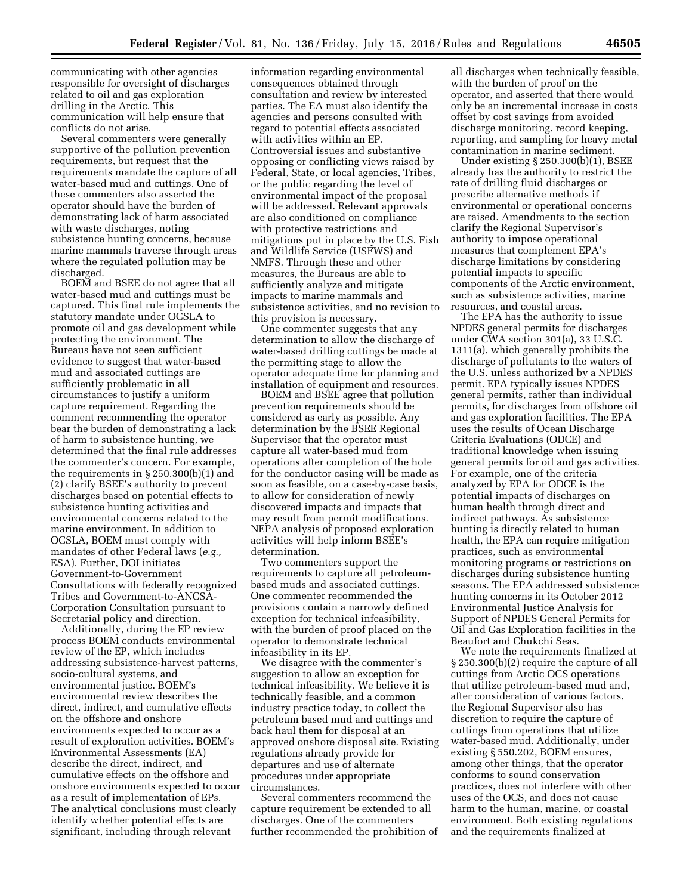communicating with other agencies responsible for oversight of discharges related to oil and gas exploration drilling in the Arctic. This communication will help ensure that conflicts do not arise.

Several commenters were generally supportive of the pollution prevention requirements, but request that the requirements mandate the capture of all water-based mud and cuttings. One of these commenters also asserted the operator should have the burden of demonstrating lack of harm associated with waste discharges, noting subsistence hunting concerns, because marine mammals traverse through areas where the regulated pollution may be discharged.

BOEM and BSEE do not agree that all water-based mud and cuttings must be captured. This final rule implements the statutory mandate under OCSLA to promote oil and gas development while protecting the environment. The Bureaus have not seen sufficient evidence to suggest that water-based mud and associated cuttings are sufficiently problematic in all circumstances to justify a uniform capture requirement. Regarding the comment recommending the operator bear the burden of demonstrating a lack of harm to subsistence hunting, we determined that the final rule addresses the commenter's concern. For example, the requirements in § 250.300(b)(1) and (2) clarify BSEE's authority to prevent discharges based on potential effects to subsistence hunting activities and environmental concerns related to the marine environment. In addition to OCSLA, BOEM must comply with mandates of other Federal laws (*e.g.,* ESA). Further, DOI initiates Government-to-Government Consultations with federally recognized Tribes and Government-to-ANCSA-Corporation Consultation pursuant to Secretarial policy and direction.

Additionally, during the EP review process BOEM conducts environmental review of the EP, which includes addressing subsistence-harvest patterns, socio-cultural systems, and environmental justice. BOEM's environmental review describes the direct, indirect, and cumulative effects on the offshore and onshore environments expected to occur as a result of exploration activities. BOEM's Environmental Assessments (EA) describe the direct, indirect, and cumulative effects on the offshore and onshore environments expected to occur as a result of implementation of EPs. The analytical conclusions must clearly identify whether potential effects are significant, including through relevant information regarding environmental consequences obtained through consultation and review by interested parties. The EA must also identify the agencies and persons consulted with regard to potential effects associated with activities within an EP. Controversial issues and substantive opposing or conflicting views raised by Federal, State, or local agencies, Tribes, or the public regarding the level of environmental impact of the proposal will be addressed. Relevant approvals are also conditioned on compliance with protective restrictions and mitigations put in place by the U.S. Fish and Wildlife Service (USFWS) and NMFS. Through these and other measures, the Bureaus are able to sufficiently analyze and mitigate impacts to marine mammals and subsistence activities, and no revision to this provision is necessary.

One commenter suggests that any determination to allow the discharge of water-based drilling cuttings be made at the permitting stage to allow the operator adequate time for planning and installation of equipment and resources.

BOEM and BSEE agree that pollution prevention requirements should be considered as early as possible. Any determination by the BSEE Regional Supervisor that the operator must capture all water-based mud from operations after completion of the hole for the conductor casing will be made as soon as feasible, on a case-by-case basis, to allow for consideration of newly discovered impacts and impacts that may result from permit modifications. NEPA analysis of proposed exploration activities will help inform BSEE's determination.

Two commenters support the requirements to capture all petroleum-based muds and associated cuttings. One commenter recommended the provisions contain a narrowly defined exception for technical infeasibility, with the burden of proof placed on the operator to demonstrate technical infeasibility in its EP.

We disagree with the commenter's suggestion to allow an exception for technical infeasibility. We believe it is technically feasible, and a common industry practice today, to collect the petroleum based mud and cuttings and back haul them for disposal at an approved onshore disposal site. Existing regulations already provide for departures and use of alternate procedures under appropriate circumstances.

Several commenters recommend the capture requirement be extended to all discharges. One of the commenters further recommended the prohibition of all discharges when technically feasible, with the burden of proof on the operator, and asserted that there would only be an incremental increase in costs offset by cost savings from avoided discharge monitoring, record keeping, reporting, and sampling for heavy metal contamination in marine sediment.

Under existing § 250.300(b)(1), BSEE already has the authority to restrict the rate of drilling fluid discharges or prescribe alternative methods if environmental or operational concerns are raised. Amendments to the section clarify the Regional Supervisor's authority to impose operational measures that complement EPA's discharge limitations by considering potential impacts to specific components of the Arctic environment, such as subsistence activities, marine resources, and coastal areas.

The EPA has the authority to issue NPDES general permits for discharges under CWA section 301(a), 33 U.S.C. 1311(a), which generally prohibits the discharge of pollutants to the waters of the U.S. unless authorized by a NPDES permit. EPA typically issues NPDES general permits, rather than individual permits, for discharges from offshore oil and gas exploration facilities. The EPA uses the results of Ocean Discharge Criteria Evaluations (ODCE) and traditional knowledge when issuing general permits for oil and gas activities. For example, one of the criteria analyzed by EPA for ODCE is the potential impacts of discharges on human health through direct and indirect pathways. As subsistence hunting is directly related to human health, the EPA can require mitigation practices, such as environmental monitoring programs or restrictions on discharges during subsistence hunting seasons. The EPA addressed subsistence hunting concerns in its October 2012 Environmental Justice Analysis for Support of NPDES General Permits for Oil and Gas Exploration facilities in the Beaufort and Chukchi Seas.

We note the requirements finalized at § 250.300(b)(2) require the capture of all cuttings from Arctic OCS operations that utilize petroleum-based mud and, after consideration of various factors, the Regional Supervisor also has discretion to require the capture of cuttings from operations that utilize water-based mud. Additionally, under existing § 550.202, BOEM ensures, among other things, that the operator conforms to sound conservation practices, does not interfere with other uses of the OCS, and does not cause harm to the human, marine, or coastal environment. Both existing regulations and the requirements finalized at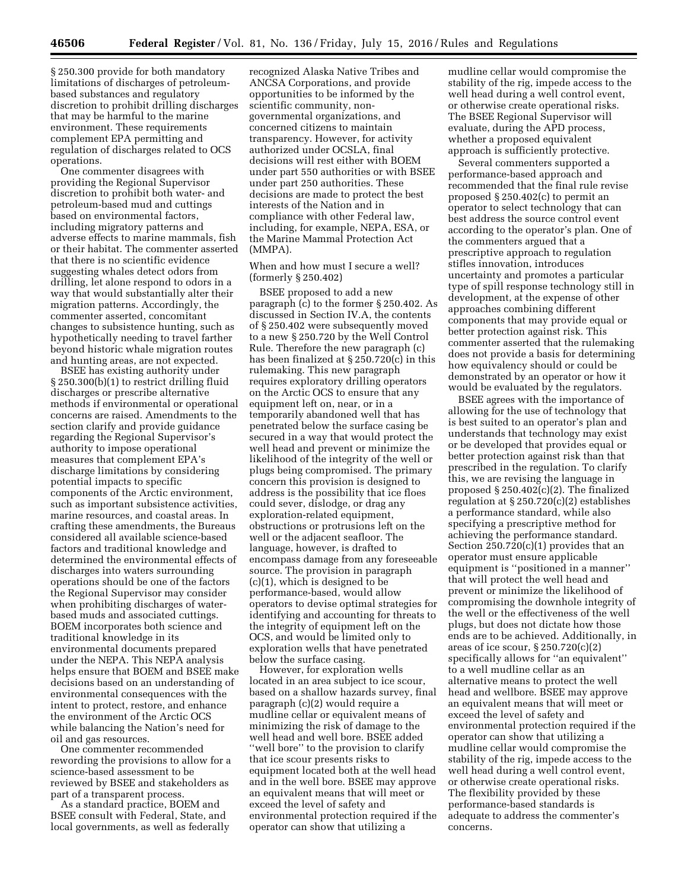§ 250.300 provide for both mandatory limitations of discharges of petroleum-based substances and regulatory discretion to prohibit drilling discharges that may be harmful to the marine environment. These requirements complement EPA permitting and regulation of discharges related to OCS operations.

One commenter disagrees with providing the Regional Supervisor discretion to prohibit both water- and petroleum-based mud and cuttings based on environmental factors, including migratory patterns and adverse effects to marine mammals, fish or their habitat. The commenter asserted that there is no scientific evidence suggesting whales detect odors from drilling, let alone respond to odors in a way that would substantially alter their migration patterns. Accordingly, the commenter asserted, concomitant changes to subsistence hunting, such as hypothetically needing to travel farther beyond historic whale migration routes and hunting areas, are not expected.

BSEE has existing authority under § 250.300(b)(1) to restrict drilling fluid discharges or prescribe alternative methods if environmental or operational concerns are raised. Amendments to the section clarify and provide guidance regarding the Regional Supervisor's authority to impose operational measures that complement EPA's discharge limitations by considering potential impacts to specific components of the Arctic environment, such as important subsistence activities, marine resources, and coastal areas. In crafting these amendments, the Bureaus considered all available science-based factors and traditional knowledge and determined the environmental effects of discharges into waters surrounding operations should be one of the factors the Regional Supervisor may consider when prohibiting discharges of water-based muds and associated cuttings. BOEM incorporates both science and traditional knowledge in its environmental documents prepared under the NEPA. This NEPA analysis helps ensure that BOEM and BSEE make decisions based on an understanding of environmental consequences with the intent to protect, restore, and enhance the environment of the Arctic OCS while balancing the Nation's need for oil and gas resources.

One commenter recommended rewording the provisions to allow for a science-based assessment to be reviewed by BSEE and stakeholders as part of a transparent process.

As a standard practice, BOEM and BSEE consult with Federal, State, and local governments, as well as federally recognized Alaska Native Tribes and ANCSA Corporations, and provide opportunities to be informed by the scientific community, non-governmental organizations, and concerned citizens to maintain transparency. However, for activity authorized under OCSLA, final decisions will rest either with BOEM under part 550 authorities or with BSEE under part 250 authorities. These decisions are made to protect the best interests of the Nation and in compliance with other Federal law, including, for example, NEPA, ESA, or the Marine Mammal Protection Act (MMPA).

When and how must I secure a well? (formerly § 250.402)

BSEE proposed to add a new paragraph (c) to the former § 250.402. As discussed in Section IV.A, the contents of § 250.402 were subsequently moved to a new § 250.720 by the Well Control Rule. Therefore the new paragraph (c) has been finalized at § 250.720(c) in this rulemaking. This new paragraph requires exploratory drilling operators on the Arctic OCS to ensure that any equipment left on, near, or in a temporarily abandoned well that has penetrated below the surface casing be secured in a way that would protect the well head and prevent or minimize the likelihood of the integrity of the well or plugs being compromised. The primary concern this provision is designed to address is the possibility that ice floes could sever, dislodge, or drag any exploration-related equipment, obstructions or protrusions left on the well or the adjacent seafloor. The language, however, is drafted to encompass damage from any foreseeable source. The provision in paragraph (c)(1), which is designed to be performance-based, would allow operators to devise optimal strategies for identifying and accounting for threats to the integrity of equipment left on the OCS, and would be limited only to exploration wells that have penetrated below the surface casing.

However, for exploration wells located in an area subject to ice scour, based on a shallow hazards survey, final paragraph (c)(2) would require a mudline cellar or equivalent means of minimizing the risk of damage to the well head and well bore. BSEE added "well bore" to the provision to clarify that ice scour presents risks to equipment located both at the well head and in the well bore. BSEE may approve an equivalent means that will meet or exceed the level of safety and environmental protection required if the operator can show that utilizing a mudline cellar would compromise the stability of the rig, impede access to the well head during a well control event, or otherwise create operational risks. The BSEE Regional Supervisor will evaluate, during the APD process, whether a proposed equivalent approach is sufficiently protective.

Several commenters supported a performance-based approach and recommended that the final rule revise proposed § 250.402(c) to permit an operator to select technology that can best address the source control event according to the operator's plan. One of the commenters argued that a prescriptive approach to regulation stifles innovation, introduces uncertainty and promotes a particular type of spill response technology still in development, at the expense of other approaches combining different components that may provide equal or better protection against risk. This commenter asserted that the rulemaking does not provide a basis for determining how equivalency should or could be demonstrated by an operator or how it would be evaluated by the regulators.

BSEE agrees with the importance of allowing for the use of technology that is best suited to an operator's plan and understands that technology may exist or be developed that provides equal or better protection against risk than that prescribed in the regulation. To clarify this, we are revising the language in proposed § 250.402(c)(2). The finalized regulation at § 250.720(c)(2) establishes a performance standard, while also specifying a prescriptive method for achieving the performance standard. Section 250.720(c)(1) provides that an operator must ensure applicable equipment is "positioned in a manner" that will protect the well head and prevent or minimize the likelihood of compromising the downhole integrity of the well or the effectiveness of the well plugs, but does not dictate how those ends are to be achieved. Additionally, in areas of ice scour, § 250.720(c)(2) specifically allows for "an equivalent" to a well mudline cellar as an alternative means to protect the well head and wellbore. BSEE may approve an equivalent means that will meet or exceed the level of safety and environmental protection required if the operator can show that utilizing a mudline cellar would compromise the stability of the rig, impede access to the well head during a well control event, or otherwise create operational risks. The flexibility provided by these performance-based standards is adequate to address the commenter's concerns.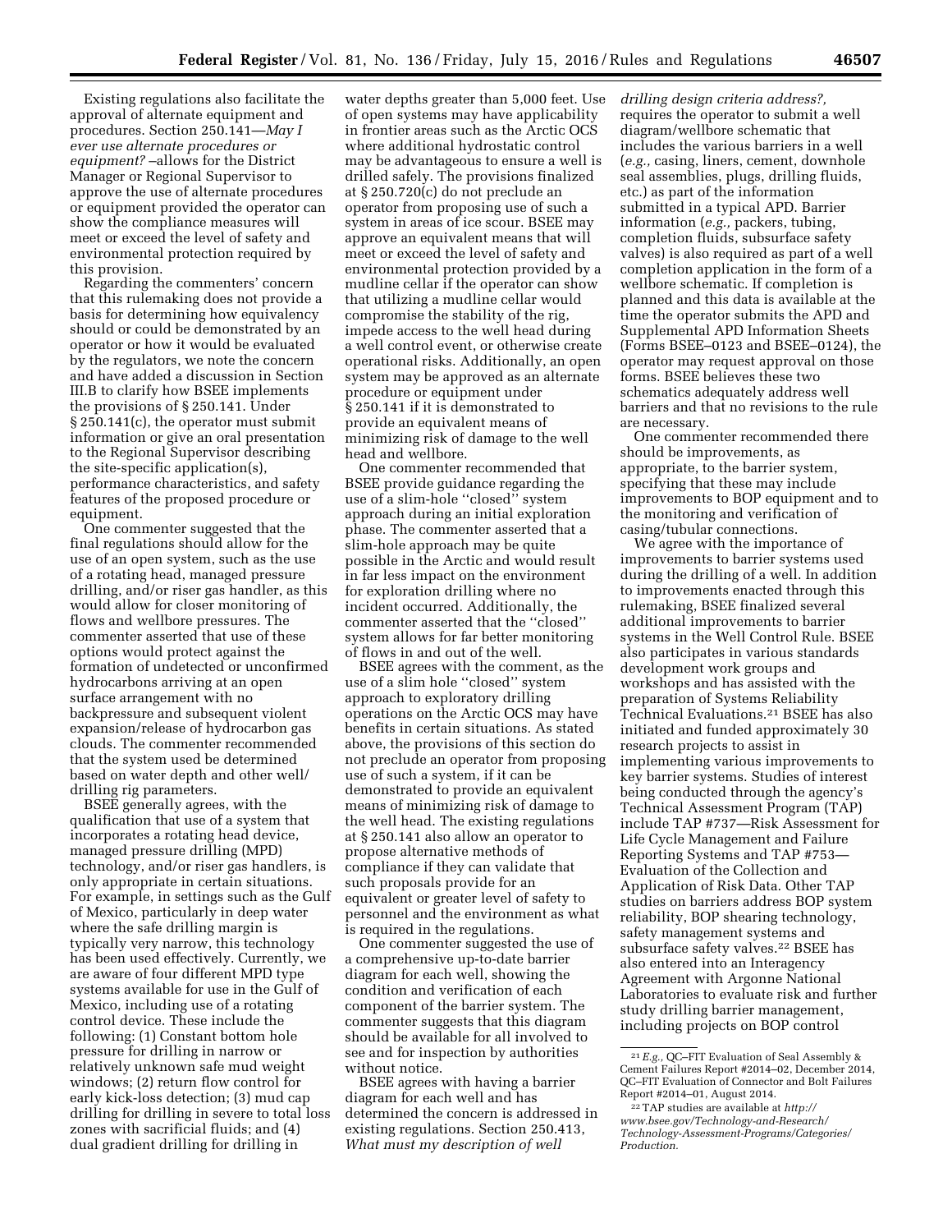Existing regulations also facilitate the approval of alternate equipment and procedures. Section 250.141—*May I ever use alternate procedures or equipment?* –allows for the District Manager or Regional Supervisor to approve the use of alternate procedures or equipment provided the operator can show the compliance measures will meet or exceed the level of safety and environmental protection required by this provision.

Regarding the commenters' concern that this rulemaking does not provide a basis for determining how equivalency should or could be demonstrated by an operator or how it would be evaluated by the regulators, we note the concern and have added a discussion in Section III.B to clarify how BSEE implements the provisions of § 250.141. Under § 250.141(c), the operator must submit information or give an oral presentation to the Regional Supervisor describing the site-specific application(s), performance characteristics, and safety features of the proposed procedure or equipment.

One commenter suggested that the final regulations should allow for the use of an open system, such as the use of a rotating head, managed pressure drilling, and/or riser gas handler, as this would allow for closer monitoring of flows and wellbore pressures. The commenter asserted that use of these options would protect against the formation of undetected or unconfirmed hydrocarbons arriving at an open surface arrangement with no backpressure and subsequent violent expansion/release of hydrocarbon gas clouds. The commenter recommended that the system used be determined based on water depth and other well/drilling rig parameters.

BSEE generally agrees, with the qualification that use of a system that incorporates a rotating head device, managed pressure drilling (MPD) technology, and/or riser gas handlers, is only appropriate in certain situations. For example, in settings such as the Gulf of Mexico, particularly in deep water where the safe drilling margin is typically very narrow, this technology has been used effectively. Currently, we are aware of four different MPD type systems available for use in the Gulf of Mexico, including use of a rotating control device. These include the following: (1) Constant bottom hole pressure for drilling in narrow or relatively unknown safe mud weight windows; (2) return flow control for early kick-loss detection; (3) mud cap drilling for drilling in severe to total loss zones with sacrificial fluids; and (4) dual gradient drilling for drilling in water depths greater than 5,000 feet. Use of open systems may have applicability in frontier areas such as the Arctic OCS where additional hydrostatic control may be advantageous to ensure a well is drilled safely. The provisions finalized at § 250.720(c) do not preclude an operator from proposing use of such a system in areas of ice scour. BSEE may approve an equivalent means that will meet or exceed the level of safety and environmental protection provided by a mudline cellar if the operator can show that utilizing a mudline cellar would compromise the stability of the rig, impede access to the well head during a well control event, or otherwise create operational risks. Additionally, an open system may be approved as an alternate procedure or equipment under § 250.141 if it is demonstrated to provide an equivalent means of minimizing risk of damage to the well head and wellbore.

One commenter recommended that BSEE provide guidance regarding the use of a slim-hole ''closed'' system approach during an initial exploration phase. The commenter asserted that a slim-hole approach may be quite possible in the Arctic and would result in far less impact on the environment for exploration drilling where no incident occurred. Additionally, the commenter asserted that the ''closed'' system allows for far better monitoring of flows in and out of the well.

BSEE agrees with the comment, as the use of a slim hole ''closed'' system approach to exploratory drilling operations on the Arctic OCS may have benefits in certain situations. As stated above, the provisions of this section do not preclude an operator from proposing use of such a system, if it can be demonstrated to provide an equivalent means of minimizing risk of damage to the well head. The existing regulations at § 250.141 also allow an operator to propose alternative methods of compliance if they can validate that such proposals provide for an equivalent or greater level of safety to personnel and the environment as what is required in the regulations.

One commenter suggested the use of a comprehensive up-to-date barrier diagram for each well, showing the condition and verification of each component of the barrier system. The commenter suggests that this diagram should be available for all involved to see and for inspection by authorities without notice.

BSEE agrees with having a barrier diagram for each well and has determined the concern is addressed in existing regulations. Section 250.413, *What must my description of well drilling design criteria address?,* requires the operator to submit a well diagram/wellbore schematic that includes the various barriers in a well (*e.g.,* casing, liners, cement, downhole seal assemblies, plugs, drilling fluids, etc.) as part of the information submitted in a typical APD. Barrier information (*e.g.,* packers, tubing, completion fluids, subsurface safety valves) is also required as part of a well completion application in the form of a wellbore schematic. If completion is planned and this data is available at the time the operator submits the APD and Supplemental APD Information Sheets (Forms BSEE–0123 and BSEE–0124), the operator may request approval on those forms. BSEE believes these two schematics adequately address well barriers and that no revisions to the rule are necessary.

One commenter recommended there should be improvements, as appropriate, to the barrier system, specifying that these may include improvements to BOP equipment and to the monitoring and verification of casing/tubular connections.

We agree with the importance of improvements to barrier systems used during the drilling of a well. In addition to improvements enacted through this rulemaking, BSEE finalized several additional improvements to barrier systems in the Well Control Rule. BSEE also participates in various standards development work groups and workshops and has assisted with the preparation of Systems Reliability Technical Evaluations.[21] BSEE has also initiated and funded approximately 30 research projects to assist in implementing various improvements to key barrier systems. Studies of interest being conducted through the agency's Technical Assessment Program (TAP) include TAP #737—Risk Assessment for Life Cycle Management and Failure Reporting Systems and TAP #753—Evaluation of the Collection and Application of Risk Data. Other TAP studies on barriers address BOP system reliability, BOP shearing technology, safety management systems and subsurface safety valves.[22] BSEE has also entered into an Interagency Agreement with Argonne National Laboratories to evaluate risk and further study drilling barrier management, including projects on BOP control

[21] *E.g.,* QC–FIT Evaluation of Seal Assembly & Cement Failures Report #2014–02, December 2014, QC–FIT Evaluation of Connector and Bolt Failures Report #2014–01, August 2014.

[22] TAP studies are available at *http://www.bsee.gov/Technology-and-Research/Technology-Assessment-Programs/Categories/Production.*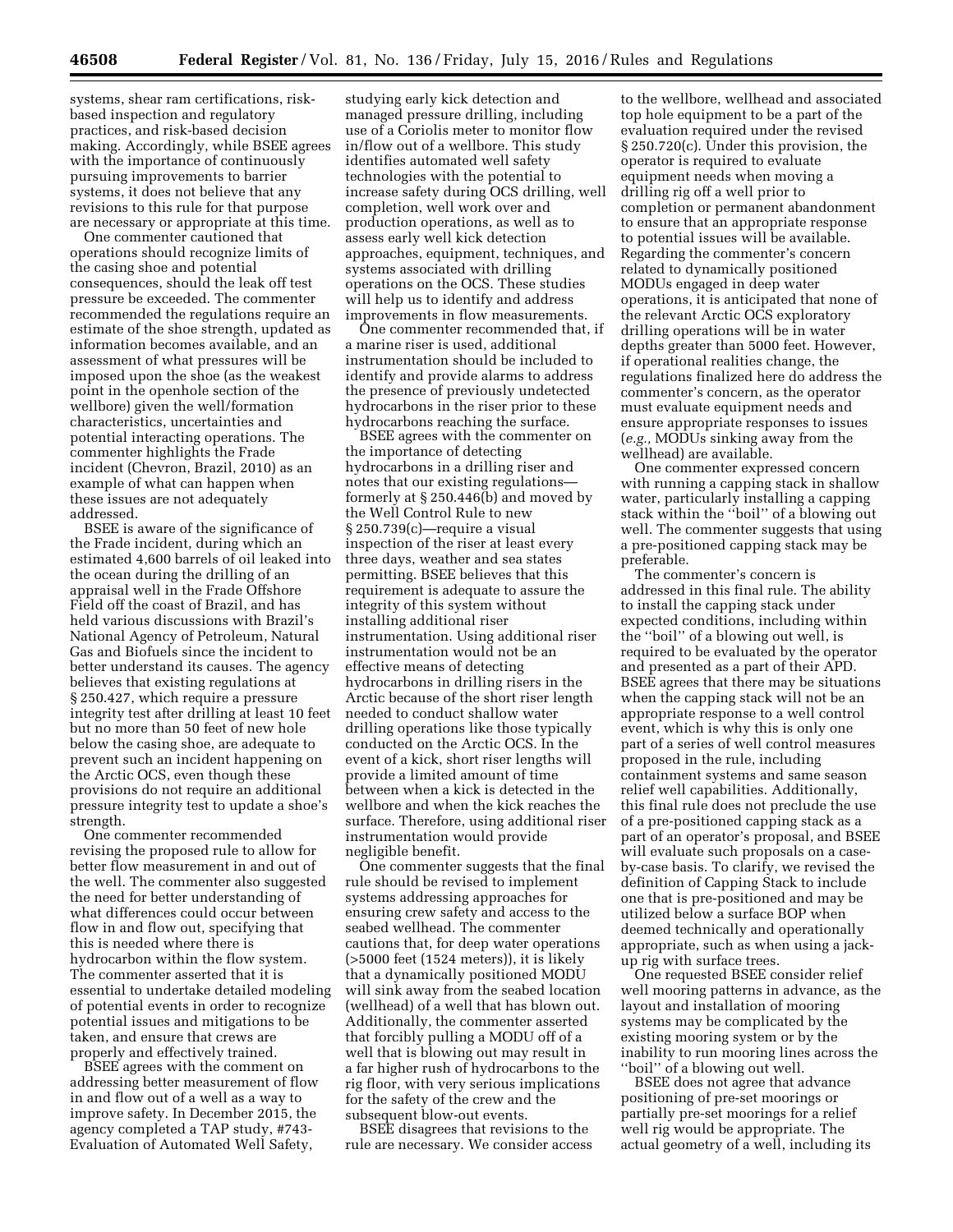systems, shear ram certifications, risk-based inspection and regulatory practices, and risk-based decision making. Accordingly, while BSEE agrees with the importance of continuously pursuing improvements to barrier systems, it does not believe that any revisions to this rule for that purpose are necessary or appropriate at this time.

One commenter cautioned that operations should recognize limits of the casing shoe and potential consequences, should the leak off test pressure be exceeded. The commenter recommended the regulations require an estimate of the shoe strength, updated as information becomes available, and an assessment of what pressures will be imposed upon the shoe (as the weakest point in the openhole section of the wellbore) given the well/formation characteristics, uncertainties and potential interacting operations. The commenter highlights the Frade incident (Chevron, Brazil, 2010) as an example of what can happen when these issues are not adequately addressed.

BSEE is aware of the significance of the Frade incident, during which an estimated 4,600 barrels of oil leaked into the ocean during the drilling of an appraisal well in the Frade Offshore Field off the coast of Brazil, and has held various discussions with Brazil's National Agency of Petroleum, Natural Gas and Biofuels since the incident to better understand its causes. The agency believes that existing regulations at § 250.427, which require a pressure integrity test after drilling at least 10 feet but no more than 50 feet of new hole below the casing shoe, are adequate to prevent such an incident happening on the Arctic OCS, even though these provisions do not require an additional pressure integrity test to update a shoe's strength.

One commenter recommended revising the proposed rule to allow for better flow measurement in and out of the well. The commenter also suggested the need for better understanding of what differences could occur between flow in and flow out, specifying that this is needed where there is hydrocarbon within the flow system. The commenter asserted that it is essential to undertake detailed modeling of potential events in order to recognize potential issues and mitigations to be taken, and ensure that crews are properly and effectively trained.

BSEE agrees with the comment on addressing better measurement of flow in and flow out of a well as a way to improve safety. In December 2015, the agency completed a TAP study, #743-Evaluation of Automated Well Safety, studying early kick detection and managed pressure drilling, including use of a Coriolis meter to monitor flow in/flow out of a wellbore. This study identifies automated well safety technologies with the potential to increase safety during OCS drilling, well completion, well work over and production operations, as well as to assess early well kick detection approaches, equipment, techniques, and systems associated with drilling operations on the OCS. These studies will help us to identify and address improvements in flow measurements.

One commenter recommended that, if a marine riser is used, additional instrumentation should be included to identify and provide alarms to address the presence of previously undetected hydrocarbons in the riser prior to these hydrocarbons reaching the surface.

BSEE agrees with the commenter on the importance of detecting hydrocarbons in a drilling riser and notes that our existing regulations—formerly at § 250.446(b) and moved by the Well Control Rule to new § 250.739(c)—require a visual inspection of the riser at least every three days, weather and sea states permitting. BSEE believes that this requirement is adequate to assure the integrity of this system without installing additional riser instrumentation. Using additional riser instrumentation would not be an effective means of detecting hydrocarbons in drilling risers in the Arctic because of the short riser length needed to conduct shallow water drilling operations like those typically conducted on the Arctic OCS. In the event of a kick, short riser lengths will provide a limited amount of time between when a kick is detected in the wellbore and when the kick reaches the surface. Therefore, using additional riser instrumentation would provide negligible benefit.

One commenter suggests that the final rule should be revised to implement systems addressing approaches for ensuring crew safety and access to the seabed wellhead. The commenter cautions that, for deep water operations (>5000 feet (1524 meters)), it is likely that a dynamically positioned MODU will sink away from the seabed location (wellhead) of a well that has blown out. Additionally, the commenter asserted that forcibly pulling a MODU off of a well that is blowing out may result in a far higher rush of hydrocarbons to the rig floor, with very serious implications for the safety of the crew and the subsequent blow-out events.

BSEE disagrees that revisions to the rule are necessary. We consider access to the wellbore, wellhead and associated top hole equipment to be a part of the evaluation required under the revised § 250.720(c). Under this provision, the operator is required to evaluate equipment needs when moving a drilling rig off a well prior to completion or permanent abandonment to ensure that an appropriate response to potential issues will be available. Regarding the commenter's concern related to dynamically positioned MODUs engaged in deep water operations, it is anticipated that none of the relevant Arctic OCS exploratory drilling operations will be in water depths greater than 5000 feet. However, if operational realities change, the regulations finalized here do address the commenter's concern, as the operator must evaluate equipment needs and ensure appropriate responses to issues (*e.g.,* MODUs sinking away from the wellhead) are available.

One commenter expressed concern with running a capping stack in shallow water, particularly installing a capping stack within the ''boil'' of a blowing out well. The commenter suggests that using a pre-positioned capping stack may be preferable.

The commenter's concern is addressed in this final rule. The ability to install the capping stack under expected conditions, including within the ''boil'' of a blowing out well, is required to be evaluated by the operator and presented as a part of their APD. BSEE agrees that there may be situations when the capping stack will not be an appropriate response to a well control event, which is why this is only one part of a series of well control measures proposed in the rule, including containment systems and same season relief well capabilities. Additionally, this final rule does not preclude the use of a pre-positioned capping stack as a part of an operator's proposal, and BSEE will evaluate such proposals on a case-by-case basis. To clarify, we revised the definition of Capping Stack to include one that is pre-positioned and may be utilized below a surface BOP when deemed technically and operationally appropriate, such as when using a jack-up rig with surface trees.

One requested BSEE consider relief well mooring patterns in advance, as the layout and installation of mooring systems may be complicated by the existing mooring system or by the inability to run mooring lines across the ''boil'' of a blowing out well.

BSEE does not agree that advance positioning of pre-set moorings or partially pre-set moorings for a relief well rig would be appropriate. The actual geometry of a well, including its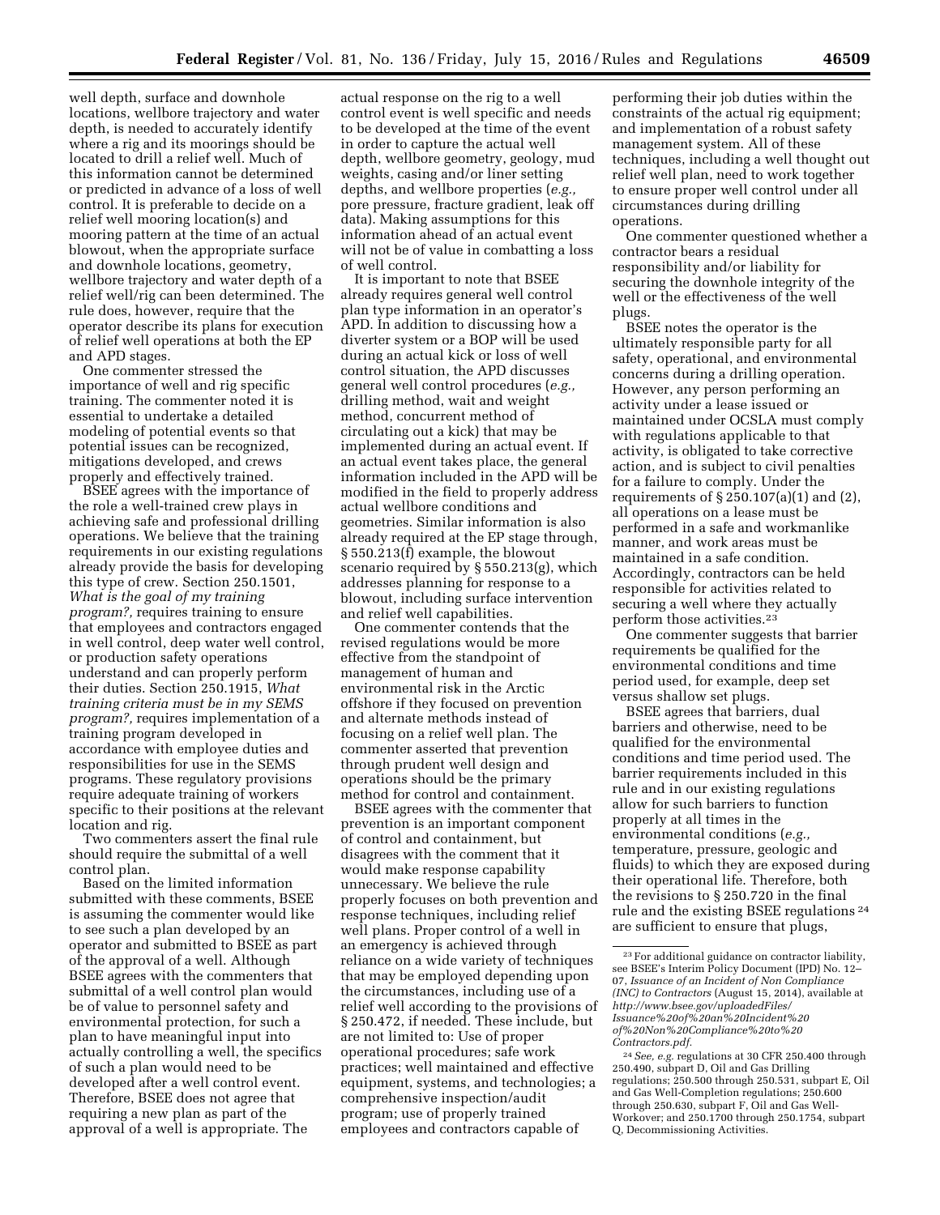well depth, surface and downhole locations, wellbore trajectory and water depth, is needed to accurately identify where a rig and its moorings should be located to drill a relief well. Much of this information cannot be determined or predicted in advance of a loss of well control. It is preferable to decide on a relief well mooring location(s) and mooring pattern at the time of an actual blowout, when the appropriate surface and downhole locations, geometry, wellbore trajectory and water depth of a relief well/rig can been determined. The rule does, however, require that the operator describe its plans for execution of relief well operations at both the EP and APD stages.

One commenter stressed the importance of well and rig specific training. The commenter noted it is essential to undertake a detailed modeling of potential events so that potential issues can be recognized, mitigations developed, and crews properly and effectively trained.

BSEE agrees with the importance of the role a well-trained crew plays in achieving safe and professional drilling operations. We believe that the training requirements in our existing regulations already provide the basis for developing this type of crew. Section 250.1501, *What is the goal of my training program?*, requires training to ensure that employees and contractors engaged in well control, deep water well control, or production safety operations understand and can properly perform their duties. Section 250.1915, *What training criteria must be in my SEMS program?*, requires implementation of a training program developed in accordance with employee duties and responsibilities for use in the SEMS programs. These regulatory provisions require adequate training of workers specific to their positions at the relevant location and rig.

Two commenters assert the final rule should require the submittal of a well control plan.

Based on the limited information submitted with these comments, BSEE is assuming the commenter would like to see such a plan developed by an operator and submitted to BSEE as part of the approval of a well. Although BSEE agrees with the commenters that submittal of a well control plan would be of value to personnel safety and environmental protection, for such a plan to have meaningful input into actually controlling a well, the specifics of such a plan would need to be developed after a well control event. Therefore, BSEE does not agree that requiring a new plan as part of the approval of a well is appropriate. The actual response on the rig to a well control event is well specific and needs to be developed at the time of the event in order to capture the actual well depth, wellbore geometry, geology, mud weights, casing and/or liner setting depths, and wellbore properties (*e.g.*, pore pressure, fracture gradient, leak off data). Making assumptions for this information ahead of an actual event will not be of value in combatting a loss of well control.

It is important to note that BSEE already requires general well control plan type information in an operator's APD. In addition to discussing how a diverter system or a BOP will be used during an actual kick or loss of well control situation, the APD discusses general well control procedures (*e.g.*, drilling method, wait and weight method, concurrent method of circulating out a kick) that may be implemented during an actual event. If an actual event takes place, the general information included in the APD will be modified in the field to properly address actual wellbore conditions and geometries. Similar information is also already required at the EP stage through, § 550.213(f) example, the blowout scenario required by § 550.213(g), which addresses planning for response to a blowout, including surface intervention and relief well capabilities.

One commenter contends that the revised regulations would be more effective from the standpoint of management of human and environmental risk in the Arctic offshore if they focused on prevention and alternate methods instead of focusing on a relief well plan. The commenter asserted that prevention through prudent well design and operations should be the primary method for control and containment.

BSEE agrees with the commenter that prevention is an important component of control and containment, but disagrees with the comment that it would make response capability unnecessary. We believe the rule properly focuses on both prevention and response techniques, including relief well plans. Proper control of a well in an emergency is achieved through reliance on a wide variety of techniques that may be employed depending upon the circumstances, including use of a relief well according to the provisions of § 250.472, if needed. These include, but are not limited to: Use of proper operational procedures; safe work practices; well maintained and effective equipment, systems, and technologies; a comprehensive inspection/audit program; use of properly trained employees and contractors capable of performing their job duties within the constraints of the actual rig equipment; and implementation of a robust safety management system. All of these techniques, including a well thought out relief well plan, need to work together to ensure proper well control under all circumstances during drilling operations.

One commenter questioned whether a contractor bears a residual responsibility and/or liability for securing the downhole integrity of the well or the effectiveness of the well plugs.

BSEE notes the operator is the ultimately responsible party for all safety, operational, and environmental concerns during a drilling operation. However, any person performing an activity under a lease issued or maintained under OCSLA must comply with regulations applicable to that activity, is obligated to take corrective action, and is subject to civil penalties for a failure to comply. Under the requirements of § 250.107(a)(1) and (2), all operations on a lease must be performed in a safe and workmanlike manner, and work areas must be maintained in a safe condition. Accordingly, contractors can be held responsible for activities related to securing a well where they actually perform those activities.[23]

One commenter suggests that barrier requirements be qualified for the environmental conditions and time period used, for example, deep set versus shallow set plugs.

BSEE agrees that barriers, dual barriers and otherwise, need to be qualified for the environmental conditions and time period used. The barrier requirements included in this rule and in our existing regulations allow for such barriers to function properly at all times in the environmental conditions (*e.g.*, temperature, pressure, geologic and fluids) to which they are exposed during their operational life. Therefore, both the revisions to § 250.720 in the final rule and the existing BSEE regulations[24] are sufficient to ensure that plugs,

---

[23] For additional guidance on contractor liability, see BSEE's Interim Policy Document (IPD) No. 12–07, *Issuance of an Incident of Non Compliance (INC) to Contractors* (August 15, 2014), available at *http://www.bsee.gov/uploadedFiles/Issuance%20of%20an%20Incident%20of%20Non%20Compliance%20to%20Contractors.pdf*.

[24] *See, e.g.* regulations at 30 CFR 250.400 through 250.490, subpart D, Oil and Gas Drilling regulations; 250.500 through 250.531, subpart E, Oil and Gas Well-Completion regulations; 250.600 through 250.630, subpart F, Oil and Gas Well-Workover; and 250.1700 through 250.1754, subpart Q, Decommissioning Activities.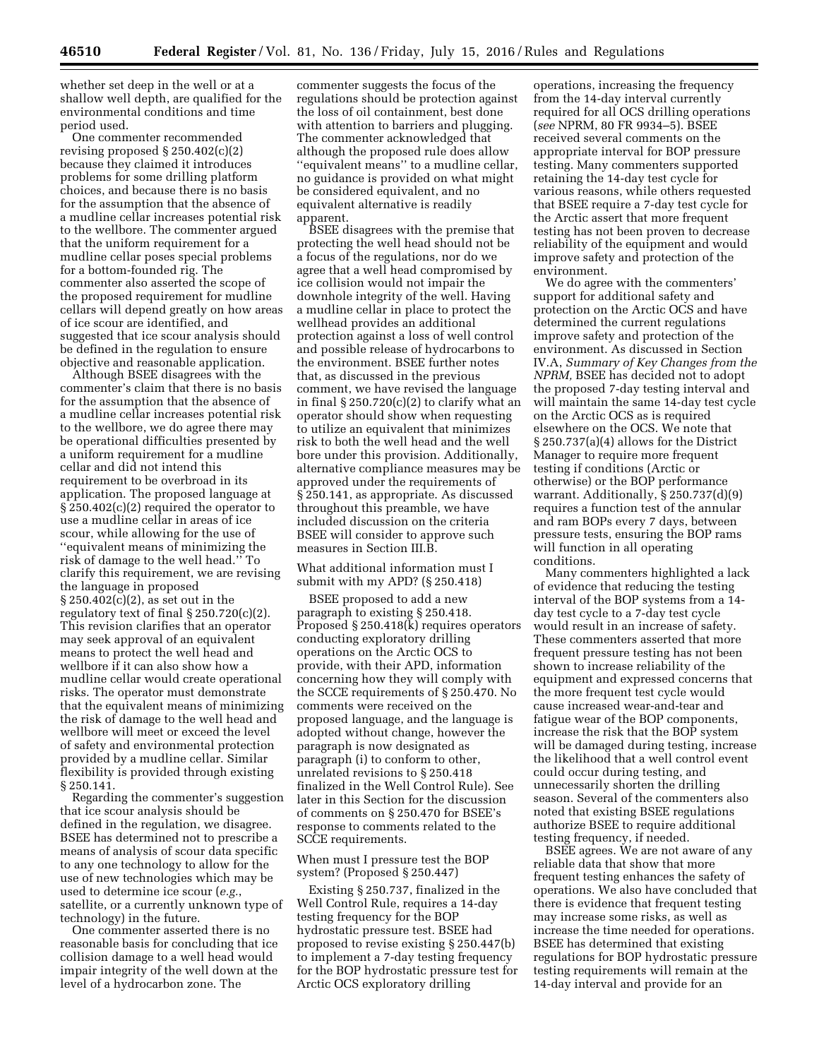whether set deep in the well or at a shallow well depth, are qualified for the environmental conditions and time period used.

One commenter recommended revising proposed § 250.402(c)(2) because they claimed it introduces problems for some drilling platform choices, and because there is no basis for the assumption that the absence of a mudline cellar increases potential risk to the wellbore. The commenter argued that the uniform requirement for a mudline cellar poses special problems for a bottom-founded rig. The commenter also asserted the scope of the proposed requirement for mudline cellars will depend greatly on how areas of ice scour are identified, and suggested that ice scour analysis should be defined in the regulation to ensure objective and reasonable application.

Although BSEE disagrees with the commenter's claim that there is no basis for the assumption that the absence of a mudline cellar increases potential risk to the wellbore, we do agree there may be operational difficulties presented by a uniform requirement for a mudline cellar and did not intend this requirement to be overbroad in its application. The proposed language at § 250.402(c)(2) required the operator to use a mudline cellar in areas of ice scour, while allowing for the use of ''equivalent means of minimizing the risk of damage to the well head.'' To clarify this requirement, we are revising the language in proposed § 250.402(c)(2), as set out in the regulatory text of final § 250.720(c)(2). This revision clarifies that an operator may seek approval of an equivalent means to protect the well head and wellbore if it can also show how a mudline cellar would create operational risks. The operator must demonstrate that the equivalent means of minimizing the risk of damage to the well head and wellbore will meet or exceed the level of safety and environmental protection provided by a mudline cellar. Similar flexibility is provided through existing § 250.141.

Regarding the commenter's suggestion that ice scour analysis should be defined in the regulation, we disagree. BSEE has determined not to prescribe a means of analysis of scour data specific to any one technology to allow for the use of new technologies which may be used to determine ice scour (*e.g.*, satellite, or a currently unknown type of technology) in the future.

One commenter asserted there is no reasonable basis for concluding that ice collision damage to a well head would impair integrity of the well down at the level of a hydrocarbon zone. The commenter suggests the focus of the regulations should be protection against the loss of oil containment, best done with attention to barriers and plugging. The commenter acknowledged that although the proposed rule does allow ''equivalent means'' to a mudline cellar, no guidance is provided on what might be considered equivalent, and no equivalent alternative is readily apparent.

BSEE disagrees with the premise that protecting the well head should not be a focus of the regulations, nor do we agree that a well head compromised by ice collision would not impair the downhole integrity of the well. Having a mudline cellar in place to protect the wellhead provides an additional protection against a loss of well control and possible release of hydrocarbons to the environment. BSEE further notes that, as discussed in the previous comment, we have revised the language in final § 250.720(c)(2) to clarify what an operator should show when requesting to utilize an equivalent that minimizes risk to both the well head and the well bore under this provision. Additionally, alternative compliance measures may be approved under the requirements of § 250.141, as appropriate. As discussed throughout this preamble, we have included discussion on the criteria BSEE will consider to approve such measures in Section III.B.

What additional information must I submit with my APD? (§ 250.418)

BSEE proposed to add a new paragraph to existing § 250.418. Proposed § 250.418(k) requires operators conducting exploratory drilling operations on the Arctic OCS to provide, with their APD, information concerning how they will comply with the SCCE requirements of § 250.470. No comments were received on the proposed language, and the language is adopted without change, however the paragraph is now designated as paragraph (i) to conform to other, unrelated revisions to § 250.418 finalized in the Well Control Rule). See later in this Section for the discussion of comments on § 250.470 for BSEE's response to comments related to the SCCE requirements.

When must I pressure test the BOP system? (Proposed § 250.447)

Existing § 250.737, finalized in the Well Control Rule, requires a 14-day testing frequency for the BOP hydrostatic pressure test. BSEE had proposed to revise existing § 250.447(b) to implement a 7-day testing frequency for the BOP hydrostatic pressure test for Arctic OCS exploratory drilling operations, increasing the frequency from the 14-day interval currently required for all OCS drilling operations (*see* NPRM, 80 FR 9934–5). BSEE received several comments on the appropriate interval for BOP pressure testing. Many commenters supported retaining the 14-day test cycle for various reasons, while others requested that BSEE require a 7-day test cycle for the Arctic assert that more frequent testing has not been proven to decrease reliability of the equipment and would improve safety and protection of the environment.

We do agree with the commenters' support for additional safety and protection on the Arctic OCS and have determined the current regulations improve safety and protection of the environment. As discussed in Section IV.A, *Summary of Key Changes from the NPRM,* BSEE has decided not to adopt the proposed 7-day testing interval and will maintain the same 14-day test cycle on the Arctic OCS as is required elsewhere on the OCS. We note that § 250.737(a)(4) allows for the District Manager to require more frequent testing if conditions (Arctic or otherwise) or the BOP performance warrant. Additionally, § 250.737(d)(9) requires a function test of the annular and ram BOPs every 7 days, between pressure tests, ensuring the BOP rams will function in all operating conditions.

Many commenters highlighted a lack of evidence that reducing the testing interval of the BOP systems from a 14-day test cycle to a 7-day test cycle would result in an increase of safety. These commenters asserted that more frequent pressure testing has not been shown to increase reliability of the equipment and expressed concerns that the more frequent test cycle would cause increased wear-and-tear and fatigue wear of the BOP components, increase the risk that the BOP system will be damaged during testing, increase the likelihood that a well control event could occur during testing, and unnecessarily shorten the drilling season. Several of the commenters also noted that existing BSEE regulations authorize BSEE to require additional testing frequency, if needed.

BSEE agrees. We are not aware of any reliable data that show that more frequent testing enhances the safety of operations. We also have concluded that there is evidence that frequent testing may increase some risks, as well as increase the time needed for operations. BSEE has determined that existing regulations for BOP hydrostatic pressure testing requirements will remain at the 14-day interval and provide for an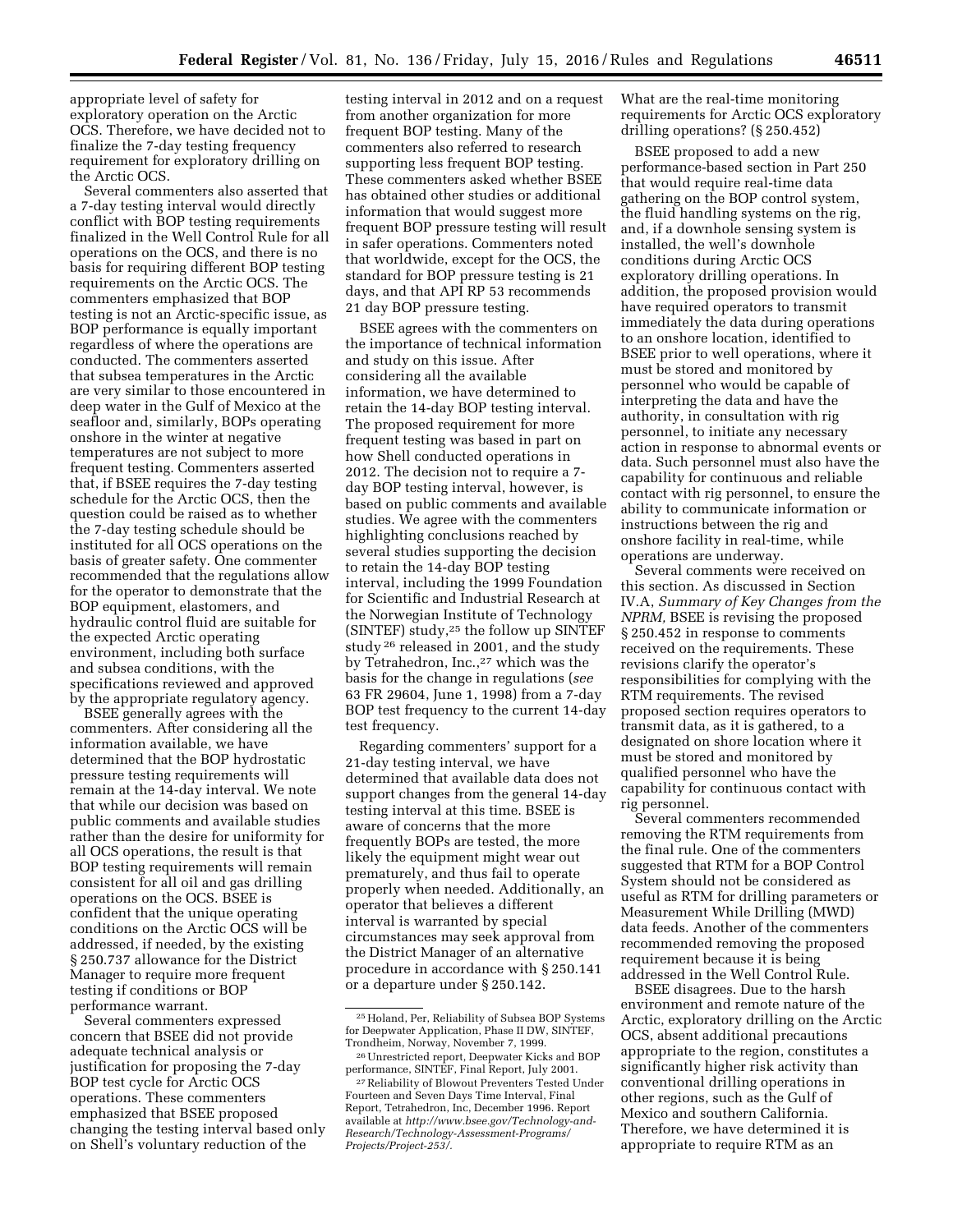appropriate level of safety for exploratory operation on the Arctic OCS. Therefore, we have decided not to finalize the 7-day testing frequency requirement for exploratory drilling on the Arctic OCS.

Several commenters also asserted that a 7-day testing interval would directly conflict with BOP testing requirements finalized in the Well Control Rule for all operations on the OCS, and there is no basis for requiring different BOP testing requirements on the Arctic OCS. The commenters emphasized that BOP testing is not an Arctic-specific issue, as BOP performance is equally important regardless of where the operations are conducted. The commenters asserted that subsea temperatures in the Arctic are very similar to those encountered in deep water in the Gulf of Mexico at the seafloor and, similarly, BOPs operating onshore in the winter at negative temperatures are not subject to more frequent testing. Commenters asserted that, if BSEE requires the 7-day testing schedule for the Arctic OCS, then the question could be raised as to whether the 7-day testing schedule should be instituted for all OCS operations on the basis of greater safety. One commenter recommended that the regulations allow for the operator to demonstrate that the BOP equipment, elastomers, and hydraulic control fluid are suitable for the expected Arctic operating environment, including both surface and subsea conditions, with the specifications reviewed and approved by the appropriate regulatory agency.

BSEE generally agrees with the commenters. After considering all the information available, we have determined that the BOP hydrostatic pressure testing requirements will remain at the 14-day interval. We note that while our decision was based on public comments and available studies rather than the desire for uniformity for all OCS operations, the result is that BOP testing requirements will remain consistent for all oil and gas drilling operations on the OCS. BSEE is confident that the unique operating conditions on the Arctic OCS will be addressed, if needed, by the existing § 250.737 allowance for the District Manager to require more frequent testing if conditions or BOP performance warrant.

Several commenters expressed concern that BSEE did not provide adequate technical analysis or justification for proposing the 7-day BOP test cycle for Arctic OCS operations. These commenters emphasized that BSEE proposed changing the testing interval based only on Shell's voluntary reduction of the testing interval in 2012 and on a request from another organization for more frequent BOP testing. Many of the commenters also referred to research supporting less frequent BOP testing. These commenters asked whether BSEE has obtained other studies or additional information that would suggest more frequent BOP pressure testing will result in safer operations. Commenters noted that worldwide, except for the OCS, the standard for BOP pressure testing is 21 days, and that API RP 53 recommends 21 day BOP pressure testing.

BSEE agrees with the commenters on the importance of technical information and study on this issue. After considering all the available information, we have determined to retain the 14-day BOP testing interval. The proposed requirement for more frequent testing was based in part on how Shell conducted operations in 2012. The decision not to require a 7-day BOP testing interval, however, is based on public comments and available studies. We agree with the commenters highlighting conclusions reached by several studies supporting the decision to retain the 14-day BOP testing interval, including the 1999 Foundation for Scientific and Industrial Research at the Norwegian Institute of Technology (SINTEF) study,[25] the follow up SINTEF study[26] released in 2001, and the study by Tetrahedron, Inc.,[27] which was the basis for the change in regulations (*see* 63 FR 29604, June 1, 1998) from a 7-day BOP test frequency to the current 14-day test frequency.

Regarding commenters' support for a 21-day testing interval, we have determined that available data does not support changes from the general 14-day testing interval at this time. BSEE is aware of concerns that the more frequently BOPs are tested, the more likely the equipment might wear out prematurely, and thus fail to operate properly when needed. Additionally, an operator that believes a different interval is warranted by special circumstances may seek approval from the District Manager of an alternative procedure in accordance with § 250.141 or a departure under § 250.142.

[25] Holand, Per, Reliability of Subsea BOP Systems for Deepwater Application, Phase II DW, SINTEF, Trondheim, Norway, November 7, 1999.

[26] Unrestricted report, Deepwater Kicks and BOP performance, SINTEF, Final Report, July 2001.

[27] Reliability of Blowout Preventers Tested Under Fourteen and Seven Days Time Interval, Final Report, Tetrahedron, Inc, December 1996. Report available at *http://www.bsee.gov/Technology-and-Research/Technology-Assessment-Programs/Projects/Project-253/*.

What are the real-time monitoring requirements for Arctic OCS exploratory drilling operations? (§ 250.452)

BSEE proposed to add a new performance-based section in Part 250 that would require real-time data gathering on the BOP control system, the fluid handling systems on the rig, and, if a downhole sensing system is installed, the well's downhole conditions during Arctic OCS exploratory drilling operations. In addition, the proposed provision would have required operators to transmit immediately the data during operations to an onshore location, identified to BSEE prior to well operations, where it must be stored and monitored by personnel who would be capable of interpreting the data and have the authority, in consultation with rig personnel, to initiate any necessary action in response to abnormal events or data. Such personnel must also have the capability for continuous and reliable contact with rig personnel, to ensure the ability to communicate information or instructions between the rig and onshore facility in real-time, while operations are underway.

Several comments were received on this section. As discussed in Section IV.A, *Summary of Key Changes from the NPRM,* BSEE is revising the proposed § 250.452 in response to comments received on the requirements. These revisions clarify the operator's responsibilities for complying with the RTM requirements. The revised proposed section requires operators to transmit data, as it is gathered, to a designated on shore location where it must be stored and monitored by qualified personnel who have the capability for continuous contact with rig personnel.

Several commenters recommended removing the RTM requirements from the final rule. One of the commenters suggested that RTM for a BOP Control System should not be considered as useful as RTM for drilling parameters or Measurement While Drilling (MWD) data feeds. Another of the commenters recommended removing the proposed requirement because it is being addressed in the Well Control Rule.

BSEE disagrees. Due to the harsh environment and remote nature of the Arctic, exploratory drilling on the Arctic OCS, absent additional precautions appropriate to the region, constitutes a significantly higher risk activity than conventional drilling operations in other regions, such as the Gulf of Mexico and southern California. Therefore, we have determined it is appropriate to require RTM as an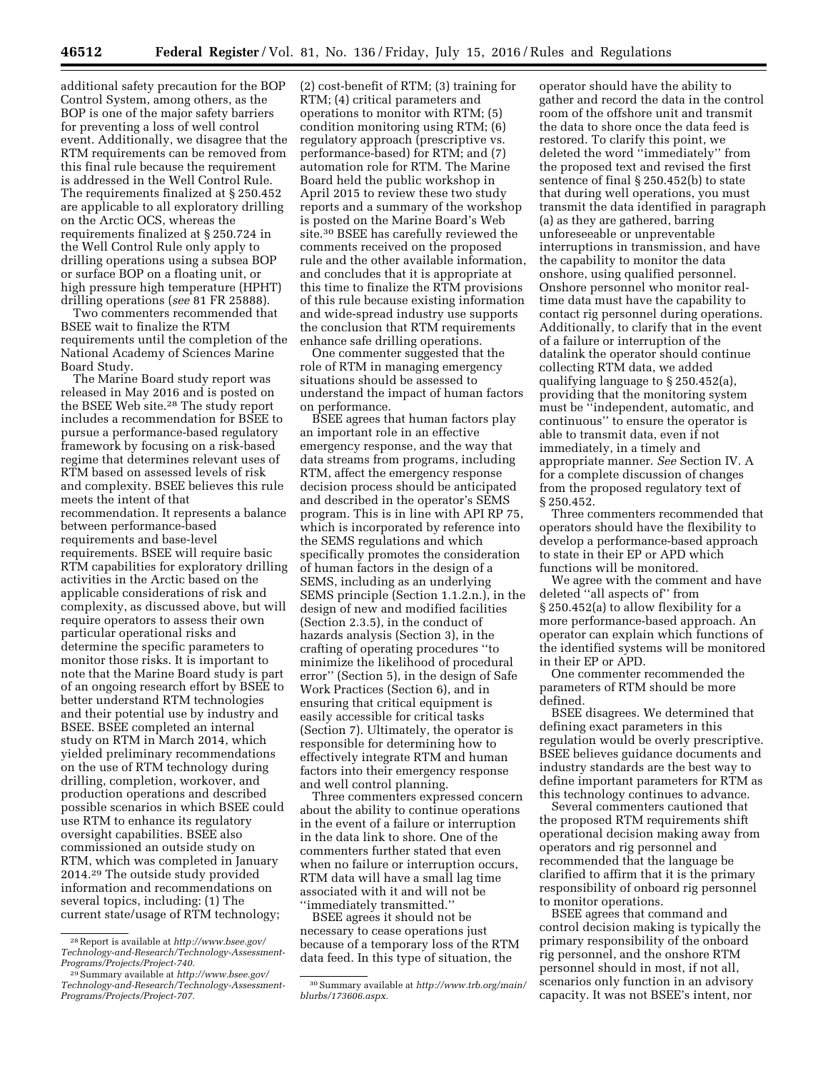additional safety precaution for the BOP Control System, among others, as the BOP is one of the major safety barriers for preventing a loss of well control event. Additionally, we disagree that the RTM requirements can be removed from this final rule because the requirement is addressed in the Well Control Rule. The requirements finalized at § 250.452 are applicable to all exploratory drilling on the Arctic OCS, whereas the requirements finalized at § 250.724 in the Well Control Rule only apply to drilling operations using a subsea BOP or surface BOP on a floating unit, or high pressure high temperature (HPHT) drilling operations (*see* 81 FR 25888).

Two commenters recommended that BSEE wait to finalize the RTM requirements until the completion of the National Academy of Sciences Marine Board Study.

The Marine Board study report was released in May 2016 and is posted on the BSEE Web site.[28] The study report includes a recommendation for BSEE to pursue a performance-based regulatory framework by focusing on a risk-based regime that determines relevant uses of RTM based on assessed levels of risk and complexity. BSEE believes this rule meets the intent of that recommendation. It represents a balance between performance-based requirements and base-level requirements. BSEE will require basic RTM capabilities for exploratory drilling activities in the Arctic based on the applicable considerations of risk and complexity, as discussed above, but will require operators to assess their own particular operational risks and determine the specific parameters to monitor those risks. It is important to note that the Marine Board study is part of an ongoing research effort by BSEE to better understand RTM technologies and their potential use by industry and BSEE. BSEE completed an internal study on RTM in March 2014, which yielded preliminary recommendations on the use of RTM technology during drilling, completion, workover, and production operations and described possible scenarios in which BSEE could use RTM to enhance its regulatory oversight capabilities. BSEE also commissioned an outside study on RTM, which was completed in January 2014.[29] The outside study provided information and recommendations on several topics, including: (1) The current state/usage of RTM technology; (2) cost-benefit of RTM; (3) training for RTM; (4) critical parameters and operations to monitor with RTM; (5) condition monitoring using RTM; (6) regulatory approach (prescriptive vs. performance-based) for RTM; and (7) automation role for RTM. The Marine Board held the public workshop in April 2015 to review these two study reports and a summary of the workshop is posted on the Marine Board's Web site.[30] BSEE has carefully reviewed the comments received on the proposed rule and the other available information, and concludes that it is appropriate at this time to finalize the RTM provisions of this rule because existing information and wide-spread industry use supports the conclusion that RTM requirements enhance safe drilling operations.

One commenter suggested that the role of RTM in managing emergency situations should be assessed to understand the impact of human factors on performance.

BSEE agrees that human factors play an important role in an effective emergency response, and the way that data streams from programs, including RTM, affect the emergency response decision process should be anticipated and described in the operator's SEMS program. This is in line with API RP 75, which is incorporated by reference into the SEMS regulations and which specifically promotes the consideration of human factors in the design of a SEMS, including as an underlying SEMS principle (Section 1.1.2.n.), in the design of new and modified facilities (Section 2.3.5), in the conduct of hazards analysis (Section 3), in the crafting of operating procedures "to minimize the likelihood of procedural error" (Section 5), in the design of Safe Work Practices (Section 6), and in ensuring that critical equipment is easily accessible for critical tasks (Section 7). Ultimately, the operator is responsible for determining how to effectively integrate RTM and human factors into their emergency response and well control planning.

Three commenters expressed concern about the ability to continue operations in the event of a failure or interruption in the data link to shore. One of the commenters further stated that even when no failure or interruption occurs, RTM data will have a small lag time associated with it and will not be "immediately transmitted."

BSEE agrees it should not be necessary to cease operations just because of a temporary loss of the RTM data feed. In this type of situation, the operator should have the ability to gather and record the data in the control room of the offshore unit and transmit the data to shore once the data feed is restored. To clarify this point, we deleted the word "immediately" from the proposed text and revised the first sentence of final § 250.452(b) to state that during well operations, you must transmit the data identified in paragraph (a) as they are gathered, barring unforeseeable or unpreventable interruptions in transmission, and have the capability to monitor the data onshore, using qualified personnel. Onshore personnel who monitor real-time data must have the capability to contact rig personnel during operations. Additionally, to clarify that in the event of a failure or interruption of the datalink the operator should continue collecting RTM data, we added qualifying language to § 250.452(a), providing that the monitoring system must be "independent, automatic, and continuous" to ensure the operator is able to transmit data, even if not immediately, in a timely and appropriate manner. *See* Section IV. A for a complete discussion of changes from the proposed regulatory text of § 250.452.

Three commenters recommended that operators should have the flexibility to develop a performance-based approach to state in their EP or APD which functions will be monitored.

We agree with the comment and have deleted "all aspects of" from § 250.452(a) to allow flexibility for a more performance-based approach. An operator can explain which functions of the identified systems will be monitored in their EP or APD.

One commenter recommended the parameters of RTM should be more defined.

BSEE disagrees. We determined that defining exact parameters in this regulation would be overly prescriptive. BSEE believes guidance documents and industry standards are the best way to define important parameters for RTM as this technology continues to advance.

Several commenters cautioned that the proposed RTM requirements shift operational decision making away from operators and rig personnel and recommended that the language be clarified to affirm that it is the primary responsibility of onboard rig personnel to monitor operations.

BSEE agrees that command and control decision making is typically the primary responsibility of the onboard rig personnel, and the onshore RTM personnel should in most, if not all, scenarios only function in an advisory capacity. It was not BSEE's intent, nor

[28] Report is available at *http://www.bsee.gov/Technology-and-Research/Technology-Assessment-Programs/Projects/Project-740.*

[29] Summary available at *http://www.bsee.gov/Technology-and-Research/Technology-Assessment-Programs/Projects/Project-707.*

[30] Summary available at *http://www.trb.org/main/blurbs/173606.aspx.*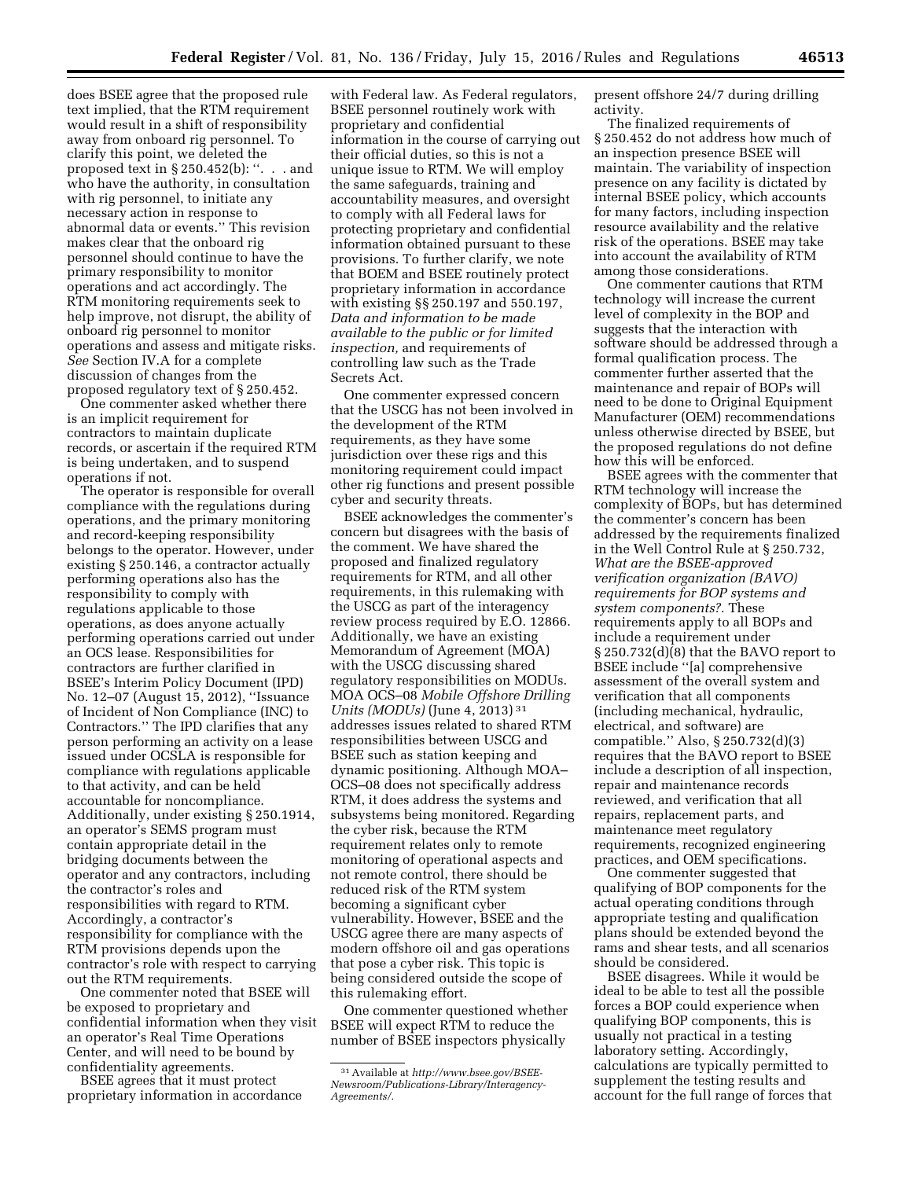does BSEE agree that the proposed rule text implied, that the RTM requirement would result in a shift of responsibility away from onboard rig personnel. To clarify this point, we deleted the proposed text in § 250.452(b): ''. . . and who have the authority, in consultation with rig personnel, to initiate any necessary action in response to abnormal data or events.'' This revision makes clear that the onboard rig personnel should continue to have the primary responsibility to monitor operations and act accordingly. The RTM monitoring requirements seek to help improve, not disrupt, the ability of onboard rig personnel to monitor operations and assess and mitigate risks. *See* Section IV.A for a complete discussion of changes from the proposed regulatory text of § 250.452.

One commenter asked whether there is an implicit requirement for contractors to maintain duplicate records, or ascertain if the required RTM is being undertaken, and to suspend operations if not.

The operator is responsible for overall compliance with the regulations during operations, and the primary monitoring and record-keeping responsibility belongs to the operator. However, under existing § 250.146, a contractor actually performing operations also has the responsibility to comply with regulations applicable to those operations, as does anyone actually performing operations carried out under an OCS lease. Responsibilities for contractors are further clarified in BSEE's Interim Policy Document (IPD) No. 12–07 (August 15, 2012), ''Issuance of Incident of Non Compliance (INC) to Contractors.'' The IPD clarifies that any person performing an activity on a lease issued under OCSLA is responsible for compliance with regulations applicable to that activity, and can be held accountable for noncompliance. Additionally, under existing § 250.1914, an operator's SEMS program must contain appropriate detail in the bridging documents between the operator and any contractors, including the contractor's roles and responsibilities with regard to RTM. Accordingly, a contractor's responsibility for compliance with the RTM provisions depends upon the contractor's role with respect to carrying out the RTM requirements.

One commenter noted that BSEE will be exposed to proprietary and confidential information when they visit an operator's Real Time Operations Center, and will need to be bound by confidentiality agreements.

BSEE agrees that it must protect proprietary information in accordance with Federal law. As Federal regulators, BSEE personnel routinely work with proprietary and confidential information in the course of carrying out their official duties, so this is not a unique issue to RTM. We will employ the same safeguards, training and accountability measures, and oversight to comply with all Federal laws for protecting proprietary and confidential information obtained pursuant to these provisions. To further clarify, we note that BOEM and BSEE routinely protect proprietary information in accordance with existing §§ 250.197 and 550.197, *Data and information to be made available to the public or for limited inspection,* and requirements of controlling law such as the Trade Secrets Act.

One commenter expressed concern that the USCG has not been involved in the development of the RTM requirements, as they have some jurisdiction over these rigs and this monitoring requirement could impact other rig functions and present possible cyber and security threats.

BSEE acknowledges the commenter's concern but disagrees with the basis of the comment. We have shared the proposed and finalized regulatory requirements for RTM, and all other requirements, in this rulemaking with the USCG as part of the interagency review process required by E.O. 12866. Additionally, we have an existing Memorandum of Agreement (MOA) with the USCG discussing shared regulatory responsibilities on MODUs. MOA OCS–08 *Mobile Offshore Drilling Units (MODUs)* (June 4, 2013) [31] addresses issues related to shared RTM responsibilities between USCG and BSEE such as station keeping and dynamic positioning. Although MOA–OCS–08 does not specifically address RTM, it does address the systems and subsystems being monitored. Regarding the cyber risk, because the RTM requirement relates only to remote monitoring of operational aspects and not remote control, there should be reduced risk of the RTM system becoming a significant cyber vulnerability. However, BSEE and the USCG agree there are many aspects of modern offshore oil and gas operations that pose a cyber risk. This topic is being considered outside the scope of this rulemaking effort.

One commenter questioned whether BSEE will expect RTM to reduce the number of BSEE inspectors physically present offshore 24/7 during drilling activity.

The finalized requirements of § 250.452 do not address how much of an inspection presence BSEE will maintain. The variability of inspection presence on any facility is dictated by internal BSEE policy, which accounts for many factors, including inspection resource availability and the relative risk of the operations. BSEE may take into account the availability of RTM among those considerations.

One commenter cautions that RTM technology will increase the current level of complexity in the BOP and suggests that the interaction with software should be addressed through a formal qualification process. The commenter further asserted that the maintenance and repair of BOPs will need to be done to Original Equipment Manufacturer (OEM) recommendations unless otherwise directed by BSEE, but the proposed regulations do not define how this will be enforced.

BSEE agrees with the commenter that RTM technology will increase the complexity of BOPs, but has determined the commenter's concern has been addressed by the requirements finalized in the Well Control Rule at § 250.732, *What are the BSEE-approved verification organization (BAVO) requirements for BOP systems and system components?.* These requirements apply to all BOPs and include a requirement under § 250.732(d)(8) that the BAVO report to BSEE include ''[a] comprehensive assessment of the overall system and verification that all components (including mechanical, hydraulic, electrical, and software) are compatible.'' Also, § 250.732(d)(3) requires that the BAVO report to BSEE include a description of all inspection, repair and maintenance records reviewed, and verification that all repairs, replacement parts, and maintenance meet regulatory requirements, recognized engineering practices, and OEM specifications.

One commenter suggested that qualifying of BOP components for the actual operating conditions through appropriate testing and qualification plans should be extended beyond the rams and shear tests, and all scenarios should be considered.

BSEE disagrees. While it would be ideal to be able to test all the possible forces a BOP could experience when qualifying BOP components, this is usually not practical in a testing laboratory setting. Accordingly, calculations are typically permitted to supplement the testing results and account for the full range of forces that

[31] Available at *http://www.bsee.gov/BSEE-Newsroom/Publications-Library/Interagency-Agreements/.*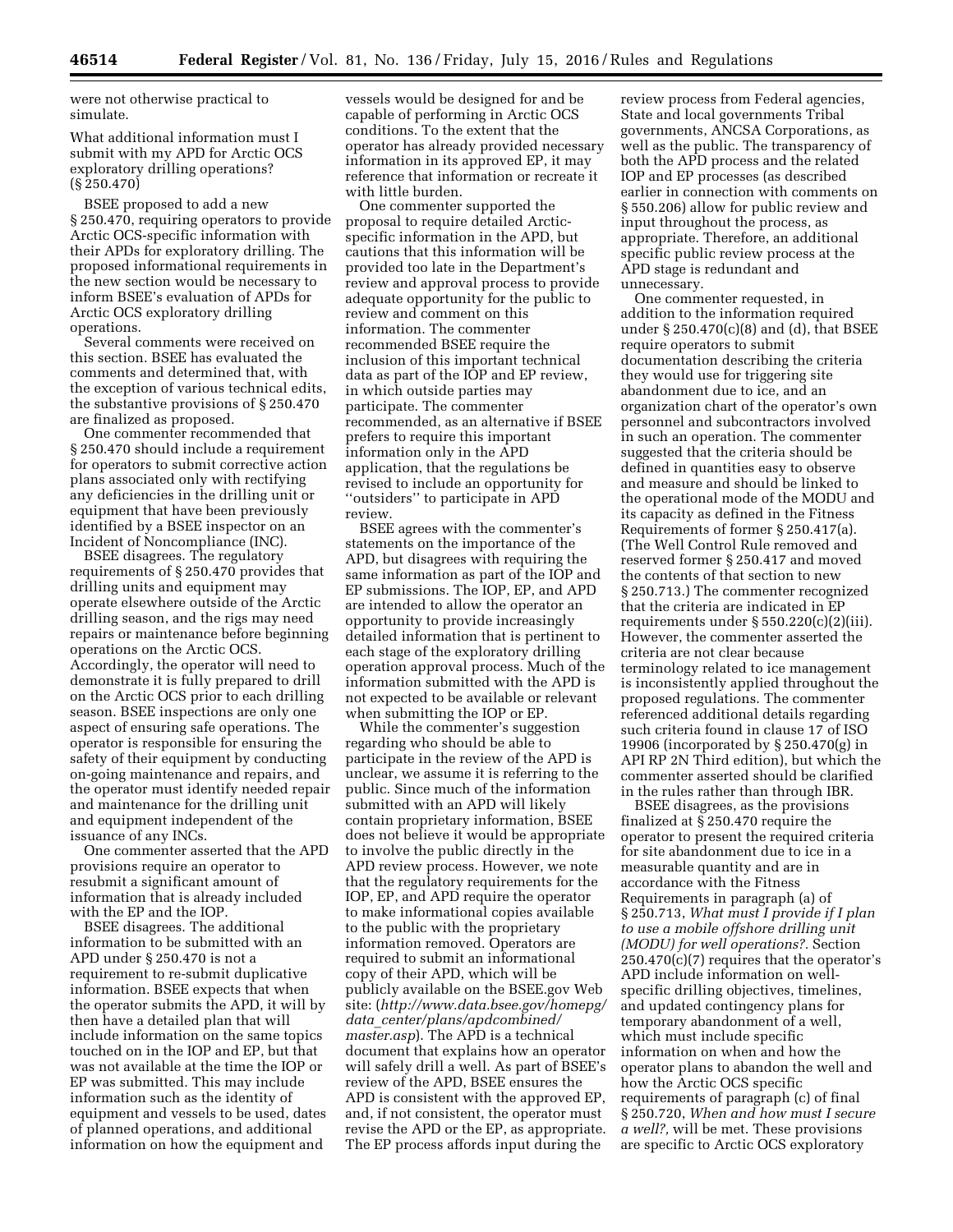were not otherwise practical to simulate.

What additional information must I submit with my APD for Arctic OCS exploratory drilling operations? (§ 250.470)

BSEE proposed to add a new § 250.470, requiring operators to provide Arctic OCS-specific information with their APDs for exploratory drilling. The proposed informational requirements in the new section would be necessary to inform BSEE's evaluation of APDs for Arctic OCS exploratory drilling operations.

Several comments were received on this section. BSEE has evaluated the comments and determined that, with the exception of various technical edits, the substantive provisions of § 250.470 are finalized as proposed.

One commenter recommended that § 250.470 should include a requirement for operators to submit corrective action plans associated only with rectifying any deficiencies in the drilling unit or equipment that have been previously identified by a BSEE inspector on an Incident of Noncompliance (INC).

BSEE disagrees. The regulatory requirements of § 250.470 provides that drilling units and equipment may operate elsewhere outside of the Arctic drilling season, and the rigs may need repairs or maintenance before beginning operations on the Arctic OCS. Accordingly, the operator will need to demonstrate it is fully prepared to drill on the Arctic OCS prior to each drilling season. BSEE inspections are only one aspect of ensuring safe operations. The operator is responsible for ensuring the safety of their equipment by conducting on-going maintenance and repairs, and the operator must identify needed repair and maintenance for the drilling unit and equipment independent of the issuance of any INCs.

One commenter asserted that the APD provisions require an operator to resubmit a significant amount of information that is already included with the EP and the IOP.

BSEE disagrees. The additional information to be submitted with an APD under § 250.470 is not a requirement to re-submit duplicative information. BSEE expects that when the operator submits the APD, it will by then have a detailed plan that will include information on the same topics touched on in the IOP and EP, but that was not available at the time the IOP or EP was submitted. This may include information such as the identity of equipment and vessels to be used, dates of planned operations, and additional information on how the equipment and vessels would be designed for and be capable of performing in Arctic OCS conditions. To the extent that the operator has already provided necessary information in its approved EP, it may reference that information or recreate it with little burden.

One commenter supported the proposal to require detailed Arctic-specific information in the APD, but cautions that this information will be provided too late in the Department's review and approval process to provide adequate opportunity for the public to review and comment on this information. The commenter recommended BSEE require the inclusion of this important technical data as part of the IOP and EP review, in which outside parties may participate. The commenter recommended, as an alternative if BSEE prefers to require this important information only in the APD application, that the regulations be revised to include an opportunity for "outsiders" to participate in APD review.

BSEE agrees with the commenter's statements on the importance of the APD, but disagrees with requiring the same information as part of the IOP and EP submissions. The IOP, EP, and APD are intended to allow the operator an opportunity to provide increasingly detailed information that is pertinent to each stage of the exploratory drilling operation approval process. Much of the information submitted with the APD is not expected to be available or relevant when submitting the IOP or EP.

While the commenter's suggestion regarding who should be able to participate in the review of the APD is unclear, we assume it is referring to the public. Since much of the information submitted with an APD will likely contain proprietary information, BSEE does not believe it would be appropriate to involve the public directly in the APD review process. However, we note that the regulatory requirements for the IOP, EP, and APD require the operator to make informational copies available to the public with the proprietary information removed. Operators are required to submit an informational copy of their APD, which will be publicly available on the BSEE.gov Web site: (*http://www.data.bsee.gov/homepg/data_center/plans/apdcombined/master.asp*). The APD is a technical document that explains how an operator will safely drill a well. As part of BSEE's review of the APD, BSEE ensures the APD is consistent with the approved EP, and, if not consistent, the operator must revise the APD or the EP, as appropriate. The EP process affords input during the review process from Federal agencies, State and local governments Tribal governments, ANCSA Corporations, as well as the public. The transparency of both the APD process and the related IOP and EP processes (as described earlier in connection with comments on § 550.206) allow for public review and input throughout the process, as appropriate. Therefore, an additional specific public review process at the APD stage is redundant and unnecessary.

One commenter requested, in addition to the information required under § 250.470(c)(8) and (d), that BSEE require operators to submit documentation describing the criteria they would use for triggering site abandonment due to ice, and an organization chart of the operator's own personnel and subcontractors involved in such an operation. The commenter suggested that the criteria should be defined in quantities easy to observe and measure and should be linked to the operational mode of the MODU and its capacity as defined in the Fitness Requirements of former § 250.417(a). (The Well Control Rule removed and reserved former § 250.417 and moved the contents of that section to new § 250.713.) The commenter recognized that the criteria are indicated in EP requirements under § 550.220(c)(2)(iii). However, the commenter asserted the criteria are not clear because terminology related to ice management is inconsistently applied throughout the proposed regulations. The commenter referenced additional details regarding such criteria found in clause 17 of ISO 19906 (incorporated by § 250.470(g) in API RP 2N Third edition), but which the commenter asserted should be clarified in the rules rather than through IBR.

BSEE disagrees, as the provisions finalized at § 250.470 require the operator to present the required criteria for site abandonment due to ice in a measurable quantity and are in accordance with the Fitness Requirements in paragraph (a) of § 250.713, *What must I provide if I plan to use a mobile offshore drilling unit (MODU) for well operations?*. Section 250.470(c)(7) requires that the operator's APD include information on well-specific drilling objectives, timelines, and updated contingency plans for temporary abandonment of a well, which must include specific information on when and how the operator plans to abandon the well and how the Arctic OCS specific requirements of paragraph (c) of final § 250.720, *When and how must I secure a well?*, will be met. These provisions are specific to Arctic OCS exploratory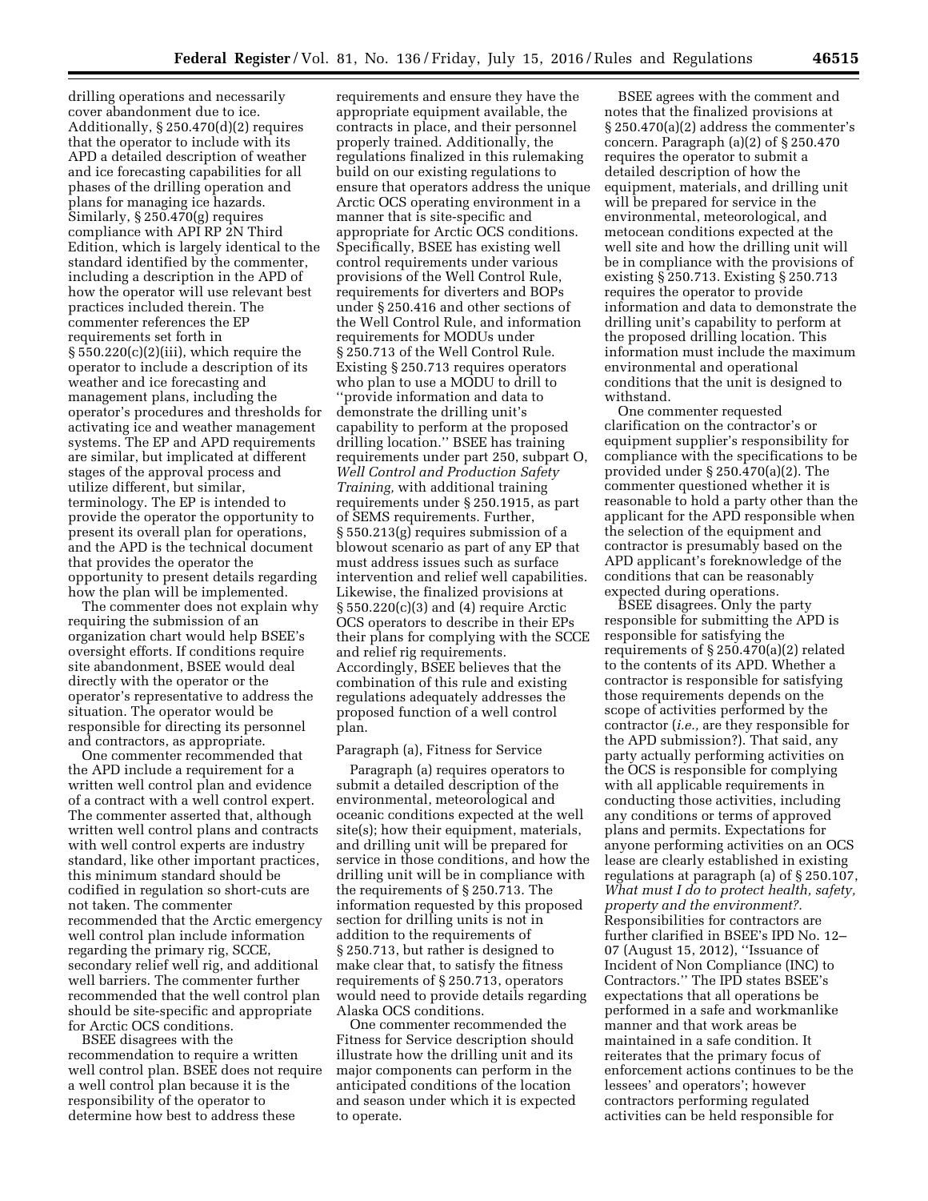drilling operations and necessarily cover abandonment due to ice. Additionally, § 250.470(d)(2) requires that the operator to include with its APD a detailed description of weather and ice forecasting capabilities for all phases of the drilling operation and plans for managing ice hazards. Similarly, § 250.470(g) requires compliance with API RP 2N Third Edition, which is largely identical to the standard identified by the commenter, including a description in the APD of how the operator will use relevant best practices included therein. The commenter references the EP requirements set forth in § 550.220(c)(2)(iii), which require the operator to include a description of its weather and ice forecasting and management plans, including the operator's procedures and thresholds for activating ice and weather management systems. The EP and APD requirements are similar, but implicated at different stages of the approval process and utilize different, but similar, terminology. The EP is intended to provide the operator the opportunity to present its overall plan for operations, and the APD is the technical document that provides the operator the opportunity to present details regarding how the plan will be implemented.

The commenter does not explain why requiring the submission of an organization chart would help BSEE's oversight efforts. If conditions require site abandonment, BSEE would deal directly with the operator or the operator's representative to address the situation. The operator would be responsible for directing its personnel and contractors, as appropriate.

One commenter recommended that the APD include a requirement for a written well control plan and evidence of a contract with a well control expert. The commenter asserted that, although written well control plans and contracts with well control experts are industry standard, like other important practices, this minimum standard should be codified in regulation so short-cuts are not taken. The commenter recommended that the Arctic emergency well control plan include information regarding the primary rig, SCCE, secondary relief well rig, and additional well barriers. The commenter further recommended that the well control plan should be site-specific and appropriate for Arctic OCS conditions.

BSEE disagrees with the recommendation to require a written well control plan. BSEE does not require a well control plan because it is the responsibility of the operator to determine how best to address these requirements and ensure they have the appropriate equipment available, the contracts in place, and their personnel properly trained. Additionally, the regulations finalized in this rulemaking build on our existing regulations to ensure that operators address the unique Arctic OCS operating environment in a manner that is site-specific and appropriate for Arctic OCS conditions. Specifically, BSEE has existing well control requirements under various provisions of the Well Control Rule, requirements for diverters and BOPs under § 250.416 and other sections of the Well Control Rule, and information requirements for MODUs under § 250.713 of the Well Control Rule. Existing § 250.713 requires operators who plan to use a MODU to drill to ''provide information and data to demonstrate the drilling unit's capability to perform at the proposed drilling location.'' BSEE has training requirements under part 250, subpart O, *Well Control and Production Safety Training,* with additional training requirements under § 250.1915, as part of SEMS requirements. Further, § 550.213(g) requires submission of a blowout scenario as part of any EP that must address issues such as surface intervention and relief well capabilities. Likewise, the finalized provisions at § 550.220(c)(3) and (4) require Arctic OCS operators to describe in their EPs their plans for complying with the SCCE and relief rig requirements. Accordingly, BSEE believes that the combination of this rule and existing regulations adequately addresses the proposed function of a well control plan.

Paragraph (a), Fitness for Service

Paragraph (a) requires operators to submit a detailed description of the environmental, meteorological and oceanic conditions expected at the well site(s); how their equipment, materials, and drilling unit will be prepared for service in those conditions, and how the drilling unit will be in compliance with the requirements of § 250.713. The information requested by this proposed section for drilling units is not in addition to the requirements of § 250.713, but rather is designed to make clear that, to satisfy the fitness requirements of § 250.713, operators would need to provide details regarding Alaska OCS conditions.

One commenter recommended the Fitness for Service description should illustrate how the drilling unit and its major components can perform in the anticipated conditions of the location and season under which it is expected to operate.

BSEE agrees with the comment and notes that the finalized provisions at § 250.470(a)(2) address the commenter's concern. Paragraph (a)(2) of § 250.470 requires the operator to submit a detailed description of how the equipment, materials, and drilling unit will be prepared for service in the environmental, meteorological, and metocean conditions expected at the well site and how the drilling unit will be in compliance with the provisions of existing § 250.713. Existing § 250.713 requires the operator to provide information and data to demonstrate the drilling unit's capability to perform at the proposed drilling location. This information must include the maximum environmental and operational conditions that the unit is designed to withstand.

One commenter requested clarification on the contractor's or equipment supplier's responsibility for compliance with the specifications to be provided under § 250.470(a)(2). The commenter questioned whether it is reasonable to hold a party other than the applicant for the APD responsible when the selection of the equipment and contractor is presumably based on the APD applicant's foreknowledge of the conditions that can be reasonably expected during operations.

BSEE disagrees. Only the party responsible for submitting the APD is responsible for satisfying the requirements of § 250.470(a)(2) related to the contents of its APD. Whether a contractor is responsible for satisfying those requirements depends on the scope of activities performed by the contractor (*i.e.,* are they responsible for the APD submission?). That said, any party actually performing activities on the OCS is responsible for complying with all applicable requirements in conducting those activities, including any conditions or terms of approved plans and permits. Expectations for anyone performing activities on an OCS lease are clearly established in existing regulations at paragraph (a) of § 250.107, *What must I do to protect health, safety, property and the environment?*. Responsibilities for contractors are further clarified in BSEE's IPD No. 12–07 (August 15, 2012), ''Issuance of Incident of Non Compliance (INC) to Contractors.'' The IPD states BSEE's expectations that all operations be performed in a safe and workmanlike manner and that work areas be maintained in a safe condition. It reiterates that the primary focus of enforcement actions continues to be the lessees' and operators'; however contractors performing regulated activities can be held responsible for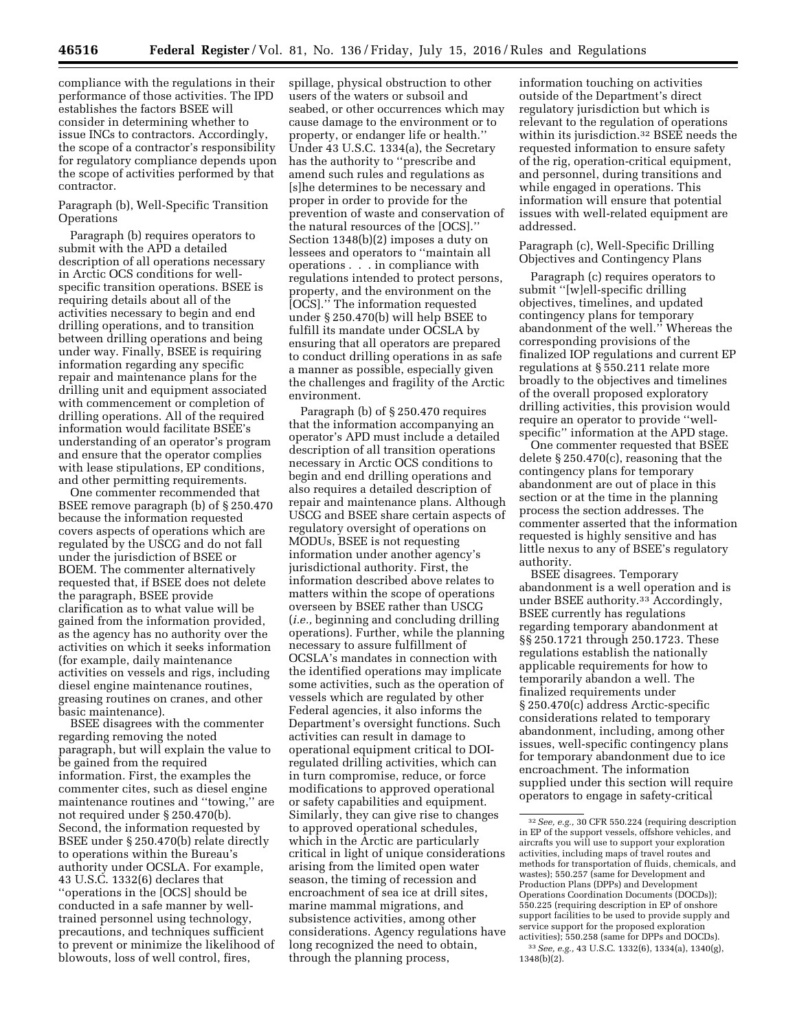compliance with the regulations in their performance of those activities. The IPD establishes the factors BSEE will consider in determining whether to issue INCs to contractors. Accordingly, the scope of a contractor's responsibility for regulatory compliance depends upon the scope of activities performed by that contractor.

Paragraph (b), Well-Specific Transition Operations

Paragraph (b) requires operators to submit with the APD a detailed description of all operations necessary in Arctic OCS conditions for well-specific transition operations. BSEE is requiring details about all of the activities necessary to begin and end drilling operations, and to transition between drilling operations and being under way. Finally, BSEE is requiring information regarding any specific repair and maintenance plans for the drilling unit and equipment associated with commencement or completion of drilling operations. All of the required information would facilitate BSEE's understanding of an operator's program and ensure that the operator complies with lease stipulations, EP conditions, and other permitting requirements.

One commenter recommended that BSEE remove paragraph (b) of § 250.470 because the information requested covers aspects of operations which are regulated by the USCG and do not fall under the jurisdiction of BSEE or BOEM. The commenter alternatively requested that, if BSEE does not delete the paragraph, BSEE provide clarification as to what value will be gained from the information provided, as the agency has no authority over the activities on which it seeks information (for example, daily maintenance activities on vessels and rigs, including diesel engine maintenance routines, greasing routines on cranes, and other basic maintenance).

BSEE disagrees with the commenter regarding removing the noted paragraph, but will explain the value to be gained from the required information. First, the examples the commenter cites, such as diesel engine maintenance routines and "towing," are not required under § 250.470(b). Second, the information requested by BSEE under § 250.470(b) relate directly to operations within the Bureau's authority under OCSLA. For example, 43 U.S.C. 1332(6) declares that "operations in the [OCS] should be conducted in a safe manner by well-trained personnel using technology, precautions, and techniques sufficient to prevent or minimize the likelihood of blowouts, loss of well control, fires, spillage, physical obstruction to other users of the waters or subsoil and seabed, or other occurrences which may cause damage to the environment or to property, or endanger life or health." Under 43 U.S.C. 1334(a), the Secretary has the authority to "prescribe and amend such rules and regulations as [s]he determines to be necessary and proper in order to provide for the prevention of waste and conservation of the natural resources of the [OCS]." Section 1348(b)(2) imposes a duty on lessees and operators to "maintain all operations . . . in compliance with regulations intended to protect persons, property, and the environment on the [OCS]." The information requested under § 250.470(b) will help BSEE to fulfill its mandate under OCSLA by ensuring that all operators are prepared to conduct drilling operations in as safe a manner as possible, especially given the challenges and fragility of the Arctic environment.

Paragraph (b) of § 250.470 requires that the information accompanying an operator's APD must include a detailed description of all transition operations necessary in Arctic OCS conditions to begin and end drilling operations and also requires a detailed description of repair and maintenance plans. Although USCG and BSEE share certain aspects of regulatory oversight of operations on MODUs, BSEE is not requesting information under another agency's jurisdictional authority. First, the information described above relates to matters within the scope of operations overseen by BSEE rather than USCG (*i.e.,* beginning and concluding drilling operations). Further, while the planning necessary to assure fulfillment of OCSLA's mandates in connection with the identified operations may implicate some activities, such as the operation of vessels which are regulated by other Federal agencies, it also informs the Department's oversight functions. Such activities can result in damage to operational equipment critical to DOI-regulated drilling activities, which can in turn compromise, reduce, or force modifications to approved operational or safety capabilities and equipment. Similarly, they can give rise to changes to approved operational schedules, which in the Arctic are particularly critical in light of unique considerations arising from the limited open water season, the timing of recession and encroachment of sea ice at drill sites, marine mammal migrations, and subsistence activities, among other considerations. Agency regulations have long recognized the need to obtain, through the planning process, information touching on activities outside of the Department's direct regulatory jurisdiction but which is relevant to the regulation of operations within its jurisdiction.[32] BSEE needs the requested information to ensure safety of the rig, operation-critical equipment, and personnel, during transitions and while engaged in operations. This information will ensure that potential issues with well-related equipment are addressed.

Paragraph (c), Well-Specific Drilling Objectives and Contingency Plans

Paragraph (c) requires operators to submit "[w]ell-specific drilling objectives, timelines, and updated contingency plans for temporary abandonment of the well." Whereas the corresponding provisions of the finalized IOP regulations and current EP regulations at § 550.211 relate more broadly to the objectives and timelines of the overall proposed exploratory drilling activities, this provision would require an operator to provide "well-specific" information at the APD stage.

One commenter requested that BSEE delete § 250.470(c), reasoning that the contingency plans for temporary abandonment are out of place in this section or at the time in the planning process the section addresses. The commenter asserted that the information requested is highly sensitive and has little nexus to any of BSEE's regulatory authority.

BSEE disagrees. Temporary abandonment is a well operation and is under BSEE authority.[33] Accordingly, BSEE currently has regulations regarding temporary abandonment at §§ 250.1721 through 250.1723. These regulations establish the nationally applicable requirements for how to temporarily abandon a well. The finalized requirements under § 250.470(c) address Arctic-specific considerations related to temporary abandonment, including, among other issues, well-specific contingency plans for temporary abandonment due to ice encroachment. The information supplied under this section will require operators to engage in safety-critical

---

[32] *See, e.g.,* 30 CFR 550.224 (requiring description in EP of the support vessels, offshore vehicles, and aircrafts you will use to support your exploration activities, including maps of travel routes and methods for transportation of fluids, chemicals, and wastes); 550.257 (same for Development and Production Plans (DPPs) and Development Operations Coordination Documents (DOCDs)); 550.225 (requiring description in EP of onshore support facilities to be used to provide supply and service support for the proposed exploration activities); 550.258 (same for DPPs and DOCDs).

[33] *See, e.g.,* 43 U.S.C. 1332(6), 1334(a), 1340(g), 1348(b)(2).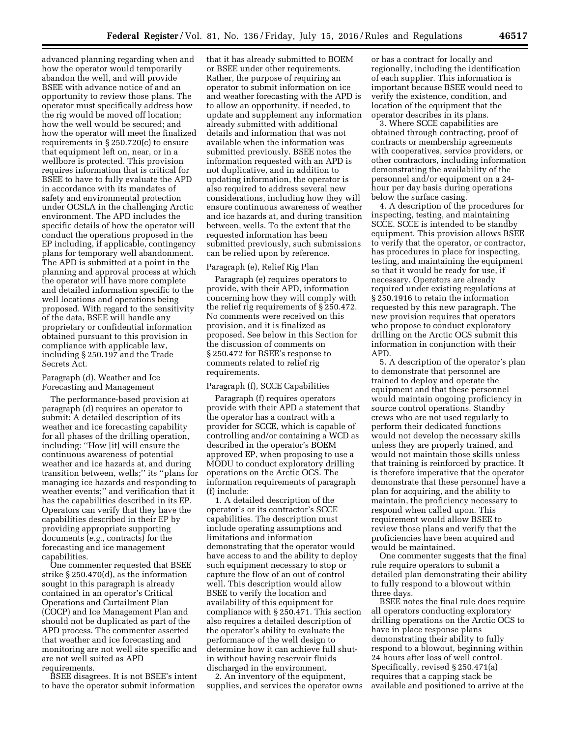advanced planning regarding when and how the operator would temporarily abandon the well, and will provide BSEE with advance notice of and an opportunity to review those plans. The operator must specifically address how the rig would be moved off location; how the well would be secured; and how the operator will meet the finalized requirements in § 250.720(c) to ensure that equipment left on, near, or in a wellbore is protected. This provision requires information that is critical for BSEE to have to fully evaluate the APD in accordance with its mandates of safety and environmental protection under OCSLA in the challenging Arctic environment. The APD includes the specific details of how the operator will conduct the operations proposed in the EP including, if applicable, contingency plans for temporary well abandonment. The APD is submitted at a point in the planning and approval process at which the operator will have more complete and detailed information specific to the well locations and operations being proposed. With regard to the sensitivity of the data, BSEE will handle any proprietary or confidential information obtained pursuant to this provision in compliance with applicable law, including § 250.197 and the Trade Secrets Act.

Paragraph (d), Weather and Ice Forecasting and Management

The performance-based provision at paragraph (d) requires an operator to submit: A detailed description of its weather and ice forecasting capability for all phases of the drilling operation, including: ''How [it] will ensure the continuous awareness of potential weather and ice hazards at, and during transition between, wells;'' its ''plans for managing ice hazards and responding to weather events;'' and verification that it has the capabilities described in its EP. Operators can verify that they have the capabilities described in their EP by providing appropriate supporting documents (*e.g.,* contracts) for the forecasting and ice management capabilities.

One commenter requested that BSEE strike § 250.470(d), as the information sought in this paragraph is already contained in an operator's Critical Operations and Curtailment Plan (COCP) and Ice Management Plan and should not be duplicated as part of the APD process. The commenter asserted that weather and ice forecasting and monitoring are not well site specific and are not well suited as APD requirements.

BSEE disagrees. It is not BSEE's intent to have the operator submit information that it has already submitted to BOEM or BSEE under other requirements. Rather, the purpose of requiring an operator to submit information on ice and weather forecasting with the APD is to allow an opportunity, if needed, to update and supplement any information already submitted with additional details and information that was not available when the information was submitted previously. BSEE notes the information requested with an APD is not duplicative, and in addition to updating information, the operator is also required to address several new considerations, including how they will ensure continuous awareness of weather and ice hazards at, and during transition between, wells. To the extent that the requested information has been submitted previously, such submissions can be relied upon by reference.

Paragraph (e), Relief Rig Plan

Paragraph (e) requires operators to provide, with their APD, information concerning how they will comply with the relief rig requirements of § 250.472. No comments were received on this provision, and it is finalized as proposed. See below in this Section for the discussion of comments on § 250.472 for BSEE's response to comments related to relief rig requirements.

Paragraph (f), SCCE Capabilities

Paragraph (f) requires operators provide with their APD a statement that the operator has a contract with a provider for SCCE, which is capable of controlling and/or containing a WCD as described in the operator's BOEM approved EP, when proposing to use a MODU to conduct exploratory drilling operations on the Arctic OCS. The information requirements of paragraph (f) include:

1. A detailed description of the operator's or its contractor's SCCE capabilities. The description must include operating assumptions and limitations and information demonstrating that the operator would have access to and the ability to deploy such equipment necessary to stop or capture the flow of an out of control well. This description would allow BSEE to verify the location and availability of this equipment for compliance with § 250.471. This section also requires a detailed description of the operator's ability to evaluate the performance of the well design to determine how it can achieve full shut-in without having reservoir fluids discharged in the environment.

2. An inventory of the equipment, supplies, and services the operator owns or has a contract for locally and regionally, including the identification of each supplier. This information is important because BSEE would need to verify the existence, condition, and location of the equipment that the operator describes in its plans.

3. Where SCCE capabilities are obtained through contracting, proof of contracts or membership agreements with cooperatives, service providers, or other contractors, including information demonstrating the availability of the personnel and/or equipment on a 24-hour per day basis during operations below the surface casing.

4. A description of the procedures for inspecting, testing, and maintaining SCCE. SCCE is intended to be standby equipment. This provision allows BSEE to verify that the operator, or contractor, has procedures in place for inspecting, testing, and maintaining the equipment so that it would be ready for use, if necessary. Operators are already required under existing regulations at § 250.1916 to retain the information requested by this new paragraph. The new provision requires that operators who propose to conduct exploratory drilling on the Arctic OCS submit this information in conjunction with their APD.

5. A description of the operator's plan to demonstrate that personnel are trained to deploy and operate the equipment and that these personnel would maintain ongoing proficiency in source control operations. Standby crews who are not used regularly to perform their dedicated functions would not develop the necessary skills unless they are properly trained, and would not maintain those skills unless that training is reinforced by practice. It is therefore imperative that the operator demonstrate that these personnel have a plan for acquiring, and the ability to maintain, the proficiency necessary to respond when called upon. This requirement would allow BSEE to review those plans and verify that the proficiencies have been acquired and would be maintained.

One commenter suggests that the final rule require operators to submit a detailed plan demonstrating their ability to fully respond to a blowout within three days.

BSEE notes the final rule does require all operators conducting exploratory drilling operations on the Arctic OCS to have in place response plans demonstrating their ability to fully respond to a blowout, beginning within 24 hours after loss of well control. Specifically, revised § 250.471(a) requires that a capping stack be available and positioned to arrive at the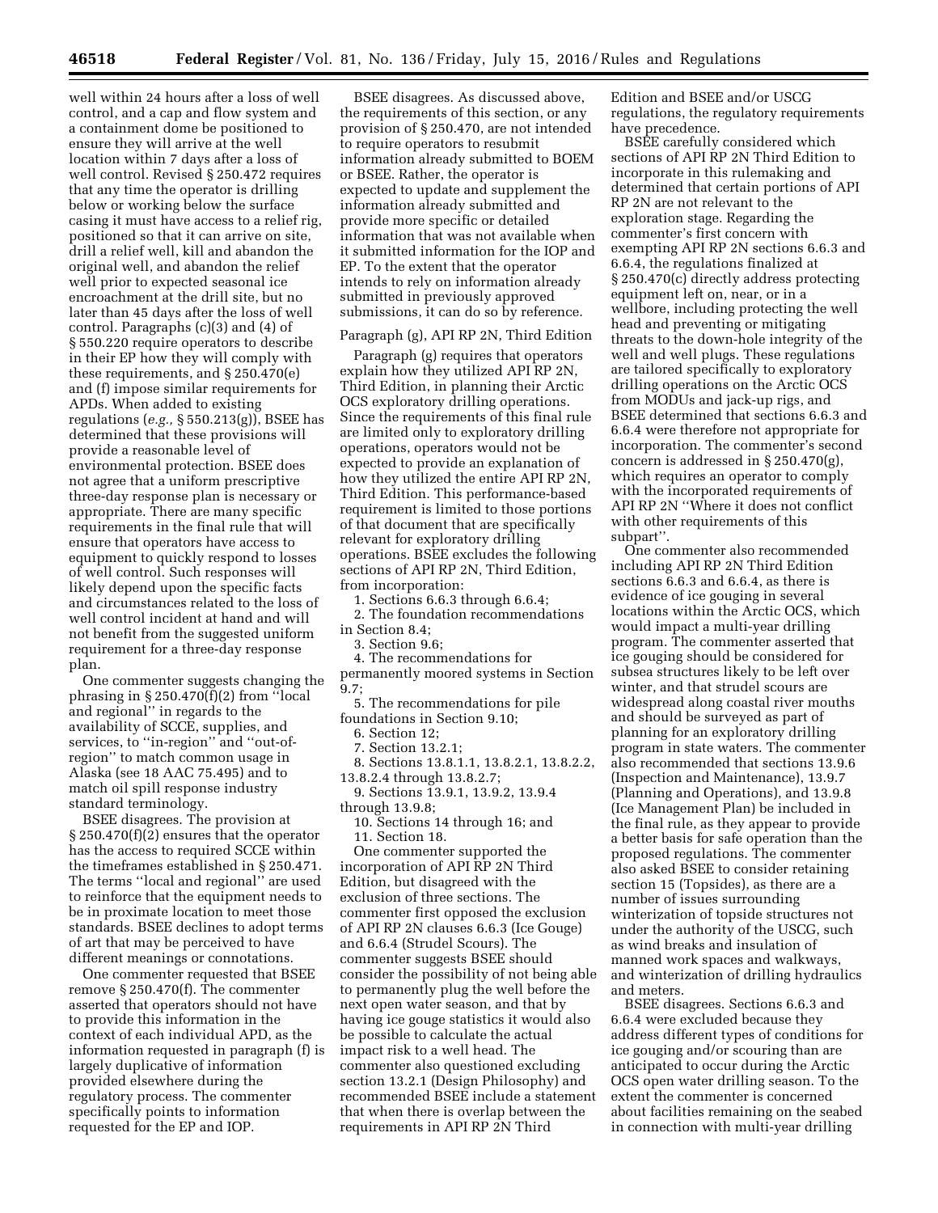well within 24 hours after a loss of well control, and a cap and flow system and a containment dome be positioned to ensure they will arrive at the well location within 7 days after a loss of well control. Revised § 250.472 requires that any time the operator is drilling below or working below the surface casing it must have access to a relief rig, positioned so that it can arrive on site, drill a relief well, kill and abandon the original well, and abandon the relief well prior to expected seasonal ice encroachment at the drill site, but no later than 45 days after the loss of well control. Paragraphs (c)(3) and (4) of § 550.220 require operators to describe in their EP how they will comply with these requirements, and § 250.470(e) and (f) impose similar requirements for APDs. When added to existing regulations (*e.g.,* § 550.213(g)), BSEE has determined that these provisions will provide a reasonable level of environmental protection. BSEE does not agree that a uniform prescriptive three-day response plan is necessary or appropriate. There are many specific requirements in the final rule that will ensure that operators have access to equipment to quickly respond to losses of well control. Such responses will likely depend upon the specific facts and circumstances related to the loss of well control incident at hand and will not benefit from the suggested uniform requirement for a three-day response plan.

One commenter suggests changing the phrasing in § 250.470(f)(2) from ''local and regional'' in regards to the availability of SCCE, supplies, and services, to ''in-region'' and ''out-of-region'' to match common usage in Alaska (see 18 AAC 75.495) and to match oil spill response industry standard terminology.

BSEE disagrees. The provision at § 250.470(f)(2) ensures that the operator has the access to required SCCE within the timeframes established in § 250.471. The terms ''local and regional'' are used to reinforce that the equipment needs to be in proximate location to meet those standards. BSEE declines to adopt terms of art that may be perceived to have different meanings or connotations.

One commenter requested that BSEE remove § 250.470(f). The commenter asserted that operators should not have to provide this information in the context of each individual APD, as the information requested in paragraph (f) is largely duplicative of information provided elsewhere during the regulatory process. The commenter specifically points to information requested for the EP and IOP.

BSEE disagrees. As discussed above, the requirements of this section, or any provision of § 250.470, are not intended to require operators to resubmit information already submitted to BOEM or BSEE. Rather, the operator is expected to update and supplement the information already submitted and provide more specific or detailed information that was not available when it submitted information for the IOP and EP. To the extent that the operator intends to rely on information already submitted in previously approved submissions, it can do so by reference.

Paragraph (g), API RP 2N, Third Edition

Paragraph (g) requires that operators explain how they utilized API RP 2N, Third Edition, in planning their Arctic OCS exploratory drilling operations. Since the requirements of this final rule are limited only to exploratory drilling operations, operators would not be expected to provide an explanation of how they utilized the entire API RP 2N, Third Edition. This performance-based requirement is limited to those portions of that document that are specifically relevant for exploratory drilling operations. BSEE excludes the following sections of API RP 2N, Third Edition, from incorporation:

1. Sections 6.6.3 through 6.6.4;
2. The foundation recommendations in Section 8.4;
3. Section 9.6;
4. The recommendations for permanently moored systems in Section 9.7;
5. The recommendations for pile foundations in Section 9.10;
6. Section 12;
7. Section 13.2.1;
8. Sections 13.8.1.1, 13.8.2.1, 13.8.2.2, 13.8.2.4 through 13.8.2.7;
9. Sections 13.9.1, 13.9.2, 13.9.4 through 13.9.8;
10. Sections 14 through 16; and
11. Section 18.

One commenter supported the incorporation of API RP 2N Third Edition, but disagreed with the exclusion of three sections. The commenter first opposed the exclusion of API RP 2N clauses 6.6.3 (Ice Gouge) and 6.6.4 (Strudel Scours). The commenter suggests BSEE should consider the possibility of not being able to permanently plug the well before the next open water season, and that by having ice gouge statistics it would also be possible to calculate the actual impact risk to a well head. The commenter also questioned excluding section 13.2.1 (Design Philosophy) and recommended BSEE include a statement that when there is overlap between the requirements in API RP 2N Third Edition and BSEE and/or USCG regulations, the regulatory requirements have precedence.

BSEE carefully considered which sections of API RP 2N Third Edition to incorporate in this rulemaking and determined that certain portions of API RP 2N are not relevant to the exploration stage. Regarding the commenter's first concern with exempting API RP 2N sections 6.6.3 and 6.6.4, the regulations finalized at § 250.470(c) directly address protecting equipment left on, near, or in a wellbore, including protecting the well head and preventing or mitigating threats to the down-hole integrity of the well and well plugs. These regulations are tailored specifically to exploratory drilling operations on the Arctic OCS from MODUs and jack-up rigs, and BSEE determined that sections 6.6.3 and 6.6.4 were therefore not appropriate for incorporation. The commenter's second concern is addressed in § 250.470(g), which requires an operator to comply with the incorporated requirements of API RP 2N ''Where it does not conflict with other requirements of this subpart''.

One commenter also recommended including API RP 2N Third Edition sections 6.6.3 and 6.6.4, as there is evidence of ice gouging in several locations within the Arctic OCS, which would impact a multi-year drilling program. The commenter asserted that ice gouging should be considered for subsea structures likely to be left over winter, and that strudel scours are widespread along coastal river mouths and should be surveyed as part of planning for an exploratory drilling program in state waters. The commenter also recommended that sections 13.9.6 (Inspection and Maintenance), 13.9.7 (Planning and Operations), and 13.9.8 (Ice Management Plan) be included in the final rule, as they appear to provide a better basis for safe operation than the proposed regulations. The commenter also asked BSEE to consider retaining section 15 (Topsides), as there are a number of issues surrounding winterization of topside structures not under the authority of the USCG, such as wind breaks and insulation of manned work spaces and walkways, and winterization of drilling hydraulics and meters.

BSEE disagrees. Sections 6.6.3 and 6.6.4 were excluded because they address different types of conditions for ice gouging and/or scouring than are anticipated to occur during the Arctic OCS open water drilling season. To the extent the commenter is concerned about facilities remaining on the seabed in connection with multi-year drilling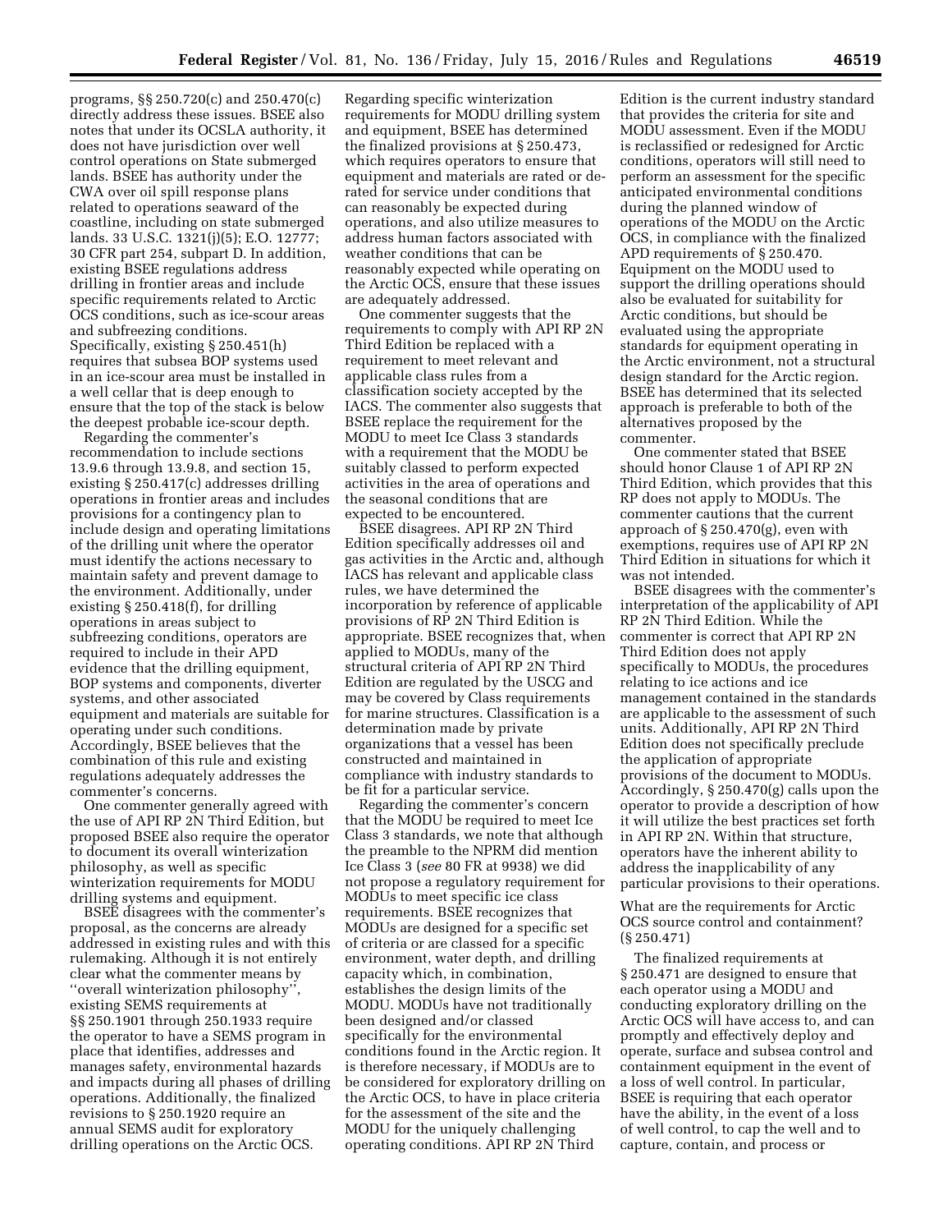programs, §§ 250.720(c) and 250.470(c) directly address these issues. BSEE also notes that under its OCSLA authority, it does not have jurisdiction over well control operations on State submerged lands. BSEE has authority under the CWA over oil spill response plans related to operations seaward of the coastline, including on state submerged lands. 33 U.S.C. 1321(j)(5); E.O. 12777; 30 CFR part 254, subpart D. In addition, existing BSEE regulations address drilling in frontier areas and include specific requirements related to Arctic OCS conditions, such as ice-scour areas and subfreezing conditions. Specifically, existing § 250.451(h) requires that subsea BOP systems used in an ice-scour area must be installed in a well cellar that is deep enough to ensure that the top of the stack is below the deepest probable ice-scour depth.

Regarding the commenter's recommendation to include sections 13.9.6 through 13.9.8, and section 15, existing § 250.417(c) addresses drilling operations in frontier areas and includes provisions for a contingency plan to include design and operating limitations of the drilling unit where the operator must identify the actions necessary to maintain safety and prevent damage to the environment. Additionally, under existing § 250.418(f), for drilling operations in areas subject to subfreezing conditions, operators are required to include in their APD evidence that the drilling equipment, BOP systems and components, diverter systems, and other associated equipment and materials are suitable for operating under such conditions. Accordingly, BSEE believes that the combination of this rule and existing regulations adequately addresses the commenter's concerns.

One commenter generally agreed with the use of API RP 2N Third Edition, but proposed BSEE also require the operator to document its overall winterization philosophy, as well as specific winterization requirements for MODU drilling systems and equipment.

BSEE disagrees with the commenter's proposal, as the concerns are already addressed in existing rules and with this rulemaking. Although it is not entirely clear what the commenter means by ''overall winterization philosophy'', existing SEMS requirements at §§ 250.1901 through 250.1933 require the operator to have a SEMS program in place that identifies, addresses and manages safety, environmental hazards and impacts during all phases of drilling operations. Additionally, the finalized revisions to § 250.1920 require an annual SEMS audit for exploratory drilling operations on the Arctic OCS.

Regarding specific winterization requirements for MODU drilling system and equipment, BSEE has determined the finalized provisions at § 250.473, which requires operators to ensure that equipment and materials are rated or de-rated for service under conditions that can reasonably be expected during operations, and also utilize measures to address human factors associated with weather conditions that can be reasonably expected while operating on the Arctic OCS, ensure that these issues are adequately addressed.

One commenter suggests that the requirements to comply with API RP 2N Third Edition be replaced with a requirement to meet relevant and applicable class rules from a classification society accepted by the IACS. The commenter also suggests that BSEE replace the requirement for the MODU to meet Ice Class 3 standards with a requirement that the MODU be suitably classed to perform expected activities in the area of operations and the seasonal conditions that are expected to be encountered.

BSEE disagrees. API RP 2N Third Edition specifically addresses oil and gas activities in the Arctic and, although IACS has relevant and applicable class rules, we have determined the incorporation by reference of applicable provisions of RP 2N Third Edition is appropriate. BSEE recognizes that, when applied to MODUs, many of the structural criteria of API RP 2N Third Edition are regulated by the USCG and may be covered by Class requirements for marine structures. Classification is a determination made by private organizations that a vessel has been constructed and maintained in compliance with industry standards to be fit for a particular service.

Regarding the commenter's concern that the MODU be required to meet Ice Class 3 standards, we note that although the preamble to the NPRM did mention Ice Class 3 (*see* 80 FR at 9938) we did not propose a regulatory requirement for MODUs to meet specific ice class requirements. BSEE recognizes that MODUs are designed for a specific set of criteria or are classed for a specific environment, water depth, and drilling capacity which, in combination, establishes the design limits of the MODU. MODUs have not traditionally been designed and/or classed specifically for the environmental conditions found in the Arctic region. It is therefore necessary, if MODUs are to be considered for exploratory drilling on the Arctic OCS, to have in place criteria for the assessment of the site and the MODU for the uniquely challenging operating conditions. API RP 2N Third Edition is the current industry standard that provides the criteria for site and MODU assessment. Even if the MODU is reclassified or redesigned for Arctic conditions, operators will still need to perform an assessment for the specific anticipated environmental conditions during the planned window of operations of the MODU on the Arctic OCS, in compliance with the finalized APD requirements of § 250.470. Equipment on the MODU used to support the drilling operations should also be evaluated for suitability for Arctic conditions, but should be evaluated using the appropriate standards for equipment operating in the Arctic environment, not a structural design standard for the Arctic region. BSEE has determined that its selected approach is preferable to both of the alternatives proposed by the commenter.

One commenter stated that BSEE should honor Clause 1 of API RP 2N Third Edition, which provides that this RP does not apply to MODUs. The commenter cautions that the current approach of § 250.470(g), even with exemptions, requires use of API RP 2N Third Edition in situations for which it was not intended.

BSEE disagrees with the commenter's interpretation of the applicability of API RP 2N Third Edition. While the commenter is correct that API RP 2N Third Edition does not apply specifically to MODUs, the procedures relating to ice actions and ice management contained in the standards are applicable to the assessment of such units. Additionally, API RP 2N Third Edition does not specifically preclude the application of appropriate provisions of the document to MODUs. Accordingly, § 250.470(g) calls upon the operator to provide a description of how it will utilize the best practices set forth in API RP 2N. Within that structure, operators have the inherent ability to address the inapplicability of any particular provisions to their operations.

What are the requirements for Arctic OCS source control and containment? (§ 250.471)

The finalized requirements at § 250.471 are designed to ensure that each operator using a MODU and conducting exploratory drilling on the Arctic OCS will have access to, and can promptly and effectively deploy and operate, surface and subsea control and containment equipment in the event of a loss of well control. In particular, BSEE is requiring that each operator have the ability, in the event of a loss of well control, to cap the well and to capture, contain, and process or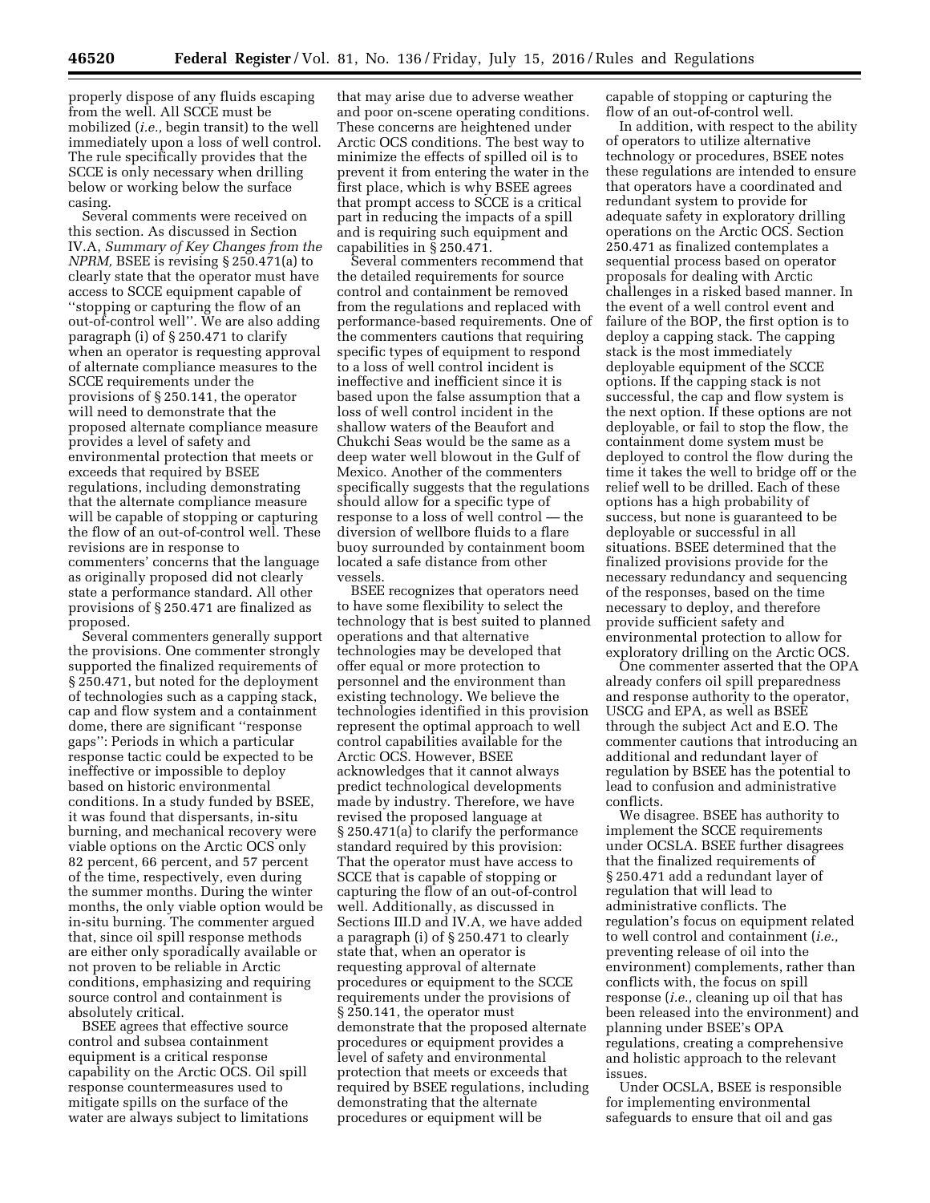properly dispose of any fluids escaping from the well. All SCCE must be mobilized (*i.e.,* begin transit) to the well immediately upon a loss of well control. The rule specifically provides that the SCCE is only necessary when drilling below or working below the surface casing.

Several comments were received on this section. As discussed in Section IV.A, *Summary of Key Changes from the NPRM,* BSEE is revising § 250.471(a) to clearly state that the operator must have access to SCCE equipment capable of ''stopping or capturing the flow of an out-of-control well''. We are also adding paragraph (i) of § 250.471 to clarify when an operator is requesting approval of alternate compliance measures to the SCCE requirements under the provisions of § 250.141, the operator will need to demonstrate that the proposed alternate compliance measure provides a level of safety and environmental protection that meets or exceeds that required by BSEE regulations, including demonstrating that the alternate compliance measure will be capable of stopping or capturing the flow of an out-of-control well. These revisions are in response to commenters' concerns that the language as originally proposed did not clearly state a performance standard. All other provisions of § 250.471 are finalized as proposed.

Several commenters generally support the provisions. One commenter strongly supported the finalized requirements of § 250.471, but noted for the deployment of technologies such as a capping stack, cap and flow system and a containment dome, there are significant ''response gaps'': Periods in which a particular response tactic could be expected to be ineffective or impossible to deploy based on historic environmental conditions. In a study funded by BSEE, it was found that dispersants, in-situ burning, and mechanical recovery were viable options on the Arctic OCS only 82 percent, 66 percent, and 57 percent of the time, respectively, even during the summer months. During the winter months, the only viable option would be in-situ burning. The commenter argued that, since oil spill response methods are either only sporadically available or not proven to be reliable in Arctic conditions, emphasizing and requiring source control and containment is absolutely critical.

BSEE agrees that effective source control and subsea containment equipment is a critical response capability on the Arctic OCS. Oil spill response countermeasures used to mitigate spills on the surface of the water are always subject to limitations that may arise due to adverse weather and poor on-scene operating conditions. These concerns are heightened under Arctic OCS conditions. The best way to minimize the effects of spilled oil is to prevent it from entering the water in the first place, which is why BSEE agrees that prompt access to SCCE is a critical part in reducing the impacts of a spill and is requiring such equipment and capabilities in § 250.471.

Several commenters recommend that the detailed requirements for source control and containment be removed from the regulations and replaced with performance-based requirements. One of the commenters cautions that requiring specific types of equipment to respond to a loss of well control incident is ineffective and inefficient since it is based upon the false assumption that a loss of well control incident in the shallow waters of the Beaufort and Chukchi Seas would be the same as a deep water well blowout in the Gulf of Mexico. Another of the commenters specifically suggests that the regulations should allow for a specific type of response to a loss of well control — the diversion of wellbore fluids to a flare buoy surrounded by containment boom located a safe distance from other vessels.

BSEE recognizes that operators need to have some flexibility to select the technology that is best suited to planned operations and that alternative technologies may be developed that offer equal or more protection to personnel and the environment than existing technology. We believe the technologies identified in this provision represent the optimal approach to well control capabilities available for the Arctic OCS. However, BSEE acknowledges that it cannot always predict technological developments made by industry. Therefore, we have revised the proposed language at § 250.471(a) to clarify the performance standard required by this provision: That the operator must have access to SCCE that is capable of stopping or capturing the flow of an out-of-control well. Additionally, as discussed in Sections III.D and IV.A, we have added a paragraph (i) of § 250.471 to clearly state that, when an operator is requesting approval of alternate procedures or equipment to the SCCE requirements under the provisions of § 250.141, the operator must demonstrate that the proposed alternate procedures or equipment provides a level of safety and environmental protection that meets or exceeds that required by BSEE regulations, including demonstrating that the alternate procedures or equipment will be capable of stopping or capturing the flow of an out-of-control well.

In addition, with respect to the ability of operators to utilize alternative technology or procedures, BSEE notes these regulations are intended to ensure that operators have a coordinated and redundant system to provide for adequate safety in exploratory drilling operations on the Arctic OCS. Section 250.471 as finalized contemplates a sequential process based on operator proposals for dealing with Arctic challenges in a risked based manner. In the event of a well control event and failure of the BOP, the first option is to deploy a capping stack. The capping stack is the most immediately deployable equipment of the SCCE options. If the capping stack is not successful, the cap and flow system is the next option. If these options are not deployable, or fail to stop the flow, the containment dome system must be deployed to control the flow during the time it takes the well to bridge off or the relief well to be drilled. Each of these options has a high probability of success, but none is guaranteed to be deployable or successful in all situations. BSEE determined that the finalized provisions provide for the necessary redundancy and sequencing of the responses, based on the time necessary to deploy, and therefore provide sufficient safety and environmental protection to allow for exploratory drilling on the Arctic OCS.

One commenter asserted that the OPA already confers oil spill preparedness and response authority to the operator, USCG and EPA, as well as BSEE through the subject Act and E.O. The commenter cautions that introducing an additional and redundant layer of regulation by BSEE has the potential to lead to confusion and administrative conflicts.

We disagree. BSEE has authority to implement the SCCE requirements under OCSLA. BSEE further disagrees that the finalized requirements of § 250.471 add a redundant layer of regulation that will lead to administrative conflicts. The regulation's focus on equipment related to well control and containment (*i.e.,* preventing release of oil into the environment) complements, rather than conflicts with, the focus on spill response (*i.e.,* cleaning up oil that has been released into the environment) and planning under BSEE's OPA regulations, creating a comprehensive and holistic approach to the relevant issues.

Under OCSLA, BSEE is responsible for implementing environmental safeguards to ensure that oil and gas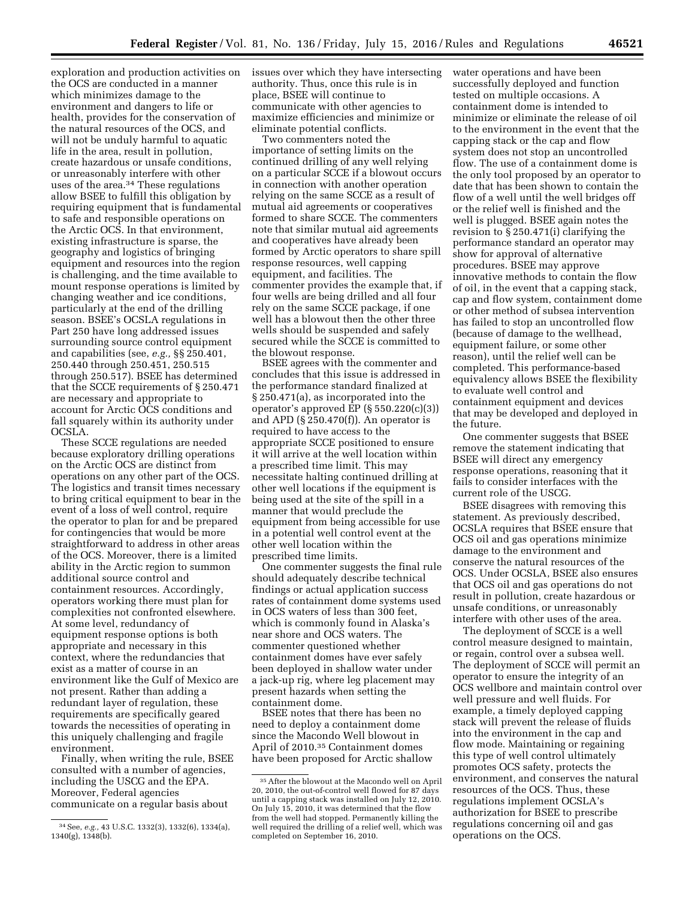exploration and production activities on the OCS are conducted in a manner which minimizes damage to the environment and dangers to life or health, provides for the conservation of the natural resources of the OCS, and will not be unduly harmful to aquatic life in the area, result in pollution, create hazardous or unsafe conditions, or unreasonably interfere with other uses of the area.[34] These regulations allow BSEE to fulfill this obligation by requiring equipment that is fundamental to safe and responsible operations on the Arctic OCS. In that environment, existing infrastructure is sparse, the geography and logistics of bringing equipment and resources into the region is challenging, and the time available to mount response operations is limited by changing weather and ice conditions, particularly at the end of the drilling season. BSEE's OCSLA regulations in Part 250 have long addressed issues surrounding source control equipment and capabilities (see, *e.g.,* §§ 250.401, 250.440 through 250.451, 250.515 through 250.517). BSEE has determined that the SCCE requirements of § 250.471 are necessary and appropriate to account for Arctic OCS conditions and fall squarely within its authority under OCSLA.

These SCCE regulations are needed because exploratory drilling operations on the Arctic OCS are distinct from operations on any other part of the OCS. The logistics and transit times necessary to bring critical equipment to bear in the event of a loss of well control, require the operator to plan for and be prepared for contingencies that would be more straightforward to address in other areas of the OCS. Moreover, there is a limited ability in the Arctic region to summon additional source control and containment resources. Accordingly, operators working there must plan for complexities not confronted elsewhere. At some level, redundancy of equipment response options is both appropriate and necessary in this context, where the redundancies that exist as a matter of course in an environment like the Gulf of Mexico are not present. Rather than adding a redundant layer of regulation, these requirements are specifically geared towards the necessities of operating in this uniquely challenging and fragile environment.

Finally, when writing the rule, BSEE consulted with a number of agencies, including the USCG and the EPA. Moreover, Federal agencies communicate on a regular basis about issues over which they have intersecting authority. Thus, once this rule is in place, BSEE will continue to communicate with other agencies to maximize efficiencies and minimize or eliminate potential conflicts.

Two commenters noted the importance of setting limits on the continued drilling of any well relying on a particular SCCE if a blowout occurs in connection with another operation relying on the same SCCE as a result of mutual aid agreements or cooperatives formed to share SCCE. The commenters note that similar mutual aid agreements and cooperatives have already been formed by Arctic operators to share spill response resources, well capping equipment, and facilities. The commenter provides the example that, if four wells are being drilled and all four rely on the same SCCE package, if one well has a blowout then the other three wells should be suspended and safely secured while the SCCE is committed to the blowout response.

BSEE agrees with the commenter and concludes that this issue is addressed in the performance standard finalized at § 250.471(a), as incorporated into the operator's approved EP (§ 550.220(c)(3)) and APD (§ 250.470(f)). An operator is required to have access to the appropriate SCCE positioned to ensure it will arrive at the well location within a prescribed time limit. This may necessitate halting continued drilling at other well locations if the equipment is being used at the site of the spill in a manner that would preclude the equipment from being accessible for use in a potential well control event at the other well location within the prescribed time limits.

One commenter suggests the final rule should adequately describe technical findings or actual application success rates of containment dome systems used in OCS waters of less than 300 feet, which is commonly found in Alaska's near shore and OCS waters. The commenter questioned whether containment domes have ever safely been deployed in shallow water under a jack-up rig, where leg placement may present hazards when setting the containment dome.

BSEE notes that there has been no need to deploy a containment dome since the Macondo Well blowout in April of 2010.[35] Containment domes have been proposed for Arctic shallow water operations and have been successfully deployed and function tested on multiple occasions. A containment dome is intended to minimize or eliminate the release of oil to the environment in the event that the capping stack or the cap and flow system does not stop an uncontrolled flow. The use of a containment dome is the only tool proposed by an operator to date that has been shown to contain the flow of a well until the well bridges off or the relief well is finished and the well is plugged. BSEE again notes the revision to § 250.471(i) clarifying the performance standard an operator may show for approval of alternative procedures. BSEE may approve innovative methods to contain the flow of oil, in the event that a capping stack, cap and flow system, containment dome or other method of subsea intervention has failed to stop an uncontrolled flow (because of damage to the wellhead, equipment failure, or some other reason), until the relief well can be completed. This performance-based equivalency allows BSEE the flexibility to evaluate well control and containment equipment and devices that may be developed and deployed in the future.

One commenter suggests that BSEE remove the statement indicating that BSEE will direct any emergency response operations, reasoning that it fails to consider interfaces with the current role of the USCG.

BSEE disagrees with removing this statement. As previously described, OCSLA requires that BSEE ensure that OCS oil and gas operations minimize damage to the environment and conserve the natural resources of the OCS. Under OCSLA, BSEE also ensures that OCS oil and gas operations do not result in pollution, create hazardous or unsafe conditions, or unreasonably interfere with other uses of the area.

The deployment of SCCE is a well control measure designed to maintain, or regain, control over a subsea well. The deployment of SCCE will permit an operator to ensure the integrity of an OCS wellbore and maintain control over well pressure and well fluids. For example, a timely deployed capping stack will prevent the release of fluids into the environment in the cap and flow mode. Maintaining or regaining this type of well control ultimately promotes OCS safety, protects the environment, and conserves the natural resources of the OCS. Thus, these regulations implement OCSLA's authorization for BSEE to prescribe regulations concerning oil and gas operations on the OCS.

---

[34] See, *e.g.,* 43 U.S.C. 1332(3), 1332(6), 1334(a), 1340(g), 1348(b).

[35] After the blowout at the Macondo well on April 20, 2010, the out-of-control well flowed for 87 days until a capping stack was installed on July 12, 2010. On July 15, 2010, it was determined that the flow from the well had stopped. Permanently killing the well required the drilling of a relief well, which was completed on September 16, 2010.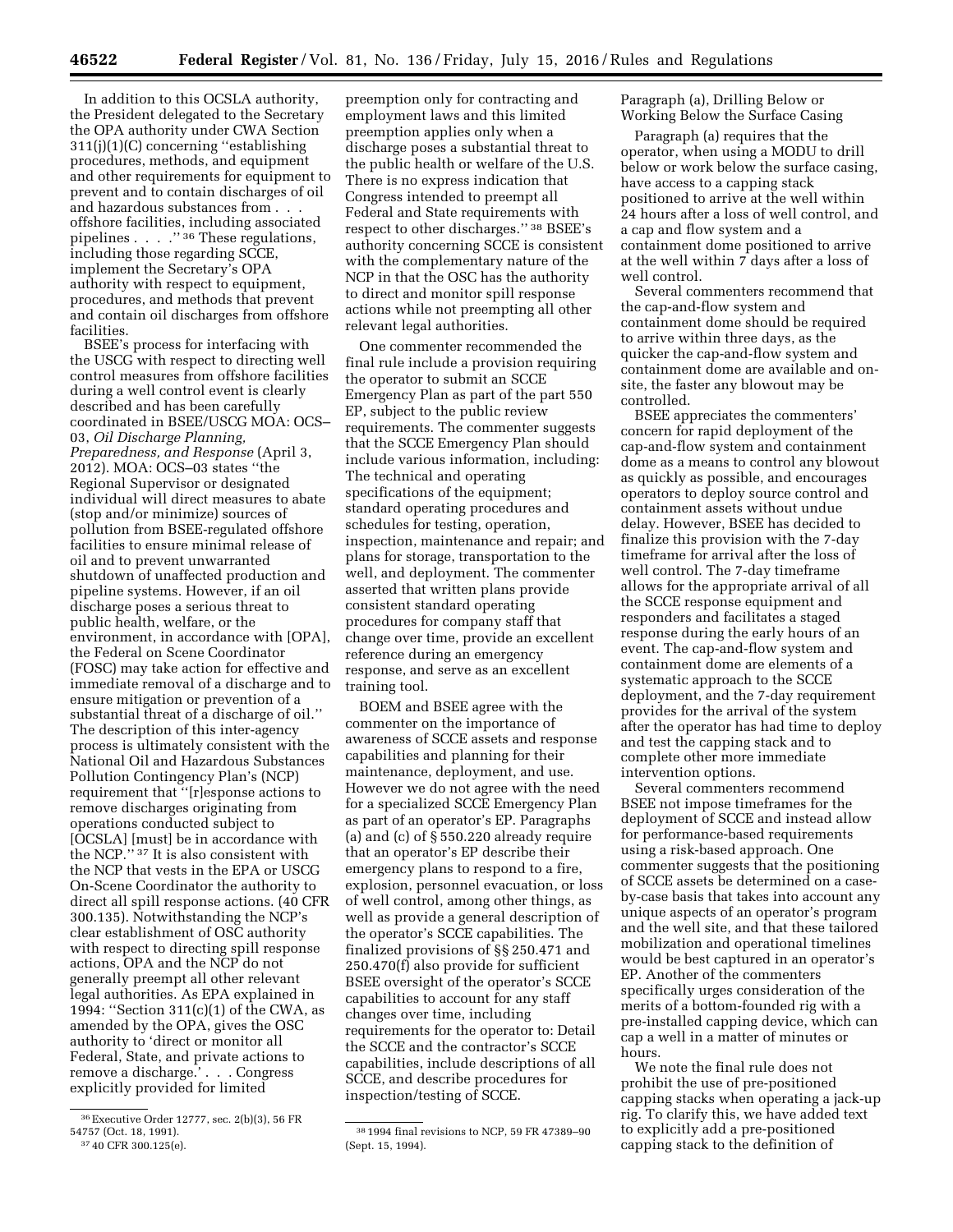In addition to this OCSLA authority, the President delegated to the Secretary the OPA authority under CWA Section 311(j)(1)(C) concerning ''establishing procedures, methods, and equipment and other requirements for equipment to prevent and to contain discharges of oil and hazardous substances from . . . offshore facilities, including associated pipelines . . . .'' [36] These regulations, including those regarding SCCE, implement the Secretary's OPA authority with respect to equipment, procedures, and methods that prevent and contain oil discharges from offshore facilities.

BSEE's process for interfacing with the USCG with respect to directing well control measures from offshore facilities during a well control event is clearly described and has been carefully coordinated in BSEE/USCG MOA: OCS–03, *Oil Discharge Planning, Preparedness, and Response* (April 3, 2012). MOA: OCS–03 states ''the Regional Supervisor or designated individual will direct measures to abate (stop and/or minimize) sources of pollution from BSEE-regulated offshore facilities to ensure minimal release of oil and to prevent unwarranted shutdown of unaffected production and pipeline systems. However, if an oil discharge poses a serious threat to public health, welfare, or the environment, in accordance with [OPA], the Federal on Scene Coordinator (FOSC) may take action for effective and immediate removal of a discharge and to ensure mitigation or prevention of a substantial threat of a discharge of oil.'' The description of this inter-agency process is ultimately consistent with the National Oil and Hazardous Substances Pollution Contingency Plan's (NCP) requirement that ''[r]esponse actions to remove discharges originating from operations conducted subject to [OCSLA] [must] be in accordance with the NCP.'' [37] It is also consistent with the NCP that vests in the EPA or USCG On-Scene Coordinator the authority to direct all spill response actions. (40 CFR 300.135). Notwithstanding the NCP's clear establishment of OSC authority with respect to directing spill response actions, OPA and the NCP do not generally preempt all other relevant legal authorities. As EPA explained in 1994: ''Section 311(c)(1) of the CWA, as amended by the OPA, gives the OSC authority to 'direct or monitor all Federal, State, and private actions to remove a discharge.' . . . Congress explicitly provided for limited preemption only for contracting and employment laws and this limited preemption applies only when a discharge poses a substantial threat to the public health or welfare of the U.S. There is no express indication that Congress intended to preempt all Federal and State requirements with respect to other discharges.'' [38] BSEE's authority concerning SCCE is consistent with the complementary nature of the NCP in that the OSC has the authority to direct and monitor spill response actions while not preempting all other relevant legal authorities.

One commenter recommended the final rule include a provision requiring the operator to submit an SCCE Emergency Plan as part of the part 550 EP, subject to the public review requirements. The commenter suggests that the SCCE Emergency Plan should include various information, including: The technical and operating specifications of the equipment; standard operating procedures and schedules for testing, operation, inspection, maintenance and repair; and plans for storage, transportation to the well, and deployment. The commenter asserted that written plans provide consistent standard operating procedures for company staff that change over time, provide an excellent reference during an emergency response, and serve as an excellent training tool.

BOEM and BSEE agree with the commenter on the importance of awareness of SCCE assets and response capabilities and planning for their maintenance, deployment, and use. However we do not agree with the need for a specialized SCCE Emergency Plan as part of an operator's EP. Paragraphs (a) and (c) of § 550.220 already require that an operator's EP describe their emergency plans to respond to a fire, explosion, personnel evacuation, or loss of well control, among other things, as well as provide a general description of the operator's SCCE capabilities. The finalized provisions of §§ 250.471 and 250.470(f) also provide for sufficient BSEE oversight of the operator's SCCE capabilities to account for any staff changes over time, including requirements for the operator to: Detail the SCCE and the contractor's SCCE capabilities, include descriptions of all SCCE, and describe procedures for inspection/testing of SCCE.

Paragraph (a), Drilling Below or Working Below the Surface Casing

Paragraph (a) requires that the operator, when using a MODU to drill below or work below the surface casing, have access to a capping stack positioned to arrive at the well within 24 hours after a loss of well control, and a cap and flow system and a containment dome positioned to arrive at the well within 7 days after a loss of well control.

Several commenters recommend that the cap-and-flow system and containment dome should be required to arrive within three days, as the quicker the cap-and-flow system and containment dome are available and on-site, the faster any blowout may be controlled.

BSEE appreciates the commenters' concern for rapid deployment of the cap-and-flow system and containment dome as a means to control any blowout as quickly as possible, and encourages operators to deploy source control and containment assets without undue delay. However, BSEE has decided to finalize this provision with the 7-day timeframe for arrival after the loss of well control. The 7-day timeframe allows for the appropriate arrival of all the SCCE response equipment and responders and facilitates a staged response during the early hours of an event. The cap-and-flow system and containment dome are elements of a systematic approach to the SCCE deployment, and the 7-day requirement provides for the arrival of the system after the operator has had time to deploy and test the capping stack and to complete other more immediate intervention options.

Several commenters recommend BSEE not impose timeframes for the deployment of SCCE and instead allow for performance-based requirements using a risk-based approach. One commenter suggests that the positioning of SCCE assets be determined on a case-by-case basis that takes into account any unique aspects of an operator's program and the well site, and that these tailored mobilization and operational timelines would be best captured in an operator's EP. Another of the commenters specifically urges consideration of the merits of a bottom-founded rig with a pre-installed capping device, which can cap a well in a matter of minutes or hours.

We note the final rule does not prohibit the use of pre-positioned capping stacks when operating a jack-up rig. To clarify this, we have added text to explicitly add a pre-positioned capping stack to the definition of

---

[36] Executive Order 12777, sec. 2(b)(3), 56 FR 54757 (Oct. 18, 1991).

[37] 40 CFR 300.125(e).

[38] 1994 final revisions to NCP, 59 FR 47389–90 (Sept. 15, 1994).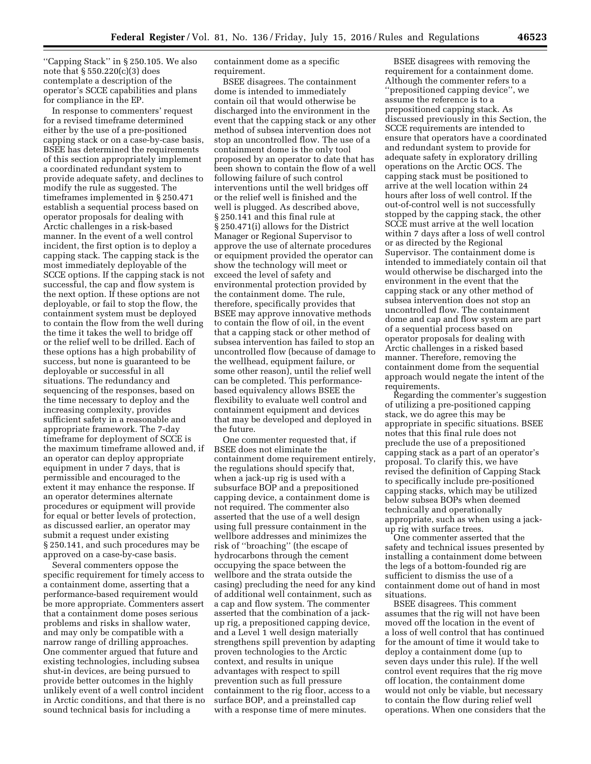''Capping Stack'' in § 250.105. We also note that § 550.220(c)(3) does contemplate a description of the operator's SCCE capabilities and plans for compliance in the EP.

In response to commenters' request for a revised timeframe determined either by the use of a pre-positioned capping stack or on a case-by-case basis, BSEE has determined the requirements of this section appropriately implement a coordinated redundant system to provide adequate safety, and declines to modify the rule as suggested. The timeframes implemented in § 250.471 establish a sequential process based on operator proposals for dealing with Arctic challenges in a risk-based manner. In the event of a well control incident, the first option is to deploy a capping stack. The capping stack is the most immediately deployable of the SCCE options. If the capping stack is not successful, the cap and flow system is the next option. If these options are not deployable, or fail to stop the flow, the containment system must be deployed to contain the flow from the well during the time it takes the well to bridge off or the relief well to be drilled. Each of these options has a high probability of success, but none is guaranteed to be deployable or successful in all situations. The redundancy and sequencing of the responses, based on the time necessary to deploy and the increasing complexity, provides sufficient safety in a reasonable and appropriate framework. The 7-day timeframe for deployment of SCCE is the maximum timeframe allowed and, if an operator can deploy appropriate equipment in under 7 days, that is permissible and encouraged to the extent it may enhance the response. If an operator determines alternate procedures or equipment will provide for equal or better levels of protection, as discussed earlier, an operator may submit a request under existing § 250.141, and such procedures may be approved on a case-by-case basis.

Several commenters oppose the specific requirement for timely access to a containment dome, asserting that a performance-based requirement would be more appropriate. Commenters assert that a containment dome poses serious problems and risks in shallow water, and may only be compatible with a narrow range of drilling approaches. One commenter argued that future and existing technologies, including subsea shut-in devices, are being pursued to provide better outcomes in the highly unlikely event of a well control incident in Arctic conditions, and that there is no sound technical basis for including a containment dome as a specific requirement.

BSEE disagrees. The containment dome is intended to immediately contain oil that would otherwise be discharged into the environment in the event that the capping stack or any other method of subsea intervention does not stop an uncontrolled flow. The use of a containment dome is the only tool proposed by an operator to date that has been shown to contain the flow of a well following failure of such control interventions until the well bridges off or the relief well is finished and the well is plugged. As described above, § 250.141 and this final rule at § 250.471(i) allows for the District Manager or Regional Supervisor to approve the use of alternate procedures or equipment provided the operator can show the technology will meet or exceed the level of safety and environmental protection provided by the containment dome. The rule, therefore, specifically provides that BSEE may approve innovative methods to contain the flow of oil, in the event that a capping stack or other method of subsea intervention has failed to stop an uncontrolled flow (because of damage to the wellhead, equipment failure, or some other reason), until the relief well can be completed. This performance-based equivalency allows BSEE the flexibility to evaluate well control and containment equipment and devices that may be developed and deployed in the future.

One commenter requested that, if BSEE does not eliminate the containment dome requirement entirely, the regulations should specify that, when a jack-up rig is used with a subsurface BOP and a prepositioned capping device, a containment dome is not required. The commenter also asserted that the use of a well design using full pressure containment in the wellbore addresses and minimizes the risk of ''broaching'' (the escape of hydrocarbons through the cement occupying the space between the wellbore and the strata outside the casing) precluding the need for any kind of additional well containment, such as a cap and flow system. The commenter asserted that the combination of a jack-up rig, a prepositioned capping device, and a Level 1 well design materially strengthens spill prevention by adapting proven technologies to the Arctic context, and results in unique advantages with respect to spill prevention such as full pressure containment to the rig floor, access to a surface BOP, and a preinstalled cap with a response time of mere minutes.

BSEE disagrees with removing the requirement for a containment dome. Although the commenter refers to a ''prepositioned capping device'', we assume the reference is to a prepositioned capping stack. As discussed previously in this Section, the SCCE requirements are intended to ensure that operators have a coordinated and redundant system to provide for adequate safety in exploratory drilling operations on the Arctic OCS. The capping stack must be positioned to arrive at the well location within 24 hours after loss of well control. If the out-of-control well is not successfully stopped by the capping stack, the other SCCE must arrive at the well location within 7 days after a loss of well control or as directed by the Regional Supervisor. The containment dome is intended to immediately contain oil that would otherwise be discharged into the environment in the event that the capping stack or any other method of subsea intervention does not stop an uncontrolled flow. The containment dome and cap and flow system are part of a sequential process based on operator proposals for dealing with Arctic challenges in a risked based manner. Therefore, removing the containment dome from the sequential approach would negate the intent of the requirements.

Regarding the commenter's suggestion of utilizing a pre-positioned capping stack, we do agree this may be appropriate in specific situations. BSEE notes that this final rule does not preclude the use of a prepositioned capping stack as a part of an operator's proposal. To clarify this, we have revised the definition of Capping Stack to specifically include pre-positioned capping stacks, which may be utilized below subsea BOPs when deemed technically and operationally appropriate, such as when using a jack-up rig with surface trees.

One commenter asserted that the safety and technical issues presented by installing a containment dome between the legs of a bottom-founded rig are sufficient to dismiss the use of a containment dome out of hand in most situations.

BSEE disagrees. This comment assumes that the rig will not have been moved off the location in the event of a loss of well control that has continued for the amount of time it would take to deploy a containment dome (up to seven days under this rule). If the well control event requires that the rig move off location, the containment dome would not only be viable, but necessary to contain the flow during relief well operations. When one considers that the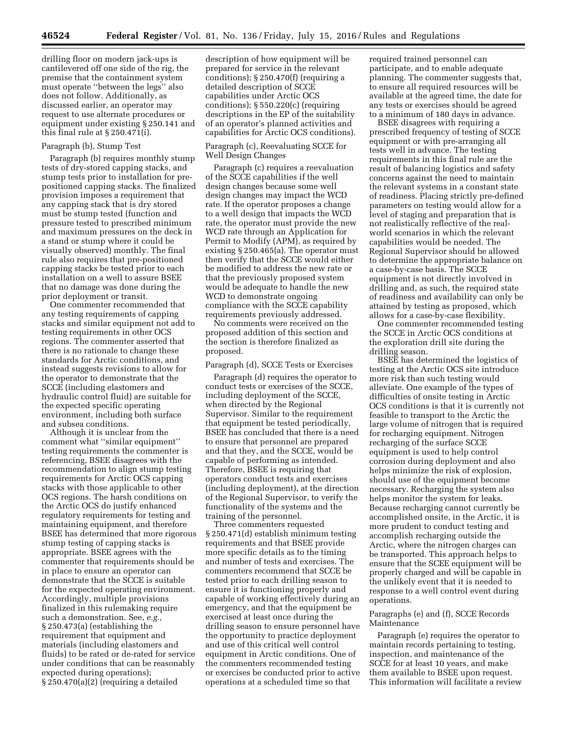drilling floor on modern jack-ups is cantilevered off one side of the rig, the premise that the containment system must operate ''between the legs'' also does not follow. Additionally, as discussed earlier, an operator may request to use alternate procedures or equipment under existing § 250.141 and this final rule at § 250.471(i).

Paragraph (b), Stump Test

Paragraph (b) requires monthly stump tests of dry-stored capping stacks, and stump tests prior to installation for pre-positioned capping stacks. The finalized provision imposes a requirement that any capping stack that is dry stored must be stump tested (function and pressure tested to prescribed minimum and maximum pressures on the deck in a stand or stump where it could be visually observed) monthly. The final rule also requires that pre-positioned capping stacks be tested prior to each installation on a well to assure BSEE that no damage was done during the prior deployment or transit.

One commenter recommended that any testing requirements of capping stacks and similar equipment not add to testing requirements in other OCS regions. The commenter asserted that there is no rationale to change these standards for Arctic conditions, and instead suggests revisions to allow for the operator to demonstrate that the SCCE (including elastomers and hydraulic control fluid) are suitable for the expected specific operating environment, including both surface and subsea conditions.

Although it is unclear from the comment what ''similar equipment'' testing requirements the commenter is referencing, BSEE disagrees with the recommendation to align stump testing requirements for Arctic OCS capping stacks with those applicable to other OCS regions. The harsh conditions on the Arctic OCS do justify enhanced regulatory requirements for testing and maintaining equipment, and therefore BSEE has determined that more rigorous stump testing of capping stacks is appropriate. BSEE agrees with the commenter that requirements should be in place to ensure an operator can demonstrate that the SCCE is suitable for the expected operating environment. Accordingly, multiple provisions finalized in this rulemaking require such a demonstration. See, *e.g.,* § 250.473(a) (establishing the requirement that equipment and materials (including elastomers and fluids) to be rated or de-rated for service under conditions that can be reasonably expected during operations); § 250.470(a)(2) (requiring a detailed description of how equipment will be prepared for service in the relevant conditions); § 250.470(f) (requiring a detailed description of SCCE capabilities under Arctic OCS conditions); § 550.220(c) (requiring descriptions in the EP of the suitability of an operator's planned activities and capabilities for Arctic OCS conditions).

Paragraph (c), Reevaluating SCCE for Well Design Changes

Paragraph (c) requires a reevaluation of the SCCE capabilities if the well design changes because some well design changes may impact the WCD rate. If the operator proposes a change to a well design that impacts the WCD rate, the operator must provide the new WCD rate through an Application for Permit to Modify (APM), as required by existing § 250.465(a). The operator must then verify that the SCCE would either be modified to address the new rate or that the previously proposed system would be adequate to handle the new WCD to demonstrate ongoing compliance with the SCCE capability requirements previously addressed.

No comments were received on the proposed addition of this section and the section is therefore finalized as proposed.

Paragraph (d), SCCE Tests or Exercises

Paragraph (d) requires the operator to conduct tests or exercises of the SCCE, including deployment of the SCCE, when directed by the Regional Supervisor. Similar to the requirement that equipment be tested periodically, BSEE has concluded that there is a need to ensure that personnel are prepared and that they, and the SCCE, would be capable of performing as intended. Therefore, BSEE is requiring that operators conduct tests and exercises (including deployment), at the direction of the Regional Supervisor, to verify the functionality of the systems and the training of the personnel.

Three commenters requested § 250.471(d) establish minimum testing requirements and that BSEE provide more specific details as to the timing and number of tests and exercises. The commenters recommend that SCCE be tested prior to each drilling season to ensure it is functioning properly and capable of working effectively during an emergency, and that the equipment be exercised at least once during the drilling season to ensure personnel have the opportunity to practice deployment and use of this critical well control equipment in Arctic conditions. One of the commenters recommended testing or exercises be conducted prior to active operations at a scheduled time so that required trained personnel can participate, and to enable adequate planning. The commenter suggests that, to ensure all required resources will be available at the agreed time, the date for any tests or exercises should be agreed to a minimum of 180 days in advance.

BSEE disagrees with requiring a prescribed frequency of testing of SCCE equipment or with pre-arranging all tests well in advance. The testing requirements in this final rule are the result of balancing logistics and safety concerns against the need to maintain the relevant systems in a constant state of readiness. Placing strictly pre-defined parameters on testing would allow for a level of staging and preparation that is not realistically reflective of the real-world scenarios in which the relevant capabilities would be needed. The Regional Supervisor should be allowed to determine the appropriate balance on a case-by-case basis. The SCCE equipment is not directly involved in drilling and, as such, the required state of readiness and availability can only be attained by testing as proposed, which allows for a case-by-case flexibility.

One commenter recommended testing the SCCE in Arctic OCS conditions at the exploration drill site during the drilling season.

BSEE has determined the logistics of testing at the Arctic OCS site introduce more risk than such testing would alleviate. One example of the types of difficulties of onsite testing in Arctic OCS conditions is that it is currently not feasible to transport to the Arctic the large volume of nitrogen that is required for recharging equipment. Nitrogen recharging of the surface SCCE equipment is used to help control corrosion during deployment and also helps minimize the risk of explosion, should use of the equipment become necessary. Recharging the system also helps monitor the system for leaks. Because recharging cannot currently be accomplished onsite, in the Arctic, it is more prudent to conduct testing and accomplish recharging outside the Arctic, where the nitrogen charges can be transported. This approach helps to ensure that the SCCE equipment will be properly charged and will be capable in the unlikely event that it is needed to response to a well control event during operations.

Paragraphs (e) and (f), SCCE Records Maintenance

Paragraph (e) requires the operator to maintain records pertaining to testing, inspection, and maintenance of the SCCE for at least 10 years, and make them available to BSEE upon request. This information will facilitate a review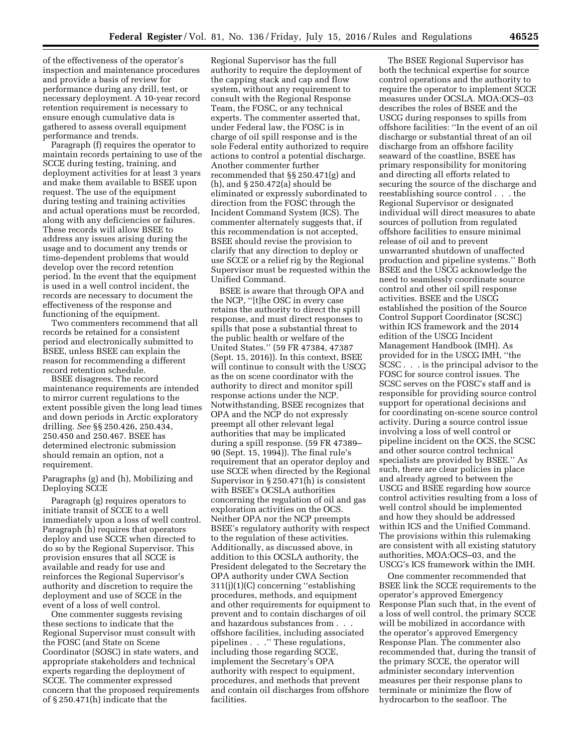of the effectiveness of the operator's inspection and maintenance procedures and provide a basis of review for performance during any drill, test, or necessary deployment. A 10-year record retention requirement is necessary to ensure enough cumulative data is gathered to assess overall equipment performance and trends.

Paragraph (f) requires the operator to maintain records pertaining to use of the SCCE during testing, training, and deployment activities for at least 3 years and make them available to BSEE upon request. The use of the equipment during testing and training activities and actual operations must be recorded, along with any deficiencies or failures. These records will allow BSEE to address any issues arising during the usage and to document any trends or time-dependent problems that would develop over the record retention period. In the event that the equipment is used in a well control incident, the records are necessary to document the effectiveness of the response and functioning of the equipment.

Two commenters recommend that all records be retained for a consistent period and electronically submitted to BSEE, unless BSEE can explain the reason for recommending a different record retention schedule.

BSEE disagrees. The record maintenance requirements are intended to mirror current regulations to the extent possible given the long lead times and down periods in Arctic exploratory drilling. *See* §§ 250.426, 250.434, 250.450 and 250.467. BSEE has determined electronic submission should remain an option, not a requirement.

Paragraphs (g) and (h), Mobilizing and Deploying SCCE

Paragraph (g) requires operators to initiate transit of SCCE to a well immediately upon a loss of well control. Paragraph (h) requires that operators deploy and use SCCE when directed to do so by the Regional Supervisor. This provision ensures that all SCCE is available and ready for use and reinforces the Regional Supervisor's authority and discretion to require the deployment and use of SCCE in the event of a loss of well control.

One commenter suggests revising these sections to indicate that the Regional Supervisor must consult with the FOSC (and State on Scene Coordinator (SOSC) in state waters, and appropriate stakeholders and technical experts regarding the deployment of SCCE. The commenter expressed concern that the proposed requirements of § 250.471(h) indicate that the Regional Supervisor has the full authority to require the deployment of the capping stack and cap and flow system, without any requirement to consult with the Regional Response Team, the FOSC, or any technical experts. The commenter asserted that, under Federal law, the FOSC is in charge of oil spill response and is the sole Federal entity authorized to require actions to control a potential discharge. Another commenter further recommended that §§ 250.471(g) and (h), and § 250.472(a) should be eliminated or expressly subordinated to direction from the FOSC through the Incident Command System (ICS). The commenter alternately suggests that, if this recommendation is not accepted, BSEE should revise the provision to clarify that any direction to deploy or use SCCE or a relief rig by the Regional Supervisor must be requested within the Unified Command.

BSEE is aware that through OPA and the NCP, ''[t]he OSC in every case retains the authority to direct the spill response, and must direct responses to spills that pose a substantial threat to the public health or welfare of the United States.'' (59 FR 47384, 47387 (Sept. 15, 2016)). In this context, BSEE will continue to consult with the USCG as the on scene coordinator with the authority to direct and monitor spill response actions under the NCP. Notwithstanding, BSEE recognizes that OPA and the NCP do not expressly preempt all other relevant legal authorities that may be implicated during a spill response. (59 FR 47389–90 (Sept. 15, 1994)). The final rule's requirement that an operator deploy and use SCCE when directed by the Regional Supervisor in § 250.471(h) is consistent with BSEE's OCSLA authorities concerning the regulation of oil and gas exploration activities on the OCS. Neither OPA nor the NCP preempts BSEE's regulatory authority with respect to the regulation of these activities. Additionally, as discussed above, in addition to this OCSLA authority, the President delegated to the Secretary the OPA authority under CWA Section 311(j)(1)(C) concerning ''establishing procedures, methods, and equipment and other requirements for equipment to prevent and to contain discharges of oil and hazardous substances from . . . offshore facilities, including associated pipelines . . .'' These regulations, including those regarding SCCE, implement the Secretary's OPA authority with respect to equipment, procedures, and methods that prevent and contain oil discharges from offshore facilities.

The BSEE Regional Supervisor has both the technical expertise for source control operations and the authority to require the operator to implement SCCE measures under OCSLA. MOA:OCS–03 describes the roles of BSEE and the USCG during responses to spills from offshore facilities: ''In the event of an oil discharge or substantial threat of an oil discharge from an offshore facility seaward of the coastline, BSEE has primary responsibility for monitoring and directing all efforts related to securing the source of the discharge and reestablishing source control . . . the Regional Supervisor or designated individual will direct measures to abate sources of pollution from regulated offshore facilities to ensure minimal release of oil and to prevent unwarranted shutdown of unaffected production and pipeline systems.'' Both BSEE and the USCG acknowledge the need to seamlessly coordinate source control and other oil spill response activities. BSEE and the USCG established the position of the Source Control Support Coordinator (SCSC) within ICS framework and the 2014 edition of the USCG Incident Management Handbook (IMH). As provided for in the USCG IMH, ''the SCSC . . . is the principal advisor to the FOSC for source control issues. The SCSC serves on the FOSC's staff and is responsible for providing source control support for operational decisions and for coordinating on-scene source control activity. During a source control issue involving a loss of well control or pipeline incident on the OCS, the SCSC and other source control technical specialists are provided by BSEE.'' As such, there are clear policies in place and already agreed to between the USCG and BSEE regarding how source control activities resulting from a loss of well control should be implemented and how they should be addressed within ICS and the Unified Command. The provisions within this rulemaking are consistent with all existing statutory authorities, MOA:OCS–03, and the USCG's ICS framework within the IMH.

One commenter recommended that BSEE link the SCCE requirements to the operator's approved Emergency Response Plan such that, in the event of a loss of well control, the primary SCCE will be mobilized in accordance with the operator's approved Emergency Response Plan. The commenter also recommended that, during the transit of the primary SCCE, the operator will administer secondary intervention measures per their response plans to terminate or minimize the flow of hydrocarbon to the seafloor. The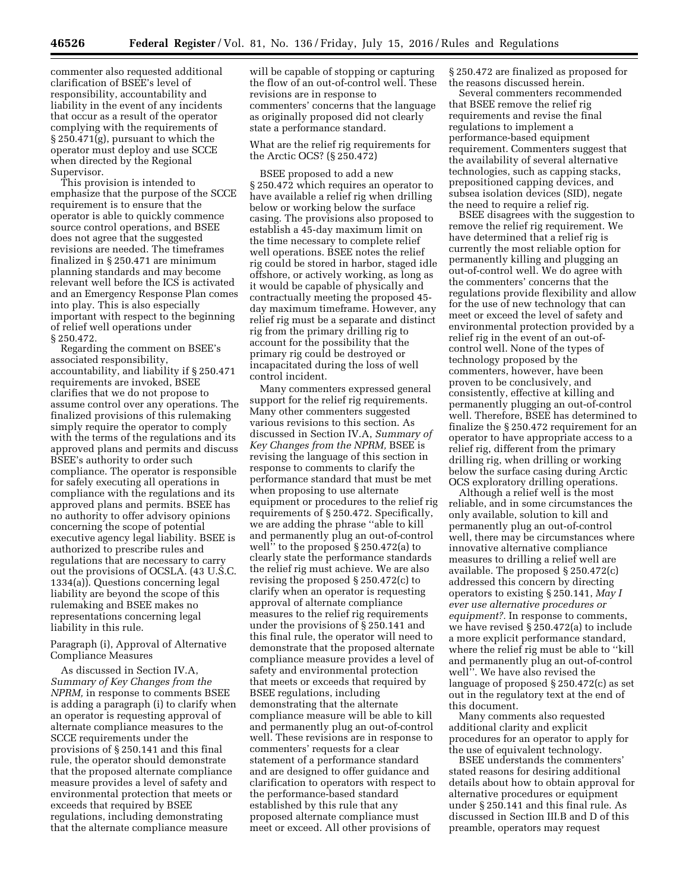commenter also requested additional clarification of BSEE's level of responsibility, accountability and liability in the event of any incidents that occur as a result of the operator complying with the requirements of § 250.471(g), pursuant to which the operator must deploy and use SCCE when directed by the Regional Supervisor.

This provision is intended to emphasize that the purpose of the SCCE requirement is to ensure that the operator is able to quickly commence source control operations, and BSEE does not agree that the suggested revisions are needed. The timeframes finalized in § 250.471 are minimum planning standards and may become relevant well before the ICS is activated and an Emergency Response Plan comes into play. This is also especially important with respect to the beginning of relief well operations under § 250.472.

Regarding the comment on BSEE's associated responsibility, accountability, and liability if § 250.471 requirements are invoked, BSEE clarifies that we do not propose to assume control over any operations. The finalized provisions of this rulemaking simply require the operator to comply with the terms of the regulations and its approved plans and permits and discuss BSEE's authority to order such compliance. The operator is responsible for safely executing all operations in compliance with the regulations and its approved plans and permits. BSEE has no authority to offer advisory opinions concerning the scope of potential executive agency legal liability. BSEE is authorized to prescribe rules and regulations that are necessary to carry out the provisions of OCSLA. (43 U.S.C. 1334(a)). Questions concerning legal liability are beyond the scope of this rulemaking and BSEE makes no representations concerning legal liability in this rule.

Paragraph (i), Approval of Alternative Compliance Measures

As discussed in Section IV.A, *Summary of Key Changes from the NPRM,* in response to comments BSEE is adding a paragraph (i) to clarify when an operator is requesting approval of alternate compliance measures to the SCCE requirements under the provisions of § 250.141 and this final rule, the operator should demonstrate that the proposed alternate compliance measure provides a level of safety and environmental protection that meets or exceeds that required by BSEE regulations, including demonstrating that the alternate compliance measure will be capable of stopping or capturing the flow of an out-of-control well. These revisions are in response to commenters' concerns that the language as originally proposed did not clearly state a performance standard.

What are the relief rig requirements for the Arctic OCS? (§ 250.472)

BSEE proposed to add a new § 250.472 which requires an operator to have available a relief rig when drilling below or working below the surface casing. The provisions also proposed to establish a 45-day maximum limit on the time necessary to complete relief well operations. BSEE notes the relief rig could be stored in harbor, staged idle offshore, or actively working, as long as it would be capable of physically and contractually meeting the proposed 45-day maximum timeframe. However, any relief rig must be a separate and distinct rig from the primary drilling rig to account for the possibility that the primary rig could be destroyed or incapacitated during the loss of well control incident.

Many commenters expressed general support for the relief rig requirements. Many other commenters suggested various revisions to this section. As discussed in Section IV.A, *Summary of Key Changes from the NPRM,* BSEE is revising the language of this section in response to comments to clarify the performance standard that must be met when proposing to use alternate equipment or procedures to the relief rig requirements of § 250.472. Specifically, we are adding the phrase ''able to kill and permanently plug an out-of-control well'' to the proposed § 250.472(a) to clearly state the performance standards the relief rig must achieve. We are also revising the proposed § 250.472(c) to clarify when an operator is requesting approval of alternate compliance measures to the relief rig requirements under the provisions of § 250.141 and this final rule, the operator will need to demonstrate that the proposed alternate compliance measure provides a level of safety and environmental protection that meets or exceeds that required by BSEE regulations, including demonstrating that the alternate compliance measure will be able to kill and permanently plug an out-of-control well. These revisions are in response to commenters' requests for a clear statement of a performance standard and are designed to offer guidance and clarification to operators with respect to the performance-based standard established by this rule that any proposed alternate compliance must meet or exceed. All other provisions of § 250.472 are finalized as proposed for the reasons discussed herein.

Several commenters recommended that BSEE remove the relief rig requirements and revise the final regulations to implement a performance-based equipment requirement. Commenters suggest that the availability of several alternative technologies, such as capping stacks, prepositioned capping devices, and subsea isolation devices (SID), negate the need to require a relief rig.

BSEE disagrees with the suggestion to remove the relief rig requirement. We have determined that a relief rig is currently the most reliable option for permanently killing and plugging an out-of-control well. We do agree with the commenters' concerns that the regulations provide flexibility and allow for the use of new technology that can meet or exceed the level of safety and environmental protection provided by a relief rig in the event of an out-of-control well. None of the types of technology proposed by the commenters, however, have been proven to be conclusively, and consistently, effective at killing and permanently plugging an out-of-control well. Therefore, BSEE has determined to finalize the § 250.472 requirement for an operator to have appropriate access to a relief rig, different from the primary drilling rig, when drilling or working below the surface casing during Arctic OCS exploratory drilling operations.

Although a relief well is the most reliable, and in some circumstances the only available, solution to kill and permanently plug an out-of-control well, there may be circumstances where innovative alternative compliance measures to drilling a relief well are available. The proposed § 250.472(c) addressed this concern by directing operators to existing § 250.141, *May I ever use alternative procedures or equipment?.* In response to comments, we have revised § 250.472(a) to include a more explicit performance standard, where the relief rig must be able to ''kill and permanently plug an out-of-control well''. We have also revised the language of proposed § 250.472(c) as set out in the regulatory text at the end of this document.

Many comments also requested additional clarity and explicit procedures for an operator to apply for the use of equivalent technology.

BSEE understands the commenters' stated reasons for desiring additional details about how to obtain approval for alternative procedures or equipment under § 250.141 and this final rule. As discussed in Section III.B and D of this preamble, operators may request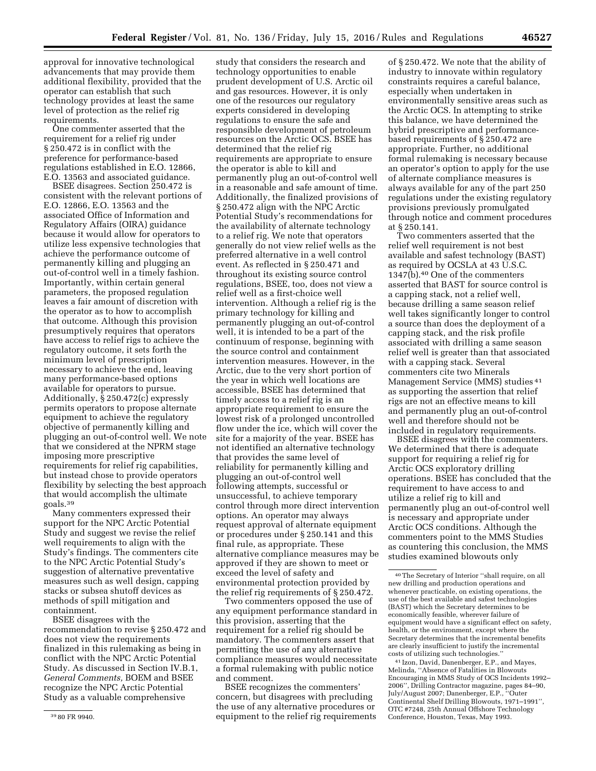approval for innovative technological advancements that may provide them additional flexibility, provided that the operator can establish that such technology provides at least the same level of protection as the relief rig requirements.

One commenter asserted that the requirement for a relief rig under § 250.472 is in conflict with the preference for performance-based regulations established in E.O. 12866, E.O. 13563 and associated guidance.

BSEE disagrees. Section 250.472 is consistent with the relevant portions of E.O. 12866, E.O. 13563 and the associated Office of Information and Regulatory Affairs (OIRA) guidance because it would allow for operators to utilize less expensive technologies that achieve the performance outcome of permanently killing and plugging an out-of-control well in a timely fashion. Importantly, within certain general parameters, the proposed regulation leaves a fair amount of discretion with the operator as to how to accomplish that outcome. Although this provision presumptively requires that operators have access to relief rigs to achieve the regulatory outcome, it sets forth the minimum level of prescription necessary to achieve the end, leaving many performance-based options available for operators to pursue. Additionally, § 250.472(c) expressly permits operators to propose alternate equipment to achieve the regulatory objective of permanently killing and plugging an out-of-control well. We note that we considered at the NPRM stage imposing more prescriptive requirements for relief rig capabilities, but instead chose to provide operators flexibility by selecting the best approach that would accomplish the ultimate goals.[39]

Many commenters expressed their support for the NPC Arctic Potential Study and suggest we revise the relief well requirements to align with the Study's findings. The commenters cite to the NPC Arctic Potential Study's suggestion of alternative preventative measures such as well design, capping stacks or subsea shutoff devices as methods of spill mitigation and containment.

BSEE disagrees with the recommendation to revise § 250.472 and does not view the requirements finalized in this rulemaking as being in conflict with the NPC Arctic Potential Study. As discussed in Section IV.B.1, *General Comments,* BOEM and BSEE recognize the NPC Arctic Potential Study as a valuable comprehensive study that considers the research and technology opportunities to enable prudent development of U.S. Arctic oil and gas resources. However, it is only one of the resources our regulatory experts considered in developing regulations to ensure the safe and responsible development of petroleum resources on the Arctic OCS. BSEE has determined that the relief rig requirements are appropriate to ensure the operator is able to kill and permanently plug an out-of-control well in a reasonable and safe amount of time. Additionally, the finalized provisions of § 250.472 align with the NPC Arctic Potential Study's recommendations for the availability of alternate technology to a relief rig. We note that operators generally do not view relief wells as the preferred alternative in a well control event. As reflected in § 250.471 and throughout its existing source control regulations, BSEE, too, does not view a relief well as a first-choice well intervention. Although a relief rig is the primary technology for killing and permanently plugging an out-of-control well, it is intended to be a part of the continuum of response, beginning with the source control and containment intervention measures. However, in the Arctic, due to the very short portion of the year in which well locations are accessible, BSEE has determined that timely access to a relief rig is an appropriate requirement to ensure the lowest risk of a prolonged uncontrolled flow under the ice, which will cover the site for a majority of the year. BSEE has not identified an alternative technology that provides the same level of reliability for permanently killing and plugging an out-of-control well following attempts, successful or unsuccessful, to achieve temporary control through more direct intervention options. An operator may always request approval of alternate equipment or procedures under § 250.141 and this final rule, as appropriate. These alternative compliance measures may be approved if they are shown to meet or exceed the level of safety and environmental protection provided by the relief rig requirements of § 250.472.

Two commenters opposed the use of any equipment performance standard in this provision, asserting that the requirement for a relief rig should be mandatory. The commenters assert that permitting the use of any alternative compliance measures would necessitate a formal rulemaking with public notice and comment.

BSEE recognizes the commenters' concern, but disagrees with precluding the use of any alternative procedures or equipment to the relief rig requirements of § 250.472. We note that the ability of industry to innovate within regulatory constraints requires a careful balance, especially when undertaken in environmentally sensitive areas such as the Arctic OCS. In attempting to strike this balance, we have determined the hybrid prescriptive and performance-based requirements of § 250.472 are appropriate. Further, no additional formal rulemaking is necessary because an operator's option to apply for the use of alternate compliance measures is always available for any of the part 250 regulations under the existing regulatory provisions previously promulgated through notice and comment procedures at § 250.141.

Two commenters asserted that the relief well requirement is not best available and safest technology (BAST) as required by OCSLA at 43 U.S.C. 1347(b).[40] One of the commenters asserted that BAST for source control is a capping stack, not a relief well, because drilling a same season relief well takes significantly longer to control a source than does the deployment of a capping stack, and the risk profile associated with drilling a same season relief well is greater than that associated with a capping stack. Several commenters cite two Minerals Management Service (MMS) studies[41] as supporting the assertion that relief rigs are not an effective means to kill and permanently plug an out-of-control well and therefore should not be included in regulatory requirements.

BSEE disagrees with the commenters. We determined that there is adequate support for requiring a relief rig for Arctic OCS exploratory drilling operations. BSEE has concluded that the requirement to have access to and utilize a relief rig to kill and permanently plug an out-of-control well is necessary and appropriate under Arctic OCS conditions. Although the commenters point to the MMS Studies as countering this conclusion, the MMS studies examined blowouts only

---

[39] 80 FR 9940.

[40] The Secretary of Interior "shall require, on all new drilling and production operations and whenever practicable, on existing operations, the use of the best available and safest technologies (BAST) which the Secretary determines to be economically feasible, wherever failure of equipment would have a significant effect on safety, health, or the environment, except where the Secretary determines that the incremental benefits are clearly insufficient to justify the incremental costs of utilizing such technologies."

[41] Izon, David, Danenberger, E.P., and Mayes, Melinda, "Absence of Fatalities in Blowouts Encouraging in MMS Study of OCS Incidents 1992–2006", Drilling Contractor magazine, pages 84–90, July/August 2007; Danenberger, E.P., "Outer Continental Shelf Drilling Blowouts, 1971–1991", OTC #7248, 25th Annual Offshore Technology Conference, Houston, Texas, May 1993.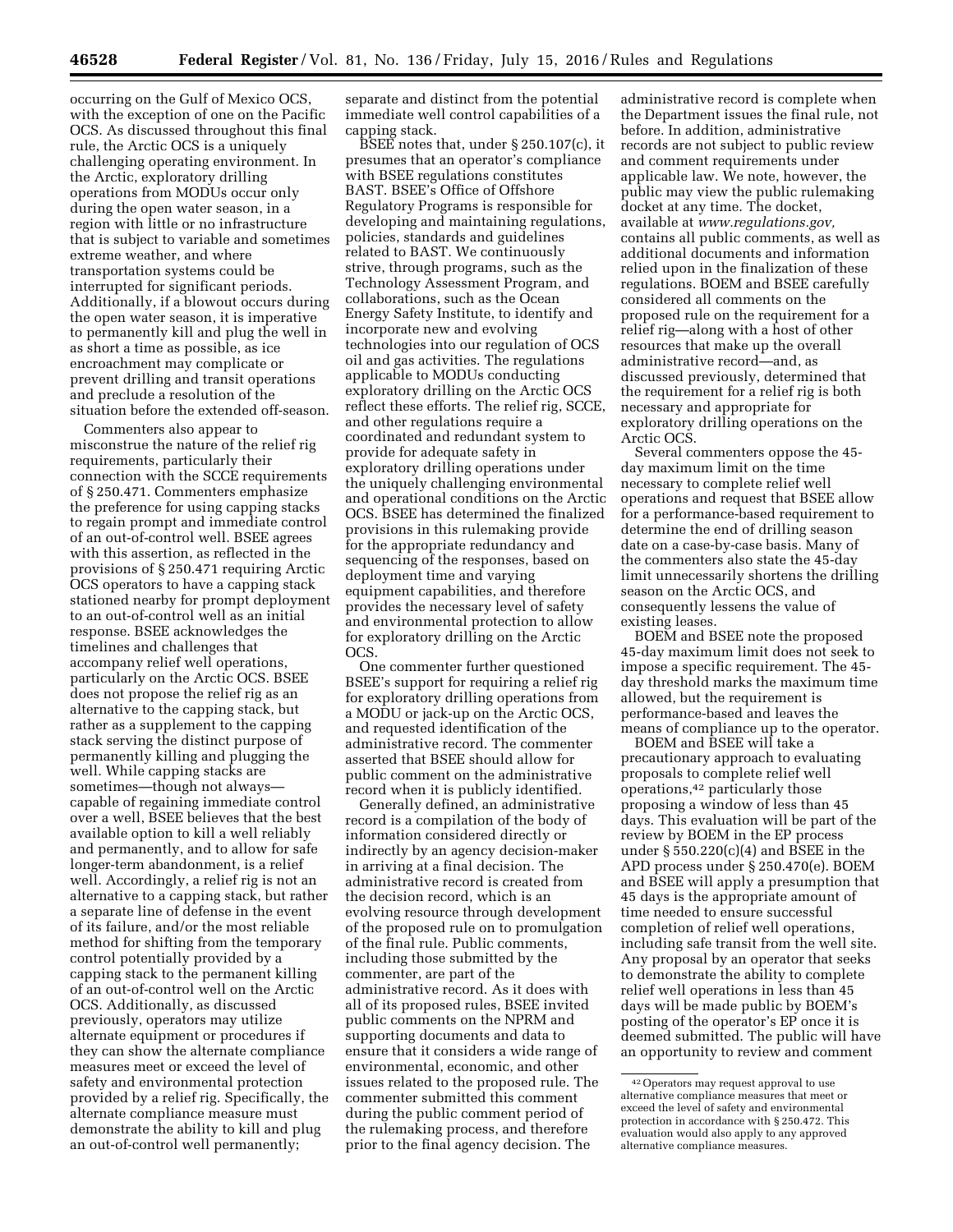occurring on the Gulf of Mexico OCS, with the exception of one on the Pacific OCS. As discussed throughout this final rule, the Arctic OCS is a uniquely challenging operating environment. In the Arctic, exploratory drilling operations from MODUs occur only during the open water season, in a region with little or no infrastructure that is subject to variable and sometimes extreme weather, and where transportation systems could be interrupted for significant periods. Additionally, if a blowout occurs during the open water season, it is imperative to permanently kill and plug the well in as short a time as possible, as ice encroachment may complicate or prevent drilling and transit operations and preclude a resolution of the situation before the extended off-season.

Commenters also appear to misconstrue the nature of the relief rig requirements, particularly their connection with the SCCE requirements of § 250.471. Commenters emphasize the preference for using capping stacks to regain prompt and immediate control of an out-of-control well. BSEE agrees with this assertion, as reflected in the provisions of § 250.471 requiring Arctic OCS operators to have a capping stack stationed nearby for prompt deployment to an out-of-control well as an initial response. BSEE acknowledges the timelines and challenges that accompany relief well operations, particularly on the Arctic OCS. BSEE does not propose the relief rig as an alternative to the capping stack, but rather as a supplement to the capping stack serving the distinct purpose of permanently killing and plugging the well. While capping stacks are sometimes—though not always—capable of regaining immediate control over a well, BSEE believes that the best available option to kill a well reliably and permanently, and to allow for safe longer-term abandonment, is a relief well. Accordingly, a relief rig is not an alternative to a capping stack, but rather a separate line of defense in the event of its failure, and/or the most reliable method for shifting from the temporary control potentially provided by a capping stack to the permanent killing of an out-of-control well on the Arctic OCS. Additionally, as discussed previously, operators may utilize alternate equipment or procedures if they can show the alternate compliance measures meet or exceed the level of safety and environmental protection provided by a relief rig. Specifically, the alternate compliance measure must demonstrate the ability to kill and plug an out-of-control well permanently; separate and distinct from the potential immediate well control capabilities of a capping stack.

BSEE notes that, under § 250.107(c), it presumes that an operator's compliance with BSEE regulations constitutes BAST. BSEE's Office of Offshore Regulatory Programs is responsible for developing and maintaining regulations, policies, standards and guidelines related to BAST. We continuously strive, through programs, such as the Technology Assessment Program, and collaborations, such as the Ocean Energy Safety Institute, to identify and incorporate new and evolving technologies into our regulation of OCS oil and gas activities. The regulations applicable to MODUs conducting exploratory drilling on the Arctic OCS reflect these efforts. The relief rig, SCCE, and other regulations require a coordinated and redundant system to provide for adequate safety in exploratory drilling operations under the uniquely challenging environmental and operational conditions on the Arctic OCS. BSEE has determined the finalized provisions in this rulemaking provide for the appropriate redundancy and sequencing of the responses, based on deployment time and varying equipment capabilities, and therefore provides the necessary level of safety and environmental protection to allow for exploratory drilling on the Arctic OCS.

One commenter further questioned BSEE's support for requiring a relief rig for exploratory drilling operations from a MODU or jack-up on the Arctic OCS, and requested identification of the administrative record. The commenter asserted that BSEE should allow for public comment on the administrative record when it is publicly identified.

Generally defined, an administrative record is a compilation of the body of information considered directly or indirectly by an agency decision-maker in arriving at a final decision. The administrative record is created from the decision record, which is an evolving resource through development of the proposed rule on to promulgation of the final rule. Public comments, including those submitted by the commenter, are part of the administrative record. As it does with all of its proposed rules, BSEE invited public comments on the NPRM and supporting documents and data to ensure that it considers a wide range of environmental, economic, and other issues related to the proposed rule. The commenter submitted this comment during the public comment period of the rulemaking process, and therefore prior to the final agency decision. The administrative record is complete when the Department issues the final rule, not before. In addition, administrative records are not subject to public review and comment requirements under applicable law. We note, however, the public may view the public rulemaking docket at any time. The docket, available at *www.regulations.gov,* contains all public comments, as well as additional documents and information relied upon in the finalization of these regulations. BOEM and BSEE carefully considered all comments on the proposed rule on the requirement for a relief rig—along with a host of other resources that make up the overall administrative record—and, as discussed previously, determined that the requirement for a relief rig is both necessary and appropriate for exploratory drilling operations on the Arctic OCS.

Several commenters oppose the 45-day maximum limit on the time necessary to complete relief well operations and request that BSEE allow for a performance-based requirement to determine the end of drilling season date on a case-by-case basis. Many of the commenters also state the 45-day limit unnecessarily shortens the drilling season on the Arctic OCS, and consequently lessens the value of existing leases.

BOEM and BSEE note the proposed 45-day maximum limit does not seek to impose a specific requirement. The 45-day threshold marks the maximum time allowed, but the requirement is performance-based and leaves the means of compliance up to the operator.

BOEM and BSEE will take a precautionary approach to evaluating proposals to complete relief well operations,[42] particularly those proposing a window of less than 45 days. This evaluation will be part of the review by BOEM in the EP process under § 550.220(c)(4) and BSEE in the APD process under § 250.470(e). BOEM and BSEE will apply a presumption that 45 days is the appropriate amount of time needed to ensure successful completion of relief well operations, including safe transit from the well site. Any proposal by an operator that seeks to demonstrate the ability to complete relief well operations in less than 45 days will be made public by BOEM's posting of the operator's EP once it is deemed submitted. The public will have an opportunity to review and comment

[42] Operators may request approval to use alternative compliance measures that meet or exceed the level of safety and environmental protection in accordance with § 250.472. This evaluation would also apply to any approved alternative compliance measures.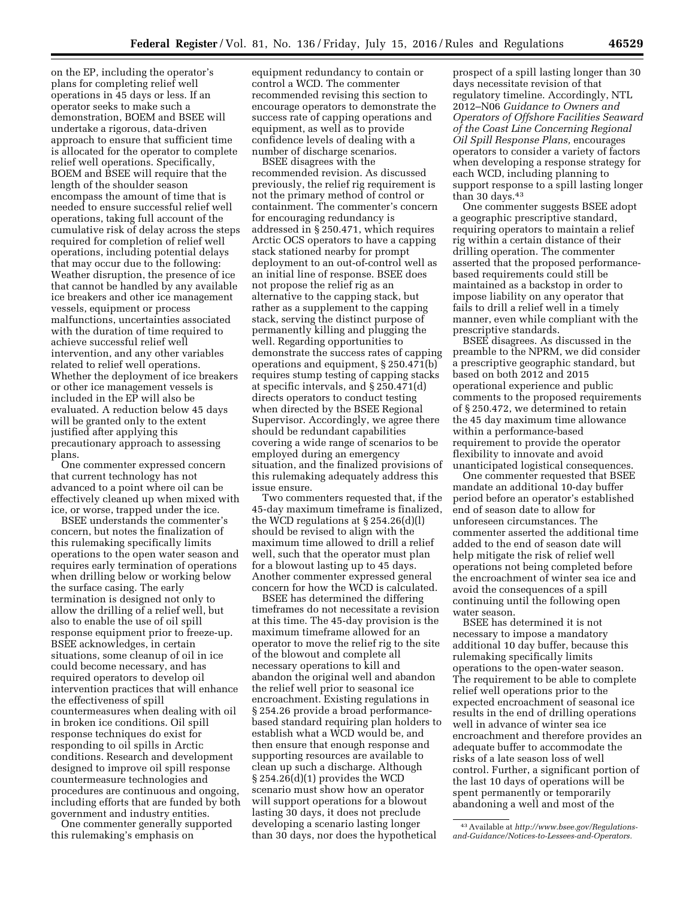on the EP, including the operator's plans for completing relief well operations in 45 days or less. If an operator seeks to make such a demonstration, BOEM and BSEE will undertake a rigorous, data-driven approach to ensure that sufficient time is allocated for the operator to complete relief well operations. Specifically, BOEM and BSEE will require that the length of the shoulder season encompass the amount of time that is needed to ensure successful relief well operations, taking full account of the cumulative risk of delay across the steps required for completion of relief well operations, including potential delays that may occur due to the following: Weather disruption, the presence of ice that cannot be handled by any available ice breakers and other ice management vessels, equipment or process malfunctions, uncertainties associated with the duration of time required to achieve successful relief well intervention, and any other variables related to relief well operations. Whether the deployment of ice breakers or other ice management vessels is included in the EP will also be evaluated. A reduction below 45 days will be granted only to the extent justified after applying this precautionary approach to assessing plans.

One commenter expressed concern that current technology has not advanced to a point where oil can be effectively cleaned up when mixed with ice, or worse, trapped under the ice.

BSEE understands the commenter's concern, but notes the finalization of this rulemaking specifically limits operations to the open water season and requires early termination of operations when drilling below or working below the surface casing. The early termination is designed not only to allow the drilling of a relief well, but also to enable the use of oil spill response equipment prior to freeze-up. BSEE acknowledges, in certain situations, some cleanup of oil in ice could become necessary, and has required operators to develop oil intervention practices that will enhance the effectiveness of spill countermeasures when dealing with oil in broken ice conditions. Oil spill response techniques do exist for responding to oil spills in Arctic conditions. Research and development designed to improve oil spill response countermeasure technologies and procedures are continuous and ongoing, including efforts that are funded by both government and industry entities.

One commenter generally supported this rulemaking's emphasis on equipment redundancy to contain or control a WCD. The commenter recommended revising this section to encourage operators to demonstrate the success rate of capping operations and equipment, as well as to provide confidence levels of dealing with a number of discharge scenarios.

BSEE disagrees with the recommended revision. As discussed previously, the relief rig requirement is not the primary method of control or containment. The commenter's concern for encouraging redundancy is addressed in § 250.471, which requires Arctic OCS operators to have a capping stack stationed nearby for prompt deployment to an out-of-control well as an initial line of response. BSEE does not propose the relief rig as an alternative to the capping stack, but rather as a supplement to the capping stack, serving the distinct purpose of permanently killing and plugging the well. Regarding opportunities to demonstrate the success rates of capping operations and equipment, § 250.471(b) requires stump testing of capping stacks at specific intervals, and § 250.471(d) directs operators to conduct testing when directed by the BSEE Regional Supervisor. Accordingly, we agree there should be redundant capabilities covering a wide range of scenarios to be employed during an emergency situation, and the finalized provisions of this rulemaking adequately address this issue ensure.

Two commenters requested that, if the 45-day maximum timeframe is finalized, the WCD regulations at § 254.26(d)(l) should be revised to align with the maximum time allowed to drill a relief well, such that the operator must plan for a blowout lasting up to 45 days. Another commenter expressed general concern for how the WCD is calculated.

BSEE has determined the differing timeframes do not necessitate a revision at this time. The 45-day provision is the maximum timeframe allowed for an operator to move the relief rig to the site of the blowout and complete all necessary operations to kill and abandon the original well and abandon the relief well prior to seasonal ice encroachment. Existing regulations in § 254.26 provide a broad performance-based standard requiring plan holders to establish what a WCD would be, and then ensure that enough response and supporting resources are available to clean up such a discharge. Although § 254.26(d)(1) provides the WCD scenario must show how an operator will support operations for a blowout lasting 30 days, it does not preclude developing a scenario lasting longer than 30 days, nor does the hypothetical prospect of a spill lasting longer than 30 days necessitate revision of that regulatory timeline. Accordingly, NTL 2012–N06 *Guidance to Owners and Operators of Offshore Facilities Seaward of the Coast Line Concerning Regional Oil Spill Response Plans,* encourages operators to consider a variety of factors when developing a response strategy for each WCD, including planning to support response to a spill lasting longer than 30 days.[43]

One commenter suggests BSEE adopt a geographic prescriptive standard, requiring operators to maintain a relief rig within a certain distance of their drilling operation. The commenter asserted that the proposed performance-based requirements could still be maintained as a backstop in order to impose liability on any operator that fails to drill a relief well in a timely manner, even while compliant with the prescriptive standards.

BSEE disagrees. As discussed in the preamble to the NPRM, we did consider a prescriptive geographic standard, but based on both 2012 and 2015 operational experience and public comments to the proposed requirements of § 250.472, we determined to retain the 45 day maximum time allowance within a performance-based requirement to provide the operator flexibility to innovate and avoid unanticipated logistical consequences.

One commenter requested that BSEE mandate an additional 10-day buffer period before an operator's established end of season date to allow for unforeseen circumstances. The commenter asserted the additional time added to the end of season date will help mitigate the risk of relief well operations not being completed before the encroachment of winter sea ice and avoid the consequences of a spill continuing until the following open water season.

BSEE has determined it is not necessary to impose a mandatory additional 10 day buffer, because this rulemaking specifically limits operations to the open-water season. The requirement to be able to complete relief well operations prior to the expected encroachment of seasonal ice results in the end of drilling operations well in advance of winter sea ice encroachment and therefore provides an adequate buffer to accommodate the risks of a late season loss of well control. Further, a significant portion of the last 10 days of operations will be spent permanently or temporarily abandoning a well and most of the

[43] Available at *http://www.bsee.gov/Regulations-and-Guidance/Notices-to-Lessees-and-Operators.*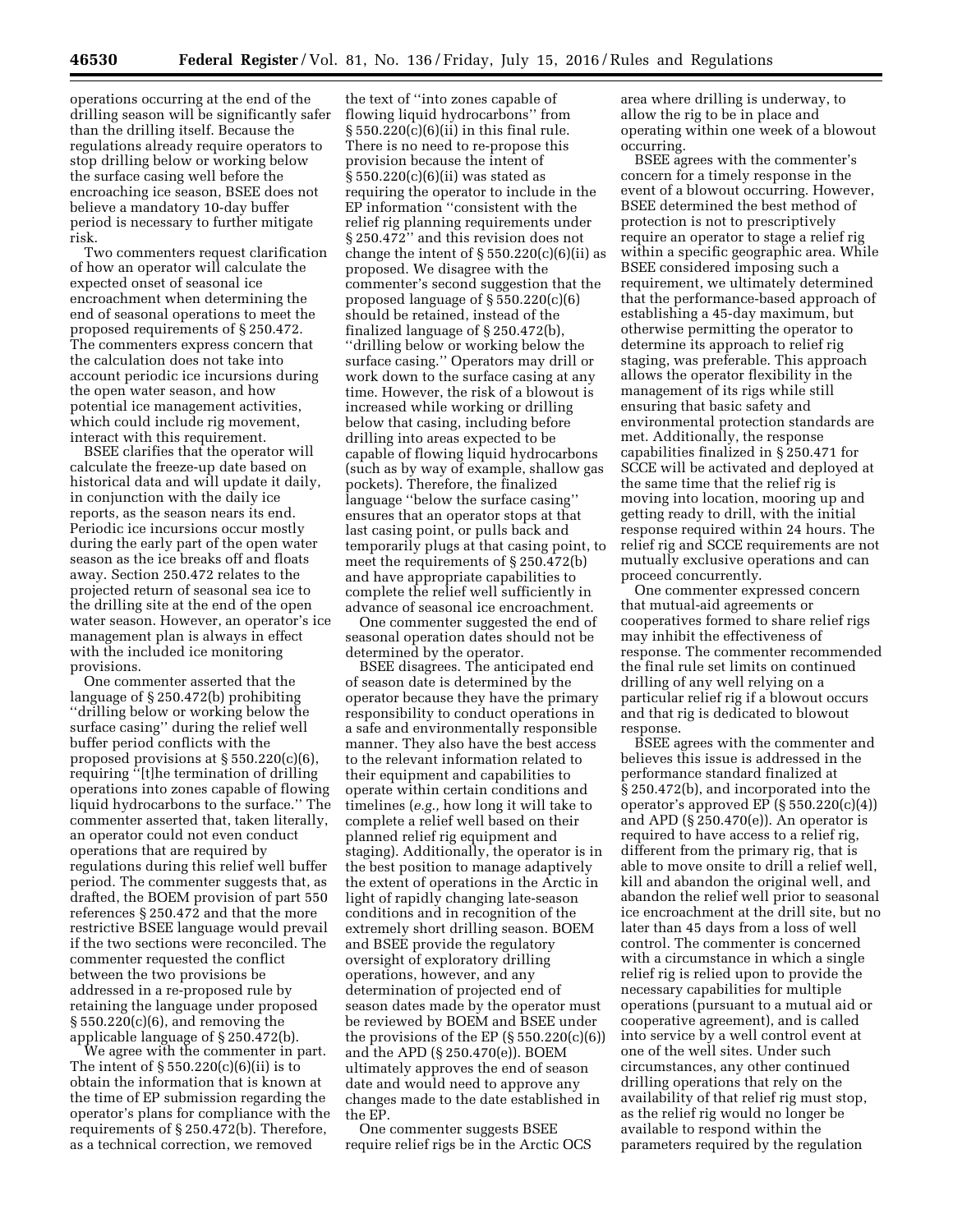operations occurring at the end of the drilling season will be significantly safer than the drilling itself. Because the regulations already require operators to stop drilling below or working below the surface casing well before the encroaching ice season, BSEE does not believe a mandatory 10-day buffer period is necessary to further mitigate risk.

Two commenters request clarification of how an operator will calculate the expected onset of seasonal ice encroachment when determining the end of seasonal operations to meet the proposed requirements of § 250.472. The commenters express concern that the calculation does not take into account periodic ice incursions during the open water season, and how potential ice management activities, which could include rig movement, interact with this requirement.

BSEE clarifies that the operator will calculate the freeze-up date based on historical data and will update it daily, in conjunction with the daily ice reports, as the season nears its end. Periodic ice incursions occur mostly during the early part of the open water season as the ice breaks off and floats away. Section 250.472 relates to the projected return of seasonal sea ice to the drilling site at the end of the open water season. However, an operator's ice management plan is always in effect with the included ice monitoring provisions.

One commenter asserted that the language of § 250.472(b) prohibiting "drilling below or working below the surface casing" during the relief well buffer period conflicts with the proposed provisions at § 550.220(c)(6), requiring "[t]he termination of drilling operations into zones capable of flowing liquid hydrocarbons to the surface." The commenter asserted that, taken literally, an operator could not even conduct operations that are required by regulations during this relief well buffer period. The commenter suggests that, as drafted, the BOEM provision of part 550 references § 250.472 and that the more restrictive BSEE language would prevail if the two sections were reconciled. The commenter requested the conflict between the two provisions be addressed in a re-proposed rule by retaining the language under proposed § 550.220(c)(6), and removing the applicable language of § 250.472(b).

We agree with the commenter in part. The intent of § 550.220(c)(6)(ii) is to obtain the information that is known at the time of EP submission regarding the operator's plans for compliance with the requirements of § 250.472(b). Therefore, as a technical correction, we removed the text of "into zones capable of flowing liquid hydrocarbons" from § 550.220(c)(6)(ii) in this final rule. There is no need to re-propose this provision because the intent of § 550.220(c)(6)(ii) was stated as requiring the operator to include in the EP information "consistent with the relief rig planning requirements under § 250.472" and this revision does not change the intent of § 550.220(c)(6)(ii) as proposed. We disagree with the commenter's second suggestion that the proposed language of § 550.220(c)(6) should be retained, instead of the finalized language of § 250.472(b), "drilling below or working below the surface casing." Operators may drill or work down to the surface casing at any time. However, the risk of a blowout is increased while working or drilling below that casing, including before drilling into areas expected to be capable of flowing liquid hydrocarbons (such as by way of example, shallow gas pockets). Therefore, the finalized language "below the surface casing" ensures that an operator stops at that last casing point, or pulls back and temporarily plugs at that casing point, to meet the requirements of § 250.472(b) and have appropriate capabilities to complete the relief well sufficiently in advance of seasonal ice encroachment.

One commenter suggested the end of seasonal operation dates should not be determined by the operator.

BSEE disagrees. The anticipated end of season date is determined by the operator because they have the primary responsibility to conduct operations in a safe and environmentally responsible manner. They also have the best access to the relevant information related to their equipment and capabilities to operate within certain conditions and timelines (*e.g.,* how long it will take to complete a relief well based on their planned relief rig equipment and staging). Additionally, the operator is in the best position to manage adaptively the extent of operations in the Arctic in light of rapidly changing late-season conditions and in recognition of the extremely short drilling season. BOEM and BSEE provide the regulatory oversight of exploratory drilling operations, however, and any determination of projected end of season dates made by the operator must be reviewed by BOEM and BSEE under the provisions of the EP (§ 550.220(c)(6)) and the APD (§ 250.470(e)). BOEM ultimately approves the end of season date and would need to approve any changes made to the date established in the EP.

One commenter suggests BSEE require relief rigs be in the Arctic OCS area where drilling is underway, to allow the rig to be in place and operating within one week of a blowout occurring.

BSEE agrees with the commenter's concern for a timely response in the event of a blowout occurring. However, BSEE determined the best method of protection is not to prescriptively require an operator to stage a relief rig within a specific geographic area. While BSEE considered imposing such a requirement, we ultimately determined that the performance-based approach of establishing a 45-day maximum, but otherwise permitting the operator to determine its approach to relief rig staging, was preferable. This approach allows the operator flexibility in the management of its rigs while still ensuring that basic safety and environmental protection standards are met. Additionally, the response capabilities finalized in § 250.471 for SCCE will be activated and deployed at the same time that the relief rig is moving into location, mooring up and getting ready to drill, with the initial response required within 24 hours. The relief rig and SCCE requirements are not mutually exclusive operations and can proceed concurrently.

One commenter expressed concern that mutual-aid agreements or cooperatives formed to share relief rigs may inhibit the effectiveness of response. The commenter recommended the final rule set limits on continued drilling of any well relying on a particular relief rig if a blowout occurs and that rig is dedicated to blowout response.

BSEE agrees with the commenter and believes this issue is addressed in the performance standard finalized at § 250.472(b), and incorporated into the operator's approved EP (§ 550.220(c)(4)) and APD (§ 250.470(e)). An operator is required to have access to a relief rig, different from the primary rig, that is able to move onsite to drill a relief well, kill and abandon the original well, and abandon the relief well prior to seasonal ice encroachment at the drill site, but no later than 45 days from a loss of well control. The commenter is concerned with a circumstance in which a single relief rig is relied upon to provide the necessary capabilities for multiple operations (pursuant to a mutual aid or cooperative agreement), and is called into service by a well control event at one of the well sites. Under such circumstances, any other continued drilling operations that rely on the availability of that relief rig must stop, as the relief rig would no longer be available to respond within the parameters required by the regulation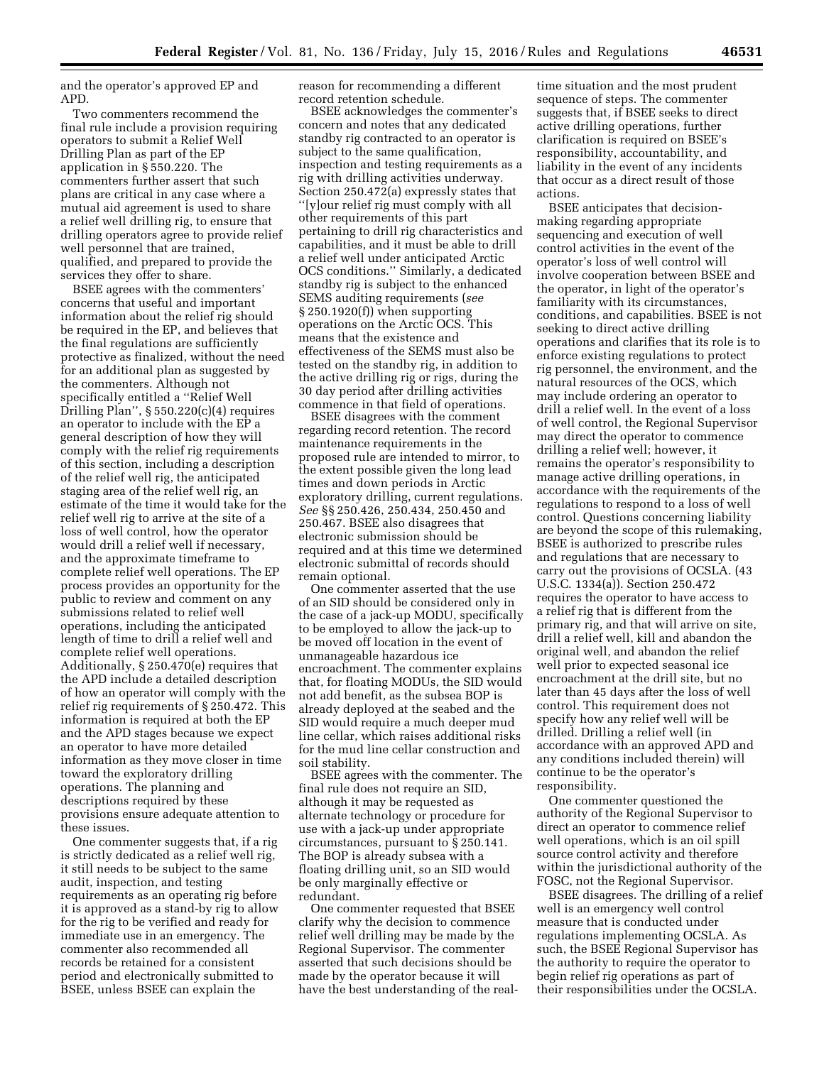and the operator's approved EP and APD.

Two commenters recommend the final rule include a provision requiring operators to submit a Relief Well Drilling Plan as part of the EP application in § 550.220. The commenters further assert that such plans are critical in any case where a mutual aid agreement is used to share a relief well drilling rig, to ensure that drilling operators agree to provide relief well personnel that are trained, qualified, and prepared to provide the services they offer to share.

BSEE agrees with the commenters' concerns that useful and important information about the relief rig should be required in the EP, and believes that the final regulations are sufficiently protective as finalized, without the need for an additional plan as suggested by the commenters. Although not specifically entitled a ''Relief Well Drilling Plan'', § 550.220(c)(4) requires an operator to include with the EP a general description of how they will comply with the relief rig requirements of this section, including a description of the relief well rig, the anticipated staging area of the relief well rig, an estimate of the time it would take for the relief well rig to arrive at the site of a loss of well control, how the operator would drill a relief well if necessary, and the approximate timeframe to complete relief well operations. The EP process provides an opportunity for the public to review and comment on any submissions related to relief well operations, including the anticipated length of time to drill a relief well and complete relief well operations. Additionally, § 250.470(e) requires that the APD include a detailed description of how an operator will comply with the relief rig requirements of § 250.472. This information is required at both the EP and the APD stages because we expect an operator to have more detailed information as they move closer in time toward the exploratory drilling operations. The planning and descriptions required by these provisions ensure adequate attention to these issues.

One commenter suggests that, if a rig is strictly dedicated as a relief well rig, it still needs to be subject to the same audit, inspection, and testing requirements as an operating rig before it is approved as a stand-by rig to allow for the rig to be verified and ready for immediate use in an emergency. The commenter also recommended all records be retained for a consistent period and electronically submitted to BSEE, unless BSEE can explain the reason for recommending a different record retention schedule.

BSEE acknowledges the commenter's concern and notes that any dedicated standby rig contracted to an operator is subject to the same qualification, inspection and testing requirements as a rig with drilling activities underway. Section 250.472(a) expressly states that ''[y]our relief rig must comply with all other requirements of this part pertaining to drill rig characteristics and capabilities, and it must be able to drill a relief well under anticipated Arctic OCS conditions.'' Similarly, a dedicated standby rig is subject to the enhanced SEMS auditing requirements (*see* § 250.1920(f)) when supporting operations on the Arctic OCS. This means that the existence and effectiveness of the SEMS must also be tested on the standby rig, in addition to the active drilling rig or rigs, during the 30 day period after drilling activities commence in that field of operations.

BSEE disagrees with the comment regarding record retention. The record maintenance requirements in the proposed rule are intended to mirror, to the extent possible given the long lead times and down periods in Arctic exploratory drilling, current regulations. *See* §§ 250.426, 250.434, 250.450 and 250.467. BSEE also disagrees that electronic submission should be required and at this time we determined electronic submittal of records should remain optional.

One commenter asserted that the use of an SID should be considered only in the case of a jack-up MODU, specifically to be employed to allow the jack-up to be moved off location in the event of unmanageable hazardous ice encroachment. The commenter explains that, for floating MODUs, the SID would not add benefit, as the subsea BOP is already deployed at the seabed and the SID would require a much deeper mud line cellar, which raises additional risks for the mud line cellar construction and soil stability.

BSEE agrees with the commenter. The final rule does not require an SID, although it may be requested as alternate technology or procedure for use with a jack-up under appropriate circumstances, pursuant to § 250.141. The BOP is already subsea with a floating drilling unit, so an SID would be only marginally effective or redundant.

One commenter requested that BSEE clarify why the decision to commence relief well drilling may be made by the Regional Supervisor. The commenter asserted that such decisions should be made by the operator because it will have the best understanding of the real-time situation and the most prudent sequence of steps. The commenter suggests that, if BSEE seeks to direct active drilling operations, further clarification is required on BSEE's responsibility, accountability, and liability in the event of any incidents that occur as a direct result of those actions.

BSEE anticipates that decision-making regarding appropriate sequencing and execution of well control activities in the event of the operator's loss of well control will involve cooperation between BSEE and the operator, in light of the operator's familiarity with its circumstances, conditions, and capabilities. BSEE is not seeking to direct active drilling operations and clarifies that its role is to enforce existing regulations to protect rig personnel, the environment, and the natural resources of the OCS, which may include ordering an operator to drill a relief well. In the event of a loss of well control, the Regional Supervisor may direct the operator to commence drilling a relief well; however, it remains the operator's responsibility to manage active drilling operations, in accordance with the requirements of the regulations to respond to a loss of well control. Questions concerning liability are beyond the scope of this rulemaking, BSEE is authorized to prescribe rules and regulations that are necessary to carry out the provisions of OCSLA. (43 U.S.C. 1334(a)). Section 250.472 requires the operator to have access to a relief rig that is different from the primary rig, and that will arrive on site, drill a relief well, kill and abandon the original well, and abandon the relief well prior to expected seasonal ice encroachment at the drill site, but no later than 45 days after the loss of well control. This requirement does not specify how any relief well will be drilled. Drilling a relief well (in accordance with an approved APD and any conditions included therein) will continue to be the operator's responsibility.

One commenter questioned the authority of the Regional Supervisor to direct an operator to commence relief well operations, which is an oil spill source control activity and therefore within the jurisdictional authority of the FOSC, not the Regional Supervisor.

BSEE disagrees. The drilling of a relief well is an emergency well control measure that is conducted under regulations implementing OCSLA. As such, the BSEE Regional Supervisor has the authority to require the operator to begin relief rig operations as part of their responsibilities under the OCSLA.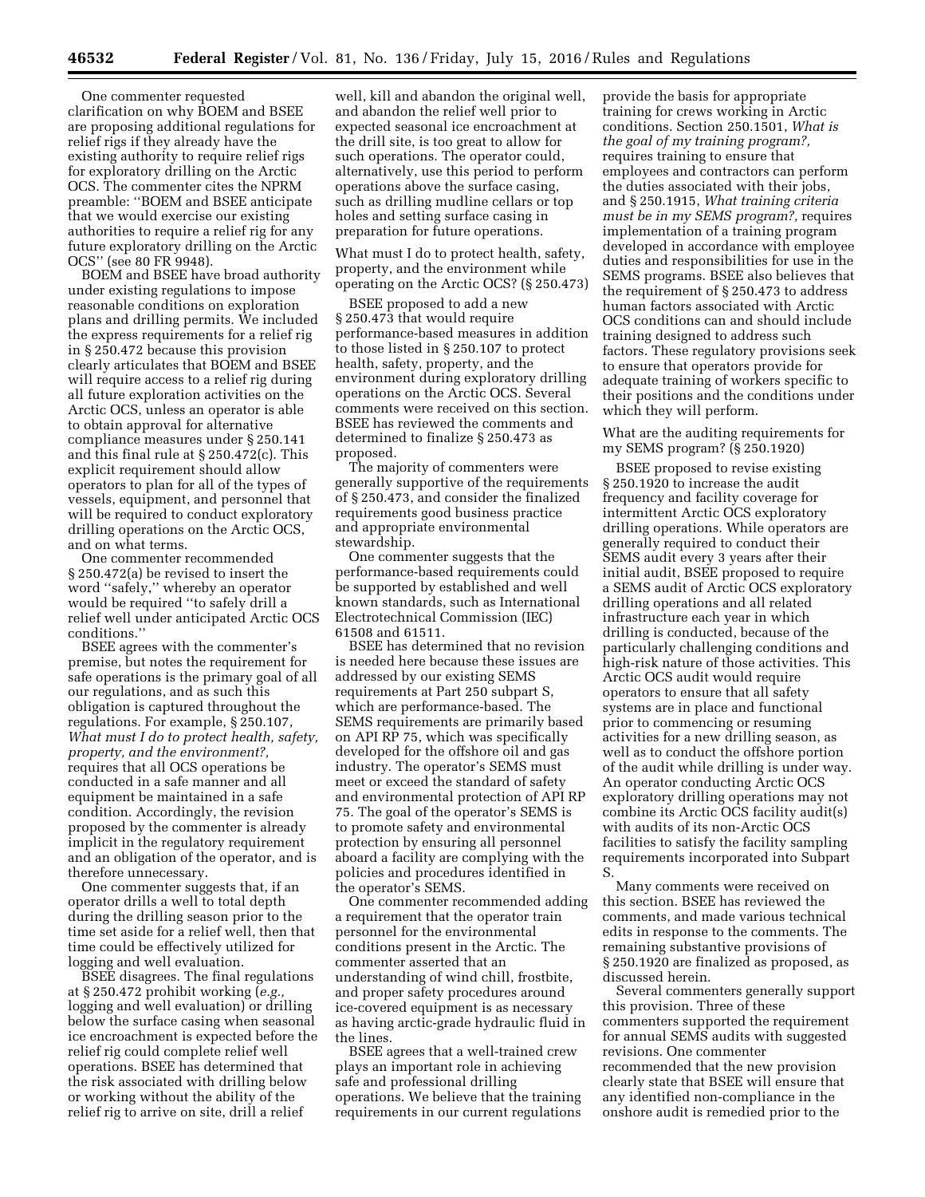One commenter requested clarification on why BOEM and BSEE are proposing additional regulations for relief rigs if they already have the existing authority to require relief rigs for exploratory drilling on the Arctic OCS. The commenter cites the NPRM preamble: ''BOEM and BSEE anticipate that we would exercise our existing authorities to require a relief rig for any future exploratory drilling on the Arctic OCS'' (see 80 FR 9948).

BOEM and BSEE have broad authority under existing regulations to impose reasonable conditions on exploration plans and drilling permits. We included the express requirements for a relief rig in § 250.472 because this provision clearly articulates that BOEM and BSEE will require access to a relief rig during all future exploration activities on the Arctic OCS, unless an operator is able to obtain approval for alternative compliance measures under § 250.141 and this final rule at § 250.472(c). This explicit requirement should allow operators to plan for all of the types of vessels, equipment, and personnel that will be required to conduct exploratory drilling operations on the Arctic OCS, and on what terms.

One commenter recommended § 250.472(a) be revised to insert the word ''safely,'' whereby an operator would be required ''to safely drill a relief well under anticipated Arctic OCS conditions.''

BSEE agrees with the commenter's premise, but notes the requirement for safe operations is the primary goal of all our regulations, and as such this obligation is captured throughout the regulations. For example, § 250.107, *What must I do to protect health, safety, property, and the environment?,* requires that all OCS operations be conducted in a safe manner and all equipment be maintained in a safe condition. Accordingly, the revision proposed by the commenter is already implicit in the regulatory requirement and an obligation of the operator, and is therefore unnecessary.

One commenter suggests that, if an operator drills a well to total depth during the drilling season prior to the time set aside for a relief well, then that time could be effectively utilized for logging and well evaluation.

BSEE disagrees. The final regulations at § 250.472 prohibit working (*e.g.,* logging and well evaluation) or drilling below the surface casing when seasonal ice encroachment is expected before the relief rig could complete relief well operations. BSEE has determined that the risk associated with drilling below or working without the ability of the relief rig to arrive on site, drill a relief well, kill and abandon the original well, and abandon the relief well prior to expected seasonal ice encroachment at the drill site, is too great to allow for such operations. The operator could, alternatively, use this period to perform operations above the surface casing, such as drilling mudline cellars or top holes and setting surface casing in preparation for future operations.

What must I do to protect health, safety, property, and the environment while operating on the Arctic OCS? (§ 250.473)

BSEE proposed to add a new § 250.473 that would require performance-based measures in addition to those listed in § 250.107 to protect health, safety, property, and the environment during exploratory drilling operations on the Arctic OCS. Several comments were received on this section. BSEE has reviewed the comments and determined to finalize § 250.473 as proposed.

The majority of commenters were generally supportive of the requirements of § 250.473, and consider the finalized requirements good business practice and appropriate environmental stewardship.

One commenter suggests that the performance-based requirements could be supported by established and well known standards, such as International Electrotechnical Commission (IEC) 61508 and 61511.

BSEE has determined that no revision is needed here because these issues are addressed by our existing SEMS requirements at Part 250 subpart S, which are performance-based. The SEMS requirements are primarily based on API RP 75, which was specifically developed for the offshore oil and gas industry. The operator's SEMS must meet or exceed the standard of safety and environmental protection of API RP 75. The goal of the operator's SEMS is to promote safety and environmental protection by ensuring all personnel aboard a facility are complying with the policies and procedures identified in the operator's SEMS.

One commenter recommended adding a requirement that the operator train personnel for the environmental conditions present in the Arctic. The commenter asserted that an understanding of wind chill, frostbite, and proper safety procedures around ice-covered equipment is as necessary as having arctic-grade hydraulic fluid in the lines.

BSEE agrees that a well-trained crew plays an important role in achieving safe and professional drilling operations. We believe that the training requirements in our current regulations provide the basis for appropriate training for crews working in Arctic conditions. Section 250.1501, *What is the goal of my training program?,* requires training to ensure that employees and contractors can perform the duties associated with their jobs, and § 250.1915, *What training criteria must be in my SEMS program?,* requires implementation of a training program developed in accordance with employee duties and responsibilities for use in the SEMS programs. BSEE also believes that the requirement of § 250.473 to address human factors associated with Arctic OCS conditions can and should include training designed to address such factors. These regulatory provisions seek to ensure that operators provide for adequate training of workers specific to their positions and the conditions under which they will perform.

What are the auditing requirements for my SEMS program? (§ 250.1920)

BSEE proposed to revise existing § 250.1920 to increase the audit frequency and facility coverage for intermittent Arctic OCS exploratory drilling operations. While operators are generally required to conduct their SEMS audit every 3 years after their initial audit, BSEE proposed to require a SEMS audit of Arctic OCS exploratory drilling operations and all related infrastructure each year in which drilling is conducted, because of the particularly challenging conditions and high-risk nature of those activities. This Arctic OCS audit would require operators to ensure that all safety systems are in place and functional prior to commencing or resuming activities for a new drilling season, as well as to conduct the offshore portion of the audit while drilling is under way. An operator conducting Arctic OCS exploratory drilling operations may not combine its Arctic OCS facility audit(s) with audits of its non-Arctic OCS facilities to satisfy the facility sampling requirements incorporated into Subpart S.

Many comments were received on this section. BSEE has reviewed the comments, and made various technical edits in response to the comments. The remaining substantive provisions of § 250.1920 are finalized as proposed, as discussed herein.

Several commenters generally support this provision. Three of these commenters supported the requirement for annual SEMS audits with suggested revisions. One commenter recommended that the new provision clearly state that BSEE will ensure that any identified non-compliance in the onshore audit is remedied prior to the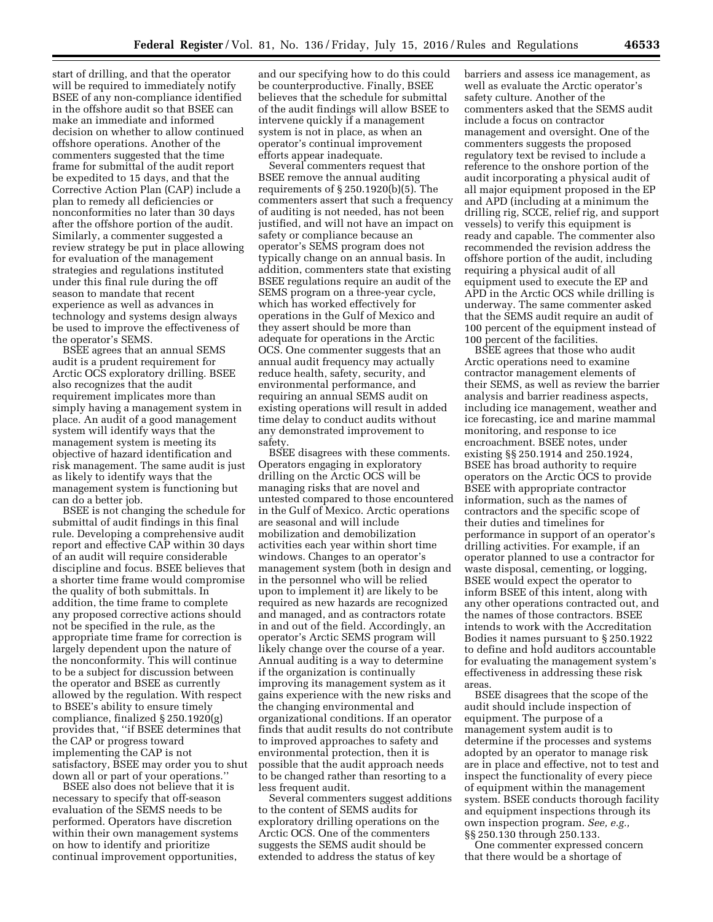start of drilling, and that the operator will be required to immediately notify BSEE of any non-compliance identified in the offshore audit so that BSEE can make an immediate and informed decision on whether to allow continued offshore operations. Another of the commenters suggested that the time frame for submittal of the audit report be expedited to 15 days, and that the Corrective Action Plan (CAP) include a plan to remedy all deficiencies or nonconformities no later than 30 days after the offshore portion of the audit. Similarly, a commenter suggested a review strategy be put in place allowing for evaluation of the management strategies and regulations instituted under this final rule during the off season to mandate that recent experience as well as advances in technology and systems design always be used to improve the effectiveness of the operator's SEMS.

BSEE agrees that an annual SEMS audit is a prudent requirement for Arctic OCS exploratory drilling. BSEE also recognizes that the audit requirement implicates more than simply having a management system in place. An audit of a good management system will identify ways that the management system is meeting its objective of hazard identification and risk management. The same audit is just as likely to identify ways that the management system is functioning but can do a better job.

BSEE is not changing the schedule for submittal of audit findings in this final rule. Developing a comprehensive audit report and effective CAP within 30 days of an audit will require considerable discipline and focus. BSEE believes that a shorter time frame would compromise the quality of both submittals. In addition, the time frame to complete any proposed corrective actions should not be specified in the rule, as the appropriate time frame for correction is largely dependent upon the nature of the nonconformity. This will continue to be a subject for discussion between the operator and BSEE as currently allowed by the regulation. With respect to BSEE's ability to ensure timely compliance, finalized § 250.1920(g) provides that, ''if BSEE determines that the CAP or progress toward implementing the CAP is not satisfactory, BSEE may order you to shut down all or part of your operations.''

BSEE also does not believe that it is necessary to specify that off-season evaluation of the SEMS needs to be performed. Operators have discretion within their own management systems on how to identify and prioritize continual improvement opportunities, and our specifying how to do this could be counterproductive. Finally, BSEE believes that the schedule for submittal of the audit findings will allow BSEE to intervene quickly if a management system is not in place, as when an operator's continual improvement efforts appear inadequate.

Several commenters request that BSEE remove the annual auditing requirements of § 250.1920(b)(5). The commenters assert that such a frequency of auditing is not needed, has not been justified, and will not have an impact on safety or compliance because an operator's SEMS program does not typically change on an annual basis. In addition, commenters state that existing BSEE regulations require an audit of the SEMS program on a three-year cycle, which has worked effectively for operations in the Gulf of Mexico and they assert should be more than adequate for operations in the Arctic OCS. One commenter suggests that an annual audit frequency may actually reduce health, safety, security, and environmental performance, and requiring an annual SEMS audit on existing operations will result in added time delay to conduct audits without any demonstrated improvement to safety.

BSEE disagrees with these comments. Operators engaging in exploratory drilling on the Arctic OCS will be managing risks that are novel and untested compared to those encountered in the Gulf of Mexico. Arctic operations are seasonal and will include mobilization and demobilization activities each year within short time windows. Changes to an operator's management system (both in design and in the personnel who will be relied upon to implement it) are likely to be required as new hazards are recognized and managed, and as contractors rotate in and out of the field. Accordingly, an operator's Arctic SEMS program will likely change over the course of a year. Annual auditing is a way to determine if the organization is continually improving its management system as it gains experience with the new risks and the changing environmental and organizational conditions. If an operator finds that audit results do not contribute to improved approaches to safety and environmental protection, then it is possible that the audit approach needs to be changed rather than resorting to a less frequent audit.

Several commenters suggest additions to the content of SEMS audits for exploratory drilling operations on the Arctic OCS. One of the commenters suggests the SEMS audit should be extended to address the status of key barriers and assess ice management, as well as evaluate the Arctic operator's safety culture. Another of the commenters asked that the SEMS audit include a focus on contractor management and oversight. One of the commenters suggests the proposed regulatory text be revised to include a reference to the onshore portion of the audit incorporating a physical audit of all major equipment proposed in the EP and APD (including at a minimum the drilling rig, SCCE, relief rig, and support vessels) to verify this equipment is ready and capable. The commenter also recommended the revision address the offshore portion of the audit, including requiring a physical audit of all equipment used to execute the EP and APD in the Arctic OCS while drilling is underway. The same commenter asked that the SEMS audit require an audit of 100 percent of the equipment instead of 100 percent of the facilities.

BSEE agrees that those who audit Arctic operations need to examine contractor management elements of their SEMS, as well as review the barrier analysis and barrier readiness aspects, including ice management, weather and ice forecasting, ice and marine mammal monitoring, and response to ice encroachment. BSEE notes, under existing §§ 250.1914 and 250.1924, BSEE has broad authority to require operators on the Arctic OCS to provide BSEE with appropriate contractor information, such as the names of contractors and the specific scope of their duties and timelines for performance in support of an operator's drilling activities. For example, if an operator planned to use a contractor for waste disposal, cementing, or logging, BSEE would expect the operator to inform BSEE of this intent, along with any other operations contracted out, and the names of those contractors. BSEE intends to work with the Accreditation Bodies it names pursuant to § 250.1922 to define and hold auditors accountable for evaluating the management system's effectiveness in addressing these risk areas.

BSEE disagrees that the scope of the audit should include inspection of equipment. The purpose of a management system audit is to determine if the processes and systems adopted by an operator to manage risk are in place and effective, not to test and inspect the functionality of every piece of equipment within the management system. BSEE conducts thorough facility and equipment inspections through its own inspection program. *See, e.g.,* §§ 250.130 through 250.133.

One commenter expressed concern that there would be a shortage of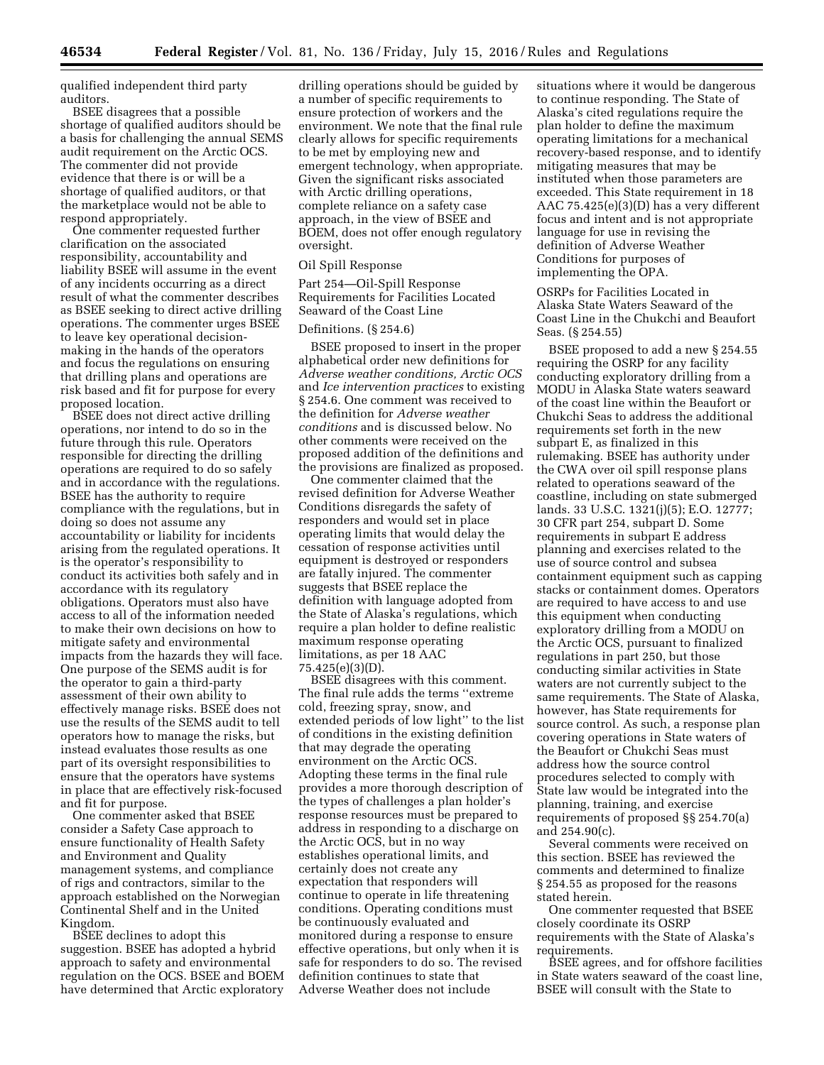qualified independent third party auditors.

BSEE disagrees that a possible shortage of qualified auditors should be a basis for challenging the annual SEMS audit requirement on the Arctic OCS. The commenter did not provide evidence that there is or will be a shortage of qualified auditors, or that the marketplace would not be able to respond appropriately.

One commenter requested further clarification on the associated responsibility, accountability and liability BSEE will assume in the event of any incidents occurring as a direct result of what the commenter describes as BSEE seeking to direct active drilling operations. The commenter urges BSEE to leave key operational decision-making in the hands of the operators and focus the regulations on ensuring that drilling plans and operations are risk based and fit for purpose for every proposed location.

BSEE does not direct active drilling operations, nor intend to do so in the future through this rule. Operators responsible for directing the drilling operations are required to do so safely and in accordance with the regulations. BSEE has the authority to require compliance with the regulations, but in doing so does not assume any accountability or liability for incidents arising from the regulated operations. It is the operator's responsibility to conduct its activities both safely and in accordance with its regulatory obligations. Operators must also have access to all of the information needed to make their own decisions on how to mitigate safety and environmental impacts from the hazards they will face. One purpose of the SEMS audit is for the operator to gain a third-party assessment of their own ability to effectively manage risks. BSEE does not use the results of the SEMS audit to tell operators how to manage the risks, but instead evaluates those results as one part of its oversight responsibilities to ensure that the operators have systems in place that are effectively risk-focused and fit for purpose.

One commenter asked that BSEE consider a Safety Case approach to ensure functionality of Health Safety and Environment and Quality management systems, and compliance of rigs and contractors, similar to the approach established on the Norwegian Continental Shelf and in the United Kingdom.

BSEE declines to adopt this suggestion. BSEE has adopted a hybrid approach to safety and environmental regulation on the OCS. BSEE and BOEM have determined that Arctic exploratory drilling operations should be guided by a number of specific requirements to ensure protection of workers and the environment. We note that the final rule clearly allows for specific requirements to be met by employing new and emergent technology, when appropriate. Given the significant risks associated with Arctic drilling operations, complete reliance on a safety case approach, in the view of BSEE and BOEM, does not offer enough regulatory oversight.

### Oil Spill Response

#### Part 254—Oil-Spill Response Requirements for Facilities Located Seaward of the Coast Line

#### Definitions. (§ 254.6)

BSEE proposed to insert in the proper alphabetical order new definitions for *Adverse weather conditions, Arctic OCS* and *Ice intervention practices* to existing § 254.6. One comment was received to the definition for *Adverse weather conditions* and is discussed below. No other comments were received on the proposed addition of the definitions and the provisions are finalized as proposed.

One commenter claimed that the revised definition for Adverse Weather Conditions disregards the safety of responders and would set in place operating limits that would delay the cessation of response activities until equipment is destroyed or responders are fatally injured. The commenter suggests that BSEE replace the definition with language adopted from the State of Alaska's regulations, which require a plan holder to define realistic maximum response operating limitations, as per 18 AAC 75.425(e)(3)(D).

BSEE disagrees with this comment. The final rule adds the terms ''extreme cold, freezing spray, snow, and extended periods of low light'' to the list of conditions in the existing definition that may degrade the operating environment on the Arctic OCS. Adopting these terms in the final rule provides a more thorough description of the types of challenges a plan holder's response resources must be prepared to address in responding to a discharge on the Arctic OCS, but in no way establishes operational limits, and certainly does not create any expectation that responders will continue to operate in life threatening conditions. Operating conditions must be continuously evaluated and monitored during a response to ensure effective operations, but only when it is safe for responders to do so. The revised definition continues to state that Adverse Weather does not include situations where it would be dangerous to continue responding. The State of Alaska's cited regulations require the plan holder to define the maximum operating limitations for a mechanical recovery-based response, and to identify mitigating measures that may be instituted when those parameters are exceeded. This State requirement in 18 AAC 75.425(e)(3)(D) has a very different focus and intent and is not appropriate language for use in revising the definition of Adverse Weather Conditions for purposes of implementing the OPA.

#### OSRPs for Facilities Located in Alaska State Waters Seaward of the Coast Line in the Chukchi and Beaufort Seas. (§ 254.55)

BSEE proposed to add a new § 254.55 requiring the OSRP for any facility conducting exploratory drilling from a MODU in Alaska State waters seaward of the coast line within the Beaufort or Chukchi Seas to address the additional requirements set forth in the new subpart E, as finalized in this rulemaking. BSEE has authority under the CWA over oil spill response plans related to operations seaward of the coastline, including on state submerged lands. 33 U.S.C. 1321(j)(5); E.O. 12777; 30 CFR part 254, subpart D. Some requirements in subpart E address planning and exercises related to the use of source control and subsea containment equipment such as capping stacks or containment domes. Operators are required to have access to and use this equipment when conducting exploratory drilling from a MODU on the Arctic OCS, pursuant to finalized regulations in part 250, but those conducting similar activities in State waters are not currently subject to the same requirements. The State of Alaska, however, has State requirements for source control. As such, a response plan covering operations in State waters of the Beaufort or Chukchi Seas must address how the source control procedures selected to comply with State law would be integrated into the planning, training, and exercise requirements of proposed §§ 254.70(a) and 254.90(c).

Several comments were received on this section. BSEE has reviewed the comments and determined to finalize § 254.55 as proposed for the reasons stated herein.

One commenter requested that BSEE closely coordinate its OSRP requirements with the State of Alaska's requirements.

BSEE agrees, and for offshore facilities in State waters seaward of the coast line, BSEE will consult with the State to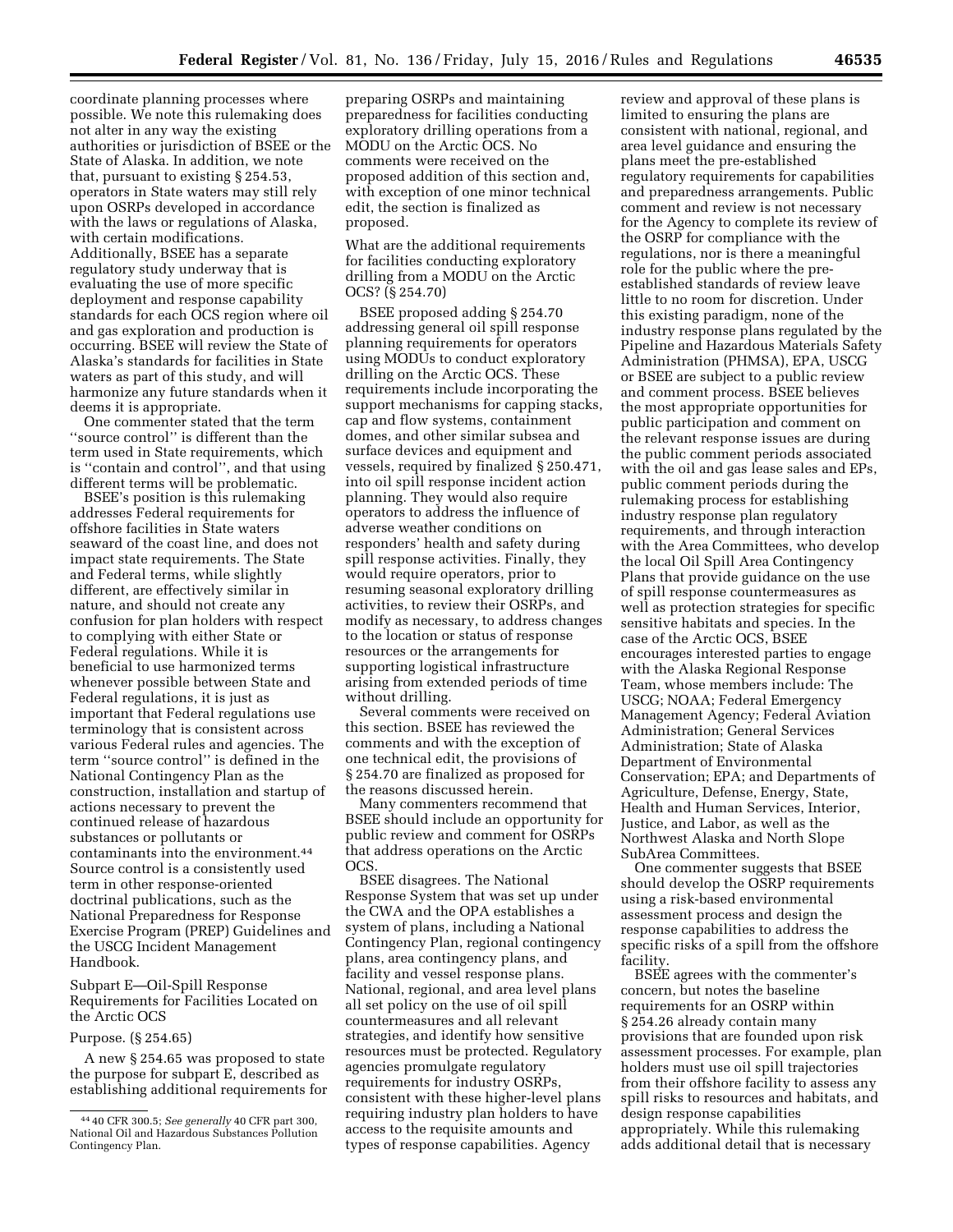coordinate planning processes where possible. We note this rulemaking does not alter in any way the existing authorities or jurisdiction of BSEE or the State of Alaska. In addition, we note that, pursuant to existing § 254.53, operators in State waters may still rely upon OSRPs developed in accordance with the laws or regulations of Alaska, with certain modifications. Additionally, BSEE has a separate regulatory study underway that is evaluating the use of more specific deployment and response capability standards for each OCS region where oil and gas exploration and production is occurring. BSEE will review the State of Alaska's standards for facilities in State waters as part of this study, and will harmonize any future standards when it deems it is appropriate.

One commenter stated that the term "source control" is different than the term used in State requirements, which is "contain and control", and that using different terms will be problematic.

BSEE's position is this rulemaking addresses Federal requirements for offshore facilities in State waters seaward of the coast line, and does not impact state requirements. The State and Federal terms, while slightly different, are effectively similar in nature, and should not create any confusion for plan holders with respect to complying with either State or Federal regulations. While it is beneficial to use harmonized terms whenever possible between State and Federal regulations, it is just as important that Federal regulations use terminology that is consistent across various Federal rules and agencies. The term "source control" is defined in the National Contingency Plan as the construction, installation and startup of actions necessary to prevent the continued release of hazardous substances or pollutants or contaminants into the environment.[44] Source control is a consistently used term in other response-oriented doctrinal publications, such as the National Preparedness for Response Exercise Program (PREP) Guidelines and the USCG Incident Management Handbook.

Subpart E—Oil-Spill Response Requirements for Facilities Located on the Arctic OCS

Purpose. (§ 254.65)

A new § 254.65 was proposed to state the purpose for subpart E, described as establishing additional requirements for preparing OSRPs and maintaining preparedness for facilities conducting exploratory drilling operations from a MODU on the Arctic OCS. No comments were received on the proposed addition of this section and, with exception of one minor technical edit, the section is finalized as proposed.

What are the additional requirements for facilities conducting exploratory drilling from a MODU on the Arctic OCS? (§ 254.70)

BSEE proposed adding § 254.70 addressing general oil spill response planning requirements for operators using MODUs to conduct exploratory drilling on the Arctic OCS. These requirements include incorporating the support mechanisms for capping stacks, cap and flow systems, containment domes, and other similar subsea and surface devices and equipment and vessels, required by finalized § 250.471, into oil spill response incident action planning. They would also require operators to address the influence of adverse weather conditions on responders' health and safety during spill response activities. Finally, they would require operators, prior to resuming seasonal exploratory drilling activities, to review their OSRPs, and modify as necessary, to address changes to the location or status of response resources or the arrangements for supporting logistical infrastructure arising from extended periods of time without drilling.

Several comments were received on this section. BSEE has reviewed the comments and with the exception of one technical edit, the provisions of § 254.70 are finalized as proposed for the reasons discussed herein.

Many commenters recommend that BSEE should include an opportunity for public review and comment for OSRPs that address operations on the Arctic OCS.

BSEE disagrees. The National Response System that was set up under the CWA and the OPA establishes a system of plans, including a National Contingency Plan, regional contingency plans, area contingency plans, and facility and vessel response plans. National, regional, and area level plans all set policy on the use of oil spill countermeasures and all relevant strategies, and identify how sensitive resources must be protected. Regulatory agencies promulgate regulatory requirements for industry OSRPs, consistent with these higher-level plans requiring industry plan holders to have access to the requisite amounts and types of response capabilities. Agency review and approval of these plans is limited to ensuring the plans are consistent with national, regional, and area level guidance and ensuring the plans meet the pre-established regulatory requirements for capabilities and preparedness arrangements. Public comment and review is not necessary for the Agency to complete its review of the OSRP for compliance with the regulations, nor is there a meaningful role for the public where the pre-established standards of review leave little to no room for discretion. Under this existing paradigm, none of the industry response plans regulated by the Pipeline and Hazardous Materials Safety Administration (PHMSA), EPA, USCG or BSEE are subject to a public review and comment process. BSEE believes the most appropriate opportunities for public participation and comment on the relevant response issues are during the public comment periods associated with the oil and gas lease sales and EPs, public comment periods during the rulemaking process for establishing industry response plan regulatory requirements, and through interaction with the Area Committees, who develop the local Oil Spill Area Contingency Plans that provide guidance on the use of spill response countermeasures as well as protection strategies for specific sensitive habitats and species. In the case of the Arctic OCS, BSEE encourages interested parties to engage with the Alaska Regional Response Team, whose members include: The USCG; NOAA; Federal Emergency Management Agency; Federal Aviation Administration; General Services Administration; State of Alaska Department of Environmental Conservation; EPA; and Departments of Agriculture, Defense, Energy, State, Health and Human Services, Interior, Justice, and Labor, as well as the Northwest Alaska and North Slope SubArea Committees.

One commenter suggests that BSEE should develop the OSRP requirements using a risk-based environmental assessment process and design the response capabilities to address the specific risks of a spill from the offshore facility.

BSEE agrees with the commenter's concern, but notes the baseline requirements for an OSRP within § 254.26 already contain many provisions that are founded upon risk assessment processes. For example, plan holders must use oil spill trajectories from their offshore facility to assess any spill risks to resources and habitats, and design response capabilities appropriately. While this rulemaking adds additional detail that is necessary

---

[44] 40 CFR 300.5; *See generally* 40 CFR part 300, National Oil and Hazardous Substances Pollution Contingency Plan.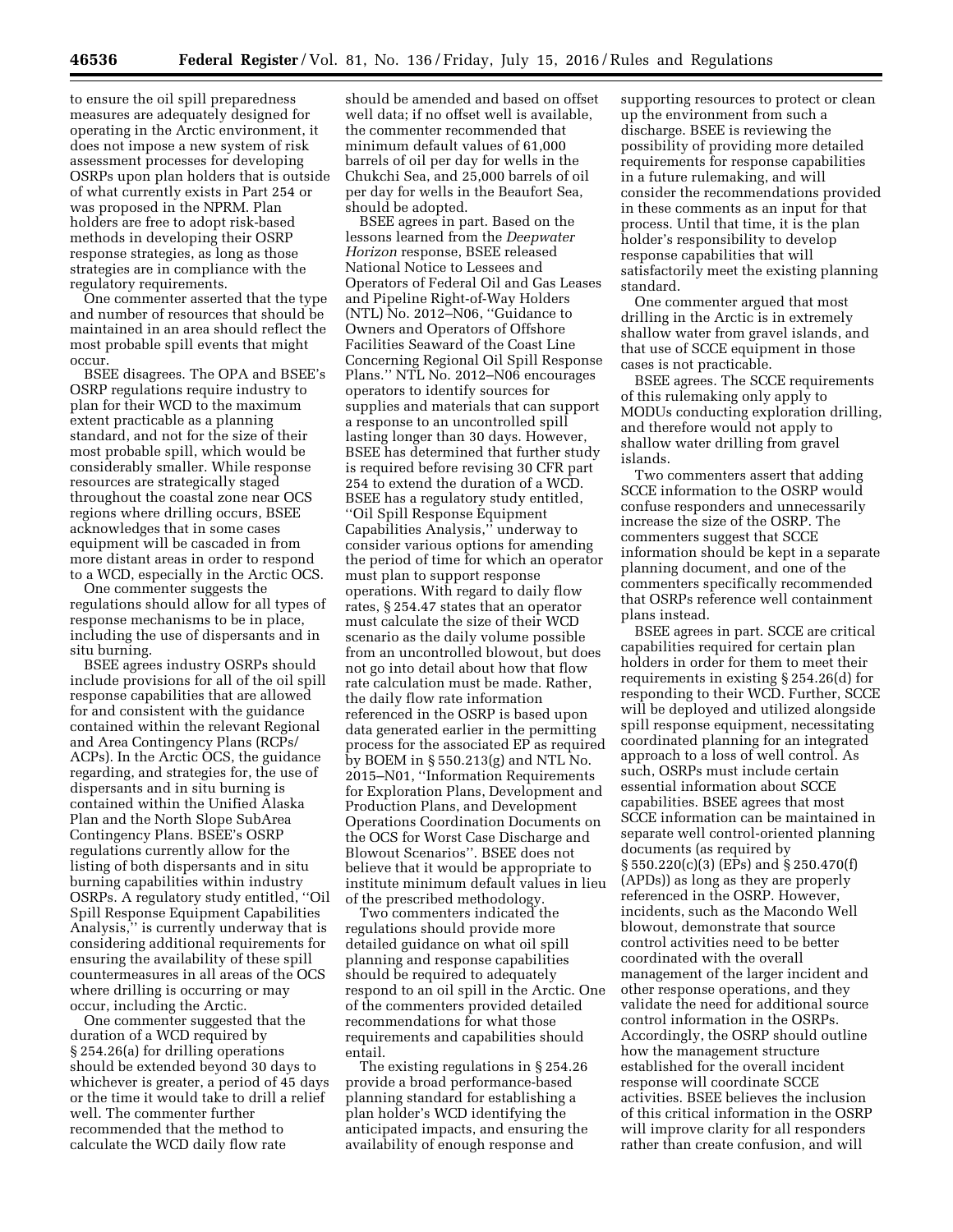to ensure the oil spill preparedness measures are adequately designed for operating in the Arctic environment, it does not impose a new system of risk assessment processes for developing OSRPs upon plan holders that is outside of what currently exists in Part 254 or was proposed in the NPRM. Plan holders are free to adopt risk-based methods in developing their OSRP response strategies, as long as those strategies are in compliance with the regulatory requirements.

One commenter asserted that the type and number of resources that should be maintained in an area should reflect the most probable spill events that might occur.

BSEE disagrees. The OPA and BSEE's OSRP regulations require industry to plan for their WCD to the maximum extent practicable as a planning standard, and not for the size of their most probable spill, which would be considerably smaller. While response resources are strategically staged throughout the coastal zone near OCS regions where drilling occurs, BSEE acknowledges that in some cases equipment will be cascaded in from more distant areas in order to respond to a WCD, especially in the Arctic OCS.

One commenter suggests the regulations should allow for all types of response mechanisms to be in place, including the use of dispersants and in situ burning.

BSEE agrees industry OSRPs should include provisions for all of the oil spill response capabilities that are allowed for and consistent with the guidance contained within the relevant Regional and Area Contingency Plans (RCPs/ACPs). In the Arctic OCS, the guidance regarding, and strategies for, the use of dispersants and in situ burning is contained within the Unified Alaska Plan and the North Slope SubArea Contingency Plans. BSEE's OSRP regulations currently allow for the listing of both dispersants and in situ burning capabilities within industry OSRPs. A regulatory study entitled, ''Oil Spill Response Equipment Capabilities Analysis,'' is currently underway that is considering additional requirements for ensuring the availability of these spill countermeasures in all areas of the OCS where drilling is occurring or may occur, including the Arctic.

One commenter suggested that the duration of a WCD required by § 254.26(a) for drilling operations should be extended beyond 30 days to whichever is greater, a period of 45 days or the time it would take to drill a relief well. The commenter further recommended that the method to calculate the WCD daily flow rate should be amended and based on offset well data; if no offset well is available, the commenter recommended that minimum default values of 61,000 barrels of oil per day for wells in the Chukchi Sea, and 25,000 barrels of oil per day for wells in the Beaufort Sea, should be adopted.

BSEE agrees in part. Based on the lessons learned from the *Deepwater Horizon* response, BSEE released National Notice to Lessees and Operators of Federal Oil and Gas Leases and Pipeline Right-of-Way Holders (NTL) No. 2012–N06, ''Guidance to Owners and Operators of Offshore Facilities Seaward of the Coast Line Concerning Regional Oil Spill Response Plans.'' NTL No. 2012–N06 encourages operators to identify sources for supplies and materials that can support a response to an uncontrolled spill lasting longer than 30 days. However, BSEE has determined that further study is required before revising 30 CFR part 254 to extend the duration of a WCD. BSEE has a regulatory study entitled, ''Oil Spill Response Equipment Capabilities Analysis,'' underway to consider various options for amending the period of time for which an operator must plan to support response operations. With regard to daily flow rates, § 254.47 states that an operator must calculate the size of their WCD scenario as the daily volume possible from an uncontrolled blowout, but does not go into detail about how that flow rate calculation must be made. Rather, the daily flow rate information referenced in the OSRP is based upon data generated earlier in the permitting process for the associated EP as required by BOEM in § 550.213(g) and NTL No. 2015–N01, ''Information Requirements for Exploration Plans, Development and Production Plans, and Development Operations Coordination Documents on the OCS for Worst Case Discharge and Blowout Scenarios''. BSEE does not believe that it would be appropriate to institute minimum default values in lieu of the prescribed methodology.

Two commenters indicated the regulations should provide more detailed guidance on what oil spill planning and response capabilities should be required to adequately respond to an oil spill in the Arctic. One of the commenters provided detailed recommendations for what those requirements and capabilities should entail.

The existing regulations in § 254.26 provide a broad performance-based planning standard for establishing a plan holder's WCD identifying the anticipated impacts, and ensuring the availability of enough response and supporting resources to protect or clean up the environment from such a discharge. BSEE is reviewing the possibility of providing more detailed requirements for response capabilities in a future rulemaking, and will consider the recommendations provided in these comments as an input for that process. Until that time, it is the plan holder's responsibility to develop response capabilities that will satisfactorily meet the existing planning standard.

One commenter argued that most drilling in the Arctic is in extremely shallow water from gravel islands, and that use of SCCE equipment in those cases is not practicable.

BSEE agrees. The SCCE requirements of this rulemaking only apply to MODUs conducting exploration drilling, and therefore would not apply to shallow water drilling from gravel islands.

Two commenters assert that adding SCCE information to the OSRP would confuse responders and unnecessarily increase the size of the OSRP. The commenters suggest that SCCE information should be kept in a separate planning document, and one of the commenters specifically recommended that OSRPs reference well containment plans instead.

BSEE agrees in part. SCCE are critical capabilities required for certain plan holders in order for them to meet their requirements in existing § 254.26(d) for responding to their WCD. Further, SCCE will be deployed and utilized alongside spill response equipment, necessitating coordinated planning for an integrated approach to a loss of well control. As such, OSRPs must include certain essential information about SCCE capabilities. BSEE agrees that most SCCE information can be maintained in separate well control-oriented planning documents (as required by § 550.220(c)(3) (EPs) and § 250.470(f) (APDs)) as long as they are properly referenced in the OSRP. However, incidents, such as the Macondo Well blowout, demonstrate that source control activities need to be better coordinated with the overall management of the larger incident and other response operations, and they validate the need for additional source control information in the OSRPs. Accordingly, the OSRP should outline how the management structure established for the overall incident response will coordinate SCCE activities. BSEE believes the inclusion of this critical information in the OSRP will improve clarity for all responders rather than create confusion, and will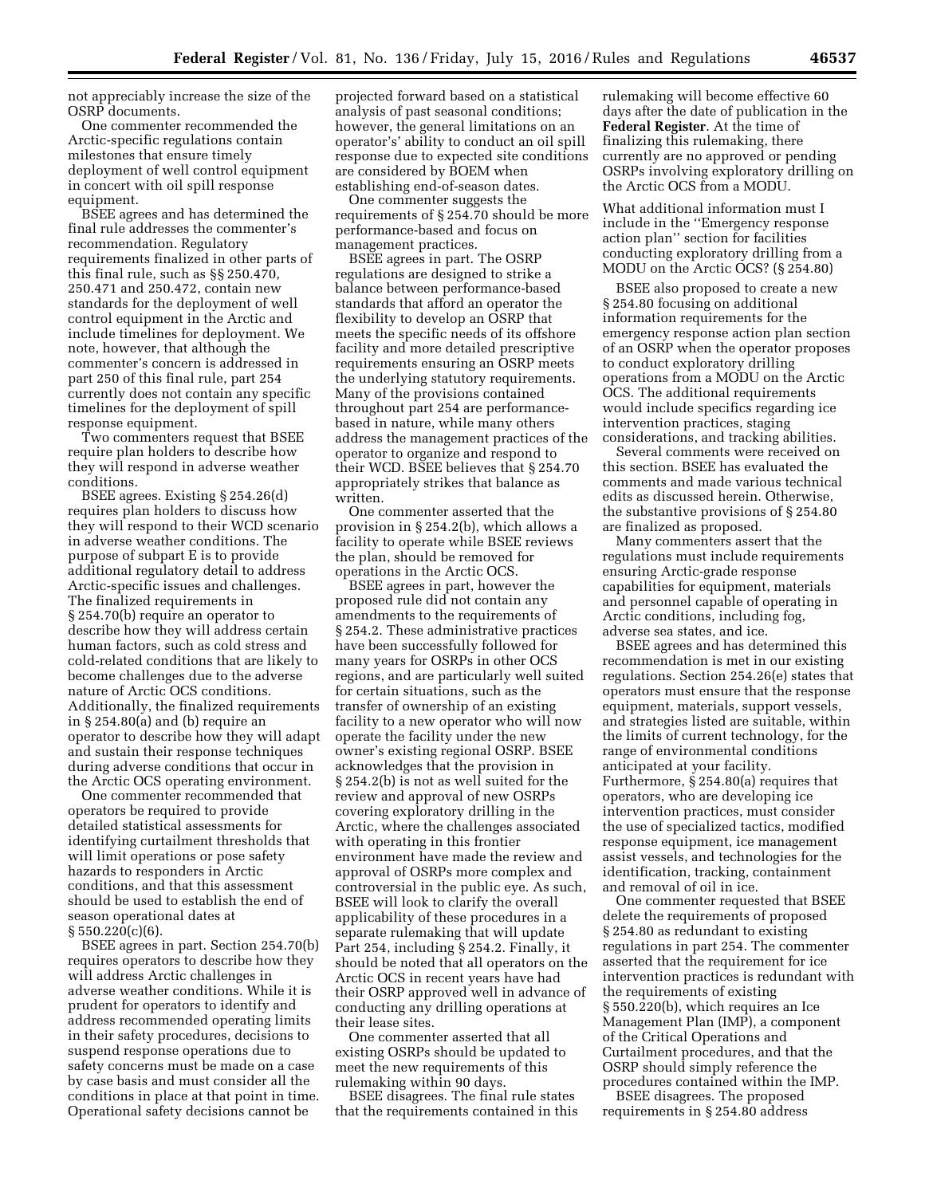not appreciably increase the size of the OSRP documents.

One commenter recommended the Arctic-specific regulations contain milestones that ensure timely deployment of well control equipment in concert with oil spill response equipment.

BSEE agrees and has determined the final rule addresses the commenter's recommendation. Regulatory requirements finalized in other parts of this final rule, such as §§ 250.470, 250.471 and 250.472, contain new standards for the deployment of well control equipment in the Arctic and include timelines for deployment. We note, however, that although the commenter's concern is addressed in part 250 of this final rule, part 254 currently does not contain any specific timelines for the deployment of spill response equipment.

Two commenters request that BSEE require plan holders to describe how they will respond in adverse weather conditions.

BSEE agrees. Existing § 254.26(d) requires plan holders to discuss how they will respond to their WCD scenario in adverse weather conditions. The purpose of subpart E is to provide additional regulatory detail to address Arctic-specific issues and challenges. The finalized requirements in § 254.70(b) require an operator to describe how they will address certain human factors, such as cold stress and cold-related conditions that are likely to become challenges due to the adverse nature of Arctic OCS conditions. Additionally, the finalized requirements in § 254.80(a) and (b) require an operator to describe how they will adapt and sustain their response techniques during adverse conditions that occur in the Arctic OCS operating environment.

One commenter recommended that operators be required to provide detailed statistical assessments for identifying curtailment thresholds that will limit operations or pose safety hazards to responders in Arctic conditions, and that this assessment should be used to establish the end of season operational dates at § 550.220(c)(6).

BSEE agrees in part. Section 254.70(b) requires operators to describe how they will address Arctic challenges in adverse weather conditions. While it is prudent for operators to identify and address recommended operating limits in their safety procedures, decisions to suspend response operations due to safety concerns must be made on a case by case basis and must consider all the conditions in place at that point in time. Operational safety decisions cannot be projected forward based on a statistical analysis of past seasonal conditions; however, the general limitations on an operator's' ability to conduct an oil spill response due to expected site conditions are considered by BOEM when establishing end-of-season dates.

One commenter suggests the requirements of § 254.70 should be more performance-based and focus on management practices.

BSEE agrees in part. The OSRP regulations are designed to strike a balance between performance-based standards that afford an operator the flexibility to develop an OSRP that meets the specific needs of its offshore facility and more detailed prescriptive requirements ensuring an OSRP meets the underlying statutory requirements. Many of the provisions contained throughout part 254 are performance-based in nature, while many others address the management practices of the operator to organize and respond to their WCD. BSEE believes that § 254.70 appropriately strikes that balance as written.

One commenter asserted that the provision in § 254.2(b), which allows a facility to operate while BSEE reviews the plan, should be removed for operations in the Arctic OCS.

BSEE agrees in part, however the proposed rule did not contain any amendments to the requirements of § 254.2. These administrative practices have been successfully followed for many years for OSRPs in other OCS regions, and are particularly well suited for certain situations, such as the transfer of ownership of an existing facility to a new operator who will now operate the facility under the new owner's existing regional OSRP. BSEE acknowledges that the provision in § 254.2(b) is not as well suited for the review and approval of new OSRPs covering exploratory drilling in the Arctic, where the challenges associated with operating in this frontier environment have made the review and approval of OSRPs more complex and controversial in the public eye. As such, BSEE will look to clarify the overall applicability of these procedures in a separate rulemaking that will update Part 254, including § 254.2. Finally, it should be noted that all operators on the Arctic OCS in recent years have had their OSRP approved well in advance of conducting any drilling operations at their lease sites.

One commenter asserted that all existing OSRPs should be updated to meet the new requirements of this rulemaking within 90 days.

BSEE disagrees. The final rule states that the requirements contained in this rulemaking will become effective 60 days after the date of publication in the **Federal Register**. At the time of finalizing this rulemaking, there currently are no approved or pending OSRPs involving exploratory drilling on the Arctic OCS from a MODU.

What additional information must I include in the "Emergency response action plan" section for facilities conducting exploratory drilling from a MODU on the Arctic OCS? (§ 254.80)

BSEE also proposed to create a new § 254.80 focusing on additional information requirements for the emergency response action plan section of an OSRP when the operator proposes to conduct exploratory drilling operations from a MODU on the Arctic OCS. The additional requirements would include specifics regarding ice intervention practices, staging considerations, and tracking abilities.

Several comments were received on this section. BSEE has evaluated the comments and made various technical edits as discussed herein. Otherwise, the substantive provisions of § 254.80 are finalized as proposed.

Many commenters assert that the regulations must include requirements ensuring Arctic-grade response capabilities for equipment, materials and personnel capable of operating in Arctic conditions, including fog, adverse sea states, and ice.

BSEE agrees and has determined this recommendation is met in our existing regulations. Section 254.26(e) states that operators must ensure that the response equipment, materials, support vessels, and strategies listed are suitable, within the limits of current technology, for the range of environmental conditions anticipated at your facility. Furthermore, § 254.80(a) requires that operators, who are developing ice intervention practices, must consider the use of specialized tactics, modified response equipment, ice management assist vessels, and technologies for the identification, tracking, containment and removal of oil in ice.

One commenter requested that BSEE delete the requirements of proposed § 254.80 as redundant to existing regulations in part 254. The commenter asserted that the requirement for ice intervention practices is redundant with the requirements of existing § 550.220(b), which requires an Ice Management Plan (IMP), a component of the Critical Operations and Curtailment procedures, and that the OSRP should simply reference the procedures contained within the IMP.

BSEE disagrees. The proposed requirements in § 254.80 address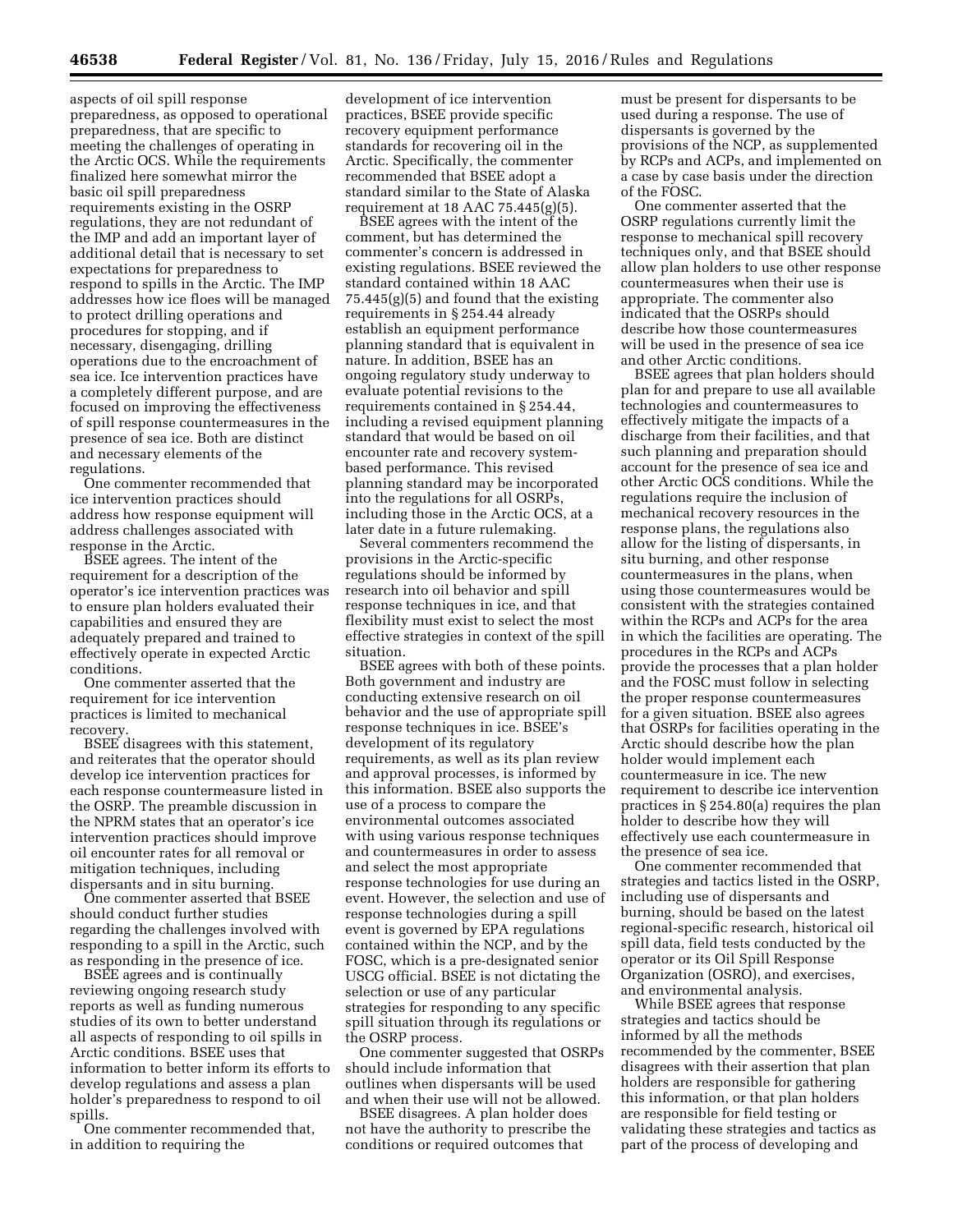aspects of oil spill response preparedness, as opposed to operational preparedness, that are specific to meeting the challenges of operating in the Arctic OCS. While the requirements finalized here somewhat mirror the basic oil spill preparedness requirements existing in the OSRP regulations, they are not redundant of the IMP and add an important layer of additional detail that is necessary to set expectations for preparedness to respond to spills in the Arctic. The IMP addresses how ice floes will be managed to protect drilling operations and procedures for stopping, and if necessary, disengaging, drilling operations due to the encroachment of sea ice. Ice intervention practices have a completely different purpose, and are focused on improving the effectiveness of spill response countermeasures in the presence of sea ice. Both are distinct and necessary elements of the regulations.

One commenter recommended that ice intervention practices should address how response equipment will address challenges associated with response in the Arctic.

BSEE agrees. The intent of the requirement for a description of the operator's ice intervention practices was to ensure plan holders evaluated their capabilities and ensured they are adequately prepared and trained to effectively operate in expected Arctic conditions.

One commenter asserted that the requirement for ice intervention practices is limited to mechanical recovery.

BSEE disagrees with this statement, and reiterates that the operator should develop ice intervention practices for each response countermeasure listed in the OSRP. The preamble discussion in the NPRM states that an operator's ice intervention practices should improve oil encounter rates for all removal or mitigation techniques, including dispersants and in situ burning.

One commenter asserted that BSEE should conduct further studies regarding the challenges involved with responding to a spill in the Arctic, such as responding in the presence of ice.

BSEE agrees and is continually reviewing ongoing research study reports as well as funding numerous studies of its own to better understand all aspects of responding to oil spills in Arctic conditions. BSEE uses that information to better inform its efforts to develop regulations and assess a plan holder's preparedness to respond to oil spills.

One commenter recommended that, in addition to requiring the development of ice intervention practices, BSEE provide specific recovery equipment performance standards for recovering oil in the Arctic. Specifically, the commenter recommended that BSEE adopt a standard similar to the State of Alaska requirement at 18 AAC 75.445(g)(5).

BSEE agrees with the intent of the comment, but has determined the commenter's concern is addressed in existing regulations. BSEE reviewed the standard contained within 18 AAC 75.445(g)(5) and found that the existing requirements in § 254.44 already establish an equipment performance planning standard that is equivalent in nature. In addition, BSEE has an ongoing regulatory study underway to evaluate potential revisions to the requirements contained in § 254.44, including a revised equipment planning standard that would be based on oil encounter rate and recovery system-based performance. This revised planning standard may be incorporated into the regulations for all OSRPs, including those in the Arctic OCS, at a later date in a future rulemaking.

Several commenters recommend the provisions in the Arctic-specific regulations should be informed by research into oil behavior and spill response techniques in ice, and that flexibility must exist to select the most effective strategies in context of the spill situation.

BSEE agrees with both of these points. Both government and industry are conducting extensive research on oil behavior and the use of appropriate spill response techniques in ice. BSEE's development of its regulatory requirements, as well as its plan review and approval processes, is informed by this information. BSEE also supports the use of a process to compare the environmental outcomes associated with using various response techniques and countermeasures in order to assess and select the most appropriate response technologies for use during an event. However, the selection and use of response technologies during a spill event is governed by EPA regulations contained within the NCP, and by the FOSC, which is a pre-designated senior USCG official. BSEE is not dictating the selection or use of any particular strategies for responding to any specific spill situation through its regulations or the OSRP process.

One commenter suggested that OSRPs should include information that outlines when dispersants will be used and when their use will not be allowed.

BSEE disagrees. A plan holder does not have the authority to prescribe the conditions or required outcomes that must be present for dispersants to be used during a response. The use of dispersants is governed by the provisions of the NCP, as supplemented by RCPs and ACPs, and implemented on a case by case basis under the direction of the FOSC.

One commenter asserted that the OSRP regulations currently limit the response to mechanical spill recovery techniques only, and that BSEE should allow plan holders to use other response countermeasures when their use is appropriate. The commenter also indicated that the OSRPs should describe how those countermeasures will be used in the presence of sea ice and other Arctic conditions.

BSEE agrees that plan holders should plan for and prepare to use all available technologies and countermeasures to effectively mitigate the impacts of a discharge from their facilities, and that such planning and preparation should account for the presence of sea ice and other Arctic OCS conditions. While the regulations require the inclusion of mechanical recovery resources in the response plans, the regulations also allow for the listing of dispersants, in situ burning, and other response countermeasures in the plans, when using those countermeasures would be consistent with the strategies contained within the RCPs and ACPs for the area in which the facilities are operating. The procedures in the RCPs and ACPs provide the processes that a plan holder and the FOSC must follow in selecting the proper response countermeasures for a given situation. BSEE also agrees that OSRPs for facilities operating in the Arctic should describe how the plan holder would implement each countermeasure in ice. The new requirement to describe ice intervention practices in § 254.80(a) requires the plan holder to describe how they will effectively use each countermeasure in the presence of sea ice.

One commenter recommended that strategies and tactics listed in the OSRP, including use of dispersants and burning, should be based on the latest regional-specific research, historical oil spill data, field tests conducted by the operator or its Oil Spill Response Organization (OSRO), and exercises, and environmental analysis.

While BSEE agrees that response strategies and tactics should be informed by all the methods recommended by the commenter, BSEE disagrees with their assertion that plan holders are responsible for gathering this information, or that plan holders are responsible for field testing or validating these strategies and tactics as part of the process of developing and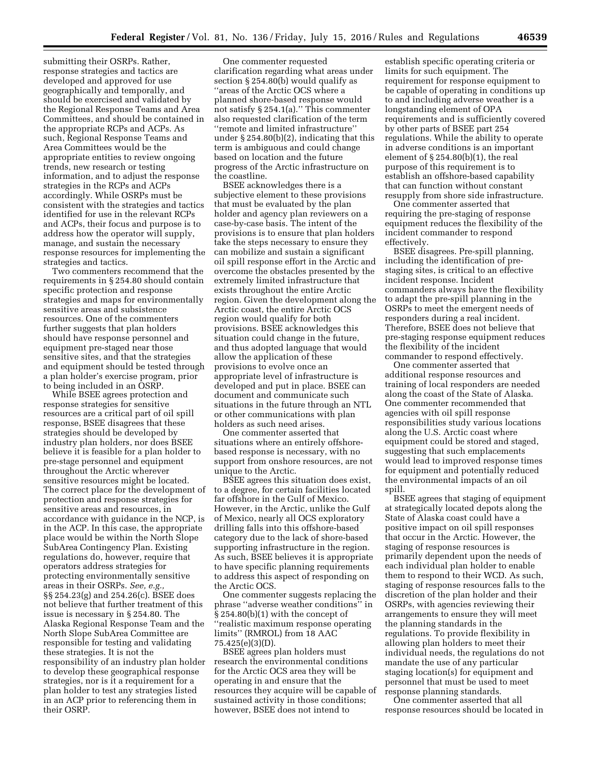submitting their OSRPs. Rather, response strategies and tactics are developed and approved for use geographically and temporally, and should be exercised and validated by the Regional Response Teams and Area Committees, and should be contained in the appropriate RCPs and ACPs. As such, Regional Response Teams and Area Committees would be the appropriate entities to review ongoing trends, new research or testing information, and to adjust the response strategies in the RCPs and ACPs accordingly. While OSRPs must be consistent with the strategies and tactics identified for use in the relevant RCPs and ACPs, their focus and purpose is to address how the operator will supply, manage, and sustain the necessary response resources for implementing the strategies and tactics.

Two commenters recommend that the requirements in § 254.80 should contain specific protection and response strategies and maps for environmentally sensitive areas and subsistence resources. One of the commenters further suggests that plan holders should have response personnel and equipment pre-staged near those sensitive sites, and that the strategies and equipment should be tested through a plan holder's exercise program, prior to being included in an OSRP.

While BSEE agrees protection and response strategies for sensitive resources are a critical part of oil spill response, BSEE disagrees that these strategies should be developed by industry plan holders, nor does BSEE believe it is feasible for a plan holder to pre-stage personnel and equipment throughout the Arctic wherever sensitive resources might be located. The correct place for the development of protection and response strategies for sensitive areas and resources, in accordance with guidance in the NCP, is in the ACP. In this case, the appropriate place would be within the North Slope SubArea Contingency Plan. Existing regulations do, however, require that operators address strategies for protecting environmentally sensitive areas in their OSRPs. *See, e.g.,* §§ 254.23(g) and 254.26(c). BSEE does not believe that further treatment of this issue is necessary in § 254.80. The Alaska Regional Response Team and the North Slope SubArea Committee are responsible for testing and validating these strategies. It is not the responsibility of an industry plan holder to develop these geographical response strategies, nor is it a requirement for a plan holder to test any strategies listed in an ACP prior to referencing them in their OSRP.

One commenter requested clarification regarding what areas under section § 254.80(b) would qualify as ''areas of the Arctic OCS where a planned shore-based response would not satisfy § 254.1(a).'' This commenter also requested clarification of the term ''remote and limited infrastructure'' under § 254.80(b)(2), indicating that this term is ambiguous and could change based on location and the future progress of the Arctic infrastructure on the coastline.

BSEE acknowledges there is a subjective element to these provisions that must be evaluated by the plan holder and agency plan reviewers on a case-by-case basis. The intent of the provisions is to ensure that plan holders take the steps necessary to ensure they can mobilize and sustain a significant oil spill response effort in the Arctic and overcome the obstacles presented by the extremely limited infrastructure that exists throughout the entire Arctic region. Given the development along the Arctic coast, the entire Arctic OCS region would qualify for both provisions. BSEE acknowledges this situation could change in the future, and thus adopted language that would allow the application of these provisions to evolve once an appropriate level of infrastructure is developed and put in place. BSEE can document and communicate such situations in the future through an NTL or other communications with plan holders as such need arises.

One commenter asserted that situations where an entirely offshore-based response is necessary, with no support from onshore resources, are not unique to the Arctic.

BSEE agrees this situation does exist, to a degree, for certain facilities located far offshore in the Gulf of Mexico. However, in the Arctic, unlike the Gulf of Mexico, nearly all OCS exploratory drilling falls into this offshore-based category due to the lack of shore-based supporting infrastructure in the region. As such, BSEE believes it is appropriate to have specific planning requirements to address this aspect of responding on the Arctic OCS.

One commenter suggests replacing the phrase ''adverse weather conditions'' in § 254.80(b)(1) with the concept of ''realistic maximum response operating limits'' (RMROL) from 18 AAC 75.425(e)(3)(D).

BSEE agrees plan holders must research the environmental conditions for the Arctic OCS area they will be operating in and ensure that the resources they acquire will be capable of sustained activity in those conditions; however, BSEE does not intend to establish specific operating criteria or limits for such equipment. The requirement for response equipment to be capable of operating in conditions up to and including adverse weather is a longstanding element of OPA requirements and is sufficiently covered by other parts of BSEE part 254 regulations. While the ability to operate in adverse conditions is an important element of § 254.80(b)(1), the real purpose of this requirement is to establish an offshore-based capability that can function without constant resupply from shore side infrastructure.

One commenter asserted that requiring the pre-staging of response equipment reduces the flexibility of the incident commander to respond effectively.

BSEE disagrees. Pre-spill planning, including the identification of pre-staging sites, is critical to an effective incident response. Incident commanders always have the flexibility to adapt the pre-spill planning in the OSRPs to meet the emergent needs of responders during a real incident. Therefore, BSEE does not believe that pre-staging response equipment reduces the flexibility of the incident commander to respond effectively.

One commenter asserted that additional response resources and training of local responders are needed along the coast of the State of Alaska. One commenter recommended that agencies with oil spill response responsibilities study various locations along the U.S. Arctic coast where equipment could be stored and staged, suggesting that such emplacements would lead to improved response times for equipment and potentially reduced the environmental impacts of an oil spill.

BSEE agrees that staging of equipment at strategically located depots along the State of Alaska coast could have a positive impact on oil spill responses that occur in the Arctic. However, the staging of response resources is primarily dependent upon the needs of each individual plan holder to enable them to respond to their WCD. As such, staging of response resources falls to the discretion of the plan holder and their OSRPs, with agencies reviewing their arrangements to ensure they will meet the planning standards in the regulations. To provide flexibility in allowing plan holders to meet their individual needs, the regulations do not mandate the use of any particular staging location(s) for equipment and personnel that must be used to meet response planning standards.

One commenter asserted that all response resources should be located in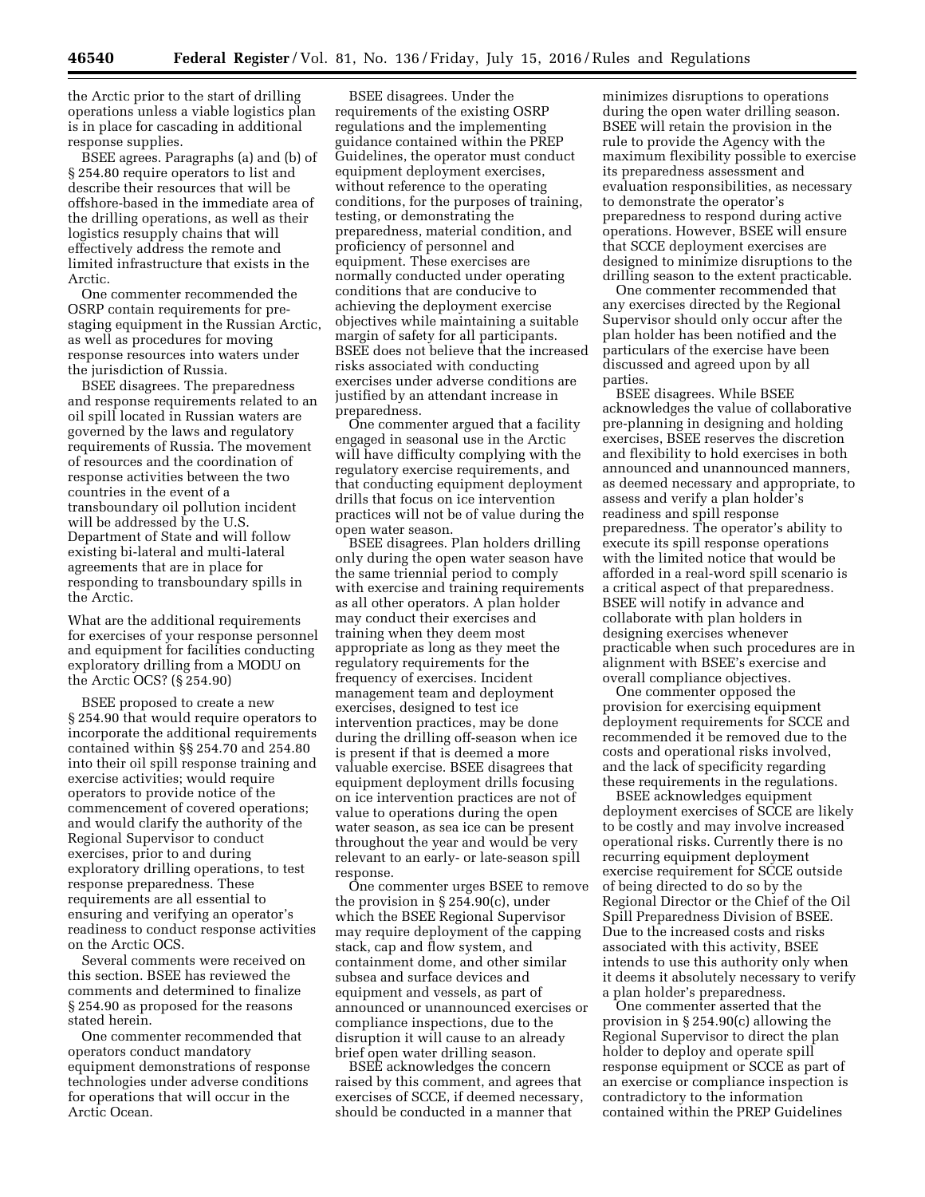the Arctic prior to the start of drilling operations unless a viable logistics plan is in place for cascading in additional response supplies.

BSEE agrees. Paragraphs (a) and (b) of § 254.80 require operators to list and describe their resources that will be offshore-based in the immediate area of the drilling operations, as well as their logistics resupply chains that will effectively address the remote and limited infrastructure that exists in the Arctic.

One commenter recommended the OSRP contain requirements for pre-staging equipment in the Russian Arctic, as well as procedures for moving response resources into waters under the jurisdiction of Russia.

BSEE disagrees. The preparedness and response requirements related to an oil spill located in Russian waters are governed by the laws and regulatory requirements of Russia. The movement of resources and the coordination of response activities between the two countries in the event of a transboundary oil pollution incident will be addressed by the U.S. Department of State and will follow existing bi-lateral and multi-lateral agreements that are in place for responding to transboundary spills in the Arctic.

What are the additional requirements for exercises of your response personnel and equipment for facilities conducting exploratory drilling from a MODU on the Arctic OCS? (§ 254.90)

BSEE proposed to create a new § 254.90 that would require operators to incorporate the additional requirements contained within §§ 254.70 and 254.80 into their oil spill response training and exercise activities; would require operators to provide notice of the commencement of covered operations; and would clarify the authority of the Regional Supervisor to conduct exercises, prior to and during exploratory drilling operations, to test response preparedness. These requirements are all essential to ensuring and verifying an operator's readiness to conduct response activities on the Arctic OCS.

Several comments were received on this section. BSEE has reviewed the comments and determined to finalize § 254.90 as proposed for the reasons stated herein.

One commenter recommended that operators conduct mandatory equipment demonstrations of response technologies under adverse conditions for operations that will occur in the Arctic Ocean.

BSEE disagrees. Under the requirements of the existing OSRP regulations and the implementing guidance contained within the PREP Guidelines, the operator must conduct equipment deployment exercises, without reference to the operating conditions, for the purposes of training, testing, or demonstrating the preparedness, material condition, and proficiency of personnel and equipment. These exercises are normally conducted under operating conditions that are conducive to achieving the deployment exercise objectives while maintaining a suitable margin of safety for all participants. BSEE does not believe that the increased risks associated with conducting exercises under adverse conditions are justified by an attendant increase in preparedness.

One commenter argued that a facility engaged in seasonal use in the Arctic will have difficulty complying with the regulatory exercise requirements, and that conducting equipment deployment drills that focus on ice intervention practices will not be of value during the open water season.

BSEE disagrees. Plan holders drilling only during the open water season have the same triennial period to comply with exercise and training requirements as all other operators. A plan holder may conduct their exercises and training when they deem most appropriate as long as they meet the regulatory requirements for the frequency of exercises. Incident management team and deployment exercises, designed to test ice intervention practices, may be done during the drilling off-season when ice is present if that is deemed a more valuable exercise. BSEE disagrees that equipment deployment drills focusing on ice intervention practices are not of value to operations during the open water season, as sea ice can be present throughout the year and would be very relevant to an early- or late-season spill response.

One commenter urges BSEE to remove the provision in § 254.90(c), under which the BSEE Regional Supervisor may require deployment of the capping stack, cap and flow system, and containment dome, and other similar subsea and surface devices and equipment and vessels, as part of announced or unannounced exercises or compliance inspections, due to the disruption it will cause to an already brief open water drilling season.

BSEE acknowledges the concern raised by this comment, and agrees that exercises of SCCE, if deemed necessary, should be conducted in a manner that minimizes disruptions to operations during the open water drilling season. BSEE will retain the provision in the rule to provide the Agency with the maximum flexibility possible to exercise its preparedness assessment and evaluation responsibilities, as necessary to demonstrate the operator's preparedness to respond during active operations. However, BSEE will ensure that SCCE deployment exercises are designed to minimize disruptions to the drilling season to the extent practicable.

One commenter recommended that any exercises directed by the Regional Supervisor should only occur after the plan holder has been notified and the particulars of the exercise have been discussed and agreed upon by all parties.

BSEE disagrees. While BSEE acknowledges the value of collaborative pre-planning in designing and holding exercises, BSEE reserves the discretion and flexibility to hold exercises in both announced and unannounced manners, as deemed necessary and appropriate, to assess and verify a plan holder's readiness and spill response preparedness. The operator's ability to execute its spill response operations with the limited notice that would be afforded in a real-word spill scenario is a critical aspect of that preparedness. BSEE will notify in advance and collaborate with plan holders in designing exercises whenever practicable when such procedures are in alignment with BSEE's exercise and overall compliance objectives.

One commenter opposed the provision for exercising equipment deployment requirements for SCCE and recommended it be removed due to the costs and operational risks involved, and the lack of specificity regarding these requirements in the regulations.

BSEE acknowledges equipment deployment exercises of SCCE are likely to be costly and may involve increased operational risks. Currently there is no recurring equipment deployment exercise requirement for SCCE outside of being directed to do so by the Regional Director or the Chief of the Oil Spill Preparedness Division of BSEE. Due to the increased costs and risks associated with this activity, BSEE intends to use this authority only when it deems it absolutely necessary to verify a plan holder's preparedness.

One commenter asserted that the provision in § 254.90(c) allowing the Regional Supervisor to direct the plan holder to deploy and operate spill response equipment or SCCE as part of an exercise or compliance inspection is contradictory to the information contained within the PREP Guidelines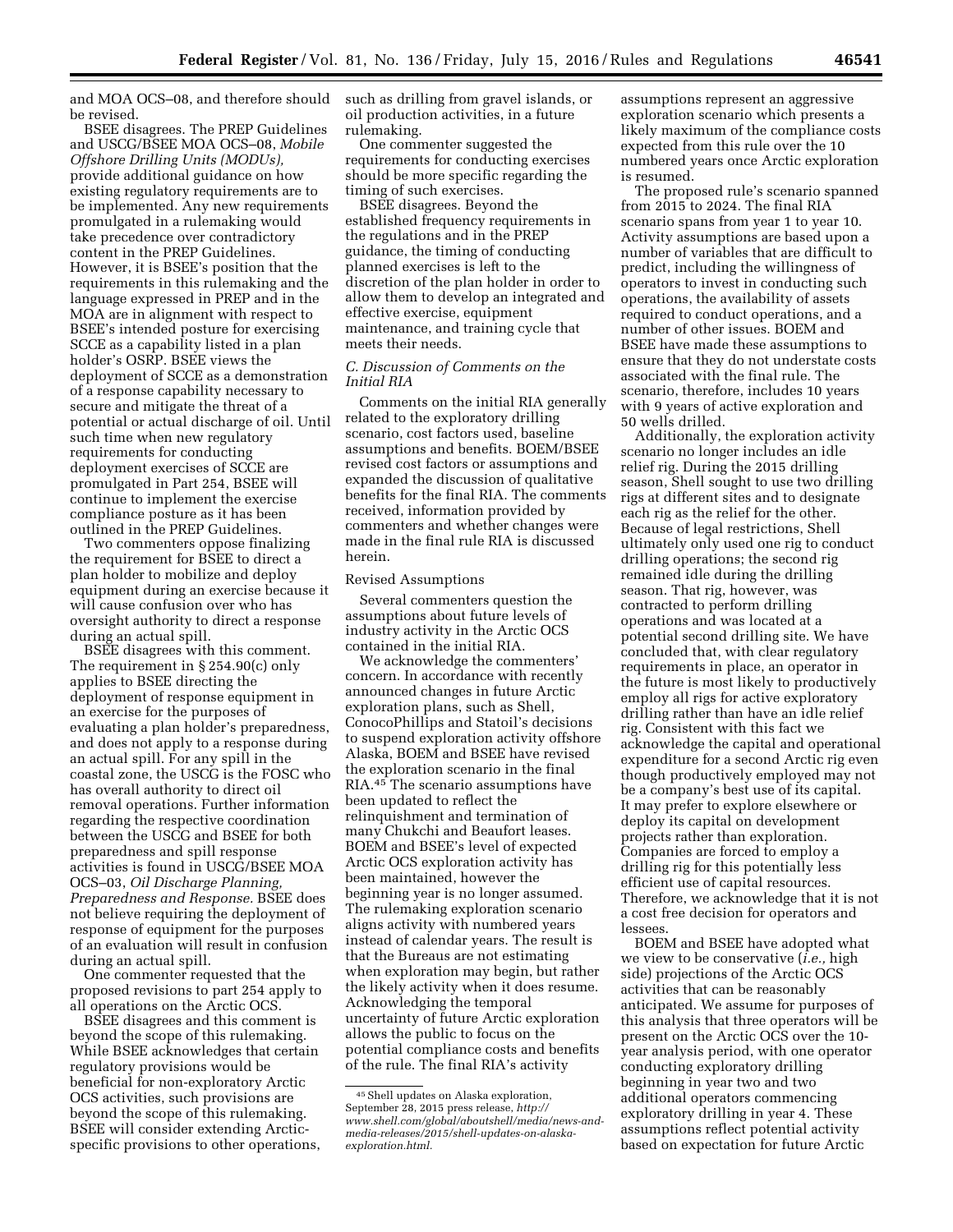and MOA OCS–08, and therefore should be revised.

BSEE disagrees. The PREP Guidelines and USCG/BSEE MOA OCS–08, *Mobile Offshore Drilling Units (MODUs),* provide additional guidance on how existing regulatory requirements are to be implemented. Any new requirements promulgated in a rulemaking would take precedence over contradictory content in the PREP Guidelines. However, it is BSEE's position that the requirements in this rulemaking and the language expressed in PREP and in the MOA are in alignment with respect to BSEE's intended posture for exercising SCCE as a capability listed in a plan holder's OSRP. BSEE views the deployment of SCCE as a demonstration of a response capability necessary to secure and mitigate the threat of a potential or actual discharge of oil. Until such time when new regulatory requirements for conducting deployment exercises of SCCE are promulgated in Part 254, BSEE will continue to implement the exercise compliance posture as it has been outlined in the PREP Guidelines.

Two commenters oppose finalizing the requirement for BSEE to direct a plan holder to mobilize and deploy equipment during an exercise because it will cause confusion over who has oversight authority to direct a response during an actual spill.

BSEE disagrees with this comment. The requirement in § 254.90(c) only applies to BSEE directing the deployment of response equipment in an exercise for the purposes of evaluating a plan holder's preparedness, and does not apply to a response during an actual spill. For any spill in the coastal zone, the USCG is the FOSC who has overall authority to direct oil removal operations. Further information regarding the respective coordination between the USCG and BSEE for both preparedness and spill response activities is found in USCG/BSEE MOA OCS–03, *Oil Discharge Planning, Preparedness and Response.* BSEE does not believe requiring the deployment of response of equipment for the purposes of an evaluation will result in confusion during an actual spill.

One commenter requested that the proposed revisions to part 254 apply to all operations on the Arctic OCS.

BSEE disagrees and this comment is beyond the scope of this rulemaking. While BSEE acknowledges that certain regulatory provisions would be beneficial for non-exploratory Arctic OCS activities, such provisions are beyond the scope of this rulemaking. BSEE will consider extending Arctic-specific provisions to other operations, such as drilling from gravel islands, or oil production activities, in a future rulemaking.

One commenter suggested the requirements for conducting exercises should be more specific regarding the timing of such exercises.

BSEE disagrees. Beyond the established frequency requirements in the regulations and in the PREP guidance, the timing of conducting planned exercises is left to the discretion of the plan holder in order to allow them to develop an integrated and effective exercise, equipment maintenance, and training cycle that meets their needs.

### *C. Discussion of Comments on the Initial RIA*

Comments on the initial RIA generally related to the exploratory drilling scenario, cost factors used, baseline assumptions and benefits. BOEM/BSEE revised cost factors or assumptions and expanded the discussion of qualitative benefits for the final RIA. The comments received, information provided by commenters and whether changes were made in the final rule RIA is discussed herein.

#### Revised Assumptions

Several commenters question the assumptions about future levels of industry activity in the Arctic OCS contained in the initial RIA.

We acknowledge the commenters' concern. In accordance with recently announced changes in future Arctic exploration plans, such as Shell, ConocoPhillips and Statoil's decisions to suspend exploration activity offshore Alaska, BOEM and BSEE have revised the exploration scenario in the final RIA.[45] The scenario assumptions have been updated to reflect the relinquishment and termination of many Chukchi and Beaufort leases. BOEM and BSEE's level of expected Arctic OCS exploration activity has been maintained, however the beginning year is no longer assumed. The rulemaking exploration scenario aligns activity with numbered years instead of calendar years. The result is that the Bureaus are not estimating when exploration may begin, but rather the likely activity when it does resume. Acknowledging the temporal uncertainty of future Arctic exploration allows the public to focus on the potential compliance costs and benefits of the rule. The final RIA's activity assumptions represent an aggressive exploration scenario which presents a likely maximum of the compliance costs expected from this rule over the 10 numbered years once Arctic exploration is resumed.

The proposed rule's scenario spanned from 2015 to 2024. The final RIA scenario spans from year 1 to year 10. Activity assumptions are based upon a number of variables that are difficult to predict, including the willingness of operators to invest in conducting such operations, the availability of assets required to conduct operations, and a number of other issues. BOEM and BSEE have made these assumptions to ensure that they do not understate costs associated with the final rule. The scenario, therefore, includes 10 years with 9 years of active exploration and 50 wells drilled.

Additionally, the exploration activity scenario no longer includes an idle relief rig. During the 2015 drilling season, Shell sought to use two drilling rigs at different sites and to designate each rig as the relief for the other. Because of legal restrictions, Shell ultimately only used one rig to conduct drilling operations; the second rig remained idle during the drilling season. That rig, however, was contracted to perform drilling operations and was located at a potential second drilling site. We have concluded that, with clear regulatory requirements in place, an operator in the future is most likely to productively employ all rigs for active exploratory drilling rather than have an idle relief rig. Consistent with this fact we acknowledge the capital and operational expenditure for a second Arctic rig even though productively employed may not be a company's best use of its capital. It may prefer to explore elsewhere or deploy its capital on development projects rather than exploration. Companies are forced to employ a drilling rig for this potentially less efficient use of capital resources. Therefore, we acknowledge that it is not a cost free decision for operators and lessees.

BOEM and BSEE have adopted what we view to be conservative (*i.e.,* high side) projections of the Arctic OCS activities that can be reasonably anticipated. We assume for purposes of this analysis that three operators will be present on the Arctic OCS over the 10-year analysis period, with one operator conducting exploratory drilling beginning in year two and two additional operators commencing exploratory drilling in year 4. These assumptions reflect potential activity based on expectation for future Arctic

---

[45] Shell updates on Alaska exploration, September 28, 2015 press release, *http://www.shell.com/global/aboutshell/media/news-and-media-releases/2015/shell-updates-on-alaska-exploration.html.*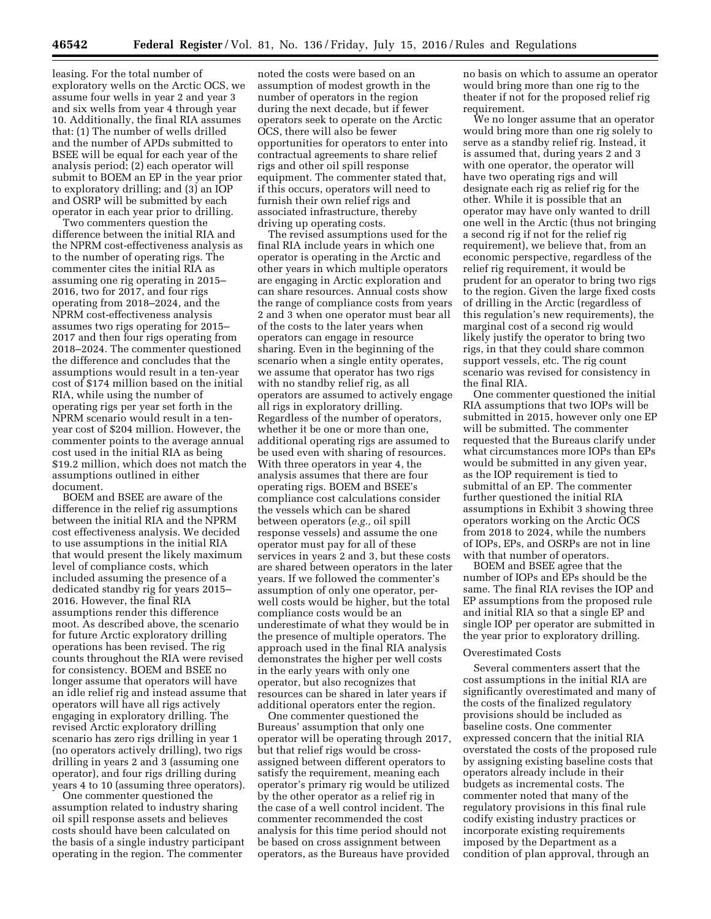leasing. For the total number of exploratory wells on the Arctic OCS, we assume four wells in year 2 and year 3 and six wells from year 4 through year 10. Additionally, the final RIA assumes that: (1) The number of wells drilled and the number of APDs submitted to BSEE will be equal for each year of the analysis period; (2) each operator will submit to BOEM an EP in the year prior to exploratory drilling; and (3) an IOP and OSRP will be submitted by each operator in each year prior to drilling.

Two commenters question the difference between the initial RIA and the NPRM cost-effectiveness analysis as to the number of operating rigs. The commenter cites the initial RIA as assuming one rig operating in 2015–2016, two for 2017, and four rigs operating from 2018–2024, and the NPRM cost-effectiveness analysis assumes two rigs operating for 2015–2017 and then four rigs operating from 2018–2024. The commenter questioned the difference and concludes that the assumptions would result in a ten-year cost of $174 million based on the initial RIA, while using the number of operating rigs per year set forth in the NPRM scenario would result in a ten-year cost of $204 million. However, the commenter points to the average annual cost used in the initial RIA as being $19.2 million, which does not match the assumptions outlined in either document.

BOEM and BSEE are aware of the difference in the relief rig assumptions between the initial RIA and the NPRM cost effectiveness analysis. We decided to use assumptions in the initial RIA that would present the likely maximum level of compliance costs, which included assuming the presence of a dedicated standby rig for years 2015–2016. However, the final RIA assumptions render this difference moot. As described above, the scenario for future Arctic exploratory drilling operations has been revised. The rig counts throughout the RIA were revised for consistency. BOEM and BSEE no longer assume that operators will have an idle relief rig and instead assume that operators will have all rigs actively engaging in exploratory drilling. The revised Arctic exploratory drilling scenario has zero rigs drilling in year 1 (no operators actively drilling), two rigs drilling in years 2 and 3 (assuming one operator), and four rigs drilling during years 4 to 10 (assuming three operators).

One commenter questioned the assumption related to industry sharing oil spill response assets and believes costs should have been calculated on the basis of a single industry participant operating in the region. The commenter noted the costs were based on an assumption of modest growth in the number of operators in the region during the next decade, but if fewer operators seek to operate on the Arctic OCS, there will also be fewer opportunities for operators to enter into contractual agreements to share relief rigs and other oil spill response equipment. The commenter stated that, if this occurs, operators will need to furnish their own relief rigs and associated infrastructure, thereby driving up operating costs.

The revised assumptions used for the final RIA include years in which one operator is operating in the Arctic and other years in which multiple operators are engaging in Arctic exploration and can share resources. Annual costs show the range of compliance costs from years 2 and 3 when one operator must bear all of the costs to the later years when operators can engage in resource sharing. Even in the beginning of the scenario when a single entity operates, we assume that operator has two rigs with no standby relief rig, as all operators are assumed to actively engage all rigs in exploratory drilling. Regardless of the number of operators, whether it be one or more than one, additional operating rigs are assumed to be used even with sharing of resources. With three operators in year 4, the analysis assumes that there are four operating rigs. BOEM and BSEE's compliance cost calculations consider the vessels which can be shared between operators (*e.g.,* oil spill response vessels) and assume the one operator must pay for all of these services in years 2 and 3, but these costs are shared between operators in the later years. If we followed the commenter's assumption of only one operator, per-well costs would be higher, but the total compliance costs would be an underestimate of what they would be in the presence of multiple operators. The approach used in the final RIA analysis demonstrates the higher per well costs in the early years with only one operator, but also recognizes that resources can be shared in later years if additional operators enter the region.

One commenter questioned the Bureaus' assumption that only one operator will be operating through 2017, but that relief rigs would be cross-assigned between different operators to satisfy the requirement, meaning each operator's primary rig would be utilized by the other operator as a relief rig in the case of a well control incident. The commenter recommended the cost analysis for this time period should not be based on cross assignment between operators, as the Bureaus have provided no basis on which to assume an operator would bring more than one rig to the theater if not for the proposed relief rig requirement.

We no longer assume that an operator would bring more than one rig solely to serve as a standby relief rig. Instead, it is assumed that, during years 2 and 3 with one operator, the operator will have two operating rigs and will designate each rig as relief rig for the other. While it is possible that an operator may have only wanted to drill one well in the Arctic (thus not bringing a second rig if not for the relief rig requirement), we believe that, from an economic perspective, regardless of the relief rig requirement, it would be prudent for an operator to bring two rigs to the region. Given the large fixed costs of drilling in the Arctic (regardless of this regulation's new requirements), the marginal cost of a second rig would likely justify the operator to bring two rigs, in that they could share common support vessels, etc. The rig count scenario was revised for consistency in the final RIA.

One commenter questioned the initial RIA assumptions that two IOPs will be submitted in 2015, however only one EP will be submitted. The commenter requested that the Bureaus clarify under what circumstances more IOPs than EPs would be submitted in any given year, as the IOP requirement is tied to submittal of an EP. The commenter further questioned the initial RIA assumptions in Exhibit 3 showing three operators working on the Arctic OCS from 2018 to 2024, while the numbers of IOPs, EPs, and OSRPs are not in line with that number of operators.

BOEM and BSEE agree that the number of IOPs and EPs should be the same. The final RIA revises the IOP and EP assumptions from the proposed rule and initial RIA so that a single EP and single IOP per operator are submitted in the year prior to exploratory drilling.

Overestimated Costs

Several commenters assert that the cost assumptions in the initial RIA are significantly overestimated and many of the costs of the finalized regulatory provisions should be included as baseline costs. One commenter expressed concern that the initial RIA overstated the costs of the proposed rule by assigning existing baseline costs that operators already include in their budgets as incremental costs. The commenter noted that many of the regulatory provisions in this final rule codify existing industry practices or incorporate existing requirements imposed by the Department as a condition of plan approval, through an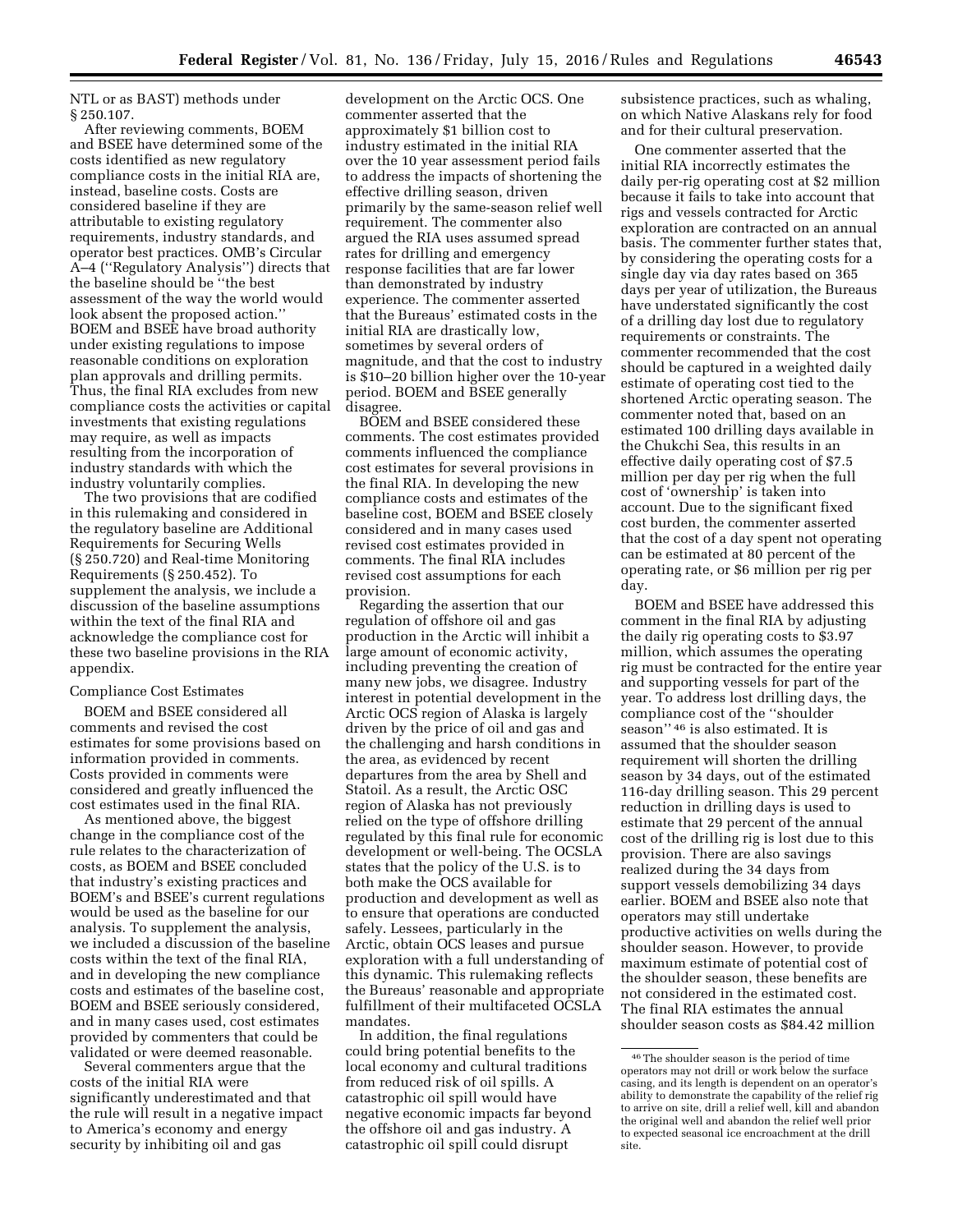NTL or as BAST) methods under § 250.107.

After reviewing comments, BOEM and BSEE have determined some of the costs identified as new regulatory compliance costs in the initial RIA are, instead, baseline costs. Costs are considered baseline if they are attributable to existing regulatory requirements, industry standards, and operator best practices. OMB's Circular A–4 (''Regulatory Analysis'') directs that the baseline should be ''the best assessment of the way the world would look absent the proposed action.'' BOEM and BSEE have broad authority under existing regulations to impose reasonable conditions on exploration plan approvals and drilling permits. Thus, the final RIA excludes from new compliance costs the activities or capital investments that existing regulations may require, as well as impacts resulting from the incorporation of industry standards with which the industry voluntarily complies.

The two provisions that are codified in this rulemaking and considered in the regulatory baseline are Additional Requirements for Securing Wells (§ 250.720) and Real-time Monitoring Requirements (§ 250.452). To supplement the analysis, we include a discussion of the baseline assumptions within the text of the final RIA and acknowledge the compliance cost for these two baseline provisions in the RIA appendix.

Compliance Cost Estimates

BOEM and BSEE considered all comments and revised the cost estimates for some provisions based on information provided in comments. Costs provided in comments were considered and greatly influenced the cost estimates used in the final RIA.

As mentioned above, the biggest change in the compliance cost of the rule relates to the characterization of costs, as BOEM and BSEE concluded that industry's existing practices and BOEM's and BSEE's current regulations would be used as the baseline for our analysis. To supplement the analysis, we included a discussion of the baseline costs within the text of the final RIA, and in developing the new compliance costs and estimates of the baseline cost, BOEM and BSEE seriously considered, and in many cases used, cost estimates provided by commenters that could be validated or were deemed reasonable.

Several commenters argue that the costs of the initial RIA were significantly underestimated and that the rule will result in a negative impact to America's economy and energy security by inhibiting oil and gas development on the Arctic OCS. One commenter asserted that the approximately $1 billion cost to industry estimated in the initial RIA over the 10 year assessment period fails to address the impacts of shortening the effective drilling season, driven primarily by the same-season relief well requirement. The commenter also argued the RIA uses assumed spread rates for drilling and emergency response facilities that are far lower than demonstrated by industry experience. The commenter asserted that the Bureaus' estimated costs in the initial RIA are drastically low, sometimes by several orders of magnitude, and that the cost to industry is $10–20 billion higher over the 10-year period. BOEM and BSEE generally disagree.

BOEM and BSEE considered these comments. The cost estimates provided comments influenced the compliance cost estimates for several provisions in the final RIA. In developing the new compliance costs and estimates of the baseline cost, BOEM and BSEE closely considered and in many cases used revised cost estimates provided in comments. The final RIA includes revised cost assumptions for each provision.

Regarding the assertion that our regulation of offshore oil and gas production in the Arctic will inhibit a large amount of economic activity, including preventing the creation of many new jobs, we disagree. Industry interest in potential development in the Arctic OCS region of Alaska is largely driven by the price of oil and gas and the challenging and harsh conditions in the area, as evidenced by recent departures from the area by Shell and Statoil. As a result, the Arctic OSC region of Alaska has not previously relied on the type of offshore drilling regulated by this final rule for economic development or well-being. The OCSLA states that the policy of the U.S. is to both make the OCS available for production and development as well as to ensure that operations are conducted safely. Lessees, particularly in the Arctic, obtain OCS leases and pursue exploration with a full understanding of this dynamic. This rulemaking reflects the Bureaus' reasonable and appropriate fulfillment of their multifaceted OCSLA mandates.

In addition, the final regulations could bring potential benefits to the local economy and cultural traditions from reduced risk of oil spills. A catastrophic oil spill would have negative economic impacts far beyond the offshore oil and gas industry. A catastrophic oil spill could disrupt subsistence practices, such as whaling, on which Native Alaskans rely for food and for their cultural preservation.

One commenter asserted that the initial RIA incorrectly estimates the daily per-rig operating cost at $2 million because it fails to take into account that rigs and vessels contracted for Arctic exploration are contracted on an annual basis. The commenter further states that, by considering the operating costs for a single day via day rates based on 365 days per year of utilization, the Bureaus have understated significantly the cost of a drilling day lost due to regulatory requirements or constraints. The commenter recommended that the cost should be captured in a weighted daily estimate of operating cost tied to the shortened Arctic operating season. The commenter noted that, based on an estimated 100 drilling days available in the Chukchi Sea, this results in an effective daily operating cost of $7.5 million per day per rig when the full cost of 'ownership' is taken into account. Due to the significant fixed cost burden, the commenter asserted that the cost of a day spent not operating can be estimated at 80 percent of the operating rate, or $6 million per rig per day.

BOEM and BSEE have addressed this comment in the final RIA by adjusting the daily rig operating costs to $3.97 million, which assumes the operating rig must be contracted for the entire year and supporting vessels for part of the year. To address lost drilling days, the compliance cost of the ''shoulder season'' [46] is also estimated. It is assumed that the shoulder season requirement will shorten the drilling season by 34 days, out of the estimated 116-day drilling season. This 29 percent reduction in drilling days is used to estimate that 29 percent of the annual cost of the drilling rig is lost due to this provision. There are also savings realized during the 34 days from support vessels demobilizing 34 days earlier. BOEM and BSEE also note that operators may still undertake productive activities on wells during the shoulder season. However, to provide maximum estimate of potential cost of the shoulder season, these benefits are not considered in the estimated cost. The final RIA estimates the annual shoulder season costs as $84.42 million

[46] The shoulder season is the period of time operators may not drill or work below the surface casing, and its length is dependent on an operator's ability to demonstrate the capability of the relief rig to arrive on site, drill a relief well, kill and abandon the original well and abandon the relief well prior to expected seasonal ice encroachment at the drill site.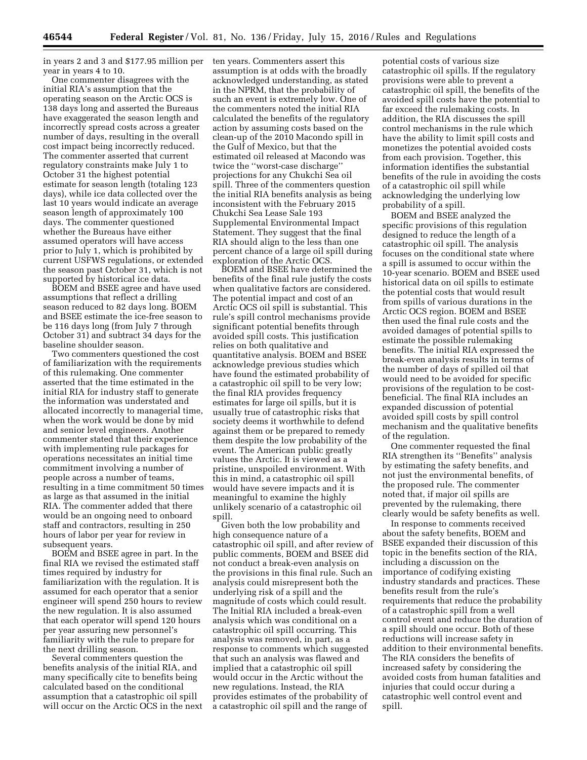in years 2 and 3 and $177.95 million per year in years 4 to 10.

One commenter disagrees with the initial RIA's assumption that the operating season on the Arctic OCS is 138 days long and asserted the Bureaus have exaggerated the season length and incorrectly spread costs across a greater number of days, resulting in the overall cost impact being incorrectly reduced. The commenter asserted that current regulatory constraints make July 1 to October 31 the highest potential estimate for season length (totaling 123 days), while ice data collected over the last 10 years would indicate an average season length of approximately 100 days. The commenter questioned whether the Bureaus have either assumed operators will have access prior to July 1, which is prohibited by current USFWS regulations, or extended the season past October 31, which is not supported by historical ice data.

BOEM and BSEE agree and have used assumptions that reflect a drilling season reduced to 82 days long. BOEM and BSEE estimate the ice-free season to be 116 days long (from July 7 through October 31) and subtract 34 days for the baseline shoulder season.

Two commenters questioned the cost of familiarization with the requirements of this rulemaking. One commenter asserted that the time estimated in the initial RIA for industry staff to generate the information was understated and allocated incorrectly to managerial time, when the work would be done by mid and senior level engineers. Another commenter stated that their experience with implementing rule packages for operations necessitates an initial time commitment involving a number of people across a number of teams, resulting in a time commitment 50 times as large as that assumed in the initial RIA. The commenter added that there would be an ongoing need to onboard staff and contractors, resulting in 250 hours of labor per year for review in subsequent years.

BOEM and BSEE agree in part. In the final RIA we revised the estimated staff times required by industry for familiarization with the regulation. It is assumed for each operator that a senior engineer will spend 250 hours to review the new regulation. It is also assumed that each operator will spend 120 hours per year assuring new personnel's familiarity with the rule to prepare for the next drilling season.

Several commenters question the benefits analysis of the initial RIA, and many specifically cite to benefits being calculated based on the conditional assumption that a catastrophic oil spill will occur on the Arctic OCS in the next ten years. Commenters assert this assumption is at odds with the broadly acknowledged understanding, as stated in the NPRM, that the probability of such an event is extremely low. One of the commenters noted the initial RIA calculated the benefits of the regulatory action by assuming costs based on the clean-up of the 2010 Macondo spill in the Gulf of Mexico, but that the estimated oil released at Macondo was twice the ''worst-case discharge'' projections for any Chukchi Sea oil spill. Three of the commenters question the initial RIA benefits analysis as being inconsistent with the February 2015 Chukchi Sea Lease Sale 193 Supplemental Environmental Impact Statement. They suggest that the final RIA should align to the less than one percent chance of a large oil spill during exploration of the Arctic OCS.

BOEM and BSEE have determined the benefits of the final rule justify the costs when qualitative factors are considered. The potential impact and cost of an Arctic OCS oil spill is substantial. This rule's spill control mechanisms provide significant potential benefits through avoided spill costs. This justification relies on both qualitative and quantitative analysis. BOEM and BSEE acknowledge previous studies which have found the estimated probability of a catastrophic oil spill to be very low; the final RIA provides frequency estimates for large oil spills, but it is usually true of catastrophic risks that society deems it worthwhile to defend against them or be prepared to remedy them despite the low probability of the event. The American public greatly values the Arctic. It is viewed as a pristine, unspoiled environment. With this in mind, a catastrophic oil spill would have severe impacts and it is meaningful to examine the highly unlikely scenario of a catastrophic oil spill.

Given both the low probability and high consequence nature of a catastrophic oil spill, and after review of public comments, BOEM and BSEE did not conduct a break-even analysis on the provisions in this final rule. Such an analysis could misrepresent both the underlying risk of a spill and the magnitude of costs which could result. The Initial RIA included a break-even analysis which was conditional on a catastrophic oil spill occurring. This analysis was removed, in part, as a response to comments which suggested that such an analysis was flawed and implied that a catastrophic oil spill would occur in the Arctic without the new regulations. Instead, the RIA provides estimates of the probability of a catastrophic oil spill and the range of potential costs of various size catastrophic oil spills. If the regulatory provisions were able to prevent a catastrophic oil spill, the benefits of the avoided spill costs have the potential to far exceed the rulemaking costs. In addition, the RIA discusses the spill control mechanisms in the rule which have the ability to limit spill costs and monetizes the potential avoided costs from each provision. Together, this information identifies the substantial benefits of the rule in avoiding the costs of a catastrophic oil spill while acknowledging the underlying low probability of a spill.

BOEM and BSEE analyzed the specific provisions of this regulation designed to reduce the length of a catastrophic oil spill. The analysis focuses on the conditional state where a spill is assumed to occur within the 10-year scenario. BOEM and BSEE used historical data on oil spills to estimate the potential costs that would result from spills of various durations in the Arctic OCS region. BOEM and BSEE then used the final rule costs and the avoided damages of potential spills to estimate the possible rulemaking benefits. The initial RIA expressed the break-even analysis results in terms of the number of days of spilled oil that would need to be avoided for specific provisions of the regulation to be cost-beneficial. The final RIA includes an expanded discussion of potential avoided spill costs by spill control mechanism and the qualitative benefits of the regulation.

One commenter requested the final RIA strengthen its ''Benefits'' analysis by estimating the safety benefits, and not just the environmental benefits, of the proposed rule. The commenter noted that, if major oil spills are prevented by the rulemaking, there clearly would be safety benefits as well.

In response to comments received about the safety benefits, BOEM and BSEE expanded their discussion of this topic in the benefits section of the RIA, including a discussion on the importance of codifying existing industry standards and practices. These benefits result from the rule's requirements that reduce the probability of a catastrophic spill from a well control event and reduce the duration of a spill should one occur. Both of these reductions will increase safety in addition to their environmental benefits. The RIA considers the benefits of increased safety by considering the avoided costs from human fatalities and injuries that could occur during a catastrophic well control event and spill.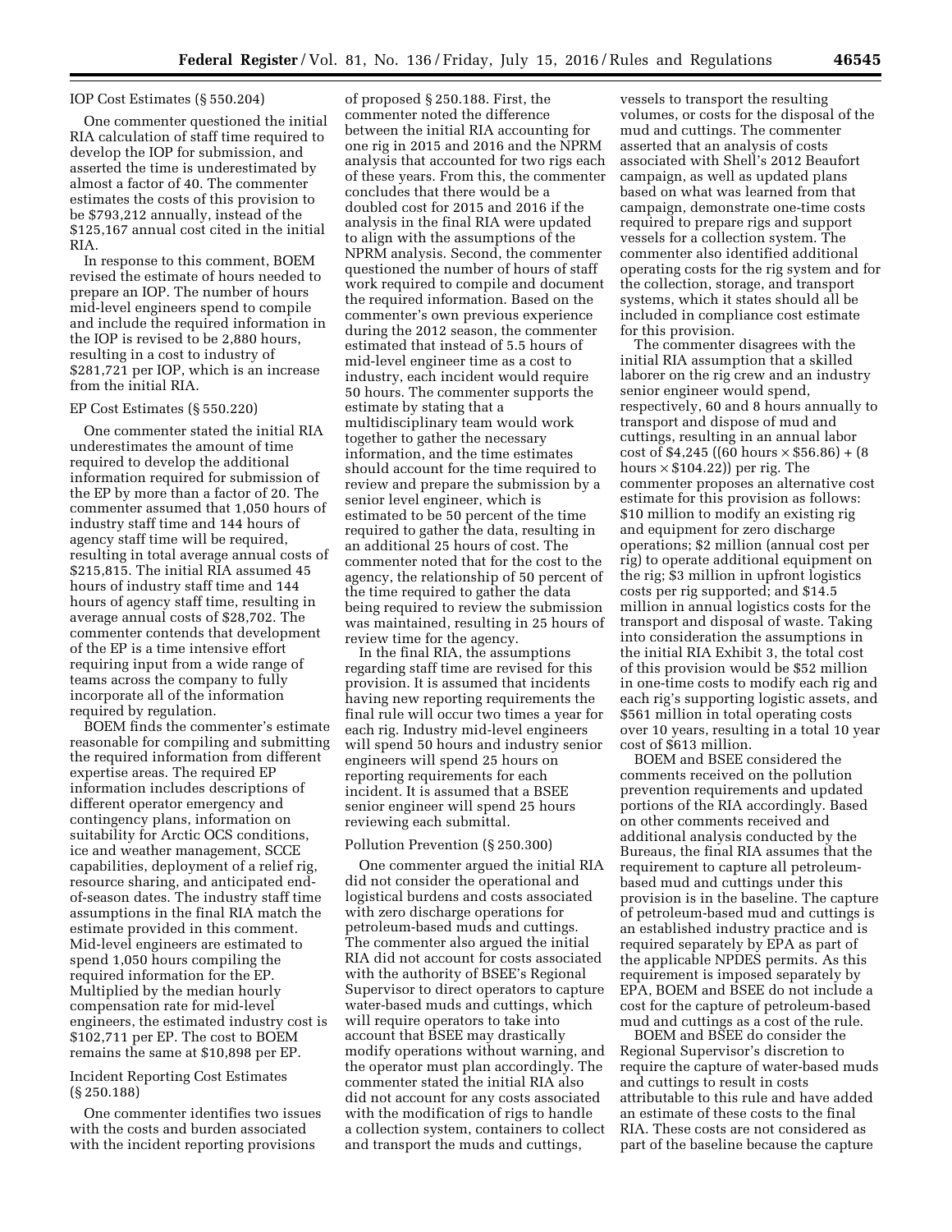IOP Cost Estimates (§ 550.204)

One commenter questioned the initial RIA calculation of staff time required to develop the IOP for submission, and asserted the time is underestimated by almost a factor of 40. The commenter estimates the costs of this provision to be $793,212 annually, instead of the $125,167 annual cost cited in the initial RIA.

In response to this comment, BOEM revised the estimate of hours needed to prepare an IOP. The number of hours mid-level engineers spend to compile and include the required information in the IOP is revised to be 2,880 hours, resulting in a cost to industry of $281,721 per IOP, which is an increase from the initial RIA.

EP Cost Estimates (§ 550.220)

One commenter stated the initial RIA underestimates the amount of time required to develop the additional information required for submission of the EP by more than a factor of 20. The commenter assumed that 1,050 hours of industry staff time and 144 hours of agency staff time will be required, resulting in total average annual costs of $215,815. The initial RIA assumed 45 hours of industry staff time and 144 hours of agency staff time, resulting in average annual costs of $28,702. The commenter contends that development of the EP is a time intensive effort requiring input from a wide range of teams across the company to fully incorporate all of the information required by regulation.

BOEM finds the commenter's estimate reasonable for compiling and submitting the required information from different expertise areas. The required EP information includes descriptions of different operator emergency and contingency plans, information on suitability for Arctic OCS conditions, ice and weather management, SCCE capabilities, deployment of a relief rig, resource sharing, and anticipated end-of-season dates. The industry staff time assumptions in the final RIA match the estimate provided in this comment. Mid-level engineers are estimated to spend 1,050 hours compiling the required information for the EP. Multiplied by the median hourly compensation rate for mid-level engineers, the estimated industry cost is $102,711 per EP. The cost to BOEM remains the same at $10,898 per EP.

Incident Reporting Cost Estimates (§ 250.188)

One commenter identifies two issues with the costs and burden associated with the incident reporting provisions of proposed § 250.188. First, the commenter noted the difference between the initial RIA accounting for one rig in 2015 and 2016 and the NPRM analysis that accounted for two rigs each of these years. From this, the commenter concludes that there would be a doubled cost for 2015 and 2016 if the analysis in the final RIA were updated to align with the assumptions of the NPRM analysis. Second, the commenter questioned the number of hours of staff work required to compile and document the required information. Based on the commenter's own previous experience during the 2012 season, the commenter estimated that instead of 5.5 hours of mid-level engineer time as a cost to industry, each incident would require 50 hours. The commenter supports the estimate by stating that a multidisciplinary team would work together to gather the necessary information, and the time estimates should account for the time required to review and prepare the submission by a senior level engineer, which is estimated to be 50 percent of the time required to gather the data, resulting in an additional 25 hours of cost. The commenter noted that for the cost to the agency, the relationship of 50 percent of the time required to gather the data being required to review the submission was maintained, resulting in 25 hours of review time for the agency.

In the final RIA, the assumptions regarding staff time are revised for this provision. It is assumed that incidents having new reporting requirements the final rule will occur two times a year for each rig. Industry mid-level engineers will spend 50 hours and industry senior engineers will spend 25 hours on reporting requirements for each incident. It is assumed that a BSEE senior engineer will spend 25 hours reviewing each submittal.

Pollution Prevention (§ 250.300)

One commenter argued the initial RIA did not consider the operational and logistical burdens and costs associated with zero discharge operations for petroleum-based muds and cuttings. The commenter also argued the initial RIA did not account for costs associated with the authority of BSEE's Regional Supervisor to direct operators to capture water-based muds and cuttings, which will require operators to take into account that BSEE may drastically modify operations without warning, and the operator must plan accordingly. The commenter stated the initial RIA also did not account for any costs associated with the modification of rigs to handle a collection system, containers to collect and transport the muds and cuttings, vessels to transport the resulting volumes, or costs for the disposal of the mud and cuttings. The commenter asserted that an analysis of costs associated with Shell's 2012 Beaufort campaign, as well as updated plans based on what was learned from that campaign, demonstrate one-time costs required to prepare rigs and support vessels for a collection system. The commenter also identified additional operating costs for the rig system and for the collection, storage, and transport systems, which it states should all be included in compliance cost estimate for this provision.

The commenter disagrees with the initial RIA assumption that a skilled laborer on the rig crew and an industry senior engineer would spend, respectively, 60 and 8 hours annually to transport and dispose of mud and cuttings, resulting in an annual labor cost of $4,245 ((60 hours × $56.86) + (8 hours × $104.22)) per rig. The commenter proposes an alternative cost estimate for this provision as follows: $10 million to modify an existing rig and equipment for zero discharge operations; $2 million (annual cost per rig) to operate additional equipment on the rig; $3 million in upfront logistics costs per rig supported; and $14.5 million in annual logistics costs for the transport and disposal of waste. Taking into consideration the assumptions in the initial RIA Exhibit 3, the total cost of this provision would be $52 million in one-time costs to modify each rig and each rig's supporting logistic assets, and $561 million in total operating costs over 10 years, resulting in a total 10 year cost of $613 million.

BOEM and BSEE considered the comments received on the pollution prevention requirements and updated portions of the RIA accordingly. Based on other comments received and additional analysis conducted by the Bureaus, the final RIA assumes that the requirement to capture all petroleum-based mud and cuttings under this provision is in the baseline. The capture of petroleum-based mud and cuttings is an established industry practice and is required separately by EPA as part of the applicable NPDES permits. As this requirement is imposed separately by EPA, BOEM and BSEE do not include a cost for the capture of petroleum-based mud and cuttings as a cost of the rule.

BOEM and BSEE do consider the Regional Supervisor's discretion to require the capture of water-based muds and cuttings to result in costs attributable to this rule and have added an estimate of these costs to the final RIA. These costs are not considered as part of the baseline because the capture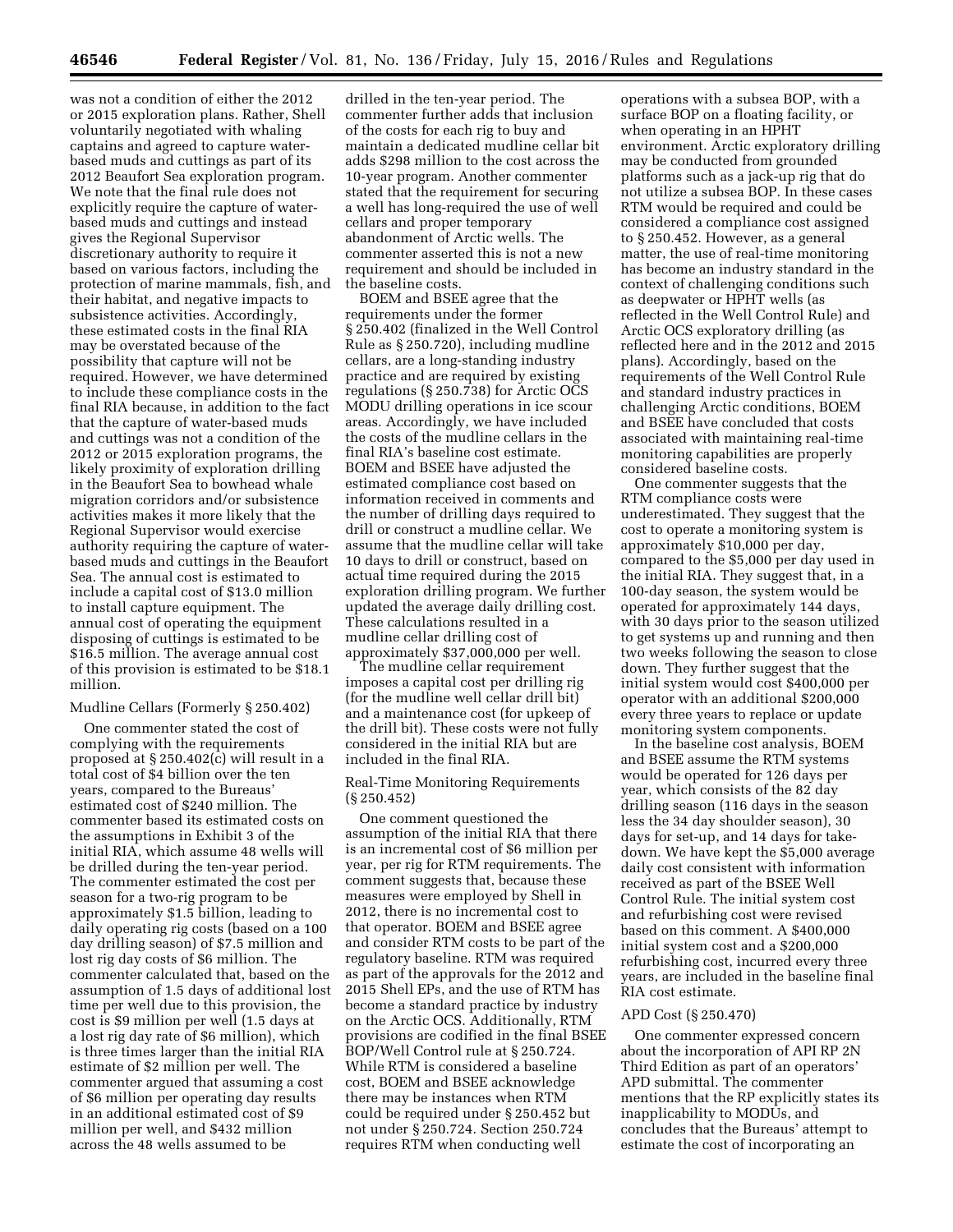was not a condition of either the 2012 or 2015 exploration plans. Rather, Shell voluntarily negotiated with whaling captains and agreed to capture water-based muds and cuttings as part of its 2012 Beaufort Sea exploration program. We note that the final rule does not explicitly require the capture of water-based muds and cuttings and instead gives the Regional Supervisor discretionary authority to require it based on various factors, including the protection of marine mammals, fish, and their habitat, and negative impacts to subsistence activities. Accordingly, these estimated costs in the final RIA may be overstated because of the possibility that capture will not be required. However, we have determined to include these compliance costs in the final RIA because, in addition to the fact that the capture of water-based muds and cuttings was not a condition of the 2012 or 2015 exploration programs, the likely proximity of exploration drilling in the Beaufort Sea to bowhead whale migration corridors and/or subsistence activities makes it more likely that the Regional Supervisor would exercise authority requiring the capture of water-based muds and cuttings in the Beaufort Sea. The annual cost is estimated to include a capital cost of $13.0 million to install capture equipment. The annual cost of operating the equipment disposing of cuttings is estimated to be $16.5 million. The average annual cost of this provision is estimated to be $18.1 million.

Mudline Cellars (Formerly § 250.402)

One commenter stated the cost of complying with the requirements proposed at § 250.402(c) will result in a total cost of $4 billion over the ten years, compared to the Bureaus' estimated cost of $240 million. The commenter based its estimated costs on the assumptions in Exhibit 3 of the initial RIA, which assume 48 wells will be drilled during the ten-year period. The commenter estimated the cost per season for a two-rig program to be approximately $1.5 billion, leading to daily operating rig costs (based on a 100 day drilling season) of $7.5 million and lost rig day costs of $6 million. The commenter calculated that, based on the assumption of 1.5 days of additional lost time per well due to this provision, the cost is $9 million per well (1.5 days at a lost rig day rate of $6 million), which is three times larger than the initial RIA estimate of $2 million per well. The commenter argued that assuming a cost of $6 million per operating day results in an additional estimated cost of $9 million per well, and $432 million across the 48 wells assumed to be drilled in the ten-year period. The commenter further adds that inclusion of the costs for each rig to buy and maintain a dedicated mudline cellar bit adds $298 million to the cost across the 10-year program. Another commenter stated that the requirement for securing a well has long-required the use of well cellars and proper temporary abandonment of Arctic wells. The commenter asserted this is not a new requirement and should be included in the baseline costs.

BOEM and BSEE agree that the requirements under the former § 250.402 (finalized in the Well Control Rule as § 250.720), including mudline cellars, are a long-standing industry practice and are required by existing regulations (§ 250.738) for Arctic OCS MODU drilling operations in ice scour areas. Accordingly, we have included the costs of the mudline cellars in the final RIA's baseline cost estimate. BOEM and BSEE have adjusted the estimated compliance cost based on information received in comments and the number of drilling days required to drill or construct a mudline cellar. We assume that the mudline cellar will take 10 days to drill or construct, based on actual time required during the 2015 exploration drilling program. We further updated the average daily drilling cost. These calculations resulted in a mudline cellar drilling cost of approximately $37,000,000 per well.

The mudline cellar requirement imposes a capital cost per drilling rig (for the mudline well cellar drill bit) and a maintenance cost (for upkeep of the drill bit). These costs were not fully considered in the initial RIA but are included in the final RIA.

Real-Time Monitoring Requirements (§ 250.452)

One comment questioned the assumption of the initial RIA that there is an incremental cost of $6 million per year, per rig for RTM requirements. The comment suggests that, because these measures were employed by Shell in 2012, there is no incremental cost to that operator. BOEM and BSEE agree and consider RTM costs to be part of the regulatory baseline. RTM was required as part of the approvals for the 2012 and 2015 Shell EPs, and the use of RTM has become a standard practice by industry on the Arctic OCS. Additionally, RTM provisions are codified in the final BSEE BOP/Well Control rule at § 250.724. While RTM is considered a baseline cost, BOEM and BSEE acknowledge there may be instances when RTM could be required under § 250.452 but not under § 250.724. Section 250.724 requires RTM when conducting well operations with a subsea BOP, with a surface BOP on a floating facility, or when operating in an HPHT environment. Arctic exploratory drilling may be conducted from grounded platforms such as a jack-up rig that do not utilize a subsea BOP. In these cases RTM would be required and could be considered a compliance cost assigned to § 250.452. However, as a general matter, the use of real-time monitoring has become an industry standard in the context of challenging conditions such as deepwater or HPHT wells (as reflected in the Well Control Rule) and Arctic OCS exploratory drilling (as reflected here and in the 2012 and 2015 plans). Accordingly, based on the requirements of the Well Control Rule and standard industry practices in challenging Arctic conditions, BOEM and BSEE have concluded that costs associated with maintaining real-time monitoring capabilities are properly considered baseline costs.

One commenter suggests that the RTM compliance costs were underestimated. They suggest that the cost to operate a monitoring system is approximately $10,000 per day, compared to the $5,000 per day used in the initial RIA. They suggest that, in a 100-day season, the system would be operated for approximately 144 days, with 30 days prior to the season utilized to get systems up and running and then two weeks following the season to close down. They further suggest that the initial system would cost $400,000 per operator with an additional $200,000 every three years to replace or update monitoring system components.

In the baseline cost analysis, BOEM and BSEE assume the RTM systems would be operated for 126 days per year, which consists of the 82 day drilling season (116 days in the season less the 34 day shoulder season), 30 days for set-up, and 14 days for take-down. We have kept the $5,000 average daily cost consistent with information received as part of the BSEE Well Control Rule. The initial system cost and refurbishing cost were revised based on this comment. A $400,000 initial system cost and a $200,000 refurbishing cost, incurred every three years, are included in the baseline final RIA cost estimate.

APD Cost (§ 250.470)

One commenter expressed concern about the incorporation of API RP 2N Third Edition as part of an operators' APD submittal. The commenter mentions that the RP explicitly states its inapplicability to MODUs, and concludes that the Bureaus' attempt to estimate the cost of incorporating an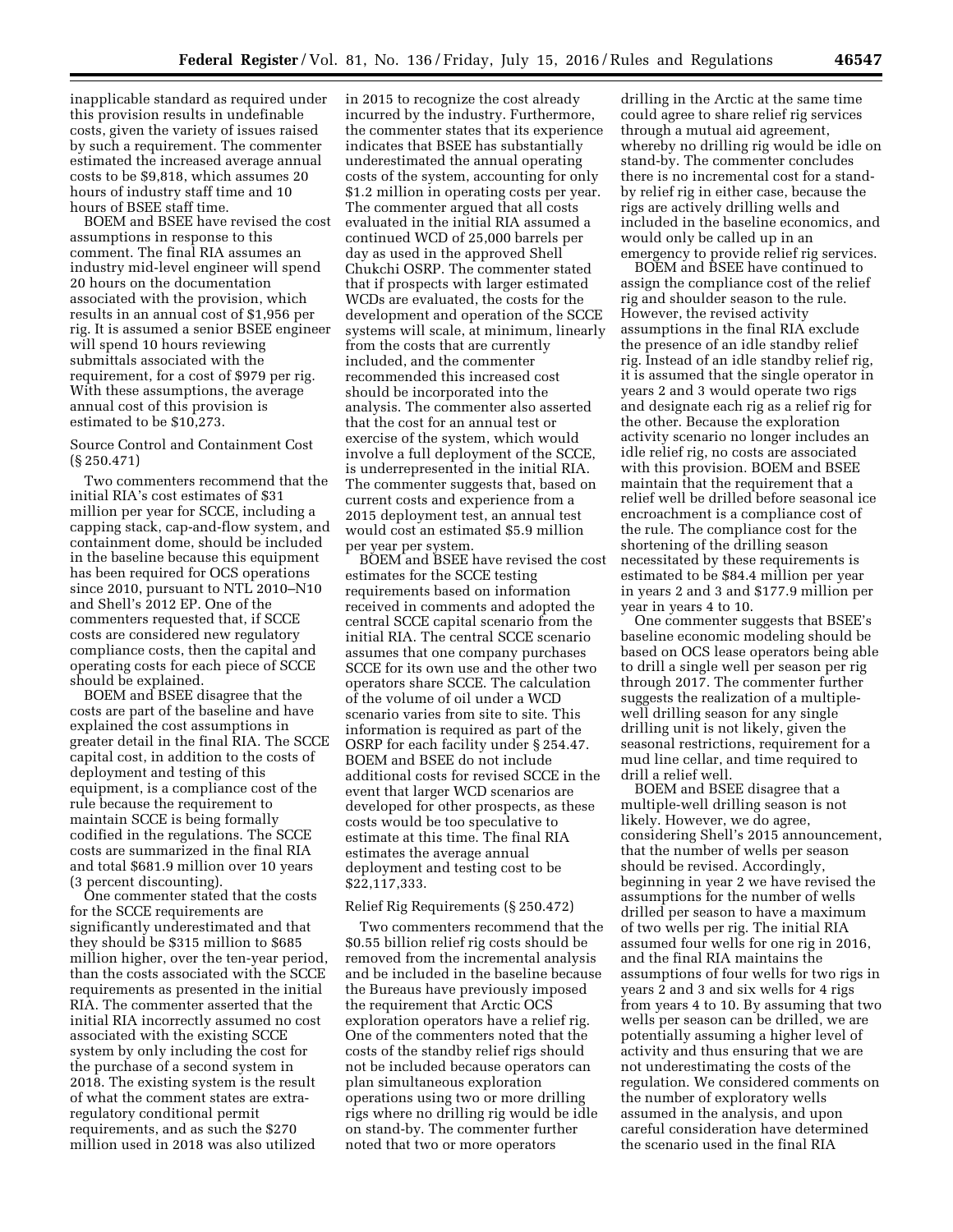inapplicable standard as required under this provision results in undefinable costs, given the variety of issues raised by such a requirement. The commenter estimated the increased average annual costs to be $9,818, which assumes 20 hours of industry staff time and 10 hours of BSEE staff time.

BOEM and BSEE have revised the cost assumptions in response to this comment. The final RIA assumes an industry mid-level engineer will spend 20 hours on the documentation associated with the provision, which results in an annual cost of $1,956 per rig. It is assumed a senior BSEE engineer will spend 10 hours reviewing submittals associated with the requirement, for a cost of $979 per rig. With these assumptions, the average annual cost of this provision is estimated to be $10,273.

Source Control and Containment Cost (§ 250.471)

Two commenters recommend that the initial RIA's cost estimates of $31 million per year for SCCE, including a capping stack, cap-and-flow system, and containment dome, should be included in the baseline because this equipment has been required for OCS operations since 2010, pursuant to NTL 2010–N10 and Shell's 2012 EP. One of the commenters requested that, if SCCE costs are considered new regulatory compliance costs, then the capital and operating costs for each piece of SCCE should be explained.

BOEM and BSEE disagree that the costs are part of the baseline and have explained the cost assumptions in greater detail in the final RIA. The SCCE capital cost, in addition to the costs of deployment and testing of this equipment, is a compliance cost of the rule because the requirement to maintain SCCE is being formally codified in the regulations. The SCCE costs are summarized in the final RIA and total $681.9 million over 10 years (3 percent discounting).

One commenter stated that the costs for the SCCE requirements are significantly underestimated and that they should be $315 million to $685 million higher, over the ten-year period, than the costs associated with the SCCE requirements as presented in the initial RIA. The commenter asserted that the initial RIA incorrectly assumed no cost associated with the existing SCCE system by only including the cost for the purchase of a second system in 2018. The existing system is the result of what the comment states are extra-regulatory conditional permit requirements, and as such the $270 million used in 2018 was also utilized in 2015 to recognize the cost already incurred by the industry. Furthermore, the commenter states that its experience indicates that BSEE has substantially underestimated the annual operating costs of the system, accounting for only $1.2 million in operating costs per year. The commenter argued that all costs evaluated in the initial RIA assumed a continued WCD of 25,000 barrels per day as used in the approved Shell Chukchi OSRP. The commenter stated that if prospects with larger estimated WCDs are evaluated, the costs for the development and operation of the SCCE systems will scale, at minimum, linearly from the costs that are currently included, and the commenter recommended this increased cost should be incorporated into the analysis. The commenter also asserted that the cost for an annual test or exercise of the system, which would involve a full deployment of the SCCE, is underrepresented in the initial RIA. The commenter suggests that, based on current costs and experience from a 2015 deployment test, an annual test would cost an estimated $5.9 million per year per system.

BOEM and BSEE have revised the cost estimates for the SCCE testing requirements based on information received in comments and adopted the central SCCE capital scenario from the initial RIA. The central SCCE scenario assumes that one company purchases SCCE for its own use and the other two operators share SCCE. The calculation of the volume of oil under a WCD scenario varies from site to site. This information is required as part of the OSRP for each facility under § 254.47. BOEM and BSEE do not include additional costs for revised SCCE in the event that larger WCD scenarios are developed for other prospects, as these costs would be too speculative to estimate at this time. The final RIA estimates the average annual deployment and testing cost to be $22,117,333.

Relief Rig Requirements (§ 250.472)

Two commenters recommend that the $0.55 billion relief rig costs should be removed from the incremental analysis and be included in the baseline because the Bureaus have previously imposed the requirement that Arctic OCS exploration operators have a relief rig. One of the commenters noted that the costs of the standby relief rigs should not be included because operators can plan simultaneous exploration operations using two or more drilling rigs where no drilling rig would be idle on stand-by. The commenter further noted that two or more operators drilling in the Arctic at the same time could agree to share relief rig services through a mutual aid agreement, whereby no drilling rig would be idle on stand-by. The commenter concludes there is no incremental cost for a stand-by relief rig in either case, because the rigs are actively drilling wells and included in the baseline economics, and would only be called up in an emergency to provide relief rig services.

BOEM and BSEE have continued to assign the compliance cost of the relief rig and shoulder season to the rule. However, the revised activity assumptions in the final RIA exclude the presence of an idle standby relief rig. Instead of an idle standby relief rig, it is assumed that the single operator in years 2 and 3 would operate two rigs and designate each rig as a relief rig for the other. Because the exploration activity scenario no longer includes an idle relief rig, no costs are associated with this provision. BOEM and BSEE maintain that the requirement that a relief well be drilled before seasonal ice encroachment is a compliance cost of the rule. The compliance cost for the shortening of the drilling season necessitated by these requirements is estimated to be $84.4 million per year in years 2 and 3 and $177.9 million per year in years 4 to 10.

One commenter suggests that BSEE's baseline economic modeling should be based on OCS lease operators being able to drill a single well per season per rig through 2017. The commenter further suggests the realization of a multiple-well drilling season for any single drilling unit is not likely, given the seasonal restrictions, requirement for a mud line cellar, and time required to drill a relief well.

BOEM and BSEE disagree that a multiple-well drilling season is not likely. However, we do agree, considering Shell's 2015 announcement, that the number of wells per season should be revised. Accordingly, beginning in year 2 we have revised the assumptions for the number of wells drilled per season to have a maximum of two wells per rig. The initial RIA assumed four wells for one rig in 2016, and the final RIA maintains the assumptions of four wells for two rigs in years 2 and 3 and six wells for 4 rigs from years 4 to 10. By assuming that two wells per season can be drilled, we are potentially assuming a higher level of activity and thus ensuring that we are not underestimating the costs of the regulation. We considered comments on the number of exploratory wells assumed in the analysis, and upon careful consideration have determined the scenario used in the final RIA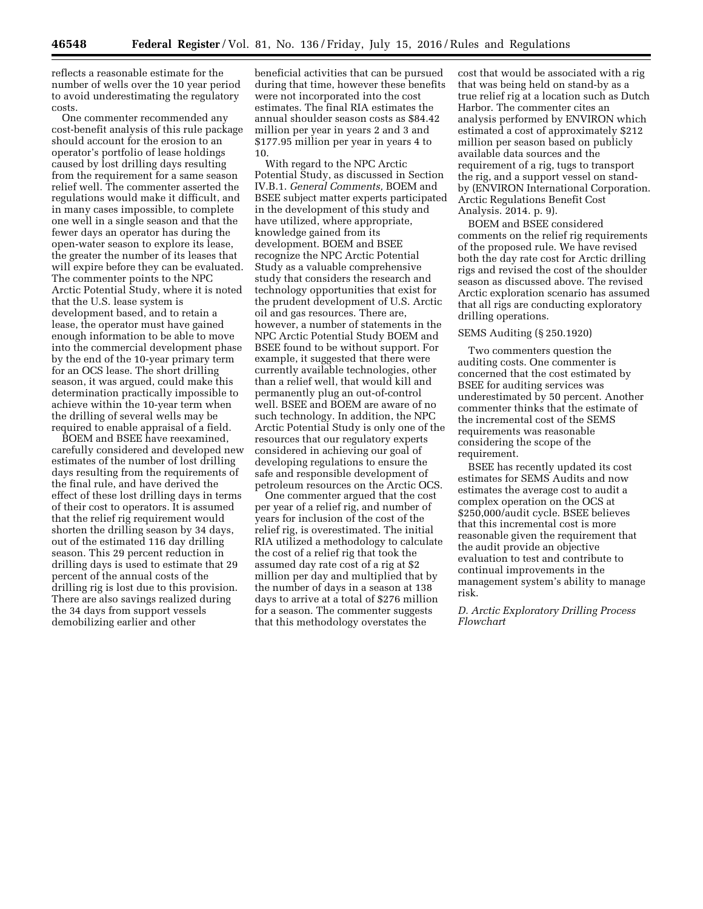reflects a reasonable estimate for the number of wells over the 10 year period to avoid underestimating the regulatory costs.

One commenter recommended any cost-benefit analysis of this rule package should account for the erosion to an operator's portfolio of lease holdings caused by lost drilling days resulting from the requirement for a same season relief well. The commenter asserted the regulations would make it difficult, and in many cases impossible, to complete one well in a single season and that the fewer days an operator has during the open-water season to explore its lease, the greater the number of its leases that will expire before they can be evaluated. The commenter points to the NPC Arctic Potential Study, where it is noted that the U.S. lease system is development based, and to retain a lease, the operator must have gained enough information to be able to move into the commercial development phase by the end of the 10-year primary term for an OCS lease. The short drilling season, it was argued, could make this determination practically impossible to achieve within the 10-year term when the drilling of several wells may be required to enable appraisal of a field.

BOEM and BSEE have reexamined, carefully considered and developed new estimates of the number of lost drilling days resulting from the requirements of the final rule, and have derived the effect of these lost drilling days in terms of their cost to operators. It is assumed that the relief rig requirement would shorten the drilling season by 34 days, out of the estimated 116 day drilling season. This 29 percent reduction in drilling days is used to estimate that 29 percent of the annual costs of the drilling rig is lost due to this provision. There are also savings realized during the 34 days from support vessels demobilizing earlier and other beneficial activities that can be pursued during that time, however these benefits were not incorporated into the cost estimates. The final RIA estimates the annual shoulder season costs as $84.42 million per year in years 2 and 3 and $177.95 million per year in years 4 to 10.

With regard to the NPC Arctic Potential Study, as discussed in Section IV.B.1. *General Comments,* BOEM and BSEE subject matter experts participated in the development of this study and have utilized, where appropriate, knowledge gained from its development. BOEM and BSEE recognize the NPC Arctic Potential Study as a valuable comprehensive study that considers the research and technology opportunities that exist for the prudent development of U.S. Arctic oil and gas resources. There are, however, a number of statements in the NPC Arctic Potential Study BOEM and BSEE found to be without support. For example, it suggested that there were currently available technologies, other than a relief well, that would kill and permanently plug an out-of-control well. BSEE and BOEM are aware of no such technology. In addition, the NPC Arctic Potential Study is only one of the resources that our regulatory experts considered in achieving our goal of developing regulations to ensure the safe and responsible development of petroleum resources on the Arctic OCS.

One commenter argued that the cost per year of a relief rig, and number of years for inclusion of the cost of the relief rig, is overestimated. The initial RIA utilized a methodology to calculate the cost of a relief rig that took the assumed day rate cost of a rig at $2 million per day and multiplied that by the number of days in a season at 138 days to arrive at a total of $276 million for a season. The commenter suggests that this methodology overstates the cost that would be associated with a rig that was being held on stand-by as a true relief rig at a location such as Dutch Harbor. The commenter cites an analysis performed by ENVIRON which estimated a cost of approximately $212 million per season based on publicly available data sources and the requirement of a rig, tugs to transport the rig, and a support vessel on stand-by (ENVIRON International Corporation. Arctic Regulations Benefit Cost Analysis. 2014. p. 9).

BOEM and BSEE considered comments on the relief rig requirements of the proposed rule. We have revised both the day rate cost for Arctic drilling rigs and revised the cost of the shoulder season as discussed above. The revised Arctic exploration scenario has assumed that all rigs are conducting exploratory drilling operations.

SEMS Auditing (§ 250.1920)

Two commenters question the auditing costs. One commenter is concerned that the cost estimated by BSEE for auditing services was underestimated by 50 percent. Another commenter thinks that the estimate of the incremental cost of the SEMS requirements was reasonable considering the scope of the requirement.

BSEE has recently updated its cost estimates for SEMS Audits and now estimates the average cost to audit a complex operation on the OCS at $250,000/audit cycle. BSEE believes that this incremental cost is more reasonable given the requirement that the audit provide an objective evaluation to test and contribute to continual improvements in the management system's ability to manage risk.

*D. Arctic Exploratory Drilling Process Flowchart*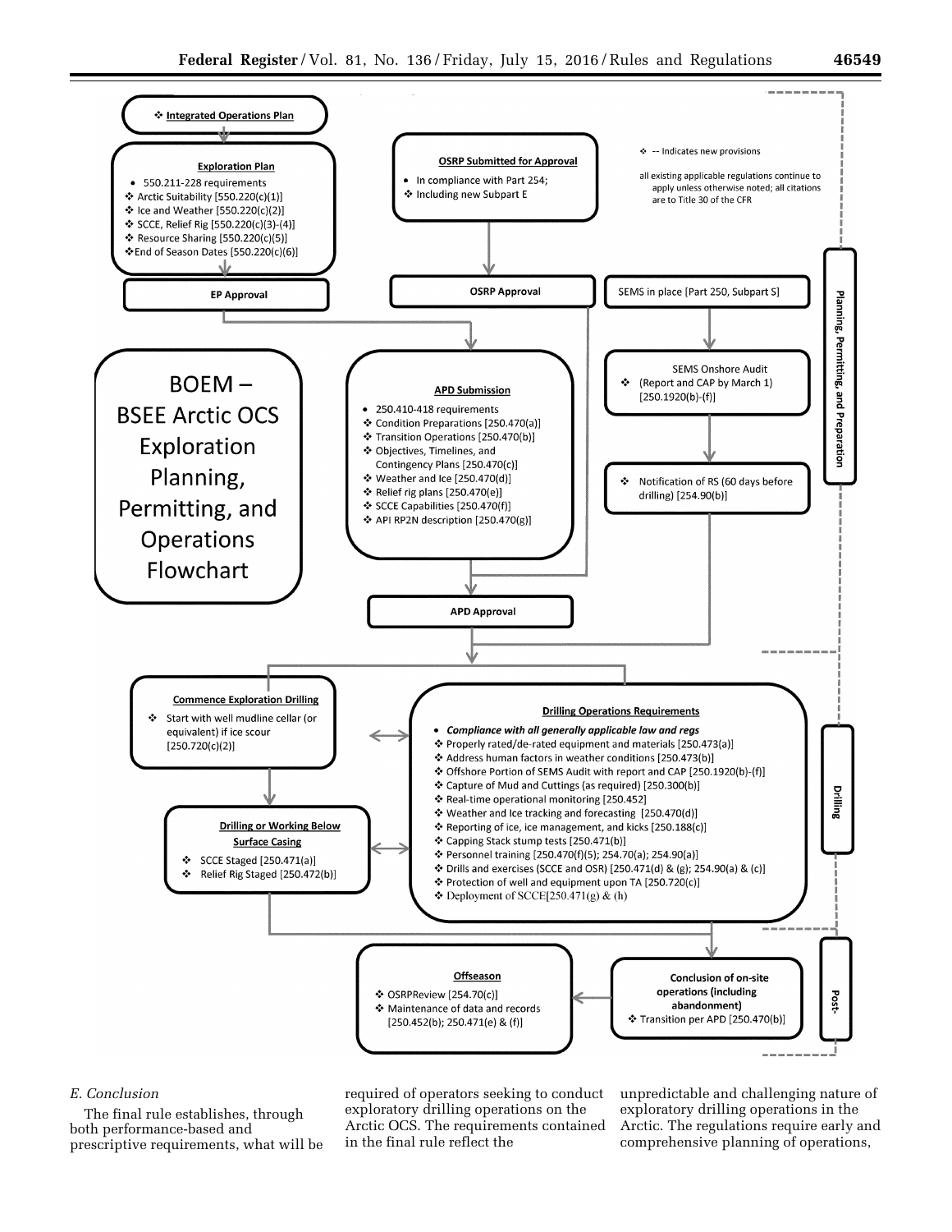**BOEM – BSEE Arctic OCS Exploration Planning, Permitting, and Operations Flowchart**

❖ -- Indicates new provisions

all existing applicable regulations continue to apply unless otherwise noted; all citations are to Title 30 of the CFR

**Planning, Permitting, and Preparation**

❖ **Integrated Operations Plan**

**Exploration Plan**

- 550.211-228 requirements
- ❖ Arctic Suitability [550.220(c)(1)]
- ❖ Ice and Weather [550.220(c)(2)]
- ❖ SCCE, Relief Rig [550.220(c)(3)-(4)]
- ❖ Resource Sharing [550.220(c)(5)]
- ❖ End of Season Dates [550.220(c)(6)]

**EP Approval**

**OSRP Submitted for Approval**

- In compliance with Part 254;
- ❖ Including new Subpart E

**OSRP Approval**

SEMS in place [Part 250, Subpart S]

SEMS Onshore Audit
❖ (Report and CAP by March 1) [250.1920(b)-(f)]

❖ Notification of RS (60 days before drilling) [254.90(b)]

**APD Submission**

- 250.410-418 requirements
- ❖ Condition Preparations [250.470(a)]
- ❖ Transition Operations [250.470(b)]
- ❖ Objectives, Timelines, and Contingency Plans [250.470(c)]
- ❖ Weather and Ice [250.470(d)]
- ❖ Relief rig plans [250.470(e)]
- ❖ SCCE Capabilities [250.470(f)]
- ❖ API RP2N description [250.470(g)]

**APD Approval**

**Drilling**

**Commence Exploration Drilling**

- ❖ Start with well mudline cellar (or equivalent) if ice scour [250.720(c)(2)]

**Drilling or Working Below Surface Casing**

- ❖ SCCE Staged [250.471(a)]
- ❖ Relief Rig Staged [250.472(b)]

**Drilling Operations Requirements**

- ***Compliance with all generally applicable law and regs***
- ❖ Properly rated/de-rated equipment and materials [250.473(a)]
- ❖ Address human factors in weather conditions [250.473(b)]
- ❖ Offshore Portion of SEMS Audit with report and CAP [250.1920(b)-(f)]
- ❖ Capture of Mud and Cuttings (as required) [250.300(b)]
- ❖ Real-time operational monitoring [250.452]
- ❖ Weather and Ice tracking and forecasting [250.470(d)]
- ❖ Reporting of ice, ice management, and kicks [250.188(c)]
- ❖ Capping Stack stump tests [250.471(b)]
- ❖ Personnel training [250.470(f)(5); 254.70(a); 254.90(a)]
- ❖ Drills and exercises (SCCE and OSR) [250.471(d) & (g); 254.90(a) & (c)]
- ❖ Protection of well and equipment upon TA [250.720(c)]
- ❖ Deployment of SCCE[250.471(g) & (h)

**Post-**

**Conclusion of on-site operations (including abandonment)**

- ❖ Transition per APD [250.470(b)]

**Offseason**

- ❖ OSRPReview [254.70(c)]
- ❖ Maintenance of data and records [250.452(b); 250.471(e) & (f)]

*E. Conclusion*

The final rule establishes, through both performance-based and prescriptive requirements, what will be required of operators seeking to conduct exploratory drilling operations on the Arctic OCS. The requirements contained in the final rule reflect the unpredictable and challenging nature of exploratory drilling operations in the Arctic. The regulations require early and comprehensive planning of operations,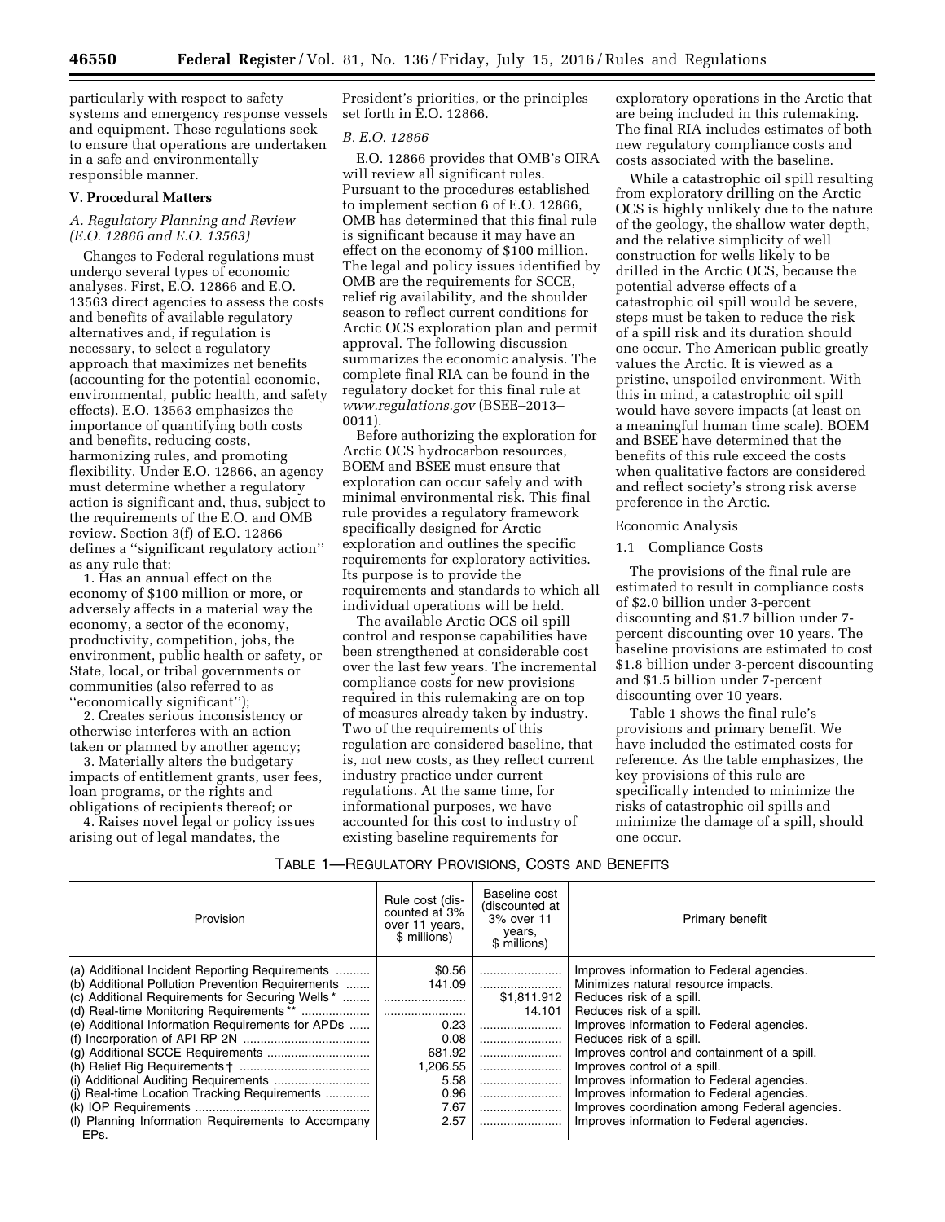particularly with respect to safety systems and emergency response vessels and equipment. These regulations seek to ensure that operations are undertaken in a safe and environmentally responsible manner.

## V. Procedural Matters

### *A. Regulatory Planning and Review (E.O. 12866 and E.O. 13563)*

Changes to Federal regulations must undergo several types of economic analyses. First, E.O. 12866 and E.O. 13563 direct agencies to assess the costs and benefits of available regulatory alternatives and, if regulation is necessary, to select a regulatory approach that maximizes net benefits (accounting for the potential economic, environmental, public health, and safety effects). E.O. 13563 emphasizes the importance of quantifying both costs and benefits, reducing costs, harmonizing rules, and promoting flexibility. Under E.O. 12866, an agency must determine whether a regulatory action is significant and, thus, subject to the requirements of the E.O. and OMB review. Section 3(f) of E.O. 12866 defines a ''significant regulatory action'' as any rule that:

1. Has an annual effect on the economy of $100 million or more, or adversely affects in a material way the economy, a sector of the economy, productivity, competition, jobs, the environment, public health or safety, or State, local, or tribal governments or communities (also referred to as ''economically significant'');

2. Creates serious inconsistency or otherwise interferes with an action taken or planned by another agency;

3. Materially alters the budgetary impacts of entitlement grants, user fees, loan programs, or the rights and obligations of recipients thereof; or

4. Raises novel legal or policy issues arising out of legal mandates, the President's priorities, or the principles set forth in E.O. 12866.

### *B. E.O. 12866*

E.O. 12866 provides that OMB's OIRA will review all significant rules. Pursuant to the procedures established to implement section 6 of E.O. 12866, OMB has determined that this final rule is significant because it may have an effect on the economy of $100 million. The legal and policy issues identified by OMB are the requirements for SCCE, relief rig availability, and the shoulder season to reflect current conditions for Arctic OCS exploration plan and permit approval. The following discussion summarizes the economic analysis. The complete final RIA can be found in the regulatory docket for this final rule at *www.regulations.gov* (BSEE–2013–0011).

Before authorizing the exploration for Arctic OCS hydrocarbon resources, BOEM and BSEE must ensure that exploration can occur safely and with minimal environmental risk. This final rule provides a regulatory framework specifically designed for Arctic exploration and outlines the specific requirements for exploratory activities. Its purpose is to provide the requirements and standards to which all individual operations will be held.

The available Arctic OCS oil spill control and response capabilities have been strengthened at considerable cost over the last few years. The incremental compliance costs for new provisions required in this rulemaking are on top of measures already taken by industry. Two of the requirements of this regulation are considered baseline, that is, not new costs, as they reflect current industry practice under current regulations. At the same time, for informational purposes, we have accounted for this cost to industry of existing baseline requirements for exploratory operations in the Arctic that are being included in this rulemaking. The final RIA includes estimates of both new regulatory compliance costs and costs associated with the baseline.

While a catastrophic oil spill resulting from exploratory drilling on the Arctic OCS is highly unlikely due to the nature of the geology, the shallow water depth, and the relative simplicity of well construction for wells likely to be drilled in the Arctic OCS, because the potential adverse effects of a catastrophic oil spill would be severe, steps must be taken to reduce the risk of a spill risk and its duration should one occur. The American public greatly values the Arctic. It is viewed as a pristine, unspoiled environment. With this in mind, a catastrophic oil spill would have severe impacts (at least on a meaningful human time scale). BOEM and BSEE have determined that the benefits of this rule exceed the costs when qualitative factors are considered and reflect society's strong risk averse preference in the Arctic.

Economic Analysis

1.1 Compliance Costs

The provisions of the final rule are estimated to result in compliance costs of $2.0 billion under 3-percent discounting and $1.7 billion under 7-percent discounting over 10 years. The baseline provisions are estimated to cost $1.8 billion under 3-percent discounting and $1.5 billion under 7-percent discounting over 10 years.

Table 1 shows the final rule's provisions and primary benefit. We have included the estimated costs for reference. As the table emphasizes, the key provisions of this rule are specifically intended to minimize the risks of catastrophic oil spills and minimize the damage of a spill, should one occur.

TABLE 1—REGULATORY PROVISIONS, COSTS AND BENEFITS

| Provision | Rule cost (discounted at 3% over 11 years, $ millions) | Baseline cost (discounted at 3% over 11 years, $ millions) | Primary benefit |
|---|---|---|---|
| (a) Additional Incident Reporting Requirements | $0.56 | | Improves information to Federal agencies. |
| (b) Additional Pollution Prevention Requirements | 141.09 | | Minimizes natural resource impacts. |
| (c) Additional Requirements for Securing Wells * | | $1,811.912 | Reduces risk of a spill. |
| (d) Real-time Monitoring Requirements ** | | 14.101 | Reduces risk of a spill. |
| (e) Additional Information Requirements for APDs | 0.23 | | Improves information to Federal agencies. |
| (f) Incorporation of API RP 2N | 0.08 | | Reduces risk of a spill. |
| (g) Additional SCCE Requirements | 681.92 | | Improves control and containment of a spill. |
| (h) Relief Rig Requirements † | 1,206.55 | | Improves control of a spill. |
| (i) Additional Auditing Requirements | 5.58 | | Improves information to Federal agencies. |
| (j) Real-time Location Tracking Requirements | 0.96 | | Improves information to Federal agencies. |
| (k) IOP Requirements | 7.67 | | Improves coordination among Federal agencies. |
| (l) Planning Information Requirements to Accompany EPs. | 2.57 | | Improves information to Federal agencies. |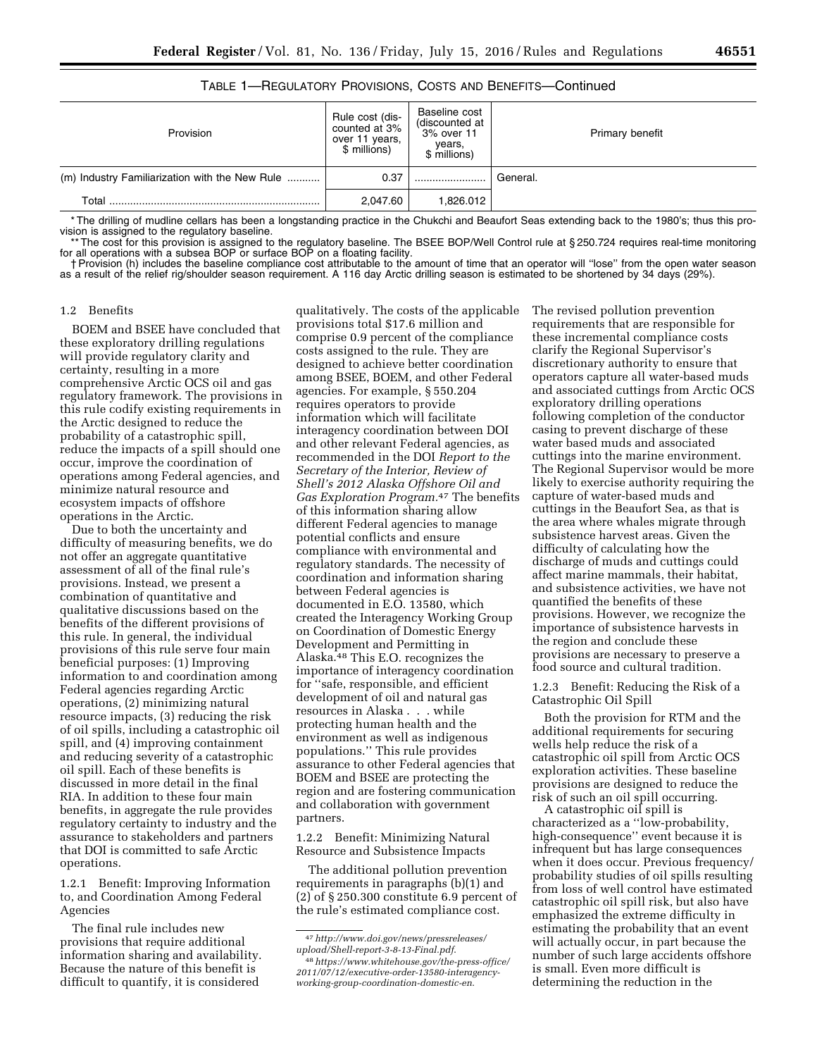TABLE 1—REGULATORY PROVISIONS, COSTS AND BENEFITS—Continued

| Provision | Rule cost (discounted at 3% over 11 years, $ millions) | Baseline cost (discounted at 3% over 11 years, $ millions) | Primary benefit |
| --- | --- | --- | --- |
| (m) Industry Familiarization with the New Rule | 0.37 | | General. |
| Total | 2,047.60 | 1,826.012 | |

* The drilling of mudline cellars has been a longstanding practice in the Chukchi and Beaufort Seas extending back to the 1980's; thus this provision is assigned to the regulatory baseline.

** The cost for this provision is assigned to the regulatory baseline. The BSEE BOP/Well Control rule at § 250.724 requires real-time monitoring for all operations with a subsea BOP or surface BOP on a floating facility.

† Provision (h) includes the baseline compliance cost attributable to the amount of time that an operator will "lose" from the open water season as a result of the relief rig/shoulder season requirement. A 116 day Arctic drilling season is estimated to be shortened by 34 days (29%).

### 1.2 Benefits

BOEM and BSEE have concluded that these exploratory drilling regulations will provide regulatory clarity and certainty, resulting in a more comprehensive Arctic OCS oil and gas regulatory framework. The provisions in this rule codify existing requirements in the Arctic designed to reduce the probability of a catastrophic spill, reduce the impacts of a spill should one occur, improve the coordination of operations among Federal agencies, and minimize natural resource and ecosystem impacts of offshore operations in the Arctic.

Due to both the uncertainty and difficulty of measuring benefits, we do not offer an aggregate quantitative assessment of all of the final rule's provisions. Instead, we present a combination of quantitative and qualitative discussions based on the benefits of the different provisions of this rule. In general, the individual provisions of this rule serve four main beneficial purposes: (1) Improving information to and coordination among Federal agencies regarding Arctic operations, (2) minimizing natural resource impacts, (3) reducing the risk of oil spills, including a catastrophic oil spill, and (4) improving containment and reducing severity of a catastrophic oil spill. Each of these benefits is discussed in more detail in the final RIA. In addition to these four main benefits, in aggregate the rule provides regulatory certainty to industry and the assurance to stakeholders and partners that DOI is committed to safe Arctic operations.

#### 1.2.1 Benefit: Improving Information to, and Coordination Among Federal Agencies

The final rule includes new provisions that require additional information sharing and availability. Because the nature of this benefit is difficult to quantify, it is considered qualitatively. The costs of the applicable provisions total $17.6 million and comprise 0.9 percent of the compliance costs assigned to the rule. They are designed to achieve better coordination among BSEE, BOEM, and other Federal agencies. For example, § 550.204 requires operators to provide information which will facilitate interagency coordination between DOI and other relevant Federal agencies, as recommended in the DOI *Report to the Secretary of the Interior, Review of Shell's 2012 Alaska Offshore Oil and Gas Exploration Program*.[47] The benefits of this information sharing allow different Federal agencies to manage potential conflicts and ensure compliance with environmental and regulatory standards. The necessity of coordination and information sharing between Federal agencies is documented in E.O. 13580, which created the Interagency Working Group on Coordination of Domestic Energy Development and Permitting in Alaska.[48] This E.O. recognizes the importance of interagency coordination for "safe, responsible, and efficient development of oil and natural gas resources in Alaska . . . while protecting human health and the environment as well as indigenous populations." This rule provides assurance to other Federal agencies that BOEM and BSEE are protecting the region and are fostering communication and collaboration with government partners.

#### 1.2.2 Benefit: Minimizing Natural Resource and Subsistence Impacts

The additional pollution prevention requirements in paragraphs (b)(1) and (2) of § 250.300 constitute 6.9 percent of the rule's estimated compliance cost. The revised pollution prevention requirements that are responsible for these incremental compliance costs clarify the Regional Supervisor's discretionary authority to ensure that operators capture all water-based muds and associated cuttings from Arctic OCS exploratory drilling operations following completion of the conductor casing to prevent discharge of these water based muds and associated cuttings into the marine environment. The Regional Supervisor would be more likely to exercise authority requiring the capture of water-based muds and cuttings in the Beaufort Sea, as that is the area where whales migrate through subsistence harvest areas. Given the difficulty of calculating how the discharge of muds and cuttings could affect marine mammals, their habitat, and subsistence activities, we have not quantified the benefits of these provisions. However, we recognize the importance of subsistence harvests in the region and conclude these provisions are necessary to preserve a food source and cultural tradition.

#### 1.2.3 Benefit: Reducing the Risk of a Catastrophic Oil Spill

Both the provision for RTM and the additional requirements for securing wells help reduce the risk of a catastrophic oil spill from Arctic OCS exploration activities. These baseline provisions are designed to reduce the risk of such an oil spill occurring.

A catastrophic oil spill is characterized as a "low-probability, high-consequence" event because it is infrequent but has large consequences when it does occur. Previous frequency/probability studies of oil spills resulting from loss of well control have estimated catastrophic oil spill risk, but also have emphasized the extreme difficulty in estimating the probability that an event will actually occur, in part because the number of such large accidents offshore is small. Even more difficult is determining the reduction in the

[47] *http://www.doi.gov/news/pressreleases/upload/Shell-report-3-8-13-Final.pdf*.

[48] *https://www.whitehouse.gov/the-press-office/2011/07/12/executive-order-13580-interagency-working-group-coordination-domestic-en*.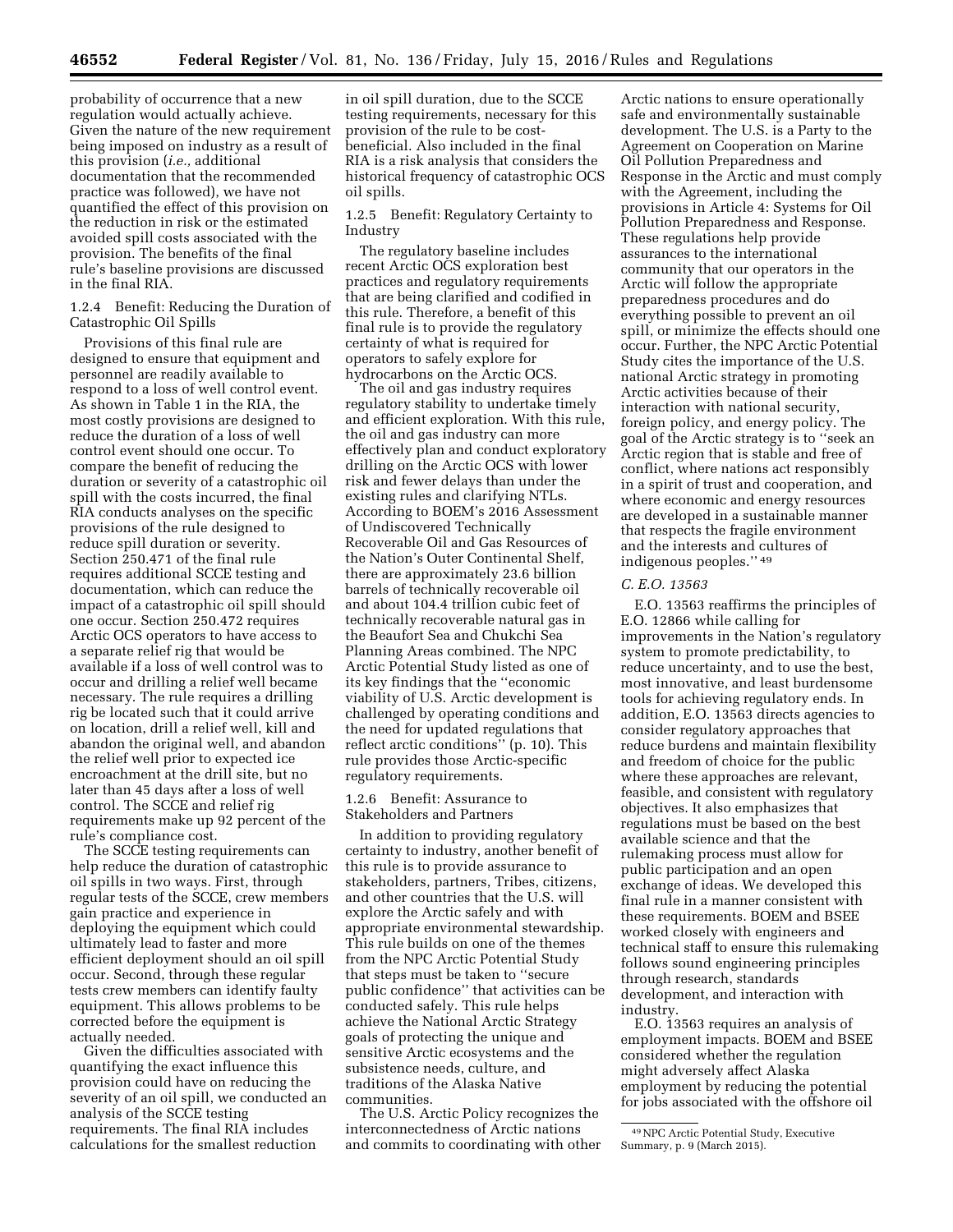probability of occurrence that a new regulation would actually achieve. Given the nature of the new requirement being imposed on industry as a result of this provision (*i.e.,* additional documentation that the recommended practice was followed), we have not quantified the effect of this provision on the reduction in risk or the estimated avoided spill costs associated with the provision. The benefits of the final rule's baseline provisions are discussed in the final RIA.

1.2.4 Benefit: Reducing the Duration of Catastrophic Oil Spills

Provisions of this final rule are designed to ensure that equipment and personnel are readily available to respond to a loss of well control event. As shown in Table 1 in the RIA, the most costly provisions are designed to reduce the duration of a loss of well control event should one occur. To compare the benefit of reducing the duration or severity of a catastrophic oil spill with the costs incurred, the final RIA conducts analyses on the specific provisions of the rule designed to reduce spill duration or severity. Section 250.471 of the final rule requires additional SCCE testing and documentation, which can reduce the impact of a catastrophic oil spill should one occur. Section 250.472 requires Arctic OCS operators to have access to a separate relief rig that would be available if a loss of well control was to occur and drilling a relief well became necessary. The rule requires a drilling rig be located such that it could arrive on location, drill a relief well, kill and abandon the original well, and abandon the relief well prior to expected ice encroachment at the drill site, but no later than 45 days after a loss of well control. The SCCE and relief rig requirements make up 92 percent of the rule's compliance cost.

The SCCE testing requirements can help reduce the duration of catastrophic oil spills in two ways. First, through regular tests of the SCCE, crew members gain practice and experience in deploying the equipment which could ultimately lead to faster and more efficient deployment should an oil spill occur. Second, through these regular tests crew members can identify faulty equipment. This allows problems to be corrected before the equipment is actually needed.

Given the difficulties associated with quantifying the exact influence this provision could have on reducing the severity of an oil spill, we conducted an analysis of the SCCE testing requirements. The final RIA includes calculations for the smallest reduction in oil spill duration, due to the SCCE testing requirements, necessary for this provision of the rule to be cost-beneficial. Also included in the final RIA is a risk analysis that considers the historical frequency of catastrophic OCS oil spills.

1.2.5 Benefit: Regulatory Certainty to Industry

The regulatory baseline includes recent Arctic OCS exploration best practices and regulatory requirements that are being clarified and codified in this rule. Therefore, a benefit of this final rule is to provide the regulatory certainty of what is required for operators to safely explore for hydrocarbons on the Arctic OCS.

The oil and gas industry requires regulatory stability to undertake timely and efficient exploration. With this rule, the oil and gas industry can more effectively plan and conduct exploratory drilling on the Arctic OCS with lower risk and fewer delays than under the existing rules and clarifying NTLs. According to BOEM's 2016 Assessment of Undiscovered Technically Recoverable Oil and Gas Resources of the Nation's Outer Continental Shelf, there are approximately 23.6 billion barrels of technically recoverable oil and about 104.4 trillion cubic feet of technically recoverable natural gas in the Beaufort Sea and Chukchi Sea Planning Areas combined. The NPC Arctic Potential Study listed as one of its key findings that the "economic viability of U.S. Arctic development is challenged by operating conditions and the need for updated regulations that reflect arctic conditions" (p. 10). This rule provides those Arctic-specific regulatory requirements.

1.2.6 Benefit: Assurance to Stakeholders and Partners

In addition to providing regulatory certainty to industry, another benefit of this rule is to provide assurance to stakeholders, partners, Tribes, citizens, and other countries that the U.S. will explore the Arctic safely and with appropriate environmental stewardship. This rule builds on one of the themes from the NPC Arctic Potential Study that steps must be taken to "secure public confidence" that activities can be conducted safely. This rule helps achieve the National Arctic Strategy goals of protecting the unique and sensitive Arctic ecosystems and the subsistence needs, culture, and traditions of the Alaska Native communities.

The U.S. Arctic Policy recognizes the interconnectedness of Arctic nations and commits to coordinating with other Arctic nations to ensure operationally safe and environmentally sustainable development. The U.S. is a Party to the Agreement on Cooperation on Marine Oil Pollution Preparedness and Response in the Arctic and must comply with the Agreement, including the provisions in Article 4: Systems for Oil Pollution Preparedness and Response. These regulations help provide assurances to the international community that our operators in the Arctic will follow the appropriate preparedness procedures and do everything possible to prevent an oil spill, or minimize the effects should one occur. Further, the NPC Arctic Potential Study cites the importance of the U.S. national Arctic strategy in promoting Arctic activities because of their interaction with national security, foreign policy, and energy policy. The goal of the Arctic strategy is to "seek an Arctic region that is stable and free of conflict, where nations act responsibly in a spirit of trust and cooperation, and where economic and energy resources are developed in a sustainable manner that respects the fragile environment and the interests and cultures of indigenous peoples." [49]

### *C. E.O. 13563*

E.O. 13563 reaffirms the principles of E.O. 12866 while calling for improvements in the Nation's regulatory system to promote predictability, to reduce uncertainty, and to use the best, most innovative, and least burdensome tools for achieving regulatory ends. In addition, E.O. 13563 directs agencies to consider regulatory approaches that reduce burdens and maintain flexibility and freedom of choice for the public where these approaches are relevant, feasible, and consistent with regulatory objectives. It also emphasizes that regulations must be based on the best available science and that the rulemaking process must allow for public participation and an open exchange of ideas. We developed this final rule in a manner consistent with these requirements. BOEM and BSEE worked closely with engineers and technical staff to ensure this rulemaking follows sound engineering principles through research, standards development, and interaction with industry.

E.O. 13563 requires an analysis of employment impacts. BOEM and BSEE considered whether the regulation might adversely affect Alaska employment by reducing the potential for jobs associated with the offshore oil

[49] NPC Arctic Potential Study, Executive Summary, p. 9 (March 2015).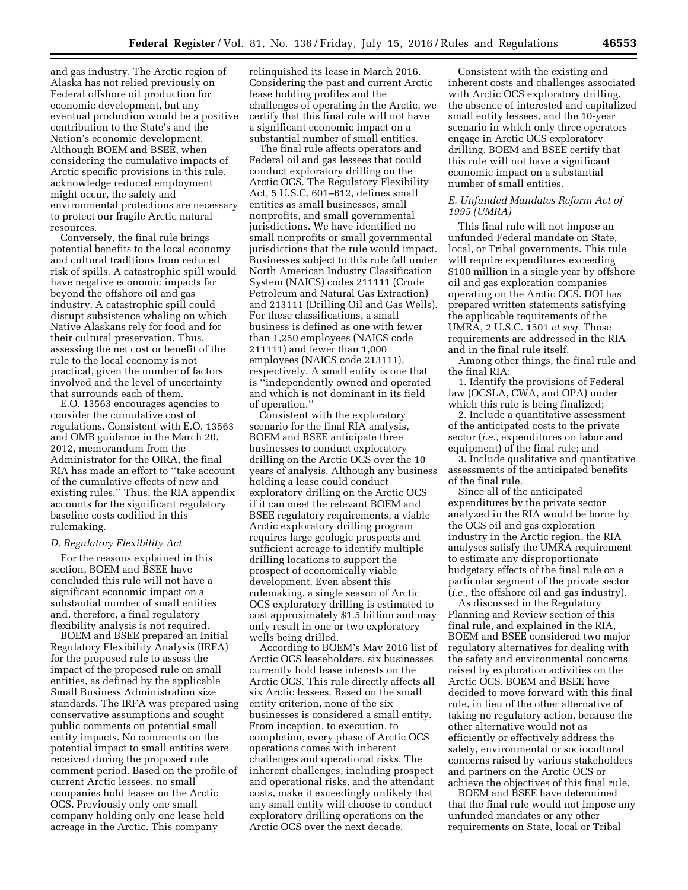and gas industry. The Arctic region of Alaska has not relied previously on Federal offshore oil production for economic development, but any eventual production would be a positive contribution to the State's and the Nation's economic development. Although BOEM and BSEE, when considering the cumulative impacts of Arctic specific provisions in this rule, acknowledge reduced employment might occur, the safety and environmental protections are necessary to protect our fragile Arctic natural resources.

Conversely, the final rule brings potential benefits to the local economy and cultural traditions from reduced risk of spills. A catastrophic spill would have negative economic impacts far beyond the offshore oil and gas industry. A catastrophic spill could disrupt subsistence whaling on which Native Alaskans rely for food and for their cultural preservation. Thus, assessing the net cost or benefit of the rule to the local economy is not practical, given the number of factors involved and the level of uncertainty that surrounds each of them.

E.O. 13563 encourages agencies to consider the cumulative cost of regulations. Consistent with E.O. 13563 and OMB guidance in the March 20, 2012, memorandum from the Administrator for the OIRA, the final RIA has made an effort to ''take account of the cumulative effects of new and existing rules.'' Thus, the RIA appendix accounts for the significant regulatory baseline costs codified in this rulemaking.

### D. Regulatory Flexibility Act

For the reasons explained in this section, BOEM and BSEE have concluded this rule will not have a significant economic impact on a substantial number of small entities and, therefore, a final regulatory flexibility analysis is not required.

BOEM and BSEE prepared an Initial Regulatory Flexibility Analysis (IRFA) for the proposed rule to assess the impact of the proposed rule on small entities, as defined by the applicable Small Business Administration size standards. The IRFA was prepared using conservative assumptions and sought public comments on potential small entity impacts. No comments on the potential impact to small entities were received during the proposed rule comment period. Based on the profile of current Arctic lessees, no small companies hold leases on the Arctic OCS. Previously only one small company holding only one lease held acreage in the Arctic. This company relinquished its lease in March 2016. Considering the past and current Arctic lease holding profiles and the challenges of operating in the Arctic, we certify that this final rule will not have a significant economic impact on a substantial number of small entities.

The final rule affects operators and Federal oil and gas lessees that could conduct exploratory drilling on the Arctic OCS. The Regulatory Flexibility Act, 5 U.S.C. 601–612, defines small entities as small businesses, small nonprofits, and small governmental jurisdictions. We have identified no small nonprofits or small governmental jurisdictions that the rule would impact. Businesses subject to this rule fall under North American Industry Classification System (NAICS) codes 211111 (Crude Petroleum and Natural Gas Extraction) and 213111 (Drilling Oil and Gas Wells). For these classifications, a small business is defined as one with fewer than 1,250 employees (NAICS code 211111) and fewer than 1,000 employees (NAICS code 213111), respectively. A small entity is one that is ''independently owned and operated and which is not dominant in its field of operation.''

Consistent with the exploratory scenario for the final RIA analysis, BOEM and BSEE anticipate three businesses to conduct exploratory drilling on the Arctic OCS over the 10 years of analysis. Although any business holding a lease could conduct exploratory drilling on the Arctic OCS if it can meet the relevant BOEM and BSEE regulatory requirements, a viable Arctic exploratory drilling program requires large geologic prospects and sufficient acreage to identify multiple drilling locations to support the prospect of economically viable development. Even absent this rulemaking, a single season of Arctic OCS exploratory drilling is estimated to cost approximately $1.5 billion and may only result in one or two exploratory wells being drilled.

According to BOEM's May 2016 list of Arctic OCS leaseholders, six businesses currently hold lease interests on the Arctic OCS. This rule directly affects all six Arctic lessees. Based on the small entity criterion, none of the six businesses is considered a small entity. From inception, to execution, to completion, every phase of Arctic OCS operations comes with inherent challenges and operational risks. The inherent challenges, including prospect and operational risks, and the attendant costs, make it exceedingly unlikely that any small entity will choose to conduct exploratory drilling operations on the Arctic OCS over the next decade.

Consistent with the existing and inherent costs and challenges associated with Arctic OCS exploratory drilling, the absence of interested and capitalized small entity lessees, and the 10-year scenario in which only three operators engage in Arctic OCS exploratory drilling, BOEM and BSEE certify that this rule will not have a significant economic impact on a substantial number of small entities.

### E. Unfunded Mandates Reform Act of 1995 (UMRA)

This final rule will not impose an unfunded Federal mandate on State, local, or Tribal governments. This rule will require expenditures exceeding $100 million in a single year by offshore oil and gas exploration companies operating on the Arctic OCS. DOI has prepared written statements satisfying the applicable requirements of the UMRA, 2 U.S.C. 1501 *et seq.* Those requirements are addressed in the RIA and in the final rule itself.

Among other things, the final rule and the final RIA:

1. Identify the provisions of Federal law (OCSLA, CWA, and OPA) under which this rule is being finalized;
2. Include a quantitative assessment of the anticipated costs to the private sector (*i.e.,* expenditures on labor and equipment) of the final rule; and
3. Include qualitative and quantitative assessments of the anticipated benefits of the final rule.

Since all of the anticipated expenditures by the private sector analyzed in the RIA would be borne by the OCS oil and gas exploration industry in the Arctic region, the RIA analyses satisfy the UMRA requirement to estimate any disproportionate budgetary effects of the final rule on a particular segment of the private sector (*i.e.,* the offshore oil and gas industry).

As discussed in the Regulatory Planning and Review section of this final rule, and explained in the RIA, BOEM and BSEE considered two major regulatory alternatives for dealing with the safety and environmental concerns raised by exploration activities on the Arctic OCS. BOEM and BSEE have decided to move forward with this final rule, in lieu of the other alternative of taking no regulatory action, because the other alternative would not as efficiently or effectively address the safety, environmental or sociocultural concerns raised by various stakeholders and partners on the Arctic OCS or achieve the objectives of this final rule.

BOEM and BSEE have determined that the final rule would not impose any unfunded mandates or any other requirements on State, local or Tribal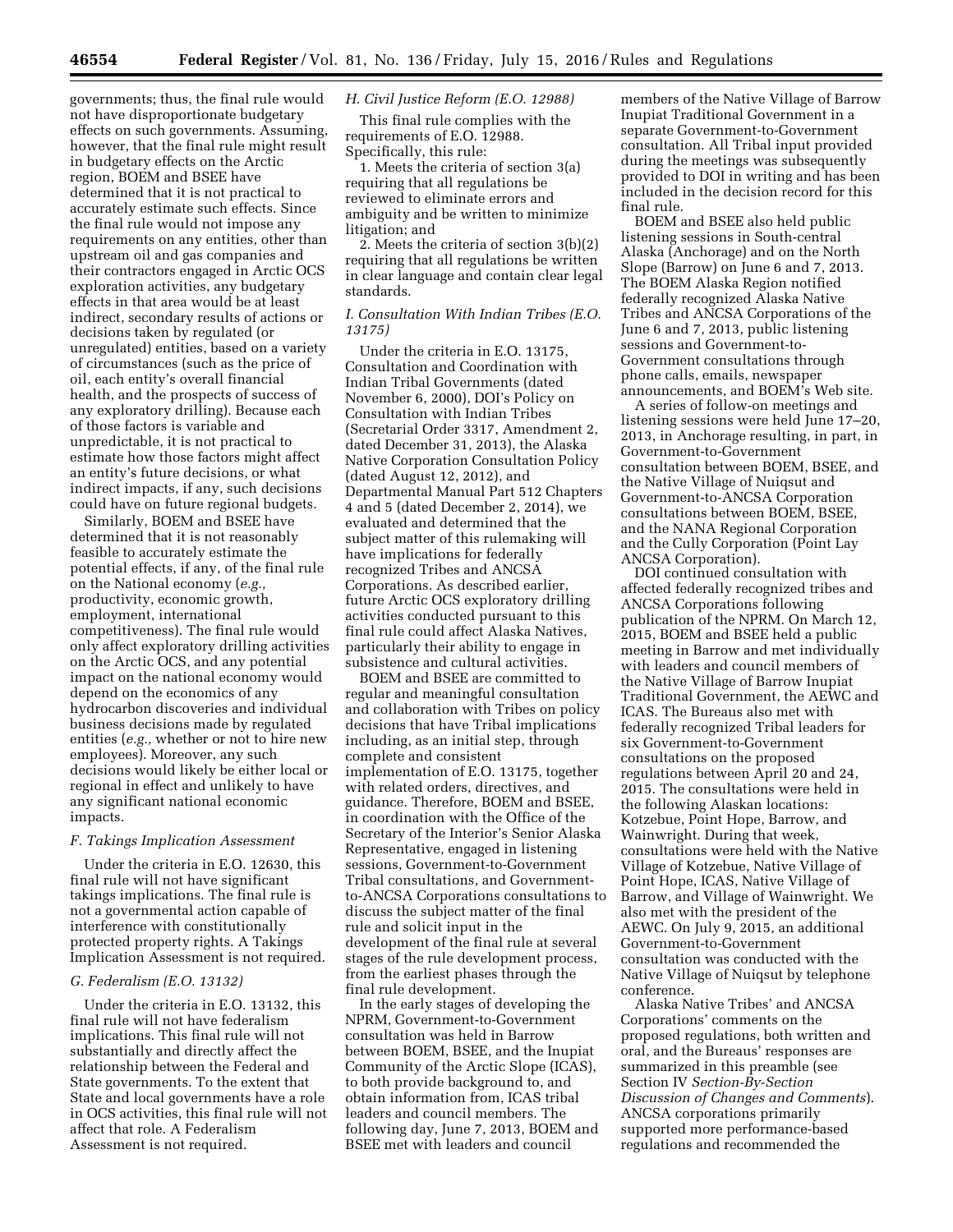governments; thus, the final rule would not have disproportionate budgetary effects on such governments. Assuming, however, that the final rule might result in budgetary effects on the Arctic region, BOEM and BSEE have determined that it is not practical to accurately estimate such effects. Since the final rule would not impose any requirements on any entities, other than upstream oil and gas companies and their contractors engaged in Arctic OCS exploration activities, any budgetary effects in that area would be at least indirect, secondary results of actions or decisions taken by regulated (or unregulated) entities, based on a variety of circumstances (such as the price of oil, each entity's overall financial health, and the prospects of success of any exploratory drilling). Because each of those factors is variable and unpredictable, it is not practical to estimate how those factors might affect an entity's future decisions, or what indirect impacts, if any, such decisions could have on future regional budgets.

Similarly, BOEM and BSEE have determined that it is not reasonably feasible to accurately estimate the potential effects, if any, of the final rule on the National economy (*e.g.,* productivity, economic growth, employment, international competitiveness). The final rule would only affect exploratory drilling activities on the Arctic OCS, and any potential impact on the national economy would depend on the economics of any hydrocarbon discoveries and individual business decisions made by regulated entities (*e.g.,* whether or not to hire new employees). Moreover, any such decisions would likely be either local or regional in effect and unlikely to have any significant national economic impacts.

### *F. Takings Implication Assessment*

Under the criteria in E.O. 12630, this final rule will not have significant takings implications. The final rule is not a governmental action capable of interference with constitutionally protected property rights. A Takings Implication Assessment is not required.

### *G. Federalism (E.O. 13132)*

Under the criteria in E.O. 13132, this final rule will not have federalism implications. This final rule will not substantially and directly affect the relationship between the Federal and State governments. To the extent that State and local governments have a role in OCS activities, this final rule will not affect that role. A Federalism Assessment is not required.

### *H. Civil Justice Reform (E.O. 12988)*

This final rule complies with the requirements of E.O. 12988. Specifically, this rule:

1. Meets the criteria of section 3(a) requiring that all regulations be reviewed to eliminate errors and ambiguity and be written to minimize litigation; and

2. Meets the criteria of section 3(b)(2) requiring that all regulations be written in clear language and contain clear legal standards.

### *I. Consultation With Indian Tribes (E.O. 13175)*

Under the criteria in E.O. 13175, Consultation and Coordination with Indian Tribal Governments (dated November 6, 2000), DOI's Policy on Consultation with Indian Tribes (Secretarial Order 3317, Amendment 2, dated December 31, 2013), the Alaska Native Corporation Consultation Policy (dated August 12, 2012), and Departmental Manual Part 512 Chapters 4 and 5 (dated December 2, 2014), we evaluated and determined that the subject matter of this rulemaking will have implications for federally recognized Tribes and ANCSA Corporations. As described earlier, future Arctic OCS exploratory drilling activities conducted pursuant to this final rule could affect Alaska Natives, particularly their ability to engage in subsistence and cultural activities.

BOEM and BSEE are committed to regular and meaningful consultation and collaboration with Tribes on policy decisions that have Tribal implications including, as an initial step, through complete and consistent implementation of E.O. 13175, together with related orders, directives, and guidance. Therefore, BOEM and BSEE, in coordination with the Office of the Secretary of the Interior's Senior Alaska Representative, engaged in listening sessions, Government-to-Government Tribal consultations, and Government-to-ANCSA Corporations consultations to discuss the subject matter of the final rule and solicit input in the development of the final rule at several stages of the rule development process, from the earliest phases through the final rule development.

In the early stages of developing the NPRM, Government-to-Government consultation was held in Barrow between BOEM, BSEE, and the Inupiat Community of the Arctic Slope (ICAS), to both provide background to, and obtain information from, ICAS tribal leaders and council members. The following day, June 7, 2013, BOEM and BSEE met with leaders and council members of the Native Village of Barrow Inupiat Traditional Government in a separate Government-to-Government consultation. All Tribal input provided during the meetings was subsequently provided to DOI in writing and has been included in the decision record for this final rule.

BOEM and BSEE also held public listening sessions in South-central Alaska (Anchorage) and on the North Slope (Barrow) on June 6 and 7, 2013. The BOEM Alaska Region notified federally recognized Alaska Native Tribes and ANCSA Corporations of the June 6 and 7, 2013, public listening sessions and Government-to-Government consultations through phone calls, emails, newspaper announcements, and BOEM's Web site.

A series of follow-on meetings and listening sessions were held June 17–20, 2013, in Anchorage resulting, in part, in Government-to-Government consultation between BOEM, BSEE, and the Native Village of Nuiqsut and Government-to-ANCSA Corporation consultations between BOEM, BSEE, and the NANA Regional Corporation and the Cully Corporation (Point Lay ANCSA Corporation).

DOI continued consultation with affected federally recognized tribes and ANCSA Corporations following publication of the NPRM. On March 12, 2015, BOEM and BSEE held a public meeting in Barrow and met individually with leaders and council members of the Native Village of Barrow Inupiat Traditional Government, the AEWC and ICAS. The Bureaus also met with federally recognized Tribal leaders for six Government-to-Government consultations on the proposed regulations between April 20 and 24, 2015. The consultations were held in the following Alaskan locations: Kotzebue, Point Hope, Barrow, and Wainwright. During that week, consultations were held with the Native Village of Kotzebue, Native Village of Point Hope, ICAS, Native Village of Barrow, and Village of Wainwright. We also met with the president of the AEWC. On July 9, 2015, an additional Government-to-Government consultation was conducted with the Native Village of Nuiqsut by telephone conference.

Alaska Native Tribes' and ANCSA Corporations' comments on the proposed regulations, both written and oral, and the Bureaus' responses are summarized in this preamble (see Section IV *Section-By-Section Discussion of Changes and Comments*). ANCSA corporations primarily supported more performance-based regulations and recommended the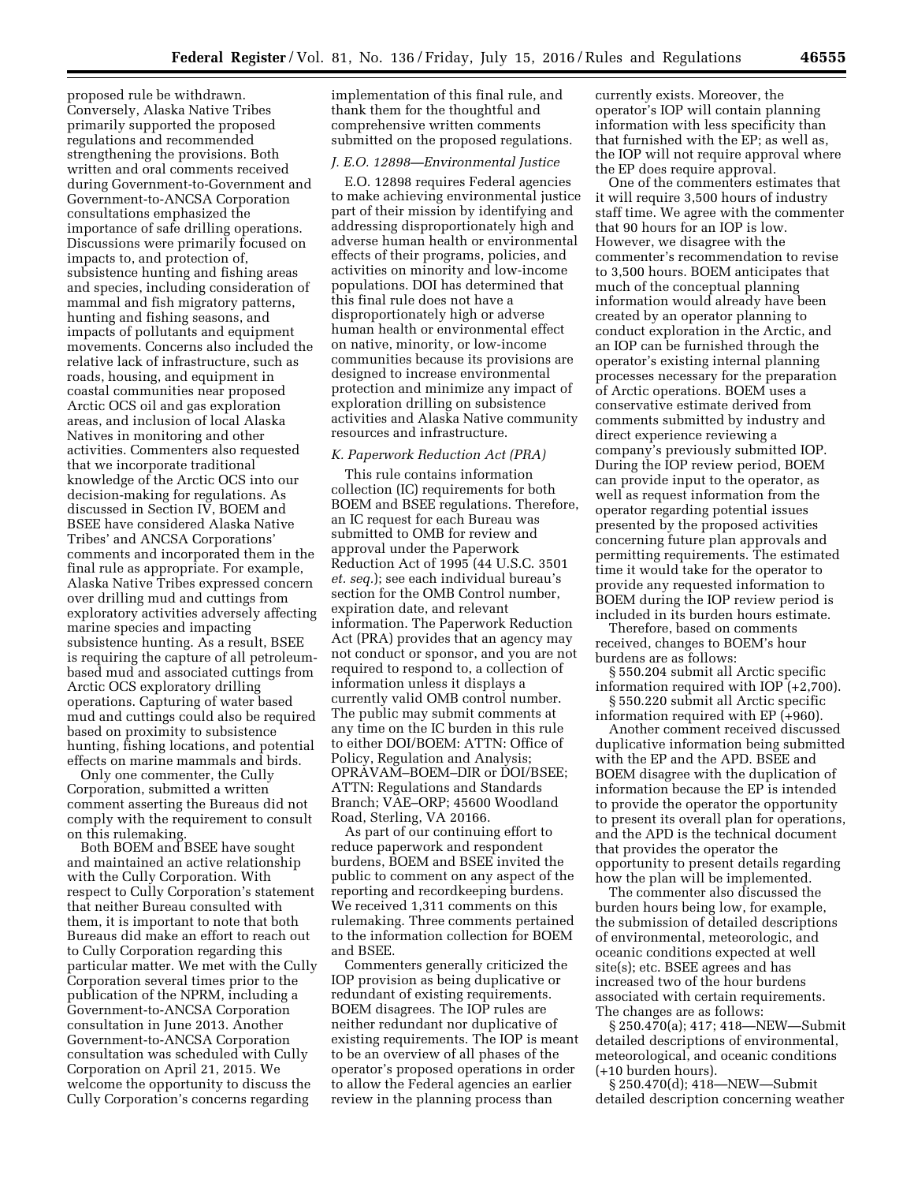proposed rule be withdrawn. Conversely, Alaska Native Tribes primarily supported the proposed regulations and recommended strengthening the provisions. Both written and oral comments received during Government-to-Government and Government-to-ANCSA Corporation consultations emphasized the importance of safe drilling operations. Discussions were primarily focused on impacts to, and protection of, subsistence hunting and fishing areas and species, including consideration of mammal and fish migratory patterns, hunting and fishing seasons, and impacts of pollutants and equipment movements. Concerns also included the relative lack of infrastructure, such as roads, housing, and equipment in coastal communities near proposed Arctic OCS oil and gas exploration areas, and inclusion of local Alaska Natives in monitoring and other activities. Commenters also requested that we incorporate traditional knowledge of the Arctic OCS into our decision-making for regulations. As discussed in Section IV, BOEM and BSEE have considered Alaska Native Tribes' and ANCSA Corporations' comments and incorporated them in the final rule as appropriate. For example, Alaska Native Tribes expressed concern over drilling mud and cuttings from exploratory activities adversely affecting marine species and impacting subsistence hunting. As a result, BSEE is requiring the capture of all petroleum-based mud and associated cuttings from Arctic OCS exploratory drilling operations. Capturing of water based mud and cuttings could also be required based on proximity to subsistence hunting, fishing locations, and potential effects on marine mammals and birds.

Only one commenter, the Cully Corporation, submitted a written comment asserting the Bureaus did not comply with the requirement to consult on this rulemaking.

Both BOEM and BSEE have sought and maintained an active relationship with the Cully Corporation. With respect to Cully Corporation's statement that neither Bureau consulted with them, it is important to note that both Bureaus did make an effort to reach out to Cully Corporation regarding this particular matter. We met with the Cully Corporation several times prior to the publication of the NPRM, including a Government-to-ANCSA Corporation consultation in June 2013. Another Government-to-ANCSA Corporation consultation was scheduled with Cully Corporation on April 21, 2015. We welcome the opportunity to discuss the Cully Corporation's concerns regarding implementation of this final rule, and thank them for the thoughtful and comprehensive written comments submitted on the proposed regulations.

### *J. E.O. 12898—Environmental Justice*

E.O. 12898 requires Federal agencies to make achieving environmental justice part of their mission by identifying and addressing disproportionately high and adverse human health or environmental effects of their programs, policies, and activities on minority and low-income populations. DOI has determined that this final rule does not have a disproportionately high or adverse human health or environmental effect on native, minority, or low-income communities because its provisions are designed to increase environmental protection and minimize any impact of exploration drilling on subsistence activities and Alaska Native community resources and infrastructure.

### *K. Paperwork Reduction Act (PRA)*

This rule contains information collection (IC) requirements for both BOEM and BSEE regulations. Therefore, an IC request for each Bureau was submitted to OMB for review and approval under the Paperwork Reduction Act of 1995 (44 U.S.C. 3501 *et. seq.*); see each individual bureau's section for the OMB Control number, expiration date, and relevant information. The Paperwork Reduction Act (PRA) provides that an agency may not conduct or sponsor, and you are not required to respond to, a collection of information unless it displays a currently valid OMB control number. The public may submit comments at any time on the IC burden in this rule to either DOI/BOEM: ATTN: Office of Policy, Regulation and Analysis; OPRAVAM–BOEM–DIR or DOI/BSEE; ATTN: Regulations and Standards Branch; VAE–ORP; 45600 Woodland Road, Sterling, VA 20166.

As part of our continuing effort to reduce paperwork and respondent burdens, BOEM and BSEE invited the public to comment on any aspect of the reporting and recordkeeping burdens. We received 1,311 comments on this rulemaking. Three comments pertained to the information collection for BOEM and BSEE.

Commenters generally criticized the IOP provision as being duplicative or redundant of existing requirements. BOEM disagrees. The IOP rules are neither redundant nor duplicative of existing requirements. The IOP is meant to be an overview of all phases of the operator's proposed operations in order to allow the Federal agencies an earlier review in the planning process than currently exists. Moreover, the operator's IOP will contain planning information with less specificity than that furnished with the EP; as well as, the IOP will not require approval where the EP does require approval.

One of the commenters estimates that it will require 3,500 hours of industry staff time. We agree with the commenter that 90 hours for an IOP is low. However, we disagree with the commenter's recommendation to revise to 3,500 hours. BOEM anticipates that much of the conceptual planning information would already have been created by an operator planning to conduct exploration in the Arctic, and an IOP can be furnished through the operator's existing internal planning processes necessary for the preparation of Arctic operations. BOEM uses a conservative estimate derived from comments submitted by industry and direct experience reviewing a company's previously submitted IOP. During the IOP review period, BOEM can provide input to the operator, as well as request information from the operator regarding potential issues presented by the proposed activities concerning future plan approvals and permitting requirements. The estimated time it would take for the operator to provide any requested information to BOEM during the IOP review period is included in its burden hours estimate.

Therefore, based on comments received, changes to BOEM's hour burdens are as follows:

§ 550.204 submit all Arctic specific information required with IOP (+2,700).

§ 550.220 submit all Arctic specific information required with EP (+960).

Another comment received discussed duplicative information being submitted with the EP and the APD. BSEE and BOEM disagree with the duplication of information because the EP is intended to provide the operator the opportunity to present its overall plan for operations, and the APD is the technical document that provides the operator the opportunity to present details regarding how the plan will be implemented.

The commenter also discussed the burden hours being low, for example, the submission of detailed descriptions of environmental, meteorologic, and oceanic conditions expected at well site(s); etc. BSEE agrees and has increased two of the hour burdens associated with certain requirements. The changes are as follows:

§ 250.470(a); 417; 418—NEW—Submit detailed descriptions of environmental, meteorological, and oceanic conditions (+10 burden hours).

§ 250.470(d); 418—NEW—Submit detailed description concerning weather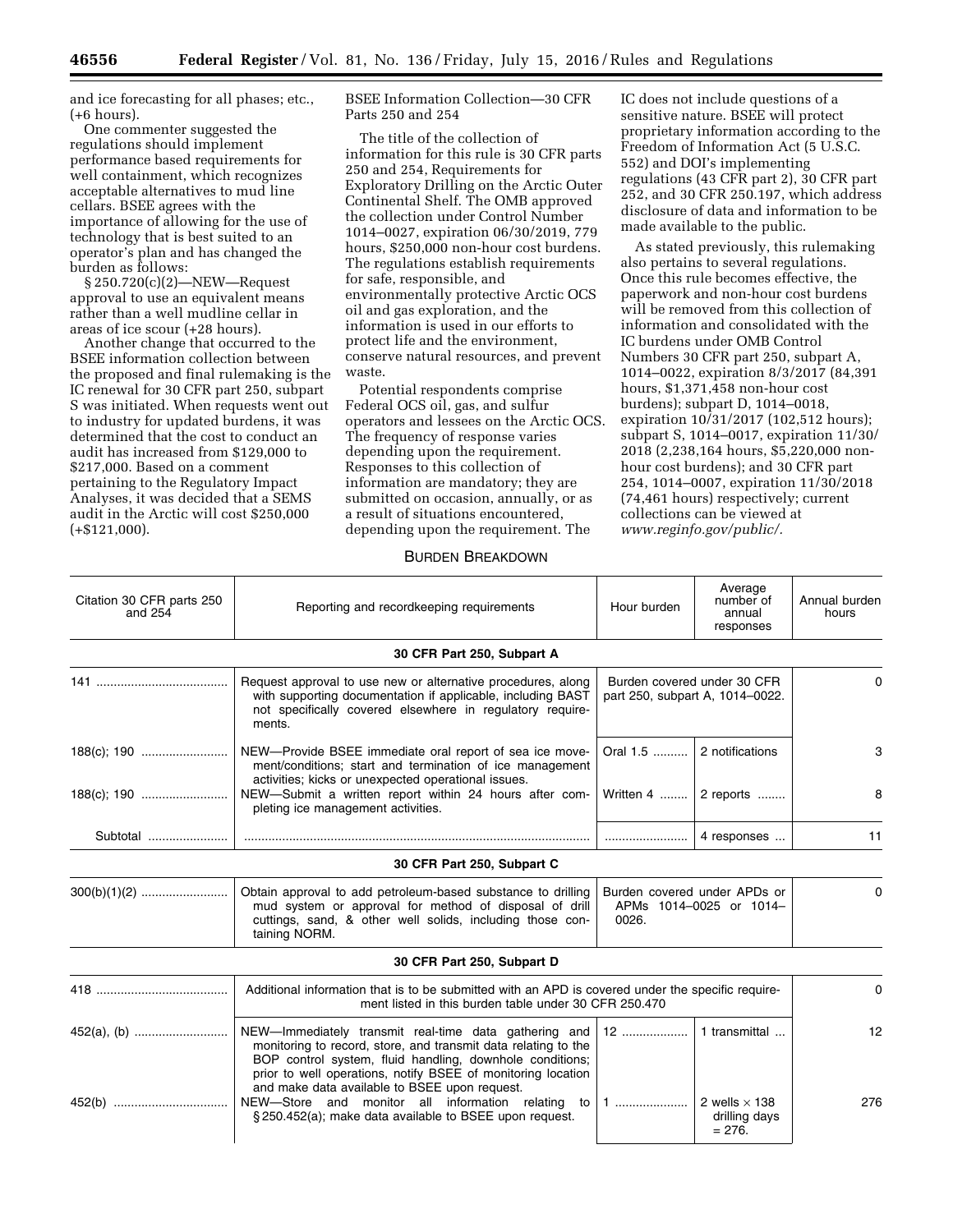and ice forecasting for all phases; etc., (+6 hours).

One commenter suggested the regulations should implement performance based requirements for well containment, which recognizes acceptable alternatives to mud line cellars. BSEE agrees with the importance of allowing for the use of technology that is best suited to an operator's plan and has changed the burden as follows:

§ 250.720(c)(2)—NEW—Request approval to use an equivalent means rather than a well mudline cellar in areas of ice scour (+28 hours).

Another change that occurred to the BSEE information collection between the proposed and final rulemaking is the IC renewal for 30 CFR part 250, subpart S was initiated. When requests went out to industry for updated burdens, it was determined that the cost to conduct an audit has increased from $129,000 to $217,000. Based on a comment pertaining to the Regulatory Impact Analyses, it was decided that a SEMS audit in the Arctic will cost $250,000 (+$121,000).

BSEE Information Collection—30 CFR Parts 250 and 254

The title of the collection of information for this rule is 30 CFR parts 250 and 254, Requirements for Exploratory Drilling on the Arctic Outer Continental Shelf. The OMB approved the collection under Control Number 1014–0027, expiration 06/30/2019, 779 hours, $250,000 non-hour cost burdens. The regulations establish requirements for safe, responsible, and environmentally protective Arctic OCS oil and gas exploration, and the information is used in our efforts to protect life and the environment, conserve natural resources, and prevent waste.

Potential respondents comprise Federal OCS oil, gas, and sulfur operators and lessees on the Arctic OCS. The frequency of response varies depending upon the requirement. Responses to this collection of information are mandatory; they are submitted on occasion, annually, or as a result of situations encountered, depending upon the requirement. The IC does not include questions of a sensitive nature. BSEE will protect proprietary information according to the Freedom of Information Act (5 U.S.C. 552) and DOI's implementing regulations (43 CFR part 2), 30 CFR part 252, and 30 CFR 250.197, which address disclosure of data and information to be made available to the public.

As stated previously, this rulemaking also pertains to several regulations. Once this rule becomes effective, the paperwork and non-hour cost burdens will be removed from this collection of information and consolidated with the IC burdens under OMB Control Numbers 30 CFR part 250, subpart A, 1014–0022, expiration 8/3/2017 (84,391 hours, $1,371,458 non-hour cost burdens); subpart D, 1014–0018, expiration 10/31/2017 (102,512 hours); subpart S, 1014–0017, expiration 11/30/2018 (2,238,164 hours, $5,220,000 non-hour cost burdens); and 30 CFR part 254, 1014–0007, expiration 11/30/2018 (74,461 hours) respectively; current collections can be viewed at *www.reginfo.gov/public/*.

BURDEN BREAKDOWN

| Citation 30 CFR parts 250 and 254 | Reporting and recordkeeping requirements | Hour burden | Average number of annual responses | Annual burden hours |
|---|---|---|---|---|
| **30 CFR Part 250, Subpart A** | | | | |
| 141 | Request approval to use new or alternative procedures, along with supporting documentation if applicable, including BAST not specifically covered elsewhere in regulatory requirements. | Burden covered under 30 CFR part 250, subpart A, 1014–0022. | | 0 |
| 188(c); 190 | NEW—Provide BSEE immediate oral report of sea ice movement/conditions; start and termination of ice management activities; kicks or unexpected operational issues. | Oral 1.5 | 2 notifications | 3 |
| 188(c); 190 | NEW—Submit a written report within 24 hours after completing ice management activities. | Written 4 | 2 reports | 8 |
| Subtotal | | | 4 responses | 11 |
| **30 CFR Part 250, Subpart C** | | | | |
| 300(b)(1)(2) | Obtain approval to add petroleum-based substance to drilling mud system or approval for method of disposal of drill cuttings, sand, & other well solids, including those containing NORM. | Burden covered under APDs or APMs 1014–0025 or 1014–0026. | | 0 |
| **30 CFR Part 250, Subpart D** | | | | |
| 418 | Additional information that is to be submitted with an APD is covered under the specific requirement listed in this burden table under 30 CFR 250.470 | | | 0 |
| 452(a), (b) | NEW—Immediately transmit real-time data gathering and monitoring to record, store, and transmit data relating to the BOP control system, fluid handling, downhole conditions; prior to well operations, notify BSEE of monitoring location and make data available to BSEE upon request. | 12 | 1 transmittal | 12 |
| 452(b) | NEW—Store and monitor all information relating to § 250.452(a); make data available to BSEE upon request. | 1 | 2 wells × 138 drilling days = 276. | 276 |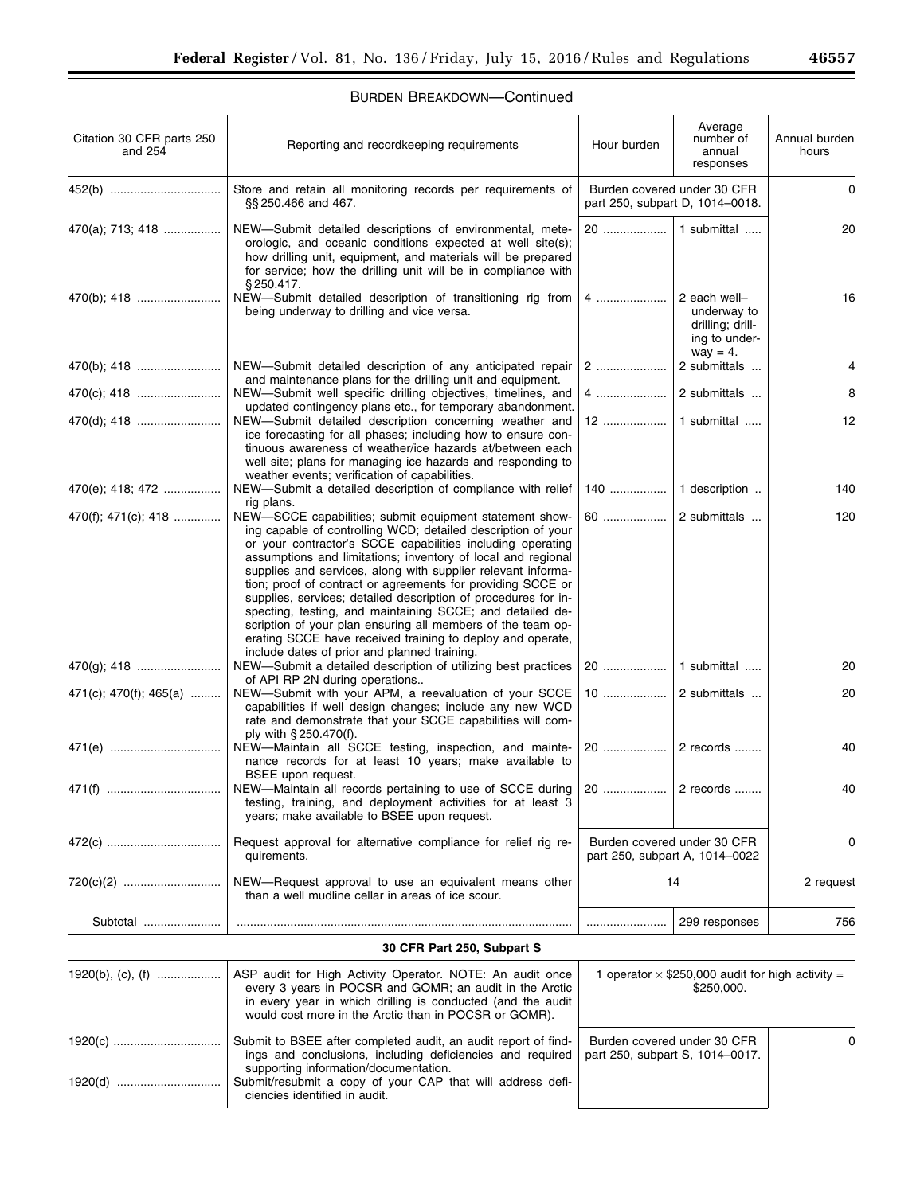## BURDEN BREAKDOWN—Continued

| Citation 30 CFR parts 250 and 254 | Reporting and recordkeeping requirements | Hour burden | Average number of annual responses | Annual burden hours |
|---|---|---|---|---|
| 452(b) | Store and retain all monitoring records per requirements of §§ 250.466 and 467. | Burden covered under 30 CFR part 250, subpart D, 1014–0018. | | 0 |
| 470(a); 713; 418 | NEW—Submit detailed descriptions of environmental, meteorologic, and oceanic conditions expected at well site(s); how drilling unit, equipment, and materials will be prepared for service; how the drilling unit will be in compliance with § 250.417. | 20 | 1 submittal | 20 |
| 470(b); 418 | NEW—Submit detailed description of transitioning rig from being underway to drilling and vice versa. | 4 | 2 each well–underway to drilling; drilling to underway = 4. | 16 |
| 470(b); 418 | NEW—Submit detailed description of any anticipated repair and maintenance plans for the drilling unit and equipment. | 2 | 2 submittals | 4 |
| 470(c); 418 | NEW—Submit well specific drilling objectives, timelines, and updated contingency plans etc., for temporary abandonment. | 4 | 2 submittals | 8 |
| 470(d); 418 | NEW—Submit detailed description concerning weather and ice forecasting for all phases; including how to ensure continuous awareness of weather/ice hazards at/between each well site; plans for managing ice hazards and responding to weather events; verification of capabilities. | 12 | 1 submittal | 12 |
| 470(e); 418; 472 | NEW—Submit a detailed description of compliance with relief rig plans. | 140 | 1 description | 140 |
| 470(f); 471(c); 418 | NEW—SCCE capabilities; submit equipment statement showing capable of controlling WCD; detailed description of your or your contractor's SCCE capabilities including operating assumptions and limitations; inventory of local and regional supplies and services, along with supplier relevant information; proof of contract or agreements for providing SCCE or supplies, services; detailed description of procedures for inspecting, testing, and maintaining SCCE; and detailed description of your plan ensuring all members of the team operating SCCE have received training to deploy and operate, include dates of prior and planned training. | 60 | 2 submittals | 120 |
| 470(g); 418 | NEW—Submit a detailed description of utilizing best practices of API RP 2N during operations.. | 20 | 1 submittal | 20 |
| 471(c); 470(f); 465(a) | NEW—Submit with your APM, a reevaluation of your SCCE capabilities if well design changes; include any new WCD rate and demonstrate that your SCCE capabilities will comply with § 250.470(f). | 10 | 2 submittals | 20 |
| 471(e) | NEW—Maintain all SCCE testing, inspection, and maintenance records for at least 10 years; make available to BSEE upon request. | 20 | 2 records | 40 |
| 471(f) | NEW—Maintain all records pertaining to use of SCCE during testing, training, and deployment activities for at least 3 years; make available to BSEE upon request. | 20 | 2 records | 40 |
| 472(c) | Request approval for alternative compliance for relief rig requirements. | Burden covered under 30 CFR part 250, subpart A, 1014–0022 | | 0 |
| 720(c)(2) | NEW—Request approval to use an equivalent means other than a well mudline cellar in areas of ice scour. | 14 | | 2 request |
| Subtotal | | | 299 responses | 756 |
| **30 CFR Part 250, Subpart S** | | | | |
| 1920(b), (c), (f) | ASP audit for High Activity Operator. NOTE: An audit once every 3 years in POCSR and GOMR; an audit in the Arctic in every year in which drilling is conducted (and the audit would cost more in the Arctic than in POCSR or GOMR). | 1 operator × $250,000 audit for high activity = $250,000. | | |
| 1920(c) | Submit to BSEE after completed audit, an audit report of findings and conclusions, including deficiencies and required supporting information/documentation. | Burden covered under 30 CFR part 250, subpart S, 1014–0017. | | 0 |
| 1920(d) | Submit/resubmit a copy of your CAP that will address deficiencies identified in audit. | | | |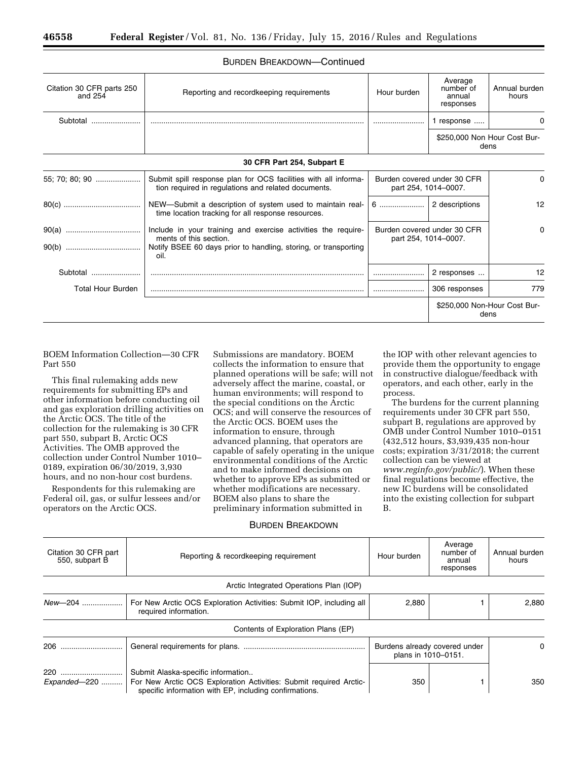BURDEN BREAKDOWN—Continued

| Citation 30 CFR parts 250 and 254 | Reporting and recordkeeping requirements | Hour burden | Average number of annual responses | Annual burden hours |
|---|---|---|---|---|
| Subtotal | | | 1 response | 0 |
| | | | $250,000 Non Hour Cost Burdens | |
| **30 CFR Part 254, Subpart E** | | | | |
| 55; 70; 80; 90 | Submit spill response plan for OCS facilities with all information required in regulations and related documents. | Burden covered under 30 CFR part 254, 1014–0007. | | 0 |
| 80(c) | NEW—Submit a description of system used to maintain real-time location tracking for all response resources. | 6 | 2 descriptions | 12 |
| 90(a) | Include in your training and exercise activities the requirements of this section. | Burden covered under 30 CFR part 254, 1014–0007. | | 0 |
| 90(b) | Notify BSEE 60 days prior to handling, storing, or transporting oil. | | | |
| Subtotal | | | 2 responses | 12 |
| Total Hour Burden | | | 306 responses | 779 |
| | | | $250,000 Non-Hour Cost Burdens | |

BOEM Information Collection—30 CFR Part 550

This final rulemaking adds new requirements for submitting EPs and other information before conducting oil and gas exploration drilling activities on the Arctic OCS. The title of the collection for the rulemaking is 30 CFR part 550, subpart B, Arctic OCS Activities. The OMB approved the collection under Control Number 1010–0189, expiration 06/30/2019, 3,930 hours, and no non-hour cost burdens.

Respondents for this rulemaking are Federal oil, gas, or sulfur lessees and/or operators on the Arctic OCS. Submissions are mandatory. BOEM collects the information to ensure that planned operations will be safe; will not adversely affect the marine, coastal, or human environments; will respond to the special conditions on the Arctic OCS; and will conserve the resources of the Arctic OCS. BOEM uses the information to ensure, through advanced planning, that operators are capable of safely operating in the unique environmental conditions of the Arctic and to make informed decisions on whether to approve EPs as submitted or whether modifications are necessary. BOEM also plans to share the preliminary information submitted in the IOP with other relevant agencies to provide them the opportunity to engage in constructive dialogue/feedback with operators, and each other, early in the process.

The burdens for the current planning requirements under 30 CFR part 550, subpart B, regulations are approved by OMB under Control Number 1010–0151 (432,512 hours, $3,939,435 non-hour costs; expiration 3/31/2018; the current collection can be viewed at *www.reginfo.gov/public/*). When these final regulations become effective, the new IC burdens will be consolidated into the existing collection for subpart B.

BURDEN BREAKDOWN

| Citation 30 CFR part 550, subpart B | Reporting & recordkeeping requirement | Hour burden | Average number of annual responses | Annual burden hours |
|---|---|---|---|---|
| Arctic Integrated Operations Plan (IOP) | | | | |
| *New*—204 | For New Arctic OCS Exploration Activities: Submit IOP, including all required information. | 2,880 | 1 | 2,880 |
| Contents of Exploration Plans (EP) | | | | |
| 206 | General requirements for plans. | Burdens already covered under plans in 1010–0151. | | 0 |
| 220 | Submit Alaska-specific information.. | | | |
| *Expanded*—220 | For New Arctic OCS Exploration Activities: Submit required Arctic-specific information with EP, including confirmations. | 350 | 1 | 350 |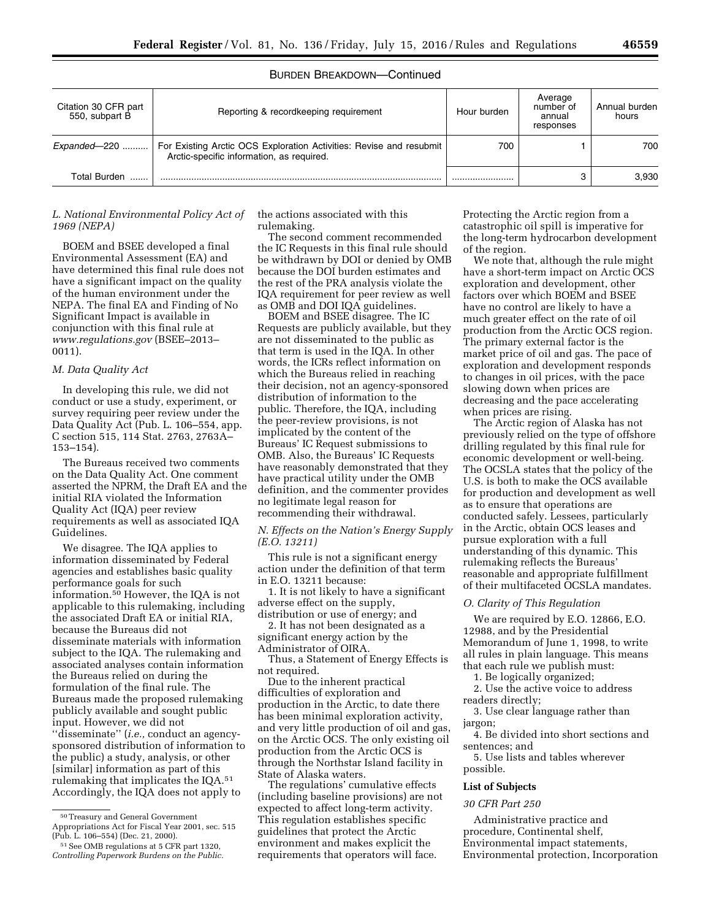BURDEN BREAKDOWN—Continued

| Citation 30 CFR part 550, subpart B | Reporting & recordkeeping requirement | Hour burden | Average number of annual responses | Annual burden hours |
|---|---|---|---|---|
| *Expanded*—220 .......... | For Existing Arctic OCS Exploration Activities: Revise and resubmit Arctic-specific information, as required. | 700 | 1 | 700 |
| Total Burden ....... | ........................................................................................................... | ........................ | 3 | 3,930 |

*L. National Environmental Policy Act of 1969 (NEPA)*

BOEM and BSEE developed a final Environmental Assessment (EA) and have determined this final rule does not have a significant impact on the quality of the human environment under the NEPA. The final EA and Finding of No Significant Impact is available in conjunction with this final rule at *www.regulations.gov* (BSEE–2013–0011).

*M. Data Quality Act*

In developing this rule, we did not conduct or use a study, experiment, or survey requiring peer review under the Data Quality Act (Pub. L. 106–554, app. C section 515, 114 Stat. 2763, 2763A–153–154).

The Bureaus received two comments on the Data Quality Act. One comment asserted the NPRM, the Draft EA and the initial RIA violated the Information Quality Act (IQA) peer review requirements as well as associated IQA Guidelines.

We disagree. The IQA applies to information disseminated by Federal agencies and establishes basic quality performance goals for such information.[50] However, the IQA is not applicable to this rulemaking, including the associated Draft EA or initial RIA, because the Bureaus did not disseminate materials with information subject to the IQA. The rulemaking and associated analyses contain information the Bureaus relied on during the formulation of the final rule. The Bureaus made the proposed rulemaking publicly available and sought public input. However, we did not ''disseminate'' (*i.e.,* conduct an agency-sponsored distribution of information to the public) a study, analysis, or other [similar] information as part of this rulemaking that implicates the IQA.[51] Accordingly, the IQA does not apply to the actions associated with this rulemaking.

The second comment recommended the IC Requests in this final rule should be withdrawn by DOI or denied by OMB because the DOI burden estimates and the rest of the PRA analysis violate the IQA requirement for peer review as well as OMB and DOI IQA guidelines.

BOEM and BSEE disagree. The IC Requests are publicly available, but they are not disseminated to the public as that term is used in the IQA. In other words, the ICRs reflect information on which the Bureaus relied in reaching their decision, not an agency-sponsored distribution of information to the public. Therefore, the IQA, including the peer-review provisions, is not implicated by the content of the Bureaus' IC Request submissions to OMB. Also, the Bureaus' IC Requests have reasonably demonstrated that they have practical utility under the OMB definition, and the commenter provides no legitimate legal reason for recommending their withdrawal.

*N. Effects on the Nation's Energy Supply (E.O. 13211)*

This rule is not a significant energy action under the definition of that term in E.O. 13211 because:

1. It is not likely to have a significant adverse effect on the supply, distribution or use of energy; and
2. It has not been designated as a significant energy action by the Administrator of OIRA.

Thus, a Statement of Energy Effects is not required.

Due to the inherent practical difficulties of exploration and production in the Arctic, to date there has been minimal exploration activity, and very little production of oil and gas, on the Arctic OCS. The only existing oil production from the Arctic OCS is through the Northstar Island facility in State of Alaska waters.

The regulations' cumulative effects (including baseline provisions) are not expected to affect long-term activity. This regulation establishes specific guidelines that protect the Arctic environment and makes explicit the requirements that operators will face. Protecting the Arctic region from a catastrophic oil spill is imperative for the long-term hydrocarbon development of the region.

We note that, although the rule might have a short-term impact on Arctic OCS exploration and development, other factors over which BOEM and BSEE have no control are likely to have a much greater effect on the rate of oil production from the Arctic OCS region. The primary external factor is the market price of oil and gas. The pace of exploration and development responds to changes in oil prices, with the pace slowing down when prices are decreasing and the pace accelerating when prices are rising.

The Arctic region of Alaska has not previously relied on the type of offshore drilling regulated by this final rule for economic development or well-being. The OCSLA states that the policy of the U.S. is both to make the OCS available for production and development as well as to ensure that operations are conducted safely. Lessees, particularly in the Arctic, obtain OCS leases and pursue exploration with a full understanding of this dynamic. This rulemaking reflects the Bureaus' reasonable and appropriate fulfillment of their multifaceted OCSLA mandates.

*O. Clarity of This Regulation*

We are required by E.O. 12866, E.O. 12988, and by the Presidential Memorandum of June 1, 1998, to write all rules in plain language. This means that each rule we publish must:

1. Be logically organized;
2. Use the active voice to address readers directly;
3. Use clear language rather than jargon;
4. Be divided into short sections and sentences; and
5. Use lists and tables wherever possible.

**List of Subjects**

*30 CFR Part 250*

Administrative practice and procedure, Continental shelf, Environmental impact statements, Environmental protection, Incorporation

[50] Treasury and General Government Appropriations Act for Fiscal Year 2001, sec. 515 (Pub. L. 106–554) (Dec. 21, 2000).

[51] See OMB regulations at 5 CFR part 1320, *Controlling Paperwork Burdens on the Public.*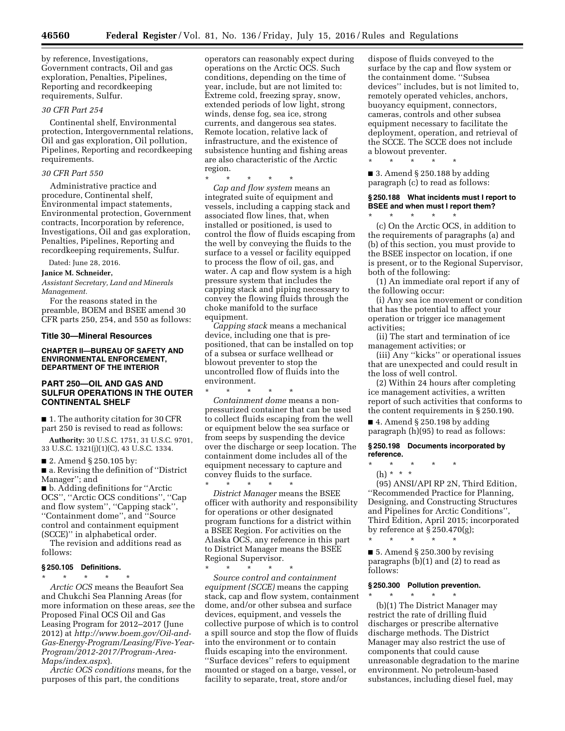by reference, Investigations, Government contracts, Oil and gas exploration, Penalties, Pipelines, Reporting and recordkeeping requirements, Sulfur.

*30 CFR Part 254*

Continental shelf, Environmental protection, Intergovernmental relations, Oil and gas exploration, Oil pollution, Pipelines, Reporting and recordkeeping requirements.

*30 CFR Part 550*

Administrative practice and procedure, Continental shelf, Environmental impact statements, Environmental protection, Government contracts, Incorporation by reference, Investigations, Oil and gas exploration, Penalties, Pipelines, Reporting and recordkeeping requirements, Sulfur.

Dated: June 28, 2016.

**Janice M. Schneider,**

*Assistant Secretary, Land and Minerals Management.*

For the reasons stated in the preamble, BOEM and BSEE amend 30 CFR parts 250, 254, and 550 as follows:

## Title 30—Mineral Resources

### CHAPTER II—BUREAU OF SAFETY AND ENVIRONMENTAL ENFORCEMENT, DEPARTMENT OF THE INTERIOR

### PART 250—OIL AND GAS AND SULFUR OPERATIONS IN THE OUTER CONTINENTAL SHELF

■ 1. The authority citation for 30 CFR part 250 is revised to read as follows:

**Authority:** 30 U.S.C. 1751, 31 U.S.C. 9701, 33 U.S.C. 1321(j)(1)(C), 43 U.S.C. 1334.

■ 2. Amend § 250.105 by:

■ a. Revising the definition of ''District Manager''; and

■ b. Adding definitions for ''Arctic OCS'', ''Arctic OCS conditions'', ''Cap and flow system'', ''Capping stack'', ''Containment dome'', and ''Source control and containment equipment (SCCE)'' in alphabetical order.

The revision and additions read as follows:

#### § 250.105 Definitions.

\* \* \* \* \*

*Arctic OCS* means the Beaufort Sea and Chukchi Sea Planning Areas (for more information on these areas, *see* the Proposed Final OCS Oil and Gas Leasing Program for 2012–2017 (June 2012) at *http://www.boem.gov/Oil-and-Gas-Energy-Program/Leasing/Five-Year-Program/2012-2017/Program-Area-Maps/index.aspx*).

*Arctic OCS conditions* means, for the purposes of this part, the conditions operators can reasonably expect during operations on the Arctic OCS. Such conditions, depending on the time of year, include, but are not limited to: Extreme cold, freezing spray, snow, extended periods of low light, strong winds, dense fog, sea ice, strong currents, and dangerous sea states. Remote location, relative lack of infrastructure, and the existence of subsistence hunting and fishing areas are also characteristic of the Arctic region.

\* \* \* \* \*

*Cap and flow system* means an integrated suite of equipment and vessels, including a capping stack and associated flow lines, that, when installed or positioned, is used to control the flow of fluids escaping from the well by conveying the fluids to the surface to a vessel or facility equipped to process the flow of oil, gas, and water. A cap and flow system is a high pressure system that includes the capping stack and piping necessary to convey the flowing fluids through the choke manifold to the surface equipment.

*Capping stack* means a mechanical device, including one that is pre-positioned, that can be installed on top of a subsea or surface wellhead or blowout preventer to stop the uncontrolled flow of fluids into the environment.

\* \* \* \* \*

*Containment dome* means a non-pressurized container that can be used to collect fluids escaping from the well or equipment below the sea surface or from seeps by suspending the device over the discharge or seep location. The containment dome includes all of the equipment necessary to capture and convey fluids to the surface.

\* \* \* \* \*

*District Manager* means the BSEE officer with authority and responsibility for operations or other designated program functions for a district within a BSEE Region. For activities on the Alaska OCS, any reference in this part to District Manager means the BSEE Regional Supervisor.

\* \* \* \* \*

*Source control and containment equipment (SCCE)* means the capping stack, cap and flow system, containment dome, and/or other subsea and surface devices, equipment, and vessels the collective purpose of which is to control a spill source and stop the flow of fluids into the environment or to contain fluids escaping into the environment. ''Surface devices'' refers to equipment mounted or staged on a barge, vessel, or facility to separate, treat, store and/or dispose of fluids conveyed to the surface by the cap and flow system or the containment dome. ''Subsea devices'' includes, but is not limited to, remotely operated vehicles, anchors, buoyancy equipment, connectors, cameras, controls and other subsea equipment necessary to facilitate the deployment, operation, and retrieval of the SCCE. The SCCE does not include a blowout preventer.

\* \* \* \* \*

■ 3. Amend § 250.188 by adding paragraph (c) to read as follows:

#### § 250.188 What incidents must I report to BSEE and when must I report them?

\* \* \* \* \*

(c) On the Arctic OCS, in addition to the requirements of paragraphs (a) and (b) of this section, you must provide to the BSEE inspector on location, if one is present, or to the Regional Supervisor, both of the following:

(1) An immediate oral report if any of the following occur:

(i) Any sea ice movement or condition that has the potential to affect your operation or trigger ice management activities;

(ii) The start and termination of ice management activities; or

(iii) Any ''kicks'' or operational issues that are unexpected and could result in the loss of well control.

(2) Within 24 hours after completing ice management activities, a written report of such activities that conforms to the content requirements in § 250.190.

■ 4. Amend § 250.198 by adding paragraph (h)(95) to read as follows:

#### § 250.198 Documents incorporated by reference.

\* \* \* \* \*

(h) \* \* \*

(95) ANSI/API RP 2N, Third Edition, ''Recommended Practice for Planning, Designing, and Constructing Structures and Pipelines for Arctic Conditions'', Third Edition, April 2015; incorporated by reference at § 250.470(g);

\* \* \* \* \*

■ 5. Amend § 250.300 by revising paragraphs (b)(1) and (2) to read as follows:

#### § 250.300 Pollution prevention.

\* \* \* \* \*

(b)(1) The District Manager may restrict the rate of drilling fluid discharges or prescribe alternative discharge methods. The District Manager may also restrict the use of components that could cause unreasonable degradation to the marine environment. No petroleum-based substances, including diesel fuel, may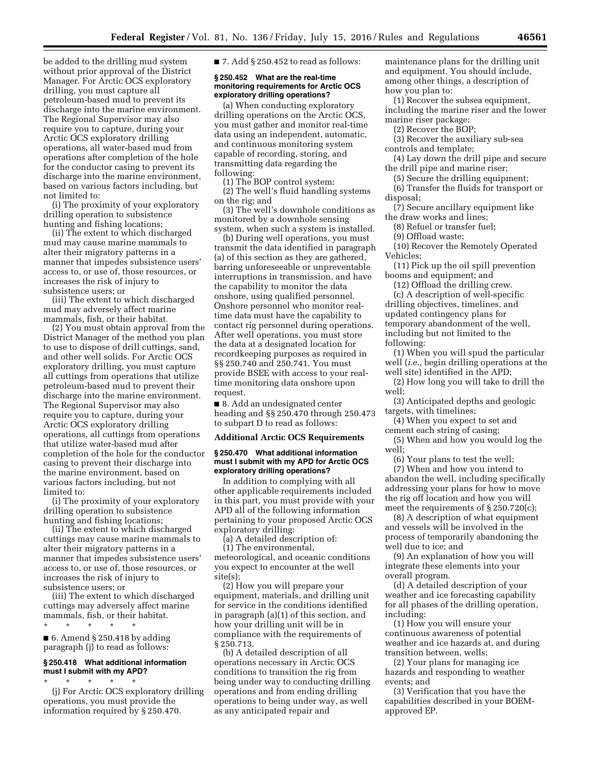be added to the drilling mud system without prior approval of the District Manager. For Arctic OCS exploratory drilling, you must capture all petroleum-based mud to prevent its discharge into the marine environment. The Regional Supervisor may also require you to capture, during your Arctic OCS exploratory drilling operations, all water-based mud from operations after completion of the hole for the conductor casing to prevent its discharge into the marine environment, based on various factors including, but not limited to:

(i) The proximity of your exploratory drilling operation to subsistence hunting and fishing locations;

(ii) The extent to which discharged mud may cause marine mammals to alter their migratory patterns in a manner that impedes subsistence users' access to, or use of, those resources, or increases the risk of injury to subsistence users; or

(iii) The extent to which discharged mud may adversely affect marine mammals, fish, or their habitat.

(2) You must obtain approval from the District Manager of the method you plan to use to dispose of drill cuttings, sand, and other well solids. For Arctic OCS exploratory drilling, you must capture all cuttings from operations that utilize petroleum-based mud to prevent their discharge into the marine environment. The Regional Supervisor may also require you to capture, during your Arctic OCS exploratory drilling operations, all cuttings from operations that utilize water-based mud after completion of the hole for the conductor casing to prevent their discharge into the marine environment, based on various factors including, but not limited to:

(i) The proximity of your exploratory drilling operation to subsistence hunting and fishing locations;

(ii) The extent to which discharged cuttings may cause marine mammals to alter their migratory patterns in a manner that impedes subsistence users' access to, or use of, those resources, or increases the risk of injury to subsistence users; or

(iii) The extent to which discharged cuttings may adversely affect marine mammals, fish, or their habitat.

\* \* \* \* \*

■ 6. Amend § 250.418 by adding paragraph (j) to read as follows:

**§ 250.418 What additional information must I submit with my APD?**

\* \* \* \* \*

(j) For Arctic OCS exploratory drilling operations, you must provide the information required by § 250.470.

■ 7. Add § 250.452 to read as follows:

**§ 250.452 What are the real-time monitoring requirements for Arctic OCS exploratory drilling operations?**

(a) When conducting exploratory drilling operations on the Arctic OCS, you must gather and monitor real-time data using an independent, automatic, and continuous monitoring system capable of recording, storing, and transmitting data regarding the following:

(1) The BOP control system;

(2) The well's fluid handling systems on the rig; and

(3) The well's downhole conditions as monitored by a downhole sensing system, when such a system is installed.

(b) During well operations, you must transmit the data identified in paragraph (a) of this section as they are gathered, barring unforeseeable or unpreventable interruptions in transmission, and have the capability to monitor the data onshore, using qualified personnel. Onshore personnel who monitor real-time data must have the capability to contact rig personnel during operations. After well operations, you must store the data at a designated location for recordkeeping purposes as required in §§ 250.740 and 250.741. You must provide BSEE with access to your real-time monitoring data onshore upon request.

■ 8. Add an undesignated center heading and §§ 250.470 through 250.473 to subpart D to read as follows:

**Additional Arctic OCS Requirements**

**§ 250.470 What additional information must I submit with my APD for Arctic OCS exploratory drilling operations?**

In addition to complying with all other applicable requirements included in this part, you must provide with your APD all of the following information pertaining to your proposed Arctic OCS exploratory drilling:

(a) A detailed description of:

(1) The environmental, meteorological, and oceanic conditions you expect to encounter at the well site(s);

(2) How you will prepare your equipment, materials, and drilling unit for service in the conditions identified in paragraph (a)(1) of this section, and how your drilling unit will be in compliance with the requirements of § 250.713.

(b) A detailed description of all operations necessary in Arctic OCS conditions to transition the rig from being under way to conducting drilling operations and from ending drilling operations to being under way, as well as any anticipated repair and maintenance plans for the drilling unit and equipment. You should include, among other things, a description of how you plan to:

(1) Recover the subsea equipment, including the marine riser and the lower marine riser package;

(2) Recover the BOP;

(3) Recover the auxiliary sub-sea controls and template;

(4) Lay down the drill pipe and secure the drill pipe and marine riser;

(5) Secure the drilling equipment;

(6) Transfer the fluids for transport or disposal;

(7) Secure ancillary equipment like the draw works and lines;

(8) Refuel or transfer fuel;

(9) Offload waste;

(10) Recover the Remotely Operated Vehicles;

(11) Pick up the oil spill prevention booms and equipment; and

(12) Offload the drilling crew.

(c) A description of well-specific drilling objectives, timelines, and updated contingency plans for temporary abandonment of the well, including but not limited to the following:

(1) When you will spud the particular well (*i.e.,* begin drilling operations at the well site) identified in the APD;

(2) How long you will take to drill the well;

(3) Anticipated depths and geologic targets, with timelines;

(4) When you expect to set and cement each string of casing;

(5) When and how you would log the well;

(6) Your plans to test the well;

(7) When and how you intend to abandon the well, including specifically addressing your plans for how to move the rig off location and how you will meet the requirements of § 250.720(c);

(8) A description of what equipment and vessels will be involved in the process of temporarily abandoning the well due to ice; and

(9) An explanation of how you will integrate these elements into your overall program.

(d) A detailed description of your weather and ice forecasting capability for all phases of the drilling operation, including:

(1) How you will ensure your continuous awareness of potential weather and ice hazards at, and during transition between, wells;

(2) Your plans for managing ice hazards and responding to weather events; and

(3) Verification that you have the capabilities described in your BOEM-approved EP.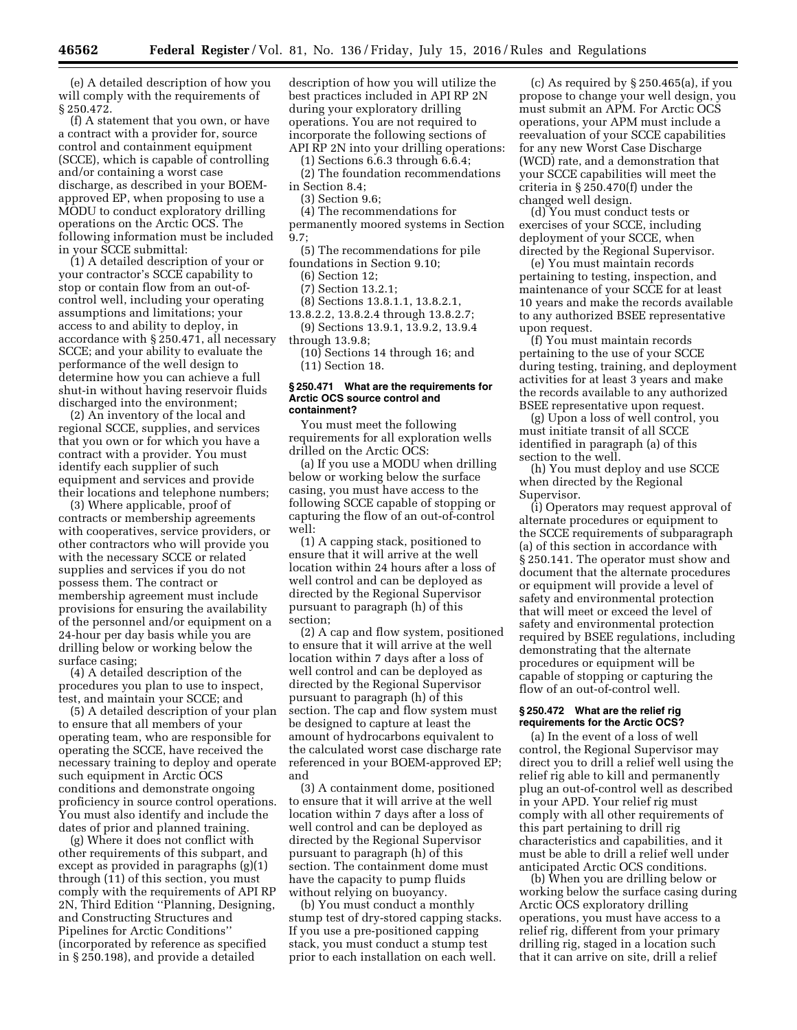(e) A detailed description of how you will comply with the requirements of § 250.472.

(f) A statement that you own, or have a contract with a provider for, source control and containment equipment (SCCE), which is capable of controlling and/or containing a worst case discharge, as described in your BOEM-approved EP, when proposing to use a MODU to conduct exploratory drilling operations on the Arctic OCS. The following information must be included in your SCCE submittal:

(1) A detailed description of your or your contractor's SCCE capability to stop or contain flow from an out-of-control well, including your operating assumptions and limitations; your access to and ability to deploy, in accordance with § 250.471, all necessary SCCE; and your ability to evaluate the performance of the well design to determine how you can achieve a full shut-in without having reservoir fluids discharged into the environment;

(2) An inventory of the local and regional SCCE, supplies, and services that you own or for which you have a contract with a provider. You must identify each supplier of such equipment and services and provide their locations and telephone numbers;

(3) Where applicable, proof of contracts or membership agreements with cooperatives, service providers, or other contractors who will provide you with the necessary SCCE or related supplies and services if you do not possess them. The contract or membership agreement must include provisions for ensuring the availability of the personnel and/or equipment on a 24-hour per day basis while you are drilling below or working below the surface casing;

(4) A detailed description of the procedures you plan to use to inspect, test, and maintain your SCCE; and

(5) A detailed description of your plan to ensure that all members of your operating team, who are responsible for operating the SCCE, have received the necessary training to deploy and operate such equipment in Arctic OCS conditions and demonstrate ongoing proficiency in source control operations. You must also identify and include the dates of prior and planned training.

(g) Where it does not conflict with other requirements of this subpart, and except as provided in paragraphs (g)(1) through (11) of this section, you must comply with the requirements of API RP 2N, Third Edition "Planning, Designing, and Constructing Structures and Pipelines for Arctic Conditions" (incorporated by reference as specified in § 250.198), and provide a detailed description of how you will utilize the best practices included in API RP 2N during your exploratory drilling operations. You are not required to incorporate the following sections of API RP 2N into your drilling operations:

(1) Sections 6.6.3 through 6.6.4;

(2) The foundation recommendations in Section 8.4;

(3) Section 9.6;

(4) The recommendations for permanently moored systems in Section 9.7;

(5) The recommendations for pile foundations in Section 9.10;

(6) Section 12;

(7) Section 13.2.1;

(8) Sections 13.8.1.1, 13.8.2.1, 13.8.2.2, 13.8.2.4 through 13.8.2.7;

(9) Sections 13.9.1, 13.9.2, 13.9.4 through 13.9.8;

(10) Sections 14 through 16; and

(11) Section 18.

### § 250.471 What are the requirements for Arctic OCS source control and containment?

You must meet the following requirements for all exploration wells drilled on the Arctic OCS:

(a) If you use a MODU when drilling below or working below the surface casing, you must have access to the following SCCE capable of stopping or capturing the flow of an out-of-control well:

(1) A capping stack, positioned to ensure that it will arrive at the well location within 24 hours after a loss of well control and can be deployed as directed by the Regional Supervisor pursuant to paragraph (h) of this section;

(2) A cap and flow system, positioned to ensure that it will arrive at the well location within 7 days after a loss of well control and can be deployed as directed by the Regional Supervisor pursuant to paragraph (h) of this section. The cap and flow system must be designed to capture at least the amount of hydrocarbons equivalent to the calculated worst case discharge rate referenced in your BOEM-approved EP; and

(3) A containment dome, positioned to ensure that it will arrive at the well location within 7 days after a loss of well control and can be deployed as directed by the Regional Supervisor pursuant to paragraph (h) of this section. The containment dome must have the capacity to pump fluids without relying on buoyancy.

(b) You must conduct a monthly stump test of dry-stored capping stacks. If you use a pre-positioned capping stack, you must conduct a stump test prior to each installation on each well.

(c) As required by § 250.465(a), if you propose to change your well design, you must submit an APM. For Arctic OCS operations, your APM must include a reevaluation of your SCCE capabilities for any new Worst Case Discharge (WCD) rate, and a demonstration that your SCCE capabilities will meet the criteria in § 250.470(f) under the changed well design.

(d) You must conduct tests or exercises of your SCCE, including deployment of your SCCE, when directed by the Regional Supervisor.

(e) You must maintain records pertaining to testing, inspection, and maintenance of your SCCE for at least 10 years and make the records available to any authorized BSEE representative upon request.

(f) You must maintain records pertaining to the use of your SCCE during testing, training, and deployment activities for at least 3 years and make the records available to any authorized BSEE representative upon request.

(g) Upon a loss of well control, you must initiate transit of all SCCE identified in paragraph (a) of this section to the well.

(h) You must deploy and use SCCE when directed by the Regional Supervisor.

(i) Operators may request approval of alternate procedures or equipment to the SCCE requirements of subparagraph (a) of this section in accordance with § 250.141. The operator must show and document that the alternate procedures or equipment will provide a level of safety and environmental protection that will meet or exceed the level of safety and environmental protection required by BSEE regulations, including demonstrating that the alternate procedures or equipment will be capable of stopping or capturing the flow of an out-of-control well.

### § 250.472 What are the relief rig requirements for the Arctic OCS?

(a) In the event of a loss of well control, the Regional Supervisor may direct you to drill a relief well using the relief rig able to kill and permanently plug an out-of-control well as described in your APD. Your relief rig must comply with all other requirements of this part pertaining to drill rig characteristics and capabilities, and it must be able to drill a relief well under anticipated Arctic OCS conditions.

(b) When you are drilling below or working below the surface casing during Arctic OCS exploratory drilling operations, you must have access to a relief rig, different from your primary drilling rig, staged in a location such that it can arrive on site, drill a relief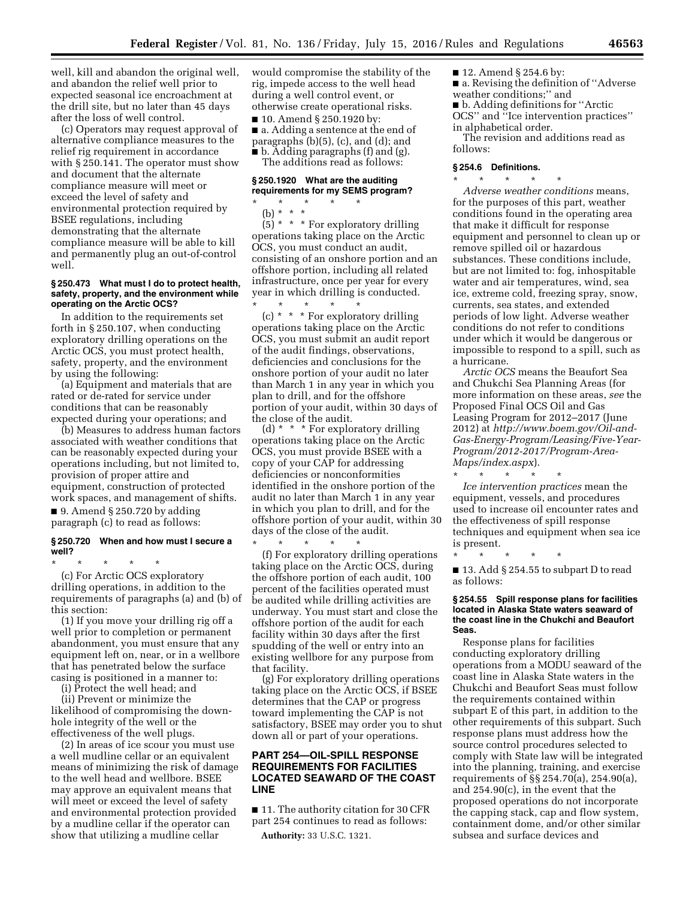well, kill and abandon the original well, and abandon the relief well prior to expected seasonal ice encroachment at the drill site, but no later than 45 days after the loss of well control.

(c) Operators may request approval of alternative compliance measures to the relief rig requirement in accordance with § 250.141. The operator must show and document that the alternate compliance measure will meet or exceed the level of safety and environmental protection required by BSEE regulations, including demonstrating that the alternate compliance measure will be able to kill and permanently plug an out-of-control well.

#### § 250.473 What must I do to protect health, safety, property, and the environment while operating on the Arctic OCS?

In addition to the requirements set forth in § 250.107, when conducting exploratory drilling operations on the Arctic OCS, you must protect health, safety, property, and the environment by using the following:

(a) Equipment and materials that are rated or de-rated for service under conditions that can be reasonably expected during your operations; and

(b) Measures to address human factors associated with weather conditions that can be reasonably expected during your operations including, but not limited to, provision of proper attire and equipment, construction of protected work spaces, and management of shifts.

■ 9. Amend § 250.720 by adding paragraph (c) to read as follows:

#### § 250.720 When and how must I secure a well?

\* \* \* \* \*

(c) For Arctic OCS exploratory drilling operations, in addition to the requirements of paragraphs (a) and (b) of this section:

(1) If you move your drilling rig off a well prior to completion or permanent abandonment, you must ensure that any equipment left on, near, or in a wellbore that has penetrated below the surface casing is positioned in a manner to:

(i) Protect the well head; and

(ii) Prevent or minimize the likelihood of compromising the down-hole integrity of the well or the effectiveness of the well plugs.

(2) In areas of ice scour you must use a well mudline cellar or an equivalent means of minimizing the risk of damage to the well head and wellbore. BSEE may approve an equivalent means that will meet or exceed the level of safety and environmental protection provided by a mudline cellar if the operator can show that utilizing a mudline cellar would compromise the stability of the rig, impede access to the well head during a well control event, or otherwise create operational risks.

■ 10. Amend § 250.1920 by:

■ a. Adding a sentence at the end of paragraphs (b)(5), (c), and (d); and

■ b. Adding paragraphs (f) and (g).

The additions read as follows:

#### § 250.1920 What are the auditing requirements for my SEMS program?

\* \* \* \* \*

(b) \* \* \*

(5) \* \* \* For exploratory drilling operations taking place on the Arctic OCS, you must conduct an audit, consisting of an onshore portion and an offshore portion, including all related infrastructure, once per year for every year in which drilling is conducted.

\* \* \* \* \*

(c) \* \* \* For exploratory drilling operations taking place on the Arctic OCS, you must submit an audit report of the audit findings, observations, deficiencies and conclusions for the onshore portion of your audit no later than March 1 in any year in which you plan to drill, and for the offshore portion of your audit, within 30 days of the close of the audit.

(d) \* \* \* For exploratory drilling operations taking place on the Arctic OCS, you must provide BSEE with a copy of your CAP for addressing deficiencies or nonconformities identified in the onshore portion of the audit no later than March 1 in any year in which you plan to drill, and for the offshore portion of your audit, within 30 days of the close of the audit.

\* \* \* \* \*

(f) For exploratory drilling operations taking place on the Arctic OCS, during the offshore portion of each audit, 100 percent of the facilities operated must be audited while drilling activities are underway. You must start and close the offshore portion of the audit for each facility within 30 days after the first spudding of the well or entry into an existing wellbore for any purpose from that facility.

(g) For exploratory drilling operations taking place on the Arctic OCS, if BSEE determines that the CAP or progress toward implementing the CAP is not satisfactory, BSEE may order you to shut down all or part of your operations.

## PART 254—OIL-SPILL RESPONSE REQUIREMENTS FOR FACILITIES LOCATED SEAWARD OF THE COAST LINE

■ 11. The authority citation for 30 CFR part 254 continues to read as follows:

**Authority:** 33 U.S.C. 1321.

■ 12. Amend § 254.6 by:

■ a. Revising the definition of "Adverse weather conditions;" and

■ b. Adding definitions for "Arctic OCS" and "Ice intervention practices" in alphabetical order.

The revision and additions read as follows:

#### § 254.6 Definitions.

\* \* \* \* \*

*Adverse weather conditions* means, for the purposes of this part, weather conditions found in the operating area that make it difficult for response equipment and personnel to clean up or remove spilled oil or hazardous substances. These conditions include, but are not limited to: fog, inhospitable water and air temperatures, wind, sea ice, extreme cold, freezing spray, snow, currents, sea states, and extended periods of low light. Adverse weather conditions do not refer to conditions under which it would be dangerous or impossible to respond to a spill, such as a hurricane.

*Arctic OCS* means the Beaufort Sea and Chukchi Sea Planning Areas (for more information on these areas, *see* the Proposed Final OCS Oil and Gas Leasing Program for 2012–2017 (June 2012) at *http://www.boem.gov/Oil-and-Gas-Energy-Program/Leasing/Five-Year-Program/2012-2017/Program-Area-Maps/index.aspx*).

\* \* \* \* \*

*Ice intervention practices* mean the equipment, vessels, and procedures used to increase oil encounter rates and the effectiveness of spill response techniques and equipment when sea ice is present.

\* \* \* \* \*

■ 13. Add § 254.55 to subpart D to read as follows:

#### § 254.55 Spill response plans for facilities located in Alaska State waters seaward of the coast line in the Chukchi and Beaufort Seas.

Response plans for facilities conducting exploratory drilling operations from a MODU seaward of the coast line in Alaska State waters in the Chukchi and Beaufort Seas must follow the requirements contained within subpart E of this part, in addition to the other requirements of this subpart. Such response plans must address how the source control procedures selected to comply with State law will be integrated into the planning, training, and exercise requirements of §§ 254.70(a), 254.90(a), and 254.90(c), in the event that the proposed operations do not incorporate the capping stack, cap and flow system, containment dome, and/or other similar subsea and surface devices and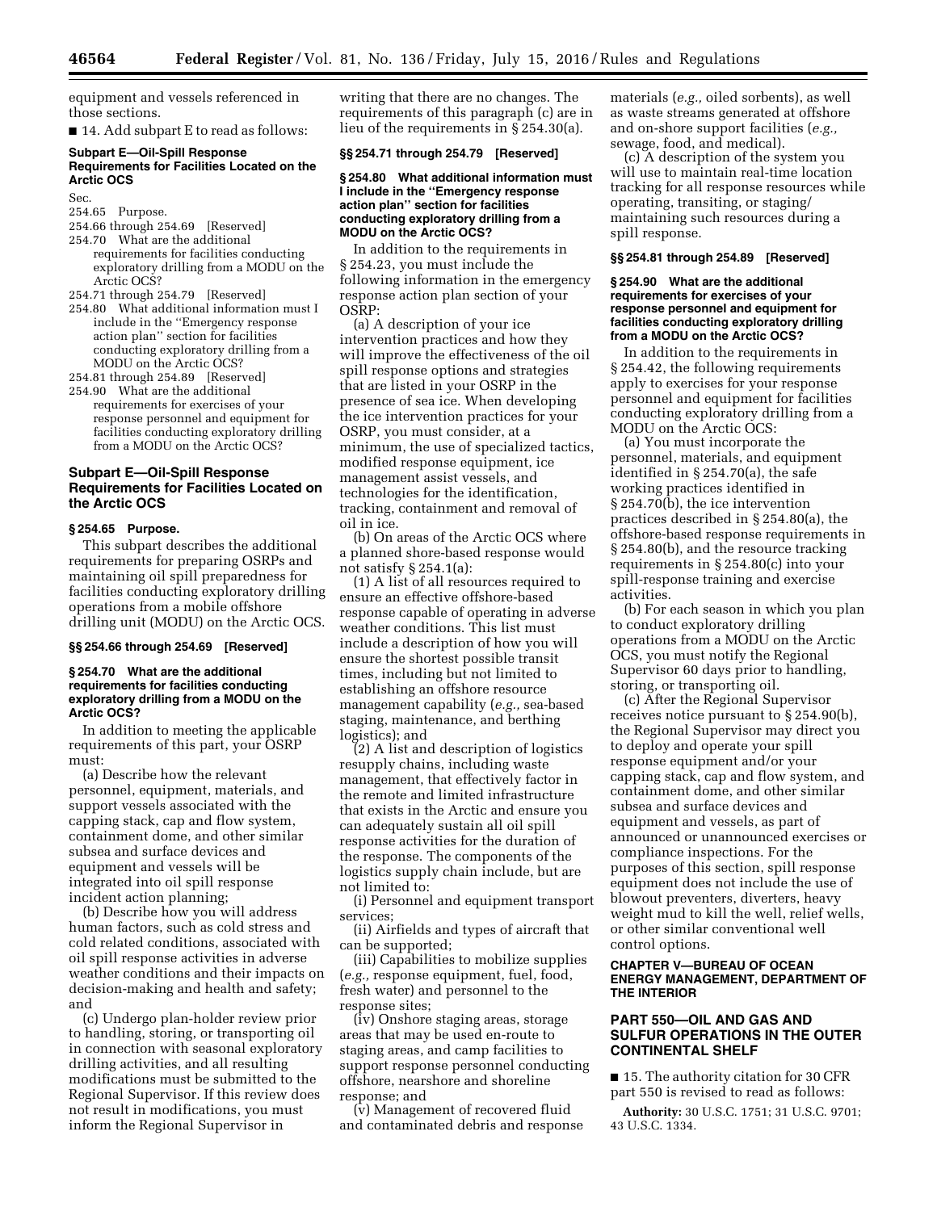equipment and vessels referenced in those sections.

■ 14. Add subpart E to read as follows:

**Subpart E—Oil-Spill Response Requirements for Facilities Located on the Arctic OCS**

Sec.

254.65 Purpose.

254.66 through 254.69 [Reserved]

254.70 What are the additional requirements for facilities conducting exploratory drilling from a MODU on the Arctic OCS?

254.71 through 254.79 [Reserved]

254.80 What additional information must I include in the ''Emergency response action plan'' section for facilities conducting exploratory drilling from a MODU on the Arctic OCS?

254.81 through 254.89 [Reserved]

254.90 What are the additional requirements for exercises of your response personnel and equipment for facilities conducting exploratory drilling from a MODU on the Arctic OCS?

## Subpart E—Oil-Spill Response Requirements for Facilities Located on the Arctic OCS

### § 254.65 Purpose.

This subpart describes the additional requirements for preparing OSRPs and maintaining oil spill preparedness for facilities conducting exploratory drilling operations from a mobile offshore drilling unit (MODU) on the Arctic OCS.

### §§ 254.66 through 254.69 [Reserved]

### § 254.70 What are the additional requirements for facilities conducting exploratory drilling from a MODU on the Arctic OCS?

In addition to meeting the applicable requirements of this part, your OSRP must:

(a) Describe how the relevant personnel, equipment, materials, and support vessels associated with the capping stack, cap and flow system, containment dome, and other similar subsea and surface devices and equipment and vessels will be integrated into oil spill response incident action planning;

(b) Describe how you will address human factors, such as cold stress and cold related conditions, associated with oil spill response activities in adverse weather conditions and their impacts on decision-making and health and safety; and

(c) Undergo plan-holder review prior to handling, storing, or transporting oil in connection with seasonal exploratory drilling activities, and all resulting modifications must be submitted to the Regional Supervisor. If this review does not result in modifications, you must inform the Regional Supervisor in writing that there are no changes. The requirements of this paragraph (c) are in lieu of the requirements in § 254.30(a).

### §§ 254.71 through 254.79 [Reserved]

### § 254.80 What additional information must I include in the ''Emergency response action plan'' section for facilities conducting exploratory drilling from a MODU on the Arctic OCS?

In addition to the requirements in § 254.23, you must include the following information in the emergency response action plan section of your OSRP:

(a) A description of your ice intervention practices and how they will improve the effectiveness of the oil spill response options and strategies that are listed in your OSRP in the presence of sea ice. When developing the ice intervention practices for your OSRP, you must consider, at a minimum, the use of specialized tactics, modified response equipment, ice management assist vessels, and technologies for the identification, tracking, containment and removal of oil in ice.

(b) On areas of the Arctic OCS where a planned shore-based response would not satisfy § 254.1(a):

(1) A list of all resources required to ensure an effective offshore-based response capable of operating in adverse weather conditions. This list must include a description of how you will ensure the shortest possible transit times, including but not limited to establishing an offshore resource management capability (*e.g.,* sea-based staging, maintenance, and berthing logistics); and

(2) A list and description of logistics resupply chains, including waste management, that effectively factor in the remote and limited infrastructure that exists in the Arctic and ensure you can adequately sustain all oil spill response activities for the duration of the response. The components of the logistics supply chain include, but are not limited to:

(i) Personnel and equipment transport services;

(ii) Airfields and types of aircraft that can be supported;

(iii) Capabilities to mobilize supplies (*e.g.,* response equipment, fuel, food, fresh water) and personnel to the response sites;

(iv) Onshore staging areas, storage areas that may be used en-route to staging areas, and camp facilities to support response personnel conducting offshore, nearshore and shoreline response; and

(v) Management of recovered fluid and contaminated debris and response materials (*e.g.,* oiled sorbents), as well as waste streams generated at offshore and on-shore support facilities (*e.g.,* sewage, food, and medical).

(c) A description of the system you will use to maintain real-time location tracking for all response resources while operating, transiting, or staging/maintaining such resources during a spill response.

### §§ 254.81 through 254.89 [Reserved]

### § 254.90 What are the additional requirements for exercises of your response personnel and equipment for facilities conducting exploratory drilling from a MODU on the Arctic OCS?

In addition to the requirements in § 254.42, the following requirements apply to exercises for your response personnel and equipment for facilities conducting exploratory drilling from a MODU on the Arctic OCS:

(a) You must incorporate the personnel, materials, and equipment identified in § 254.70(a), the safe working practices identified in § 254.70(b), the ice intervention practices described in § 254.80(a), the offshore-based response requirements in § 254.80(b), and the resource tracking requirements in § 254.80(c) into your spill-response training and exercise activities.

(b) For each season in which you plan to conduct exploratory drilling operations from a MODU on the Arctic OCS, you must notify the Regional Supervisor 60 days prior to handling, storing, or transporting oil.

(c) After the Regional Supervisor receives notice pursuant to § 254.90(b), the Regional Supervisor may direct you to deploy and operate your spill response equipment and/or your capping stack, cap and flow system, and containment dome, and other similar subsea and surface devices and equipment and vessels, as part of announced or unannounced exercises or compliance inspections. For the purposes of this section, spill response equipment does not include the use of blowout preventers, diverters, heavy weight mud to kill the well, relief wells, or other similar conventional well control options.

## CHAPTER V—BUREAU OF OCEAN ENERGY MANAGEMENT, DEPARTMENT OF THE INTERIOR

## PART 550—OIL AND GAS AND SULFUR OPERATIONS IN THE OUTER CONTINENTAL SHELF

■ 15. The authority citation for 30 CFR part 550 is revised to read as follows:

**Authority:** 30 U.S.C. 1751; 31 U.S.C. 9701; 43 U.S.C. 1334.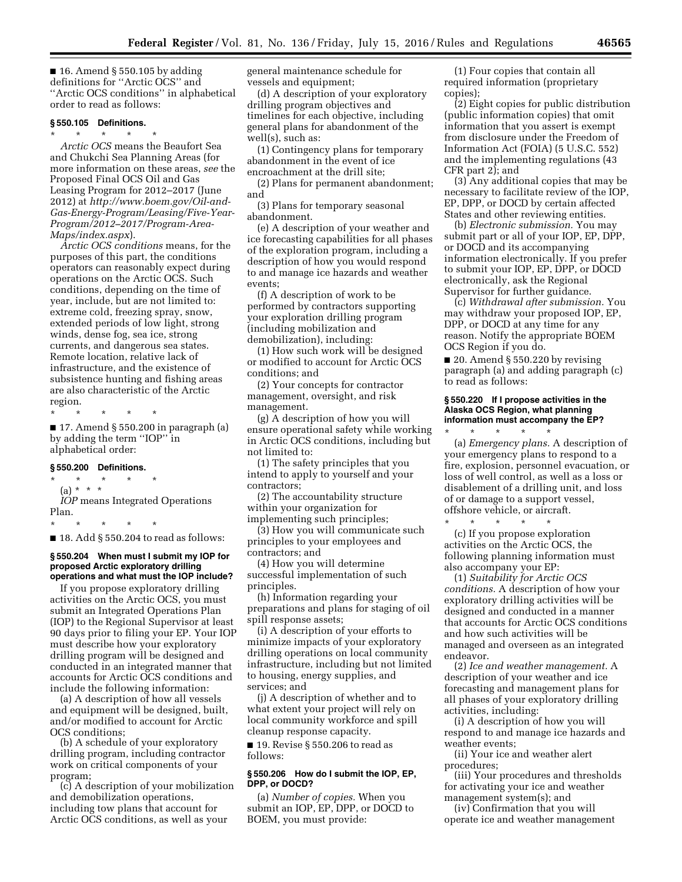■ 16. Amend § 550.105 by adding definitions for ''Arctic OCS'' and ''Arctic OCS conditions'' in alphabetical order to read as follows:

### § 550.105 Definitions.

\* \* \* \* \*

*Arctic OCS* means the Beaufort Sea and Chukchi Sea Planning Areas (for more information on these areas, *see* the Proposed Final OCS Oil and Gas Leasing Program for 2012–2017 (June 2012) at *http://www.boem.gov/Oil-and-Gas-Energy-Program/Leasing/Five-Year-Program/2012–2017/Program-Area-Maps/index.aspx*).

*Arctic OCS conditions* means, for the purposes of this part, the conditions operators can reasonably expect during operations on the Arctic OCS. Such conditions, depending on the time of year, include, but are not limited to: extreme cold, freezing spray, snow, extended periods of low light, strong winds, dense fog, sea ice, strong currents, and dangerous sea states. Remote location, relative lack of infrastructure, and the existence of subsistence hunting and fishing areas are also characteristic of the Arctic region.

\* \* \* \* \*

■ 17. Amend § 550.200 in paragraph (a) by adding the term ''IOP'' in alphabetical order:

### § 550.200 Definitions.

\* \* \* \* \*

(a) \* \* \*

*IOP* means Integrated Operations Plan.

\* \* \* \* \*

■ 18. Add § 550.204 to read as follows:

### § 550.204 When must I submit my IOP for proposed Arctic exploratory drilling operations and what must the IOP include?

If you propose exploratory drilling activities on the Arctic OCS, you must submit an Integrated Operations Plan (IOP) to the Regional Supervisor at least 90 days prior to filing your EP. Your IOP must describe how your exploratory drilling program will be designed and conducted in an integrated manner that accounts for Arctic OCS conditions and include the following information:

(a) A description of how all vessels and equipment will be designed, built, and/or modified to account for Arctic OCS conditions;

(b) A schedule of your exploratory drilling program, including contractor work on critical components of your program;

(c) A description of your mobilization and demobilization operations, including tow plans that account for Arctic OCS conditions, as well as your general maintenance schedule for vessels and equipment;

(d) A description of your exploratory drilling program objectives and timelines for each objective, including general plans for abandonment of the well(s), such as:

(1) Contingency plans for temporary abandonment in the event of ice encroachment at the drill site;

(2) Plans for permanent abandonment; and

(3) Plans for temporary seasonal abandonment.

(e) A description of your weather and ice forecasting capabilities for all phases of the exploration program, including a description of how you would respond to and manage ice hazards and weather events;

(f) A description of work to be performed by contractors supporting your exploration drilling program (including mobilization and demobilization), including:

(1) How such work will be designed or modified to account for Arctic OCS conditions; and

(2) Your concepts for contractor management, oversight, and risk management.

(g) A description of how you will ensure operational safety while working in Arctic OCS conditions, including but not limited to:

(1) The safety principles that you intend to apply to yourself and your contractors;

(2) The accountability structure within your organization for implementing such principles;

(3) How you will communicate such principles to your employees and contractors; and

(4) How you will determine successful implementation of such principles.

(h) Information regarding your preparations and plans for staging of oil spill response assets;

(i) A description of your efforts to minimize impacts of your exploratory drilling operations on local community infrastructure, including but not limited to housing, energy supplies, and services; and

(j) A description of whether and to what extent your project will rely on local community workforce and spill cleanup response capacity.

■ 19. Revise § 550.206 to read as follows:

### § 550.206 How do I submit the IOP, EP, DPP, or DOCD?

(a) *Number of copies.* When you submit an IOP, EP, DPP, or DOCD to BOEM, you must provide:

(1) Four copies that contain all required information (proprietary copies);

(2) Eight copies for public distribution (public information copies) that omit information that you assert is exempt from disclosure under the Freedom of Information Act (FOIA) (5 U.S.C. 552) and the implementing regulations (43 CFR part 2); and

(3) Any additional copies that may be necessary to facilitate review of the IOP, EP, DPP, or DOCD by certain affected States and other reviewing entities.

(b) *Electronic submission.* You may submit part or all of your IOP, EP, DPP, or DOCD and its accompanying information electronically. If you prefer to submit your IOP, EP, DPP, or DOCD electronically, ask the Regional Supervisor for further guidance.

(c) *Withdrawal after submission.* You may withdraw your proposed IOP, EP, DPP, or DOCD at any time for any reason. Notify the appropriate BOEM OCS Region if you do.

■ 20. Amend § 550.220 by revising paragraph (a) and adding paragraph (c) to read as follows:

### § 550.220 If I propose activities in the Alaska OCS Region, what planning information must accompany the EP?

\* \* \* \* \*

(a) *Emergency plans.* A description of your emergency plans to respond to a fire, explosion, personnel evacuation, or loss of well control, as well as a loss or disablement of a drilling unit, and loss of or damage to a support vessel, offshore vehicle, or aircraft.

\* \* \* \* \*

(c) If you propose exploration activities on the Arctic OCS, the following planning information must also accompany your EP:

(1) *Suitability for Arctic OCS conditions.* A description of how your exploratory drilling activities will be designed and conducted in a manner that accounts for Arctic OCS conditions and how such activities will be managed and overseen as an integrated endeavor.

(2) *Ice and weather management.* A description of your weather and ice forecasting and management plans for all phases of your exploratory drilling activities, including:

(i) A description of how you will respond to and manage ice hazards and weather events;

(ii) Your ice and weather alert procedures;

(iii) Your procedures and thresholds for activating your ice and weather management system(s); and

(iv) Confirmation that you will operate ice and weather management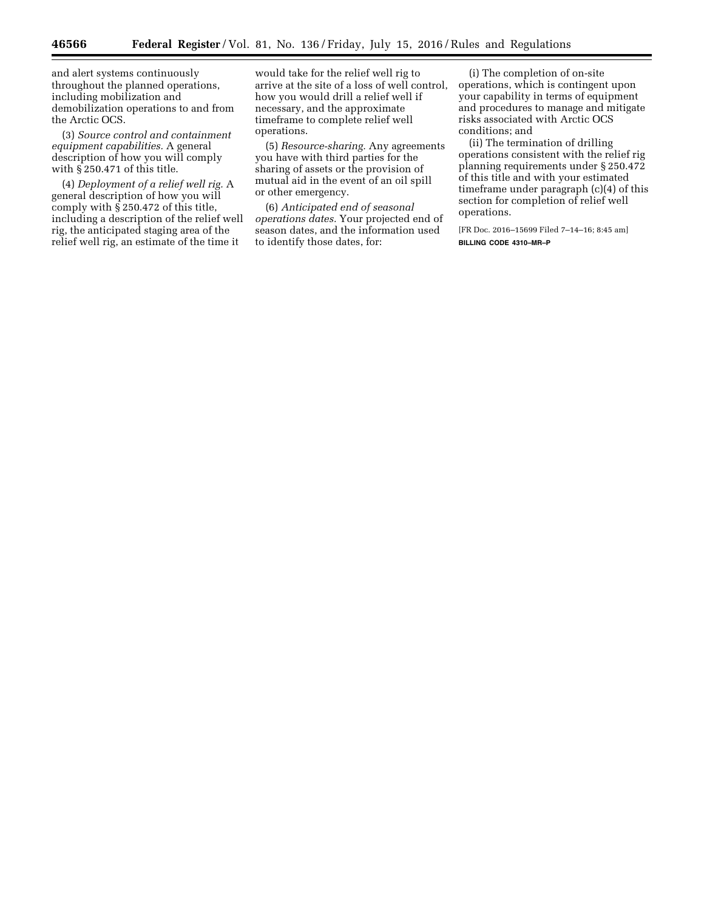and alert systems continuously throughout the planned operations, including mobilization and demobilization operations to and from the Arctic OCS.

(3) *Source control and containment equipment capabilities.* A general description of how you will comply with § 250.471 of this title.

(4) *Deployment of a relief well rig.* A general description of how you will comply with § 250.472 of this title, including a description of the relief well rig, the anticipated staging area of the relief well rig, an estimate of the time it would take for the relief well rig to arrive at the site of a loss of well control, how you would drill a relief well if necessary, and the approximate timeframe to complete relief well operations.

(5) *Resource-sharing.* Any agreements you have with third parties for the sharing of assets or the provision of mutual aid in the event of an oil spill or other emergency.

(6) *Anticipated end of seasonal operations dates.* Your projected end of season dates, and the information used to identify those dates, for:

(i) The completion of on-site operations, which is contingent upon your capability in terms of equipment and procedures to manage and mitigate risks associated with Arctic OCS conditions; and

(ii) The termination of drilling operations consistent with the relief rig planning requirements under § 250.472 of this title and with your estimated timeframe under paragraph (c)(4) of this section for completion of relief well operations.

[FR Doc. 2016–15699 Filed 7–14–16; 8:45 am]

**BILLING CODE 4310–MR–P**